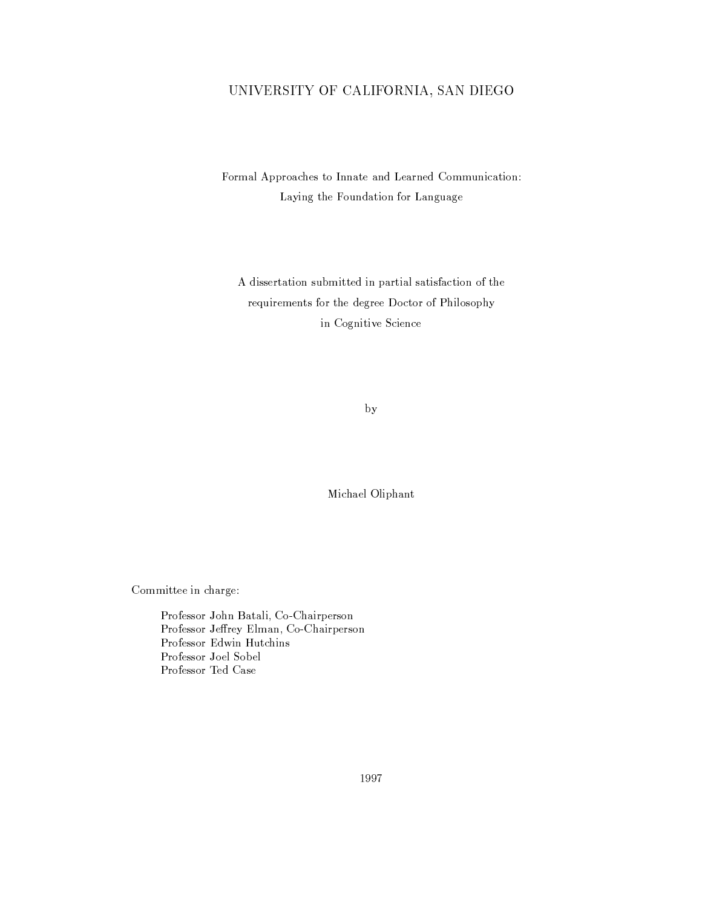UNIVERSITY OF CALIFORNIA, SAN DIEGO

# Formal Approaches to Innate and Learned Communication: Laying the Foundation for Language

A dissertation submitted in partial satisfaction of the requirements for the degree Doctor of Philosophy in Cognitive Science

by

Michael Oliphant

Committee in charge:

Professor John Batali, Co-Chairperson
Professor Jeffrey Elman, Co-Chairperson
Professor Edwin Hutchins
Professor Joel Sobel
Professor Ted Case

1997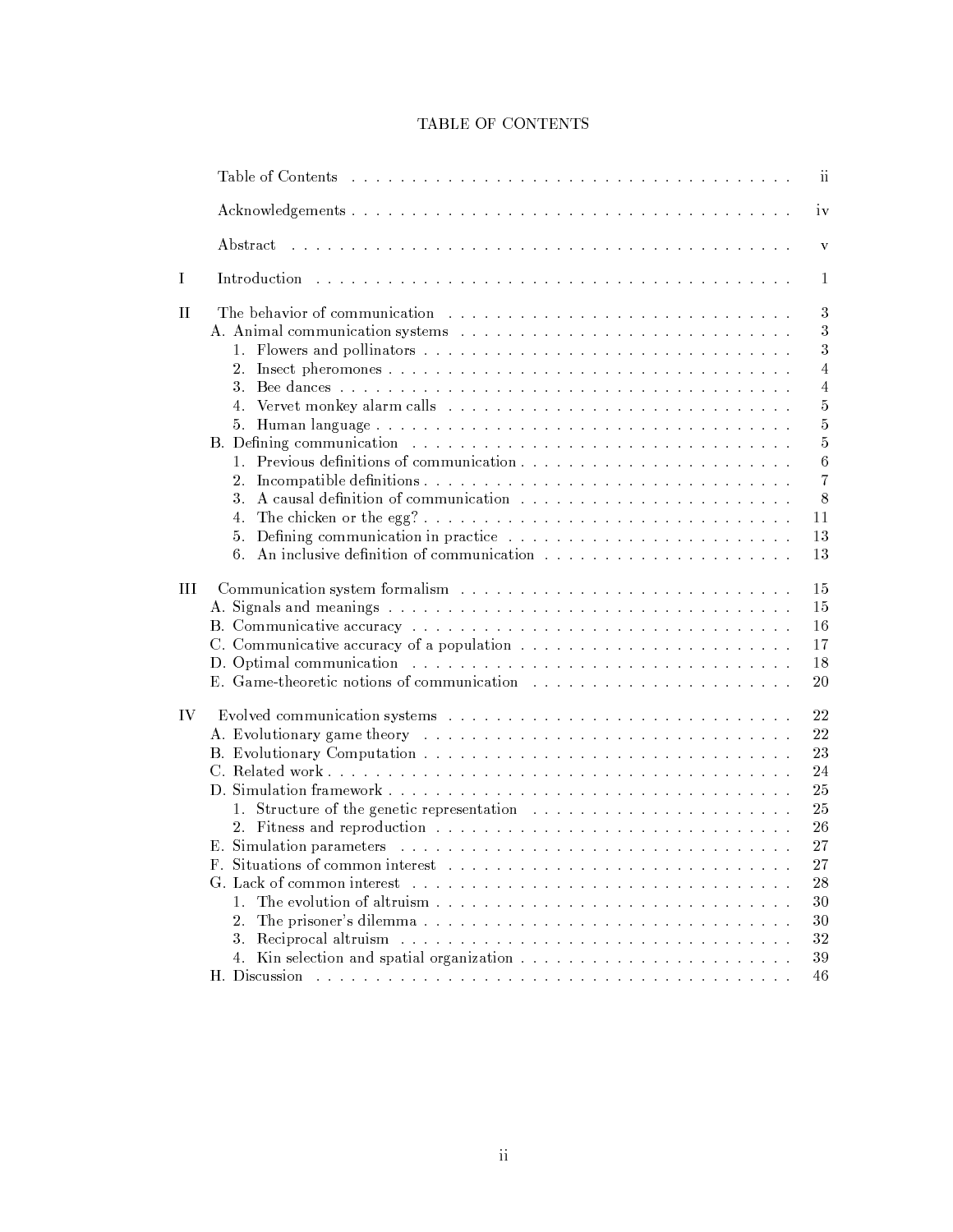# TABLE OF CONTENTS

| | | |
|---|---|---|
| | Table of Contents | ii |
| | Acknowledgements | iv |
| | Abstract | v |
| I | Introduction | 1 |
| II | The behavior of communication | 3 |
| | A. Animal communication systems | 3 |
| | 1. Flowers and pollinators | 3 |
| | 2. Insect pheromones | 4 |
| | 3. Bee dances | 4 |
| | 4. Vervet monkey alarm calls | 5 |
| | 5. Human language | 5 |
| | B. Defining communication | 5 |
| | 1. Previous definitions of communication | 6 |
| | 2. Incompatible definitions | 7 |
| | 3. A causal definition of communication | 8 |
| | 4. The chicken or the egg? | 11 |
| | 5. Defining communication in practice | 13 |
| | 6. An inclusive definition of communication | 13 |
| III | Communication system formalism | 15 |
| | A. Signals and meanings | 15 |
| | B. Communicative accuracy | 16 |
| | C. Communicative accuracy of a population | 17 |
| | D. Optimal communication | 18 |
| | E. Game-theoretic notions of communication | 20 |
| IV | Evolved communication systems | 22 |
| | A. Evolutionary game theory | 22 |
| | B. Evolutionary Computation | 23 |
| | C. Related work | 24 |
| | D. Simulation framework | 25 |
| | 1. Structure of the genetic representation | 25 |
| | 2. Fitness and reproduction | 26 |
| | E. Simulation parameters | 27 |
| | F. Situations of common interest | 27 |
| | G. Lack of common interest | 28 |
| | 1. The evolution of altruism | 30 |
| | 2. The prisoner's dilemma | 30 |
| | 3. Reciprocal altruism | 32 |
| | 4. Kin selection and spatial organization | 39 |
| | H. Discussion | 46 |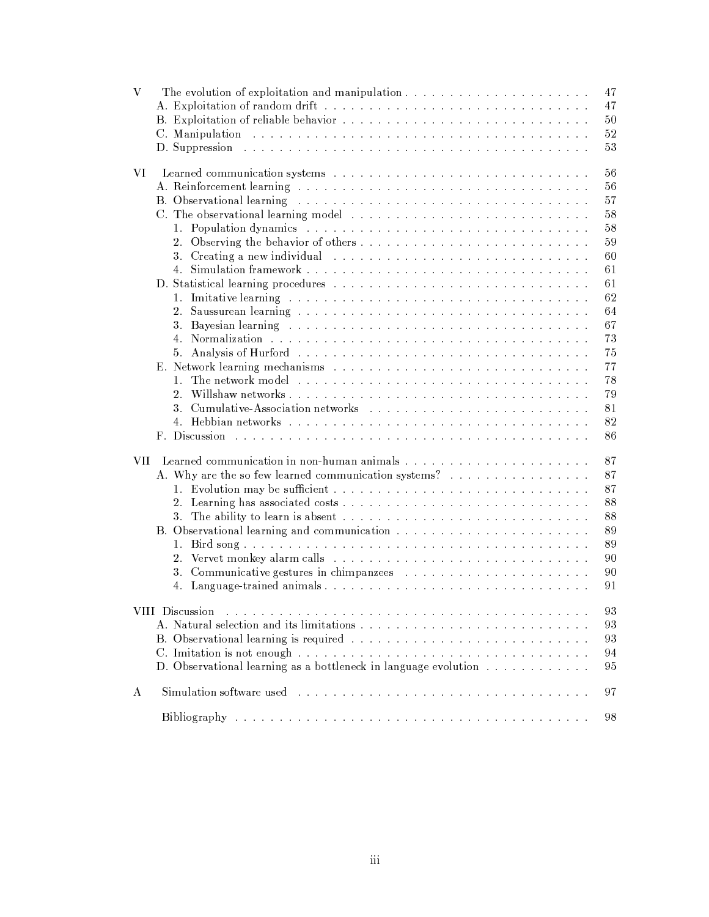| | | |
|---|---|---|
| V | The evolution of exploitation and manipulation | 47 |
| | A. Exploitation of random drift | 47 |
| | B. Exploitation of reliable behavior | 50 |
| | C. Manipulation | 52 |
| | D. Suppression | 53 |
| VI | Learned communication systems | 56 |
| | A. Reinforcement learning | 56 |
| | B. Observational learning | 57 |
| | C. The observational learning model | 58 |
| | 1. Population dynamics | 58 |
| | 2. Observing the behavior of others | 59 |
| | 3. Creating a new individual | 60 |
| | 4. Simulation framework | 61 |
| | D. Statistical learning procedures | 61 |
| | 1. Imitative learning | 62 |
| | 2. Saussurean learning | 64 |
| | 3. Bayesian learning | 67 |
| | 4. Normalization | 73 |
| | 5. Analysis of Hurford | 75 |
| | E. Network learning mechanisms | 77 |
| | 1. The network model | 78 |
| | 2. Willshaw networks | 79 |
| | 3. Cumulative-Association networks | 81 |
| | 4. Hebbian networks | 82 |
| | F. Discussion | 86 |
| VII | Learned communication in non-human animals | 87 |
| | A. Why are the so few learned communication systems? | 87 |
| | 1. Evolution may be sufficient | 87 |
| | 2. Learning has associated costs | 88 |
| | 3. The ability to learn is absent | 88 |
| | B. Observational learning and communication | 89 |
| | 1. Bird song | 89 |
| | 2. Vervet monkey alarm calls | 90 |
| | 3. Communicative gestures in chimpanzees | 90 |
| | 4. Language-trained animals | 91 |
| VIII | Discussion | 93 |
| | A. Natural selection and its limitations | 93 |
| | B. Observational learning is required | 93 |
| | C. Imitation is not enough | 94 |
| | D. Observational learning as a bottleneck in language evolution | 95 |
| A | Simulation software used | 97 |
| | Bibliography | 98 |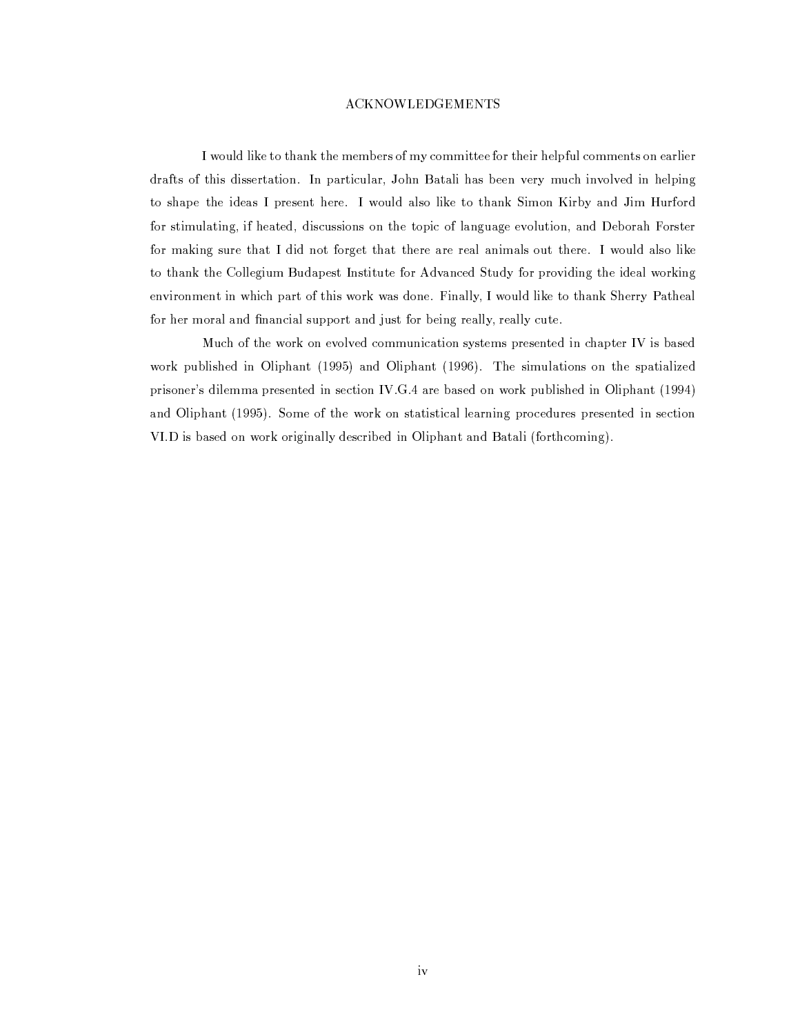# ACKNOWLEDGEMENTS

I would like to thank the members of my committee for their helpful comments on earlier drafts of this dissertation. In particular, John Batali has been very much involved in helping to shape the ideas I present here. I would also like to thank Simon Kirby and Jim Hurford for stimulating, if heated, discussions on the topic of language evolution, and Deborah Forster for making sure that I did not forget that there are real animals out there. I would also like to thank the Collegium Budapest Institute for Advanced Study for providing the ideal working environment in which part of this work was done. Finally, I would like to thank Sherry Patheal for her moral and financial support and just for being really, really cute.

Much of the work on evolved communication systems presented in chapter IV is based work published in Oliphant (1995) and Oliphant (1996). The simulations on the spatialized prisoner's dilemma presented in section IV.G.4 are based on work published in Oliphant (1994) and Oliphant (1995). Some of the work on statistical learning procedures presented in section VI.D is based on work originally described in Oliphant and Batali (forthcoming).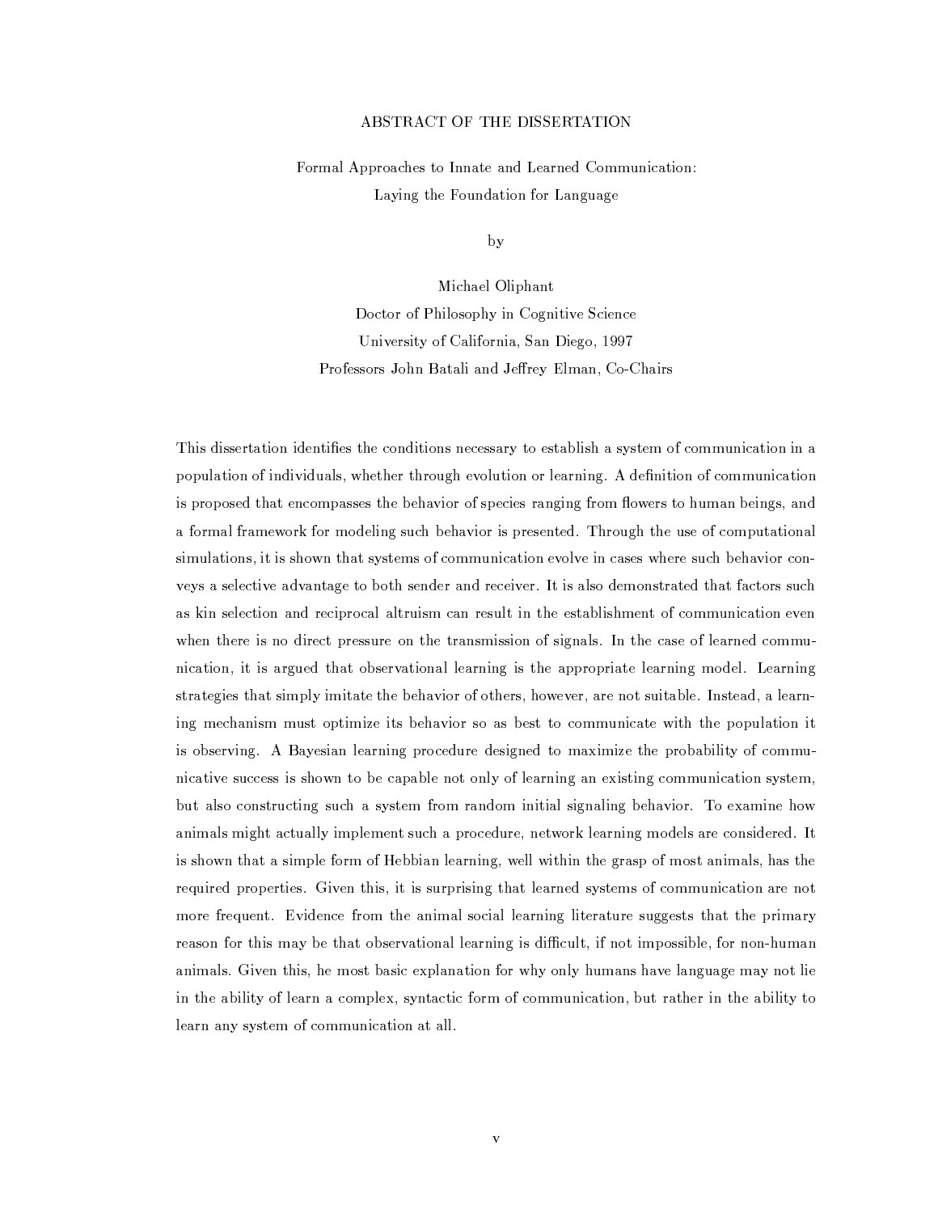# ABSTRACT OF THE DISSERTATION

Formal Approaches to Innate and Learned Communication:
Laying the Foundation for Language

by

Michael Oliphant
Doctor of Philosophy in Cognitive Science
University of California, San Diego, 1997
Professors John Batali and Jeffrey Elman, Co-Chairs

This dissertation identifies the conditions necessary to establish a system of communication in a population of individuals, whether through evolution or learning. A definition of communication is proposed that encompasses the behavior of species ranging from flowers to human beings, and a formal framework for modeling such behavior is presented. Through the use of computational simulations, it is shown that systems of communication evolve in cases where such behavior conveys a selective advantage to both sender and receiver. It is also demonstrated that factors such as kin selection and reciprocal altruism can result in the establishment of communication even when there is no direct pressure on the transmission of signals. In the case of learned communication, it is argued that observational learning is the appropriate learning model. Learning strategies that simply imitate the behavior of others, however, are not suitable. Instead, a learning mechanism must optimize its behavior so as best to communicate with the population it is observing. A Bayesian learning procedure designed to maximize the probability of communicative success is shown to be capable not only of learning an existing communication system, but also constructing such a system from random initial signaling behavior. To examine how animals might actually implement such a procedure, network learning models are considered. It is shown that a simple form of Hebbian learning, well within the grasp of most animals, has the required properties. Given this, it is surprising that learned systems of communication are not more frequent. Evidence from the animal social learning literature suggests that the primary reason for this may be that observational learning is difficult, if not impossible, for non-human animals. Given this, he most basic explanation for why only humans have language may not lie in the ability of learn a complex, syntactic form of communication, but rather in the ability to learn any system of communication at all.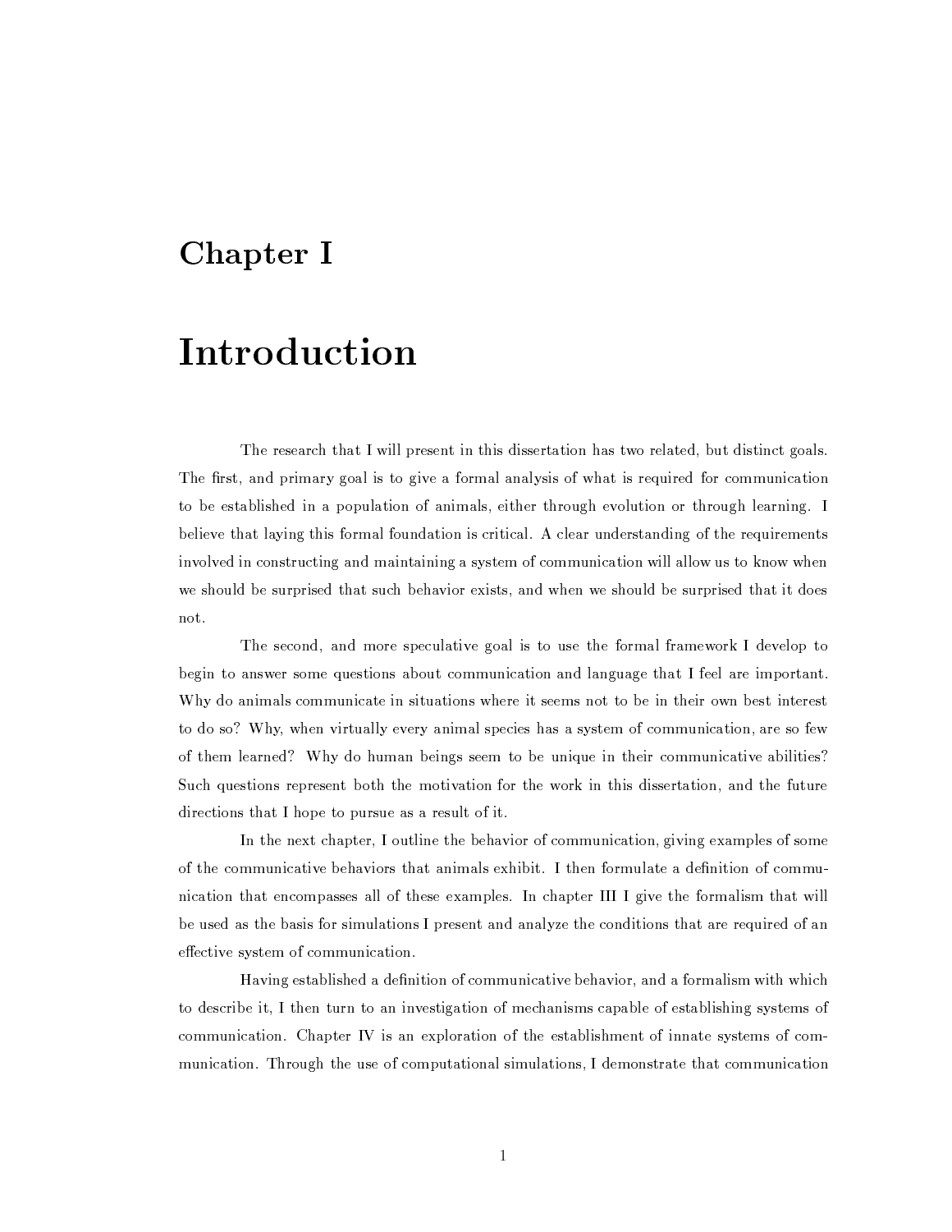# Chapter I

# Introduction

The research that I will present in this dissertation has two related, but distinct goals. The first, and primary goal is to give a formal analysis of what is required for communication to be established in a population of animals, either through evolution or through learning. I believe that laying this formal foundation is critical. A clear understanding of the requirements involved in constructing and maintaining a system of communication will allow us to know when we should be surprised that such behavior exists, and when we should be surprised that it does not.

The second, and more speculative goal is to use the formal framework I develop to begin to answer some questions about communication and language that I feel are important. Why do animals communicate in situations where it seems not to be in their own best interest to do so? Why, when virtually every animal species has a system of communication, are so few of them learned? Why do human beings seem to be unique in their communicative abilities? Such questions represent both the motivation for the work in this dissertation, and the future directions that I hope to pursue as a result of it.

In the next chapter, I outline the behavior of communication, giving examples of some of the communicative behaviors that animals exhibit. I then formulate a definition of communication that encompasses all of these examples. In chapter III I give the formalism that will be used as the basis for simulations I present and analyze the conditions that are required of an effective system of communication.

Having established a definition of communicative behavior, and a formalism with which to describe it, I then turn to an investigation of mechanisms capable of establishing systems of communication. Chapter IV is an exploration of the establishment of innate systems of communication. Through the use of computational simulations, I demonstrate that communication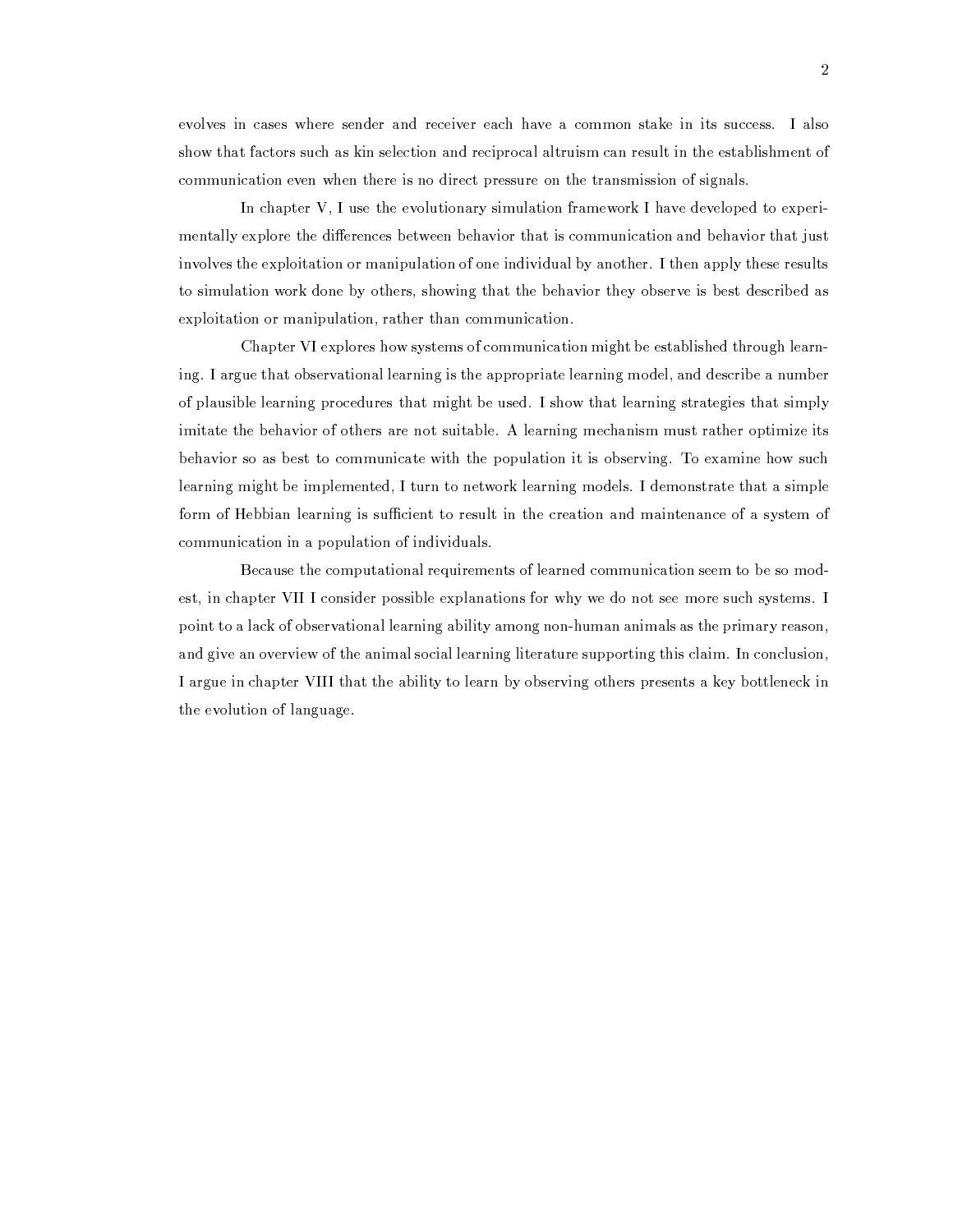evolves in cases where sender and receiver each have a common stake in its success. I also show that factors such as kin selection and reciprocal altruism can result in the establishment of communication even when there is no direct pressure on the transmission of signals.

In chapter V, I use the evolutionary simulation framework I have developed to experimentally explore the differences between behavior that is communication and behavior that just involves the exploitation or manipulation of one individual by another. I then apply these results to simulation work done by others, showing that the behavior they observe is best described as exploitation or manipulation, rather than communication.

Chapter VI explores how systems of communication might be established through learning. I argue that observational learning is the appropriate learning model, and describe a number of plausible learning procedures that might be used. I show that learning strategies that simply imitate the behavior of others are not suitable. A learning mechanism must rather optimize its behavior so as best to communicate with the population it is observing. To examine how such learning might be implemented, I turn to network learning models. I demonstrate that a simple form of Hebbian learning is sufficient to result in the creation and maintenance of a system of communication in a population of individuals.

Because the computational requirements of learned communication seem to be so modest, in chapter VII I consider possible explanations for why we do not see more such systems. I point to a lack of observational learning ability among non-human animals as the primary reason, and give an overview of the animal social learning literature supporting this claim. In conclusion, I argue in chapter VIII that the ability to learn by observing others presents a key bottleneck in the evolution of language.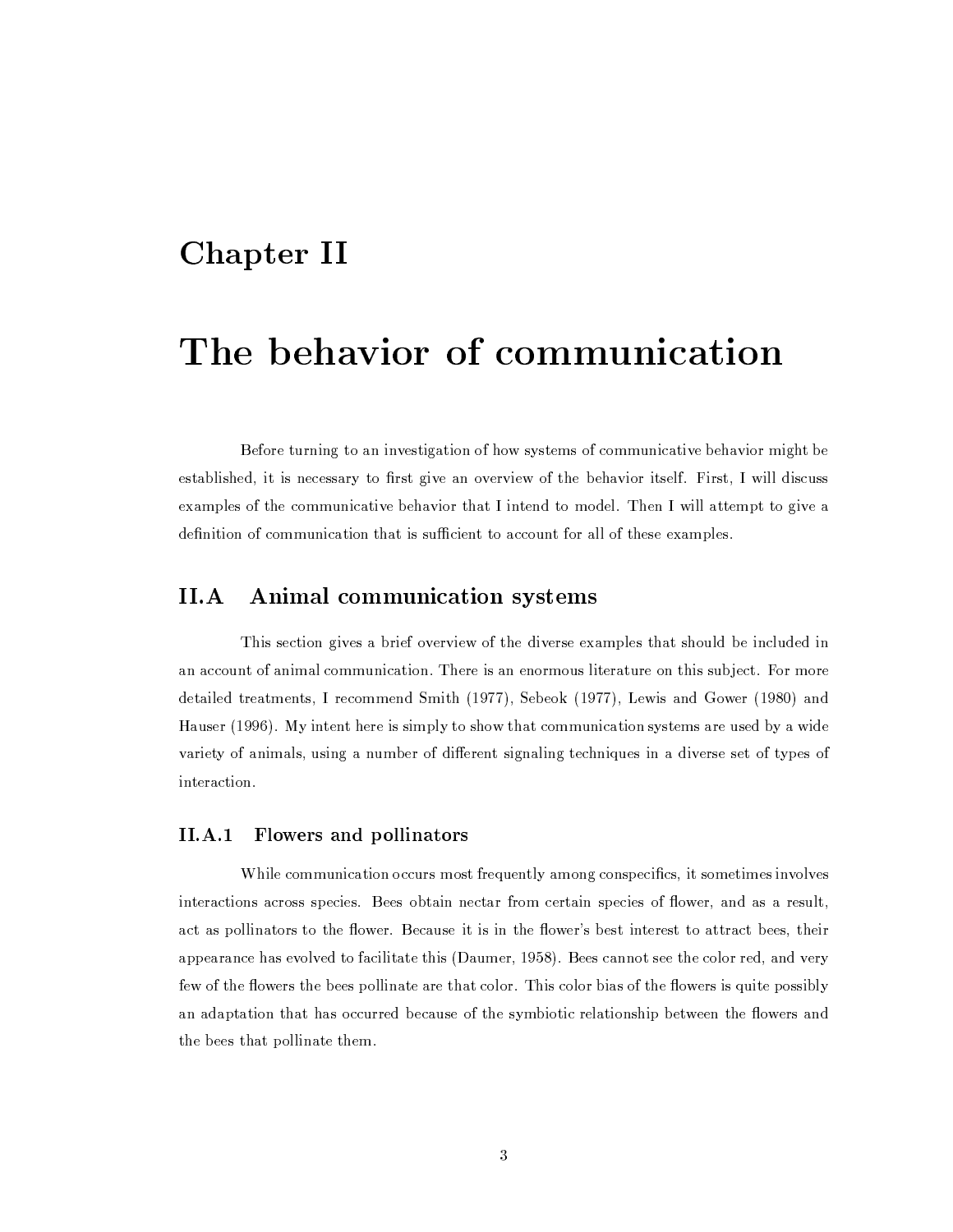# Chapter II

# The behavior of communication

Before turning to an investigation of how systems of communicative behavior might be established, it is necessary to first give an overview of the behavior itself. First, I will discuss examples of the communicative behavior that I intend to model. Then I will attempt to give a definition of communication that is sufficient to account for all of these examples.

## II.A Animal communication systems

This section gives a brief overview of the diverse examples that should be included in an account of animal communication. There is an enormous literature on this subject. For more detailed treatments, I recommend Smith (1977), Sebeok (1977), Lewis and Gower (1980) and Hauser (1996). My intent here is simply to show that communication systems are used by a wide variety of animals, using a number of different signaling techniques in a diverse set of types of interaction.

### II.A.1 Flowers and pollinators

While communication occurs most frequently among conspecifics, it sometimes involves interactions across species. Bees obtain nectar from certain species of flower, and as a result, act as pollinators to the flower. Because it is in the flower's best interest to attract bees, their appearance has evolved to facilitate this (Daumer, 1958). Bees cannot see the color red, and very few of the flowers the bees pollinate are that color. This color bias of the flowers is quite possibly an adaptation that has occurred because of the symbiotic relationship between the flowers and the bees that pollinate them.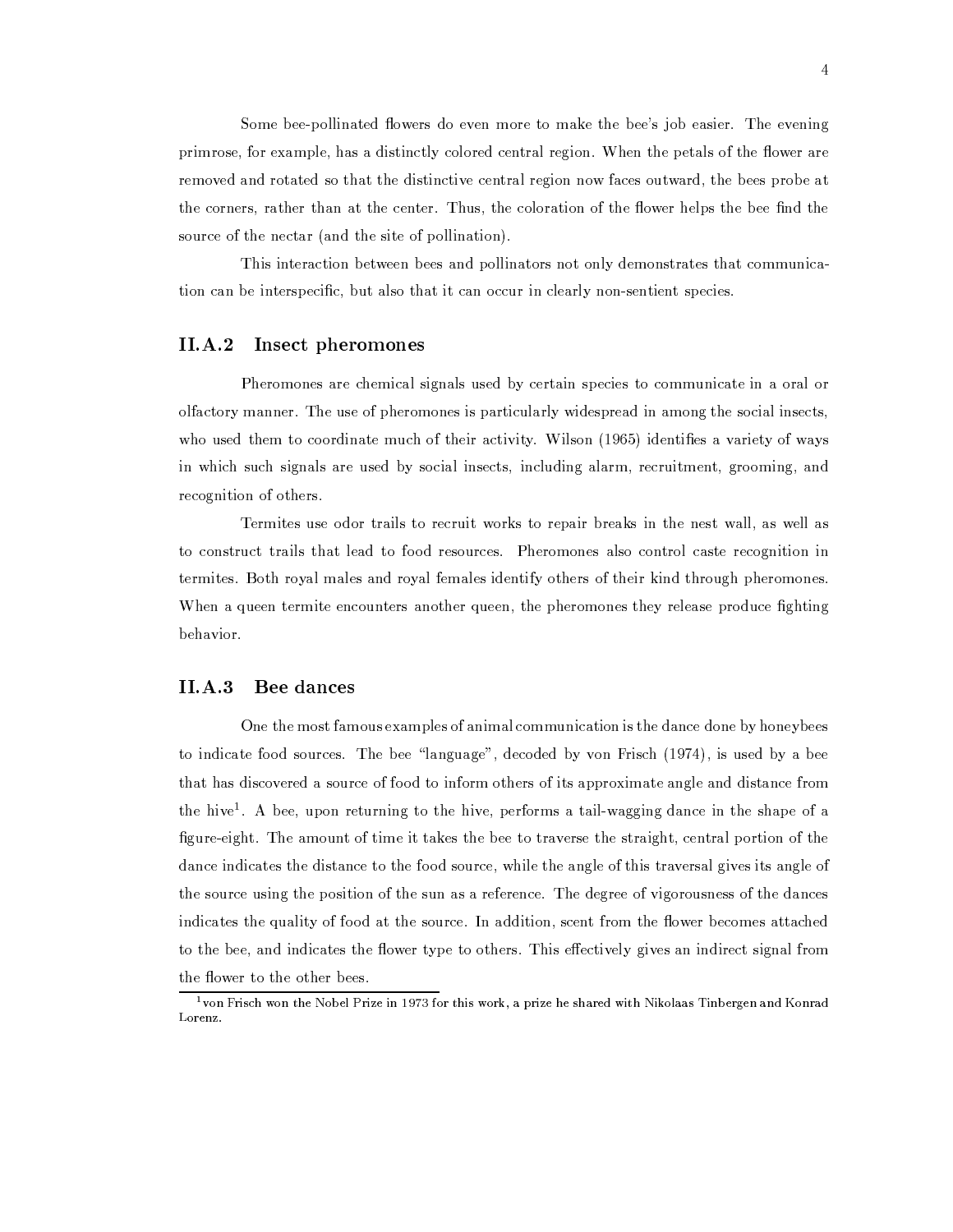Some bee-pollinated flowers do even more to make the bee's job easier. The evening primrose, for example, has a distinctly colored central region. When the petals of the flower are removed and rotated so that the distinctive central region now faces outward, the bees probe at the corners, rather than at the center. Thus, the coloration of the flower helps the bee find the source of the nectar (and the site of pollination).

This interaction between bees and pollinators not only demonstrates that communication can be interspecific, but also that it can occur in clearly non-sentient species.

### II.A.2 Insect pheromones

Pheromones are chemical signals used by certain species to communicate in a oral or olfactory manner. The use of pheromones is particularly widespread in among the social insects, who used them to coordinate much of their activity. Wilson (1965) identifies a variety of ways in which such signals are used by social insects, including alarm, recruitment, grooming, and recognition of others.

Termites use odor trails to recruit works to repair breaks in the nest wall, as well as to construct trails that lead to food resources. Pheromones also control caste recognition in termites. Both royal males and royal females identify others of their kind through pheromones. When a queen termite encounters another queen, the pheromones they release produce fighting behavior.

### II.A.3 Bee dances

One the most famous examples of animal communication is the dance done by honeybees to indicate food sources. The bee "language", decoded by von Frisch (1974), is used by a bee that has discovered a source of food to inform others of its approximate angle and distance from the hive[1]. A bee, upon returning to the hive, performs a tail-wagging dance in the shape of a figure-eight. The amount of time it takes the bee to traverse the straight, central portion of the dance indicates the distance to the food source, while the angle of this traversal gives its angle of the source using the position of the sun as a reference. The degree of vigorousness of the dances indicates the quality of food at the source. In addition, scent from the flower becomes attached to the bee, and indicates the flower type to others. This effectively gives an indirect signal from the flower to the other bees.

[1] von Frisch won the Nobel Prize in 1973 for this work, a prize he shared with Nikolaas Tinbergen and Konrad Lorenz.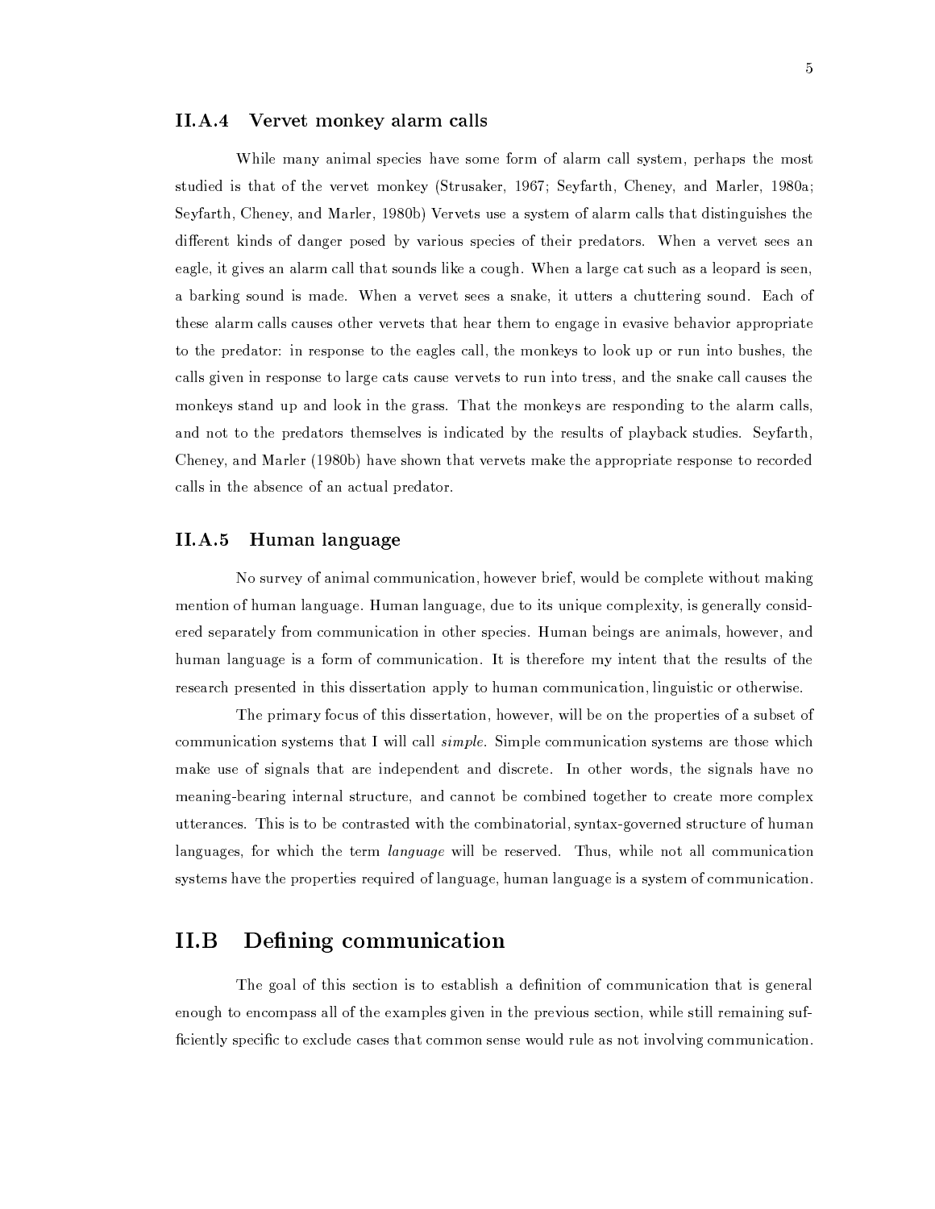### II.A.4 Vervet monkey alarm calls

While many animal species have some form of alarm call system, perhaps the most studied is that of the vervet monkey (Strusaker, 1967; Seyfarth, Cheney, and Marler, 1980a; Seyfarth, Cheney, and Marler, 1980b) Vervets use a system of alarm calls that distinguishes the different kinds of danger posed by various species of their predators. When a vervet sees an eagle, it gives an alarm call that sounds like a cough. When a large cat such as a leopard is seen, a barking sound is made. When a vervet sees a snake, it utters a chuttering sound. Each of these alarm calls causes other vervets that hear them to engage in evasive behavior appropriate to the predator: in response to the eagles call, the monkeys to look up or run into bushes, the calls given in response to large cats cause vervets to run into tress, and the snake call causes the monkeys stand up and look in the grass. That the monkeys are responding to the alarm calls, and not to the predators themselves is indicated by the results of playback studies. Seyfarth, Cheney, and Marler (1980b) have shown that vervets make the appropriate response to recorded calls in the absence of an actual predator.

### II.A.5 Human language

No survey of animal communication, however brief, would be complete without making mention of human language. Human language, due to its unique complexity, is generally considered separately from communication in other species. Human beings are animals, however, and human language is a form of communication. It is therefore my intent that the results of the research presented in this dissertation apply to human communication, linguistic or otherwise.

The primary focus of this dissertation, however, will be on the properties of a subset of communication systems that I will call *simple*. Simple communication systems are those which make use of signals that are independent and discrete. In other words, the signals have no meaning-bearing internal structure, and cannot be combined together to create more complex utterances. This is to be contrasted with the combinatorial, syntax-governed structure of human languages, for which the term *language* will be reserved. Thus, while not all communication systems have the properties required of language, human language is a system of communication.

## II.B Defining communication

The goal of this section is to establish a definition of communication that is general enough to encompass all of the examples given in the previous section, while still remaining sufficiently specific to exclude cases that common sense would rule as not involving communication.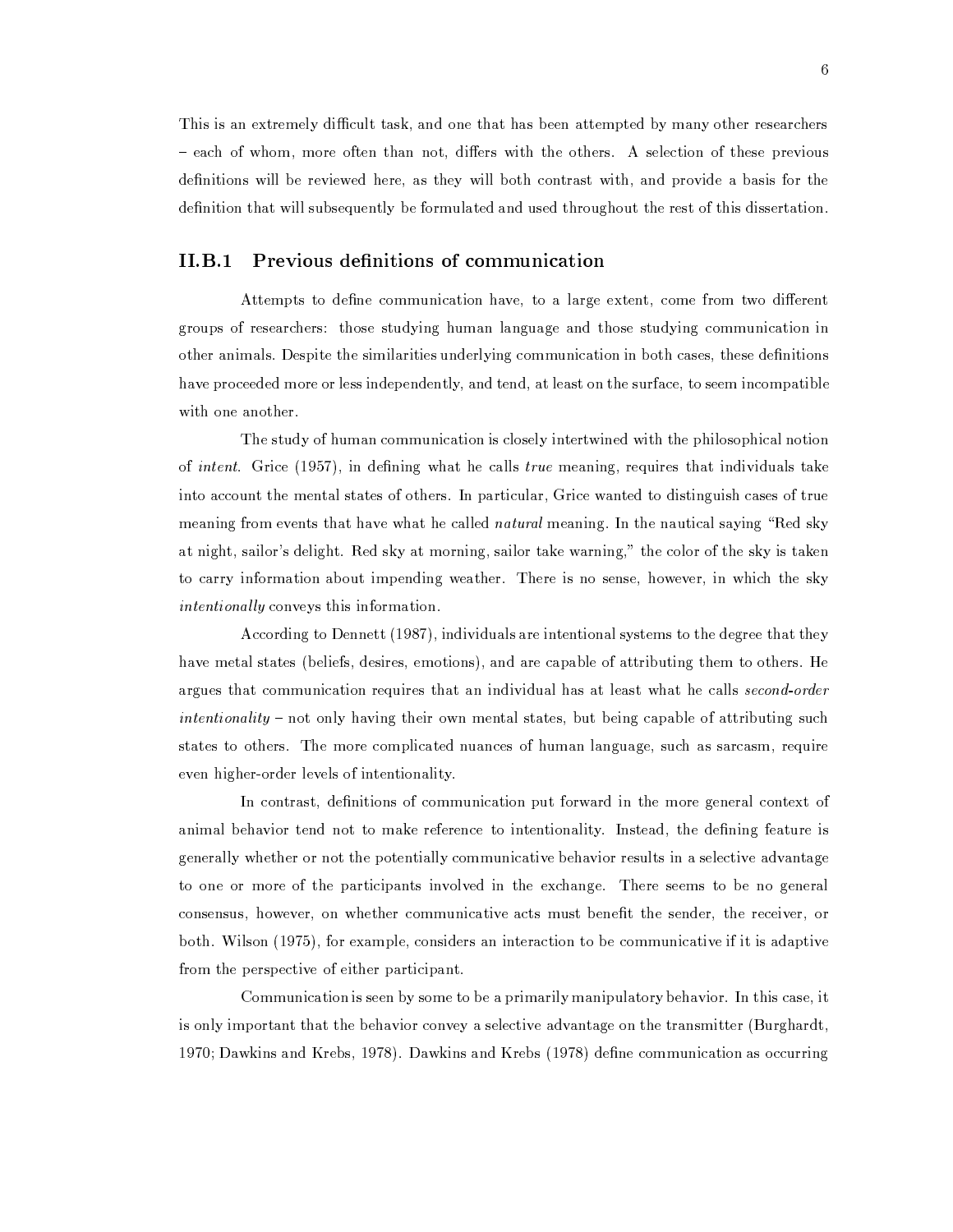This is an extremely difficult task, and one that has been attempted by many other researchers – each of whom, more often than not, differs with the others. A selection of these previous definitions will be reviewed here, as they will both contrast with, and provide a basis for the definition that will subsequently be formulated and used throughout the rest of this dissertation.

### II.B.1 Previous definitions of communication

Attempts to define communication have, to a large extent, come from two different groups of researchers: those studying human language and those studying communication in other animals. Despite the similarities underlying communication in both cases, these definitions have proceeded more or less independently, and tend, at least on the surface, to seem incompatible with one another.

The study of human communication is closely intertwined with the philosophical notion of *intent*. Grice (1957), in defining what he calls *true* meaning, requires that individuals take into account the mental states of others. In particular, Grice wanted to distinguish cases of true meaning from events that have what he called *natural* meaning. In the nautical saying "Red sky at night, sailor's delight. Red sky at morning, sailor take warning," the color of the sky is taken to carry information about impending weather. There is no sense, however, in which the sky *intentionally* conveys this information.

According to Dennett (1987), individuals are intentional systems to the degree that they have metal states (beliefs, desires, emotions), and are capable of attributing them to others. He argues that communication requires that an individual has at least what he calls *second-order intentionality* – not only having their own mental states, but being capable of attributing such states to others. The more complicated nuances of human language, such as sarcasm, require even higher-order levels of intentionality.

In contrast, definitions of communication put forward in the more general context of animal behavior tend not to make reference to intentionality. Instead, the defining feature is generally whether or not the potentially communicative behavior results in a selective advantage to one or more of the participants involved in the exchange. There seems to be no general consensus, however, on whether communicative acts must benefit the sender, the receiver, or both. Wilson (1975), for example, considers an interaction to be communicative if it is adaptive from the perspective of either participant.

Communication is seen by some to be a primarily manipulatory behavior. In this case, it is only important that the behavior convey a selective advantage on the transmitter (Burghardt, 1970; Dawkins and Krebs, 1978). Dawkins and Krebs (1978) define communication as occurring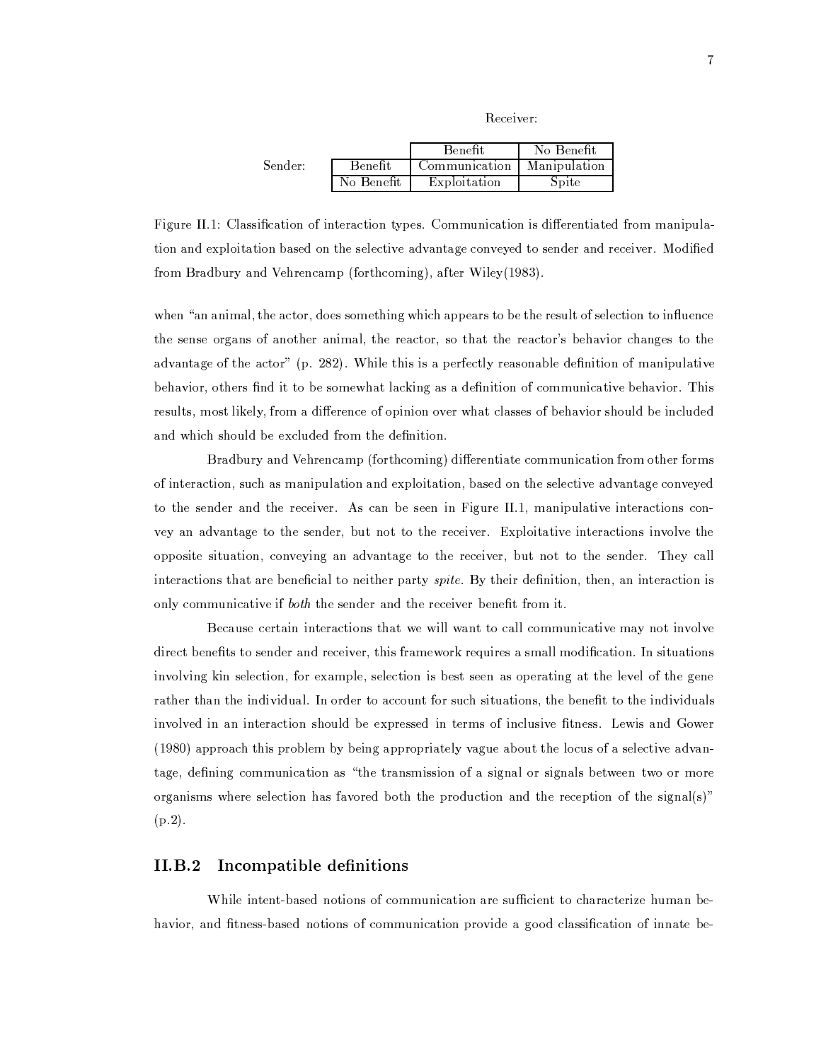Receiver:

| Sender: | | Benefit | No Benefit |
|---|---|---|---|
| | Benefit | Communication | Manipulation |
| | No Benefit | Exploitation | Spite |

Figure II.1: Classification of interaction types. Communication is differentiated from manipulation and exploitation based on the selective advantage conveyed to sender and receiver. Modified from Bradbury and Vehrencamp (forthcoming), after Wiley(1983).

when "an animal, the actor, does something which appears to be the result of selection to influence the sense organs of another animal, the reactor, so that the reactor's behavior changes to the advantage of the actor" (p. 282). While this is a perfectly reasonable definition of manipulative behavior, others find it to be somewhat lacking as a definition of communicative behavior. This results, most likely, from a difference of opinion over what classes of behavior should be included and which should be excluded from the definition.

Bradbury and Vehrencamp (forthcoming) differentiate communication from other forms of interaction, such as manipulation and exploitation, based on the selective advantage conveyed to the sender and the receiver. As can be seen in Figure II.1, manipulative interactions convey an advantage to the sender, but not to the receiver. Exploitative interactions involve the opposite situation, conveying an advantage to the receiver, but not to the sender. They call interactions that are beneficial to neither party *spite*. By their definition, then, an interaction is only communicative if *both* the sender and the receiver benefit from it.

Because certain interactions that we will want to call communicative may not involve direct benefits to sender and receiver, this framework requires a small modification. In situations involving kin selection, for example, selection is best seen as operating at the level of the gene rather than the individual. In order to account for such situations, the benefit to the individuals involved in an interaction should be expressed in terms of inclusive fitness. Lewis and Gower (1980) approach this problem by being appropriately vague about the locus of a selective advantage, defining communication as "the transmission of a signal or signals between two or more organisms where selection has favored both the production and the reception of the signal(s)" (p.2).

### II.B.2 Incompatible definitions

While intent-based notions of communication are sufficient to characterize human behavior, and fitness-based notions of communication provide a good classification of innate be-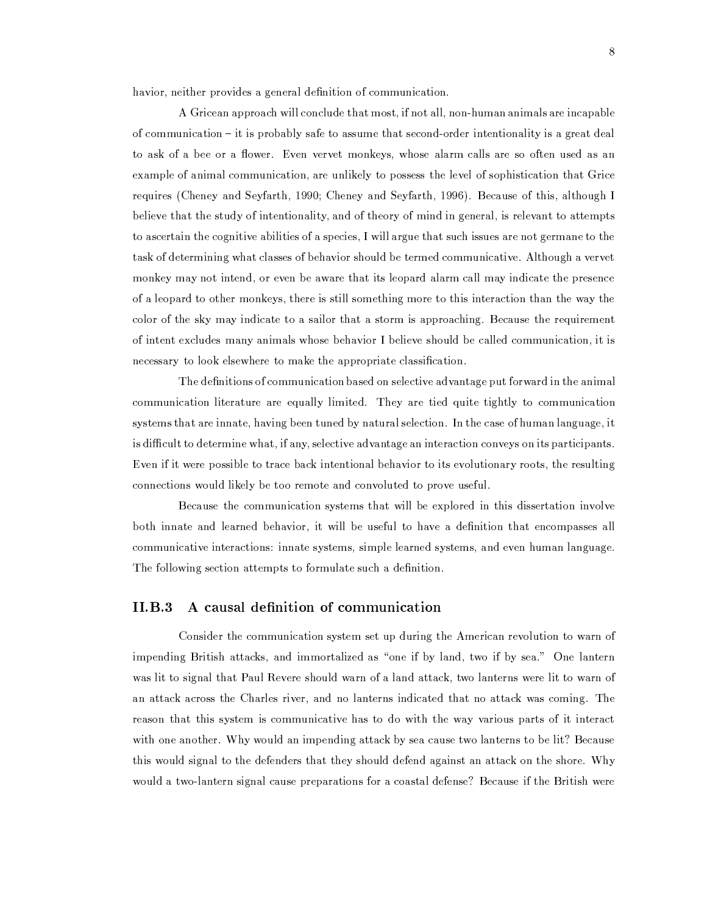havior, neither provides a general definition of communication.

A Gricean approach will conclude that most, if not all, non-human animals are incapable of communication – it is probably safe to assume that second-order intentionality is a great deal to ask of a bee or a flower. Even vervet monkeys, whose alarm calls are so often used as an example of animal communication, are unlikely to possess the level of sophistication that Grice requires (Cheney and Seyfarth, 1990; Cheney and Seyfarth, 1996). Because of this, although I believe that the study of intentionality, and of theory of mind in general, is relevant to attempts to ascertain the cognitive abilities of a species, I will argue that such issues are not germane to the task of determining what classes of behavior should be termed communicative. Although a vervet monkey may not intend, or even be aware that its leopard alarm call may indicate the presence of a leopard to other monkeys, there is still something more to this interaction than the way the color of the sky may indicate to a sailor that a storm is approaching. Because the requirement of intent excludes many animals whose behavior I believe should be called communication, it is necessary to look elsewhere to make the appropriate classification.

The definitions of communication based on selective advantage put forward in the animal communication literature are equally limited. They are tied quite tightly to communication systems that are innate, having been tuned by natural selection. In the case of human language, it is difficult to determine what, if any, selective advantage an interaction conveys on its participants. Even if it were possible to trace back intentional behavior to its evolutionary roots, the resulting connections would likely be too remote and convoluted to prove useful.

Because the communication systems that will be explored in this dissertation involve both innate and learned behavior, it will be useful to have a definition that encompasses all communicative interactions: innate systems, simple learned systems, and even human language. The following section attempts to formulate such a definition.

### II.B.3 A causal definition of communication

Consider the communication system set up during the American revolution to warn of impending British attacks, and immortalized as "one if by land, two if by sea." One lantern was lit to signal that Paul Revere should warn of a land attack, two lanterns were lit to warn of an attack across the Charles river, and no lanterns indicated that no attack was coming. The reason that this system is communicative has to do with the way various parts of it interact with one another. Why would an impending attack by sea cause two lanterns to be lit? Because this would signal to the defenders that they should defend against an attack on the shore. Why would a two-lantern signal cause preparations for a coastal defense? Because if the British were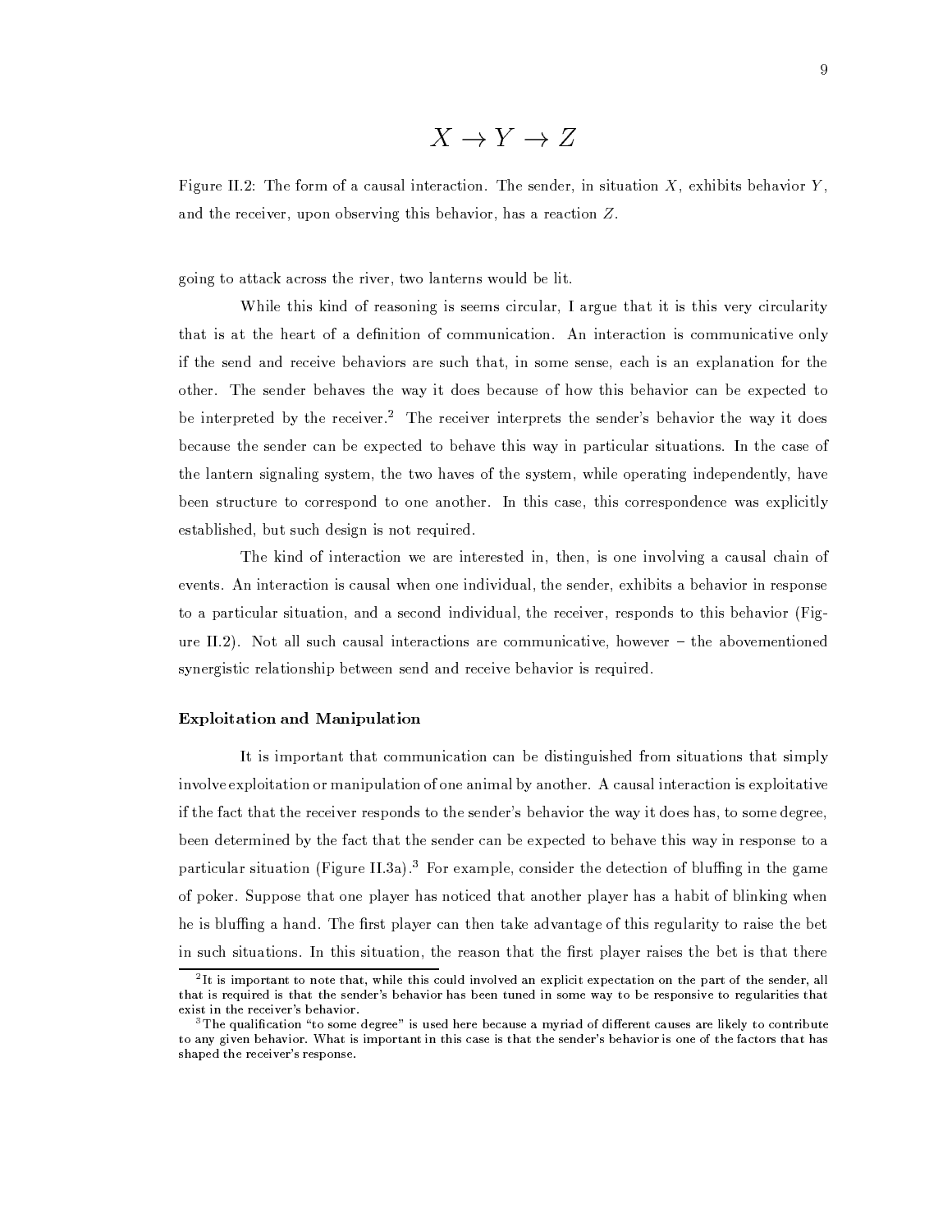$$X \to Y \to Z$$

Figure II.2: The form of a causal interaction. The sender, in situation $X$, exhibits behavior $Y$, and the receiver, upon observing this behavior, has a reaction $Z$.

going to attack across the river, two lanterns would be lit.

While this kind of reasoning is seems circular, I argue that it is this very circularity that is at the heart of a definition of communication. An interaction is communicative only if the send and receive behaviors are such that, in some sense, each is an explanation for the other. The sender behaves the way it does because of how this behavior can be expected to be interpreted by the receiver.[2] The receiver interprets the sender's behavior the way it does because the sender can be expected to behave this way in particular situations. In the case of the lantern signaling system, the two haves of the system, while operating independently, have been structure to correspond to one another. In this case, this correspondence was explicitly established, but such design is not required.

The kind of interaction we are interested in, then, is one involving a causal chain of events. An interaction is causal when one individual, the sender, exhibits a behavior in response to a particular situation, and a second individual, the receiver, responds to this behavior (Figure II.2). Not all such causal interactions are communicative, however – the abovementioned synergistic relationship between send and receive behavior is required.

### Exploitation and Manipulation

It is important that communication can be distinguished from situations that simply involve exploitation or manipulation of one animal by another. A causal interaction is exploitative if the fact that the receiver responds to the sender's behavior the way it does has, to some degree, been determined by the fact that the sender can be expected to behave this way in response to a particular situation (Figure II.3a).[3] For example, consider the detection of bluffing in the game of poker. Suppose that one player has noticed that another player has a habit of blinking when he is bluffing a hand. The first player can then take advantage of this regularity to raise the bet in such situations. In this situation, the reason that the first player raises the bet is that there

---

[2] It is important to note that, while this could involved an explicit expectation on the part of the sender, all that is required is that the sender's behavior has been tuned in some way to be responsive to regularities that exist in the receiver's behavior.

[3] The qualification "to some degree" is used here because a myriad of different causes are likely to contribute to any given behavior. What is important in this case is that the sender's behavior is one of the factors that has shaped the receiver's response.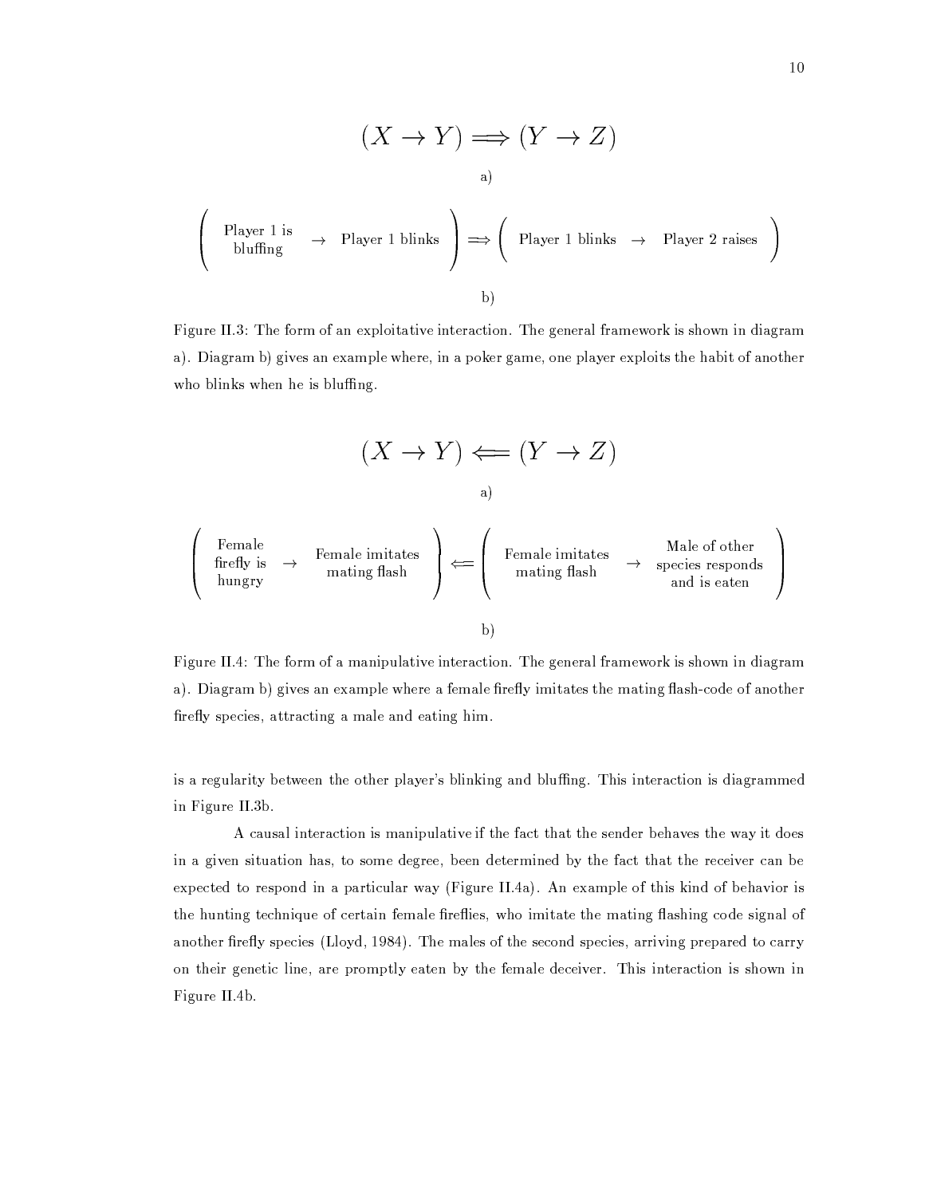$$(X \to Y) \Longrightarrow (Y \to Z)$$

a)

$$\left( \text{Player 1 is bluffing} \to \text{Player 1 blinks} \right) \Longrightarrow \left( \text{Player 1 blinks} \to \text{Player 2 raises} \right)$$

b)

Figure II.3: The form of an exploitative interaction. The general framework is shown in diagram a). Diagram b) gives an example where, in a poker game, one player exploits the habit of another who blinks when he is bluffing.

$$(X \to Y) \Longleftarrow (Y \to Z)$$

a)

$$\left( \text{Female firefly is hungry} \to \text{Female imitates mating flash} \right) \Longleftarrow \left( \text{Female imitates mating flash} \to \text{Male of other species responds and is eaten} \right)$$

b)

Figure II.4: The form of a manipulative interaction. The general framework is shown in diagram a). Diagram b) gives an example where a female firefly imitates the mating flash-code of another firefly species, attracting a male and eating him.

is a regularity between the other player's blinking and bluffing. This interaction is diagrammed in Figure II.3b.

A causal interaction is manipulative if the fact that the sender behaves the way it does in a given situation has, to some degree, been determined by the fact that the receiver can be expected to respond in a particular way (Figure II.4a). An example of this kind of behavior is the hunting technique of certain female fireflies, who imitate the mating flashing code signal of another firefly species (Lloyd, 1984). The males of the second species, arriving prepared to carry on their genetic line, are promptly eaten by the female deceiver. This interaction is shown in Figure II.4b.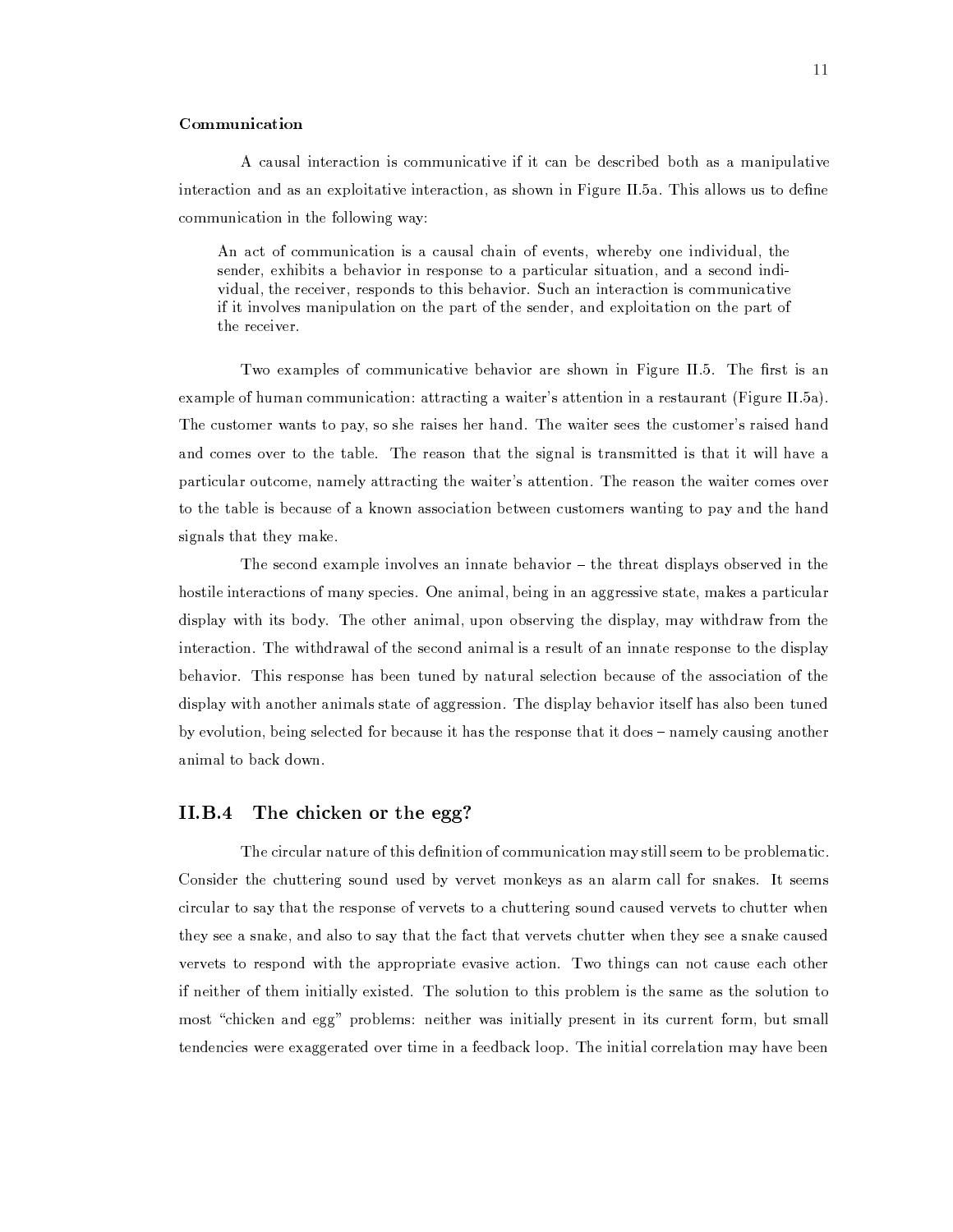**Communication**

A causal interaction is communicative if it can be described both as a manipulative interaction and as an exploitative interaction, as shown in Figure II.5a. This allows us to define communication in the following way:

> An act of communication is a causal chain of events, whereby one individual, the sender, exhibits a behavior in response to a particular situation, and a second individual, the receiver, responds to this behavior. Such an interaction is communicative if it involves manipulation on the part of the sender, and exploitation on the part of the receiver.

Two examples of communicative behavior are shown in Figure II.5. The first is an example of human communication: attracting a waiter's attention in a restaurant (Figure II.5a). The customer wants to pay, so she raises her hand. The waiter sees the customer's raised hand and comes over to the table. The reason that the signal is transmitted is that it will have a particular outcome, namely attracting the waiter's attention. The reason the waiter comes over to the table is because of a known association between customers wanting to pay and the hand signals that they make.

The second example involves an innate behavior – the threat displays observed in the hostile interactions of many species. One animal, being in an aggressive state, makes a particular display with its body. The other animal, upon observing the display, may withdraw from the interaction. The withdrawal of the second animal is a result of an innate response to the display behavior. This response has been tuned by natural selection because of the association of the display with another animals state of aggression. The display behavior itself has also been tuned by evolution, being selected for because it has the response that it does – namely causing another animal to back down.

### II.B.4 The chicken or the egg?

The circular nature of this definition of communication may still seem to be problematic. Consider the chuttering sound used by vervet monkeys as an alarm call for snakes. It seems circular to say that the response of vervets to a chuttering sound caused vervets to chutter when they see a snake, and also to say that the fact that vervets chutter when they see a snake caused vervets to respond with the appropriate evasive action. Two things can not cause each other if neither of them initially existed. The solution to this problem is the same as the solution to most "chicken and egg" problems: neither was initially present in its current form, but small tendencies were exaggerated over time in a feedback loop. The initial correlation may have been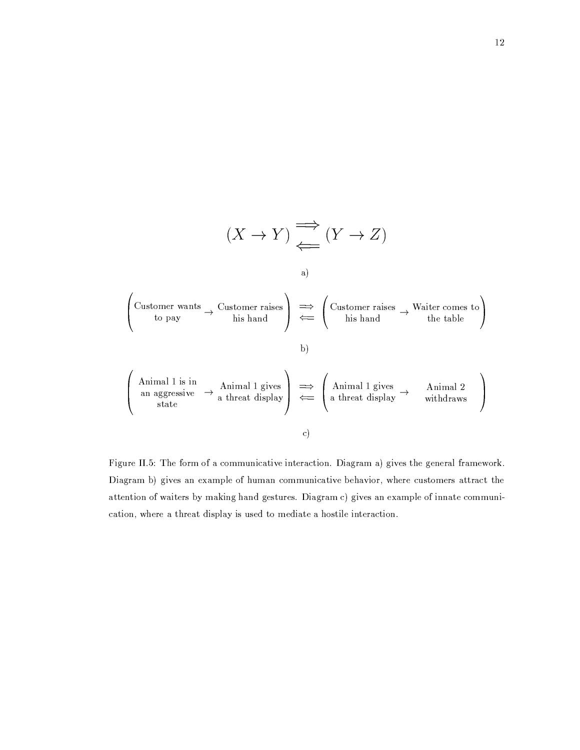$$(X \rightarrow Y) \underset{\Longleftarrow}{\overset{\Longrightarrow}{}} (Y \rightarrow Z)$$

a)

$$\left(\begin{array}{c}\text{Customer wants}\\ \text{to pay}\end{array} \rightarrow \begin{array}{c}\text{Customer raises}\\ \text{his hand}\end{array}\right) \begin{array}{c}\Longrightarrow\\ \Longleftarrow\end{array} \left(\begin{array}{c}\text{Customer raises}\\ \text{his hand}\end{array} \rightarrow \begin{array}{c}\text{Waiter comes to}\\ \text{the table}\end{array}\right)$$

b)

$$\left(\begin{array}{c}\text{Animal 1 is in}\\ \text{an aggressive}\\ \text{state}\end{array} \rightarrow \begin{array}{c}\text{Animal 1 gives}\\ \text{a threat display}\end{array}\right) \begin{array}{c}\Longrightarrow\\ \Longleftarrow\end{array} \left(\begin{array}{c}\text{Animal 1 gives}\\ \text{a threat display}\end{array} \rightarrow \begin{array}{c}\text{Animal 2}\\ \text{withdraws}\end{array}\right)$$

c)

Figure II.5: The form of a communicative interaction. Diagram a) gives the general framework. Diagram b) gives an example of human communicative behavior, where customers attract the attention of waiters by making hand gestures. Diagram c) gives an example of innate communication, where a threat display is used to mediate a hostile interaction.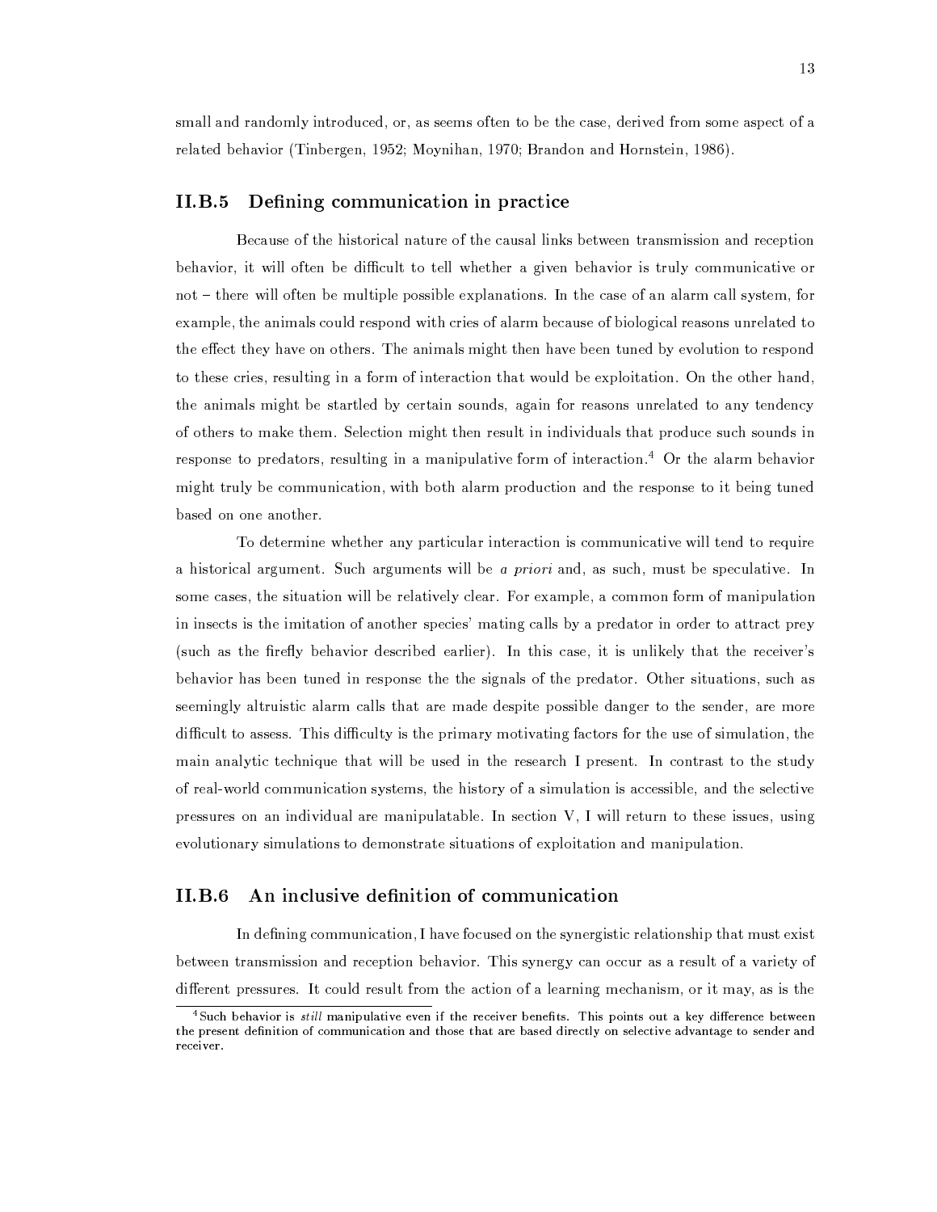small and randomly introduced, or, as seems often to be the case, derived from some aspect of a related behavior (Tinbergen, 1952; Moynihan, 1970; Brandon and Hornstein, 1986).

### II.B.5 Defining communication in practice

Because of the historical nature of the causal links between transmission and reception behavior, it will often be difficult to tell whether a given behavior is truly communicative or not – there will often be multiple possible explanations. In the case of an alarm call system, for example, the animals could respond with cries of alarm because of biological reasons unrelated to the effect they have on others. The animals might then have been tuned by evolution to respond to these cries, resulting in a form of interaction that would be exploitation. On the other hand, the animals might be startled by certain sounds, again for reasons unrelated to any tendency of others to make them. Selection might then result in individuals that produce such sounds in response to predators, resulting in a manipulative form of interaction.[4] Or the alarm behavior might truly be communication, with both alarm production and the response to it being tuned based on one another.

To determine whether any particular interaction is communicative will tend to require a historical argument. Such arguments will be *a priori* and, as such, must be speculative. In some cases, the situation will be relatively clear. For example, a common form of manipulation in insects is the imitation of another species' mating calls by a predator in order to attract prey (such as the firefly behavior described earlier). In this case, it is unlikely that the receiver's behavior has been tuned in response the the signals of the predator. Other situations, such as seemingly altruistic alarm calls that are made despite possible danger to the sender, are more difficult to assess. This difficulty is the primary motivating factors for the use of simulation, the main analytic technique that will be used in the research I present. In contrast to the study of real-world communication systems, the history of a simulation is accessible, and the selective pressures on an individual are manipulatable. In section V, I will return to these issues, using evolutionary simulations to demonstrate situations of exploitation and manipulation.

### II.B.6 An inclusive definition of communication

In defining communication, I have focused on the synergistic relationship that must exist between transmission and reception behavior. This synergy can occur as a result of a variety of different pressures. It could result from the action of a learning mechanism, or it may, as is the

[4] Such behavior is *still* manipulative even if the receiver benefits. This points out a key difference between the present definition of communication and those that are based directly on selective advantage to sender and receiver.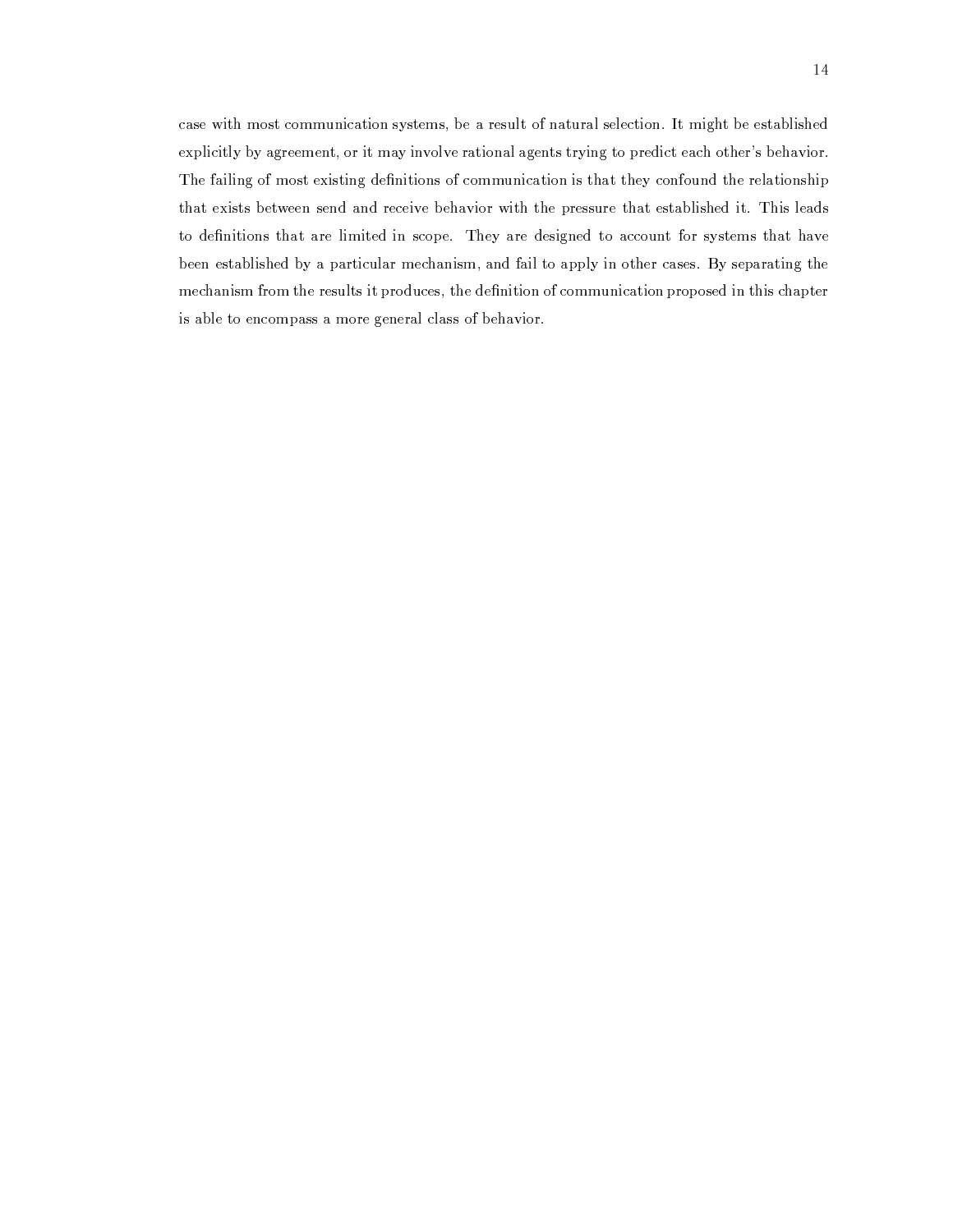case with most communication systems, be a result of natural selection. It might be established explicitly by agreement, or it may involve rational agents trying to predict each other's behavior. The failing of most existing definitions of communication is that they confound the relationship that exists between send and receive behavior with the pressure that established it. This leads to definitions that are limited in scope. They are designed to account for systems that have been established by a particular mechanism, and fail to apply in other cases. By separating the mechanism from the results it produces, the definition of communication proposed in this chapter is able to encompass a more general class of behavior.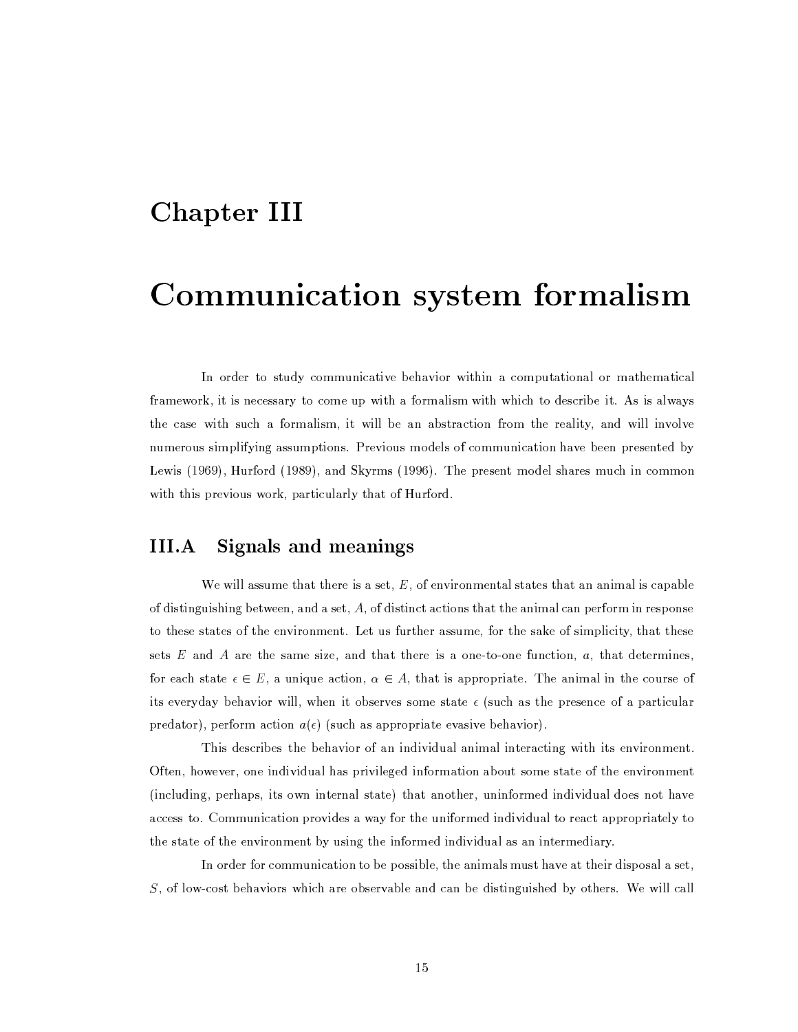# Chapter III

# Communication system formalism

In order to study communicative behavior within a computational or mathematical framework, it is necessary to come up with a formalism with which to describe it. As is always the case with such a formalism, it will be an abstraction from the reality, and will involve numerous simplifying assumptions. Previous models of communication have been presented by Lewis (1969), Hurford (1989), and Skyrms (1996). The present model shares much in common with this previous work, particularly that of Hurford.

## III.A Signals and meanings

We will assume that there is a set, $E$, of environmental states that an animal is capable of distinguishing between, and a set, $A$, of distinct actions that the animal can perform in response to these states of the environment. Let us further assume, for the sake of simplicity, that these sets $E$ and $A$ are the same size, and that there is a one-to-one function, $a$, that determines, for each state $\epsilon \in E$, a unique action, $\alpha \in A$, that is appropriate. The animal in the course of its everyday behavior will, when it observes some state $\epsilon$ (such as the presence of a particular predator), perform action $a(\epsilon)$ (such as appropriate evasive behavior).

This describes the behavior of an individual animal interacting with its environment. Often, however, one individual has privileged information about some state of the environment (including, perhaps, its own internal state) that another, uninformed individual does not have access to. Communication provides a way for the uniformed individual to react appropriately to the state of the environment by using the informed individual as an intermediary.

In order for communication to be possible, the animals must have at their disposal a set, $S$, of low-cost behaviors which are observable and can be distinguished by others. We will call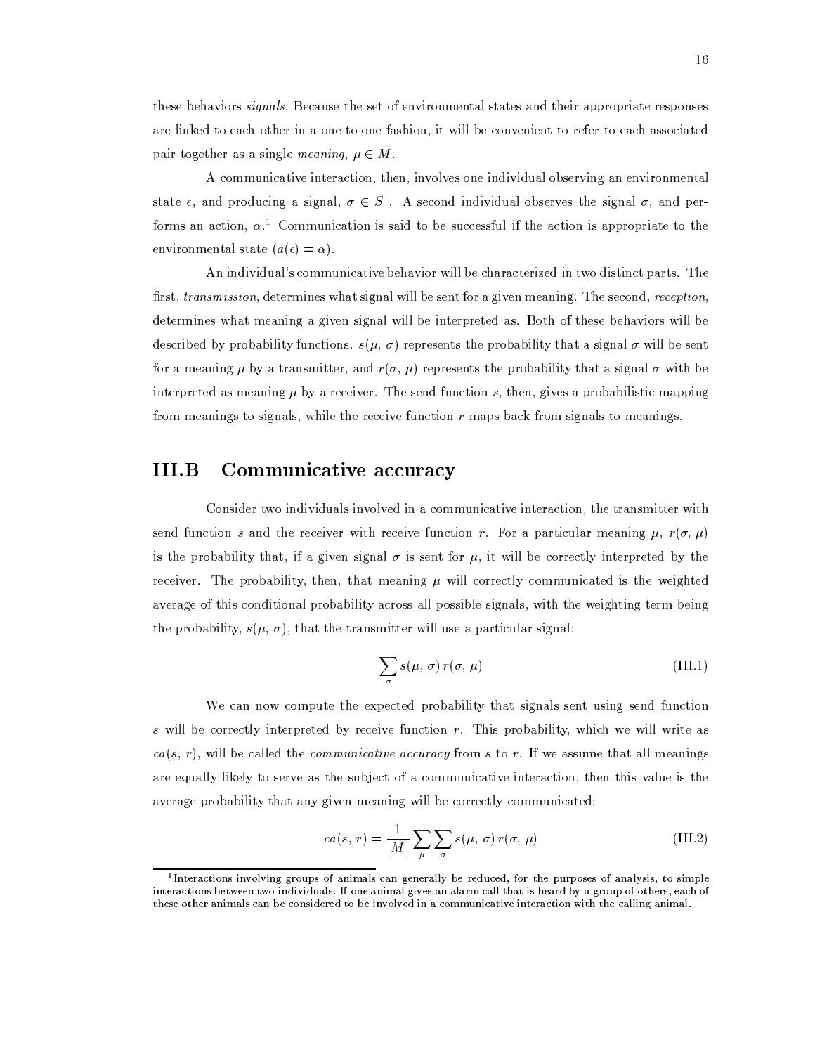these behaviors *signals*. Because the set of environmental states and their appropriate responses are linked to each other in a one-to-one fashion, it will be convenient to refer to each associated pair together as a single *meaning*, $\mu \in M$.

A communicative interaction, then, involves one individual observing an environmental state $\epsilon$, and producing a signal, $\sigma \in S$. A second individual observes the signal $\sigma$, and performs an action, $\alpha$.[1] Communication is said to be successful if the action is appropriate to the environmental state ($a(\epsilon) = \alpha$).

An individual's communicative behavior will be characterized in two distinct parts. The first, *transmission*, determines what signal will be sent for a given meaning. The second, *reception*, determines what meaning a given signal will be interpreted as. Both of these behaviors will be described by probability functions. $s(\mu, \sigma)$ represents the probability that a signal $\sigma$ will be sent for a meaning $\mu$ by a transmitter, and $r(\sigma, \mu)$ represents the probability that a signal $\sigma$ with be interpreted as meaning $\mu$ by a receiver. The send function $s$, then, gives a probabilistic mapping from meanings to signals, while the receive function $r$ maps back from signals to meanings.

## III.B Communicative accuracy

Consider two individuals involved in a communicative interaction, the transmitter with send function $s$ and the receiver with receive function $r$. For a particular meaning $\mu$, $r(\sigma, \mu)$ is the probability that, if a given signal $\sigma$ is sent for $\mu$, it will be correctly interpreted by the receiver. The probability, then, that meaning $\mu$ will correctly communicated is the weighted average of this conditional probability across all possible signals, with the weighting term being the probability, $s(\mu, \sigma)$, that the transmitter will use a particular signal:

$$\sum_{\sigma} s(\mu, \sigma)\, r(\sigma, \mu) \tag{III.1}$$

We can now compute the expected probability that signals sent using send function $s$ will be correctly interpreted by receive function $r$. This probability, which we will write as $ca(s, r)$, will be called the *communicative accuracy* from $s$ to $r$. If we assume that all meanings are equally likely to serve as the subject of a communicative interaction, then this value is the average probability that any given meaning will be correctly communicated:

$$ca(s, r) = \frac{1}{|M|} \sum_{\mu} \sum_{\sigma} s(\mu, \sigma)\, r(\sigma, \mu) \tag{III.2}$$

[1] Interactions involving groups of animals can generally be reduced, for the purposes of analysis, to simple interactions between two individuals. If one animal gives an alarm call that is heard by a group of others, each of these other animals can be considered to be involved in a communicative interaction with the calling animal.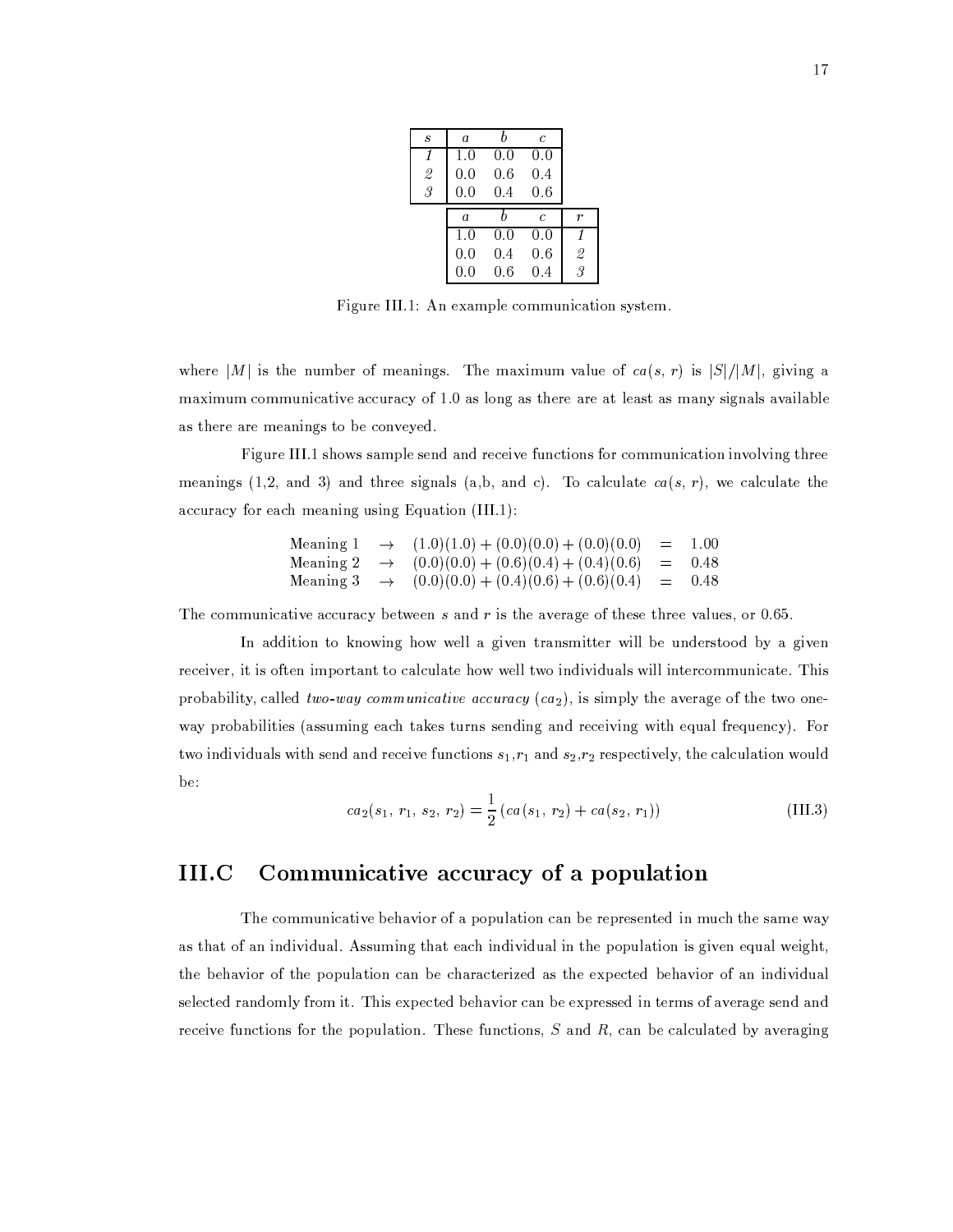| *s* | *a* | *b* | *c* |
|---|---|---|---|
| *1* | 1.0 | 0.0 | 0.0 |
| *2* | 0.0 | 0.6 | 0.4 |
| *3* | 0.0 | 0.4 | 0.6 |

| *a* | *b* | *c* | *r* |
|---|---|---|---|
| 1.0 | 0.0 | 0.0 | *1* |
| 0.0 | 0.4 | 0.6 | *2* |
| 0.0 | 0.6 | 0.4 | *3* |

Figure III.1: An example communication system.

where $|M|$ is the number of meanings. The maximum value of $ca(s, r)$ is $|S|/|M|$, giving a maximum communicative accuracy of 1.0 as long as there are at least as many signals available as there are meanings to be conveyed.

Figure III.1 shows sample send and receive functions for communication involving three meanings (1,2, and 3) and three signals (a,b, and c). To calculate $ca(s, r)$, we calculate the accuracy for each meaning using Equation (III.1):

$$
\begin{array}{lcll}
\text{Meaning 1} & \rightarrow & (1.0)(1.0) + (0.0)(0.0) + (0.0)(0.0) & = \; 1.00 \\
\text{Meaning 2} & \rightarrow & (0.0)(0.0) + (0.6)(0.4) + (0.4)(0.6) & = \; 0.48 \\
\text{Meaning 3} & \rightarrow & (0.0)(0.0) + (0.4)(0.6) + (0.6)(0.4) & = \; 0.48
\end{array}
$$

The communicative accuracy between $s$ and $r$ is the average of these three values, or 0.65.

In addition to knowing how well a given transmitter will be understood by a given receiver, it is often important to calculate how well two individuals will intercommunicate. This probability, called *two-way communicative accuracy* ($ca_2$), is simply the average of the two one-way probabilities (assuming each takes turns sending and receiving with equal frequency). For two individuals with send and receive functions $s_1$,$r_1$ and $s_2$,$r_2$ respectively, the calculation would be:

$$ca_2(s_1, r_1, s_2, r_2) = \frac{1}{2}\left(ca(s_1, r_2) + ca(s_2, r_1)\right) \tag{III.3}$$

## III.C Communicative accuracy of a population

The communicative behavior of a population can be represented in much the same way as that of an individual. Assuming that each individual in the population is given equal weight, the behavior of the population can be characterized as the expected behavior of an individual selected randomly from it. This expected behavior can be expressed in terms of average send and receive functions for the population. These functions, $S$ and $R$, can be calculated by averaging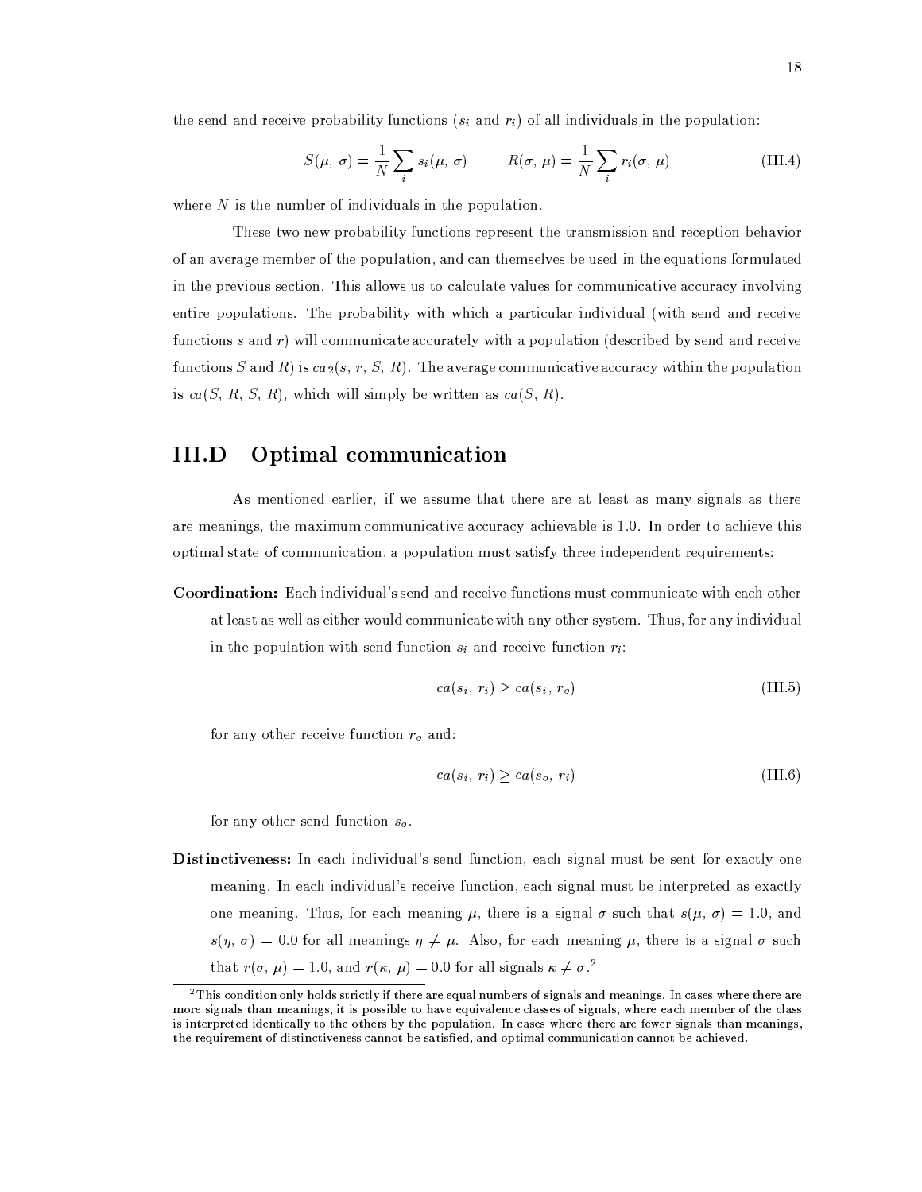the send and receive probability functions ($s_i$ and $r_i$) of all individuals in the population:

$$S(\mu,\, \sigma) = \frac{1}{N} \sum_i s_i(\mu,\, \sigma) \qquad R(\sigma,\, \mu) = \frac{1}{N} \sum_i r_i(\sigma,\, \mu) \tag{III.4}$$

where $N$ is the number of individuals in the population.

These two new probability functions represent the transmission and reception behavior of an average member of the population, and can themselves be used in the equations formulated in the previous section. This allows us to calculate values for communicative accuracy involving entire populations. The probability with which a particular individual (with send and receive functions $s$ and $r$) will communicate accurately with a population (described by send and receive functions $S$ and $R$) is $ca_2(s,\, r,\, S,\, R)$. The average communicative accuracy within the population is $ca(S,\, R,\, S,\, R)$, which will simply be written as $ca(S,\, R)$.

## III.D Optimal communication

As mentioned earlier, if we assume that there are at least as many signals as there are meanings, the maximum communicative accuracy achievable is 1.0. In order to achieve this optimal state of communication, a population must satisfy three independent requirements:

**Coordination:** Each individual's send and receive functions must communicate with each other at least as well as either would communicate with any other system. Thus, for any individual in the population with send function $s_i$ and receive function $r_i$:

$$ca(s_i,\, r_i) \geq ca(s_i,\, r_o) \tag{III.5}$$

for any other receive function $r_o$ and:

$$ca(s_i,\, r_i) \geq ca(s_o,\, r_i) \tag{III.6}$$

for any other send function $s_o$.

**Distinctiveness:** In each individual's send function, each signal must be sent for exactly one meaning. In each individual's receive function, each signal must be interpreted as exactly one meaning. Thus, for each meaning $\mu$, there is a signal $\sigma$ such that $s(\mu,\, \sigma) = 1.0$, and $s(\eta,\, \sigma) = 0.0$ for all meanings $\eta \neq \mu$. Also, for each meaning $\mu$, there is a signal $\sigma$ such that $r(\sigma,\, \mu) = 1.0$, and $r(\kappa,\, \mu) = 0.0$ for all signals $\kappa \neq \sigma$.[2]

[2] This condition only holds strictly if there are equal numbers of signals and meanings. In cases where there are more signals than meanings, it is possible to have equivalence classes of signals, where each member of the class is interpreted identically to the others by the population. In cases where there are fewer signals than meanings, the requirement of distinctiveness cannot be satisfied, and optimal communication cannot be achieved.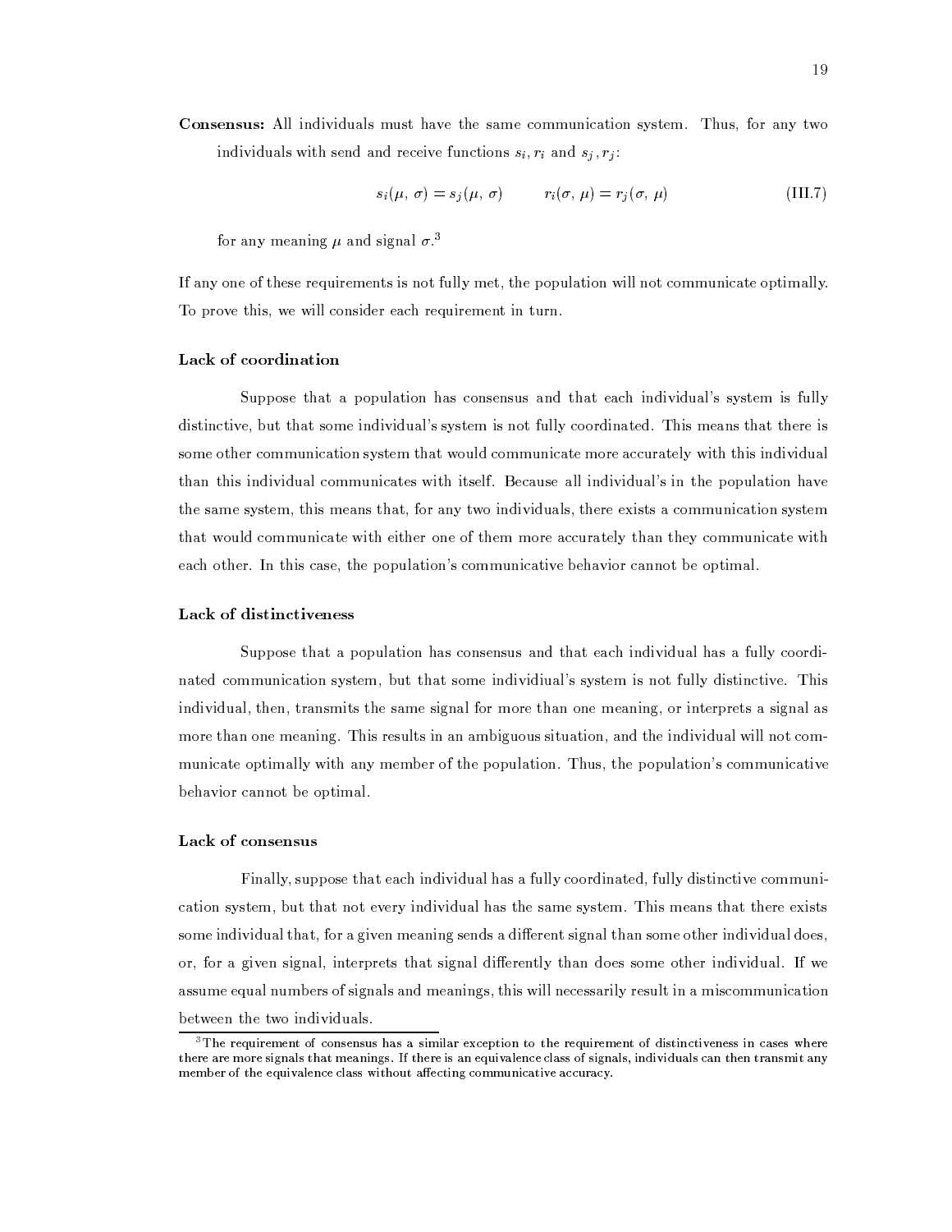**Consensus:** All individuals must have the same communication system. Thus, for any two individuals with send and receive functions $s_i, r_i$ and $s_j, r_j$:

$$s_i(\mu, \sigma) = s_j(\mu, \sigma) \qquad r_i(\sigma, \mu) = r_j(\sigma, \mu) \tag{III.7}$$

for any meaning $\mu$ and signal $\sigma$.[3]

If any one of these requirements is not fully met, the population will not communicate optimally. To prove this, we will consider each requirement in turn.

#### Lack of coordination

Suppose that a population has consensus and that each individual's system is fully distinctive, but that some individual's system is not fully coordinated. This means that there is some other communication system that would communicate more accurately with this individual than this individual communicates with itself. Because all individual's in the population have the same system, this means that, for any two individuals, there exists a communication system that would communicate with either one of them more accurately than they communicate with each other. In this case, the population's communicative behavior cannot be optimal.

#### Lack of distinctiveness

Suppose that a population has consensus and that each individual has a fully coordinated communication system, but that some individiual's system is not fully distinctive. This individual, then, transmits the same signal for more than one meaning, or interprets a signal as more than one meaning. This results in an ambiguous situation, and the individual will not communicate optimally with any member of the population. Thus, the population's communicative behavior cannot be optimal.

#### Lack of consensus

Finally, suppose that each individual has a fully coordinated, fully distinctive communication system, but that not every individual has the same system. This means that there exists some individual that, for a given meaning sends a different signal than some other individual does, or, for a given signal, interprets that signal differently than does some other individual. If we assume equal numbers of signals and meanings, this will necessarily result in a miscommunication between the two individuals.

[3] The requirement of consensus has a similar exception to the requirement of distinctiveness in cases where there are more signals that meanings. If there is an equivalence class of signals, individuals can then transmit any member of the equivalence class without affecting communicative accuracy.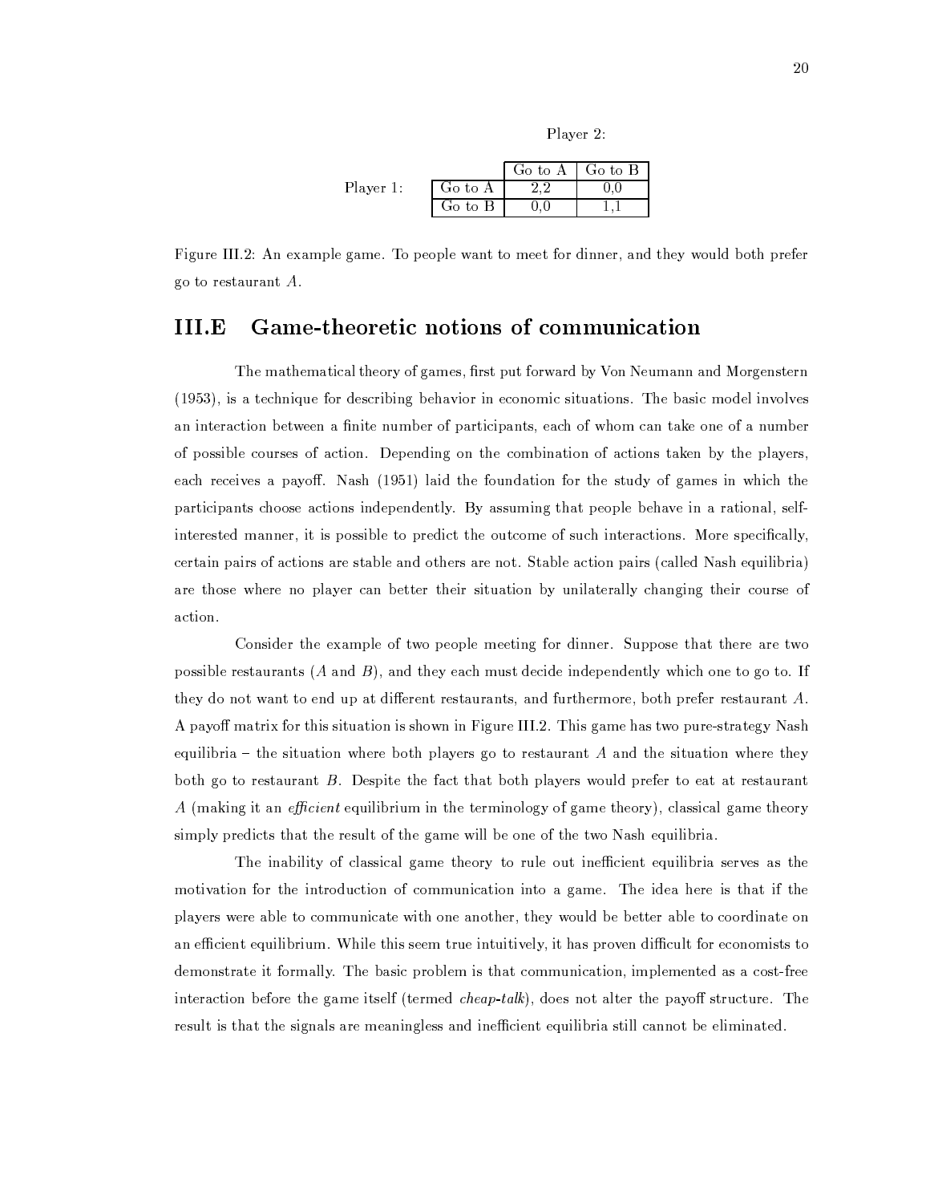Player 2:

| Player 1: | Go to A | Go to B |
|---|---|---|
| Go to A | 2,2 | 0,0 |
| Go to B | 0,0 | 1,1 |

Figure III.2: An example game. To people want to meet for dinner, and they would both prefer go to restaurant $A$.

## III.E Game-theoretic notions of communication

The mathematical theory of games, first put forward by Von Neumann and Morgenstern (1953), is a technique for describing behavior in economic situations. The basic model involves an interaction between a finite number of participants, each of whom can take one of a number of possible courses of action. Depending on the combination of actions taken by the players, each receives a payoff. Nash (1951) laid the foundation for the study of games in which the participants choose actions independently. By assuming that people behave in a rational, self-interested manner, it is possible to predict the outcome of such interactions. More specifically, certain pairs of actions are stable and others are not. Stable action pairs (called Nash equilibria) are those where no player can better their situation by unilaterally changing their course of action.

Consider the example of two people meeting for dinner. Suppose that there are two possible restaurants ($A$ and $B$), and they each must decide independently which one to go to. If they do not want to end up at different restaurants, and furthermore, both prefer restaurant $A$. A payoff matrix for this situation is shown in Figure III.2. This game has two pure-strategy Nash equilibria – the situation where both players go to restaurant $A$ and the situation where they both go to restaurant $B$. Despite the fact that both players would prefer to eat at restaurant $A$ (making it an *efficient* equilibrium in the terminology of game theory), classical game theory simply predicts that the result of the game will be one of the two Nash equilibria.

The inability of classical game theory to rule out inefficient equilibria serves as the motivation for the introduction of communication into a game. The idea here is that if the players were able to communicate with one another, they would be better able to coordinate on an efficient equilibrium. While this seem true intuitively, it has proven difficult for economists to demonstrate it formally. The basic problem is that communication, implemented as a cost-free interaction before the game itself (termed *cheap-talk*), does not alter the payoff structure. The result is that the signals are meaningless and inefficient equilibria still cannot be eliminated.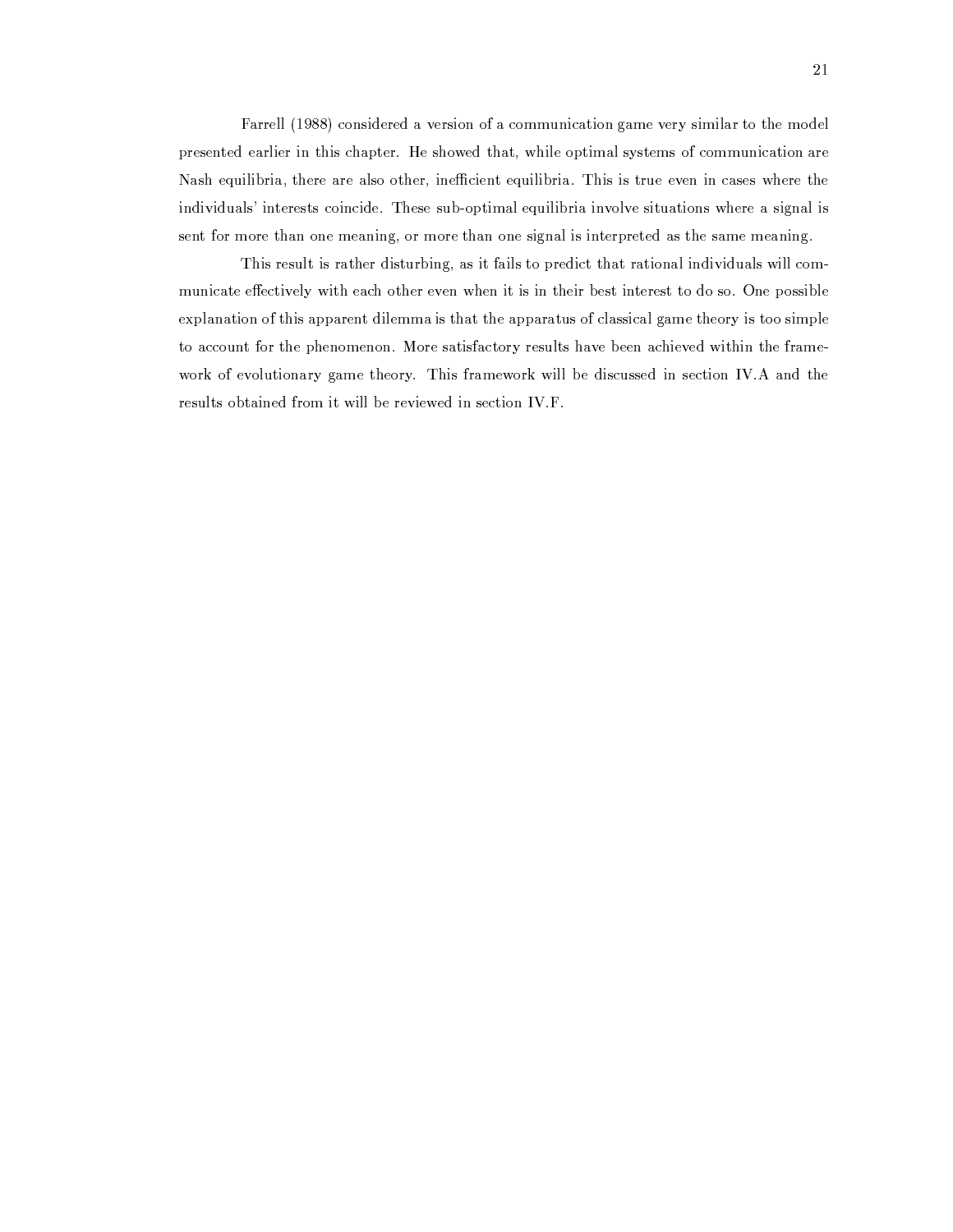Farrell (1988) considered a version of a communication game very similar to the model presented earlier in this chapter. He showed that, while optimal systems of communication are Nash equilibria, there are also other, inefficient equilibria. This is true even in cases where the individuals' interests coincide. These sub-optimal equilibria involve situations where a signal is sent for more than one meaning, or more than one signal is interpreted as the same meaning.

This result is rather disturbing, as it fails to predict that rational individuals will communicate effectively with each other even when it is in their best interest to do so. One possible explanation of this apparent dilemma is that the apparatus of classical game theory is too simple to account for the phenomenon. More satisfactory results have been achieved within the framework of evolutionary game theory. This framework will be discussed in section IV.A and the results obtained from it will be reviewed in section IV.F.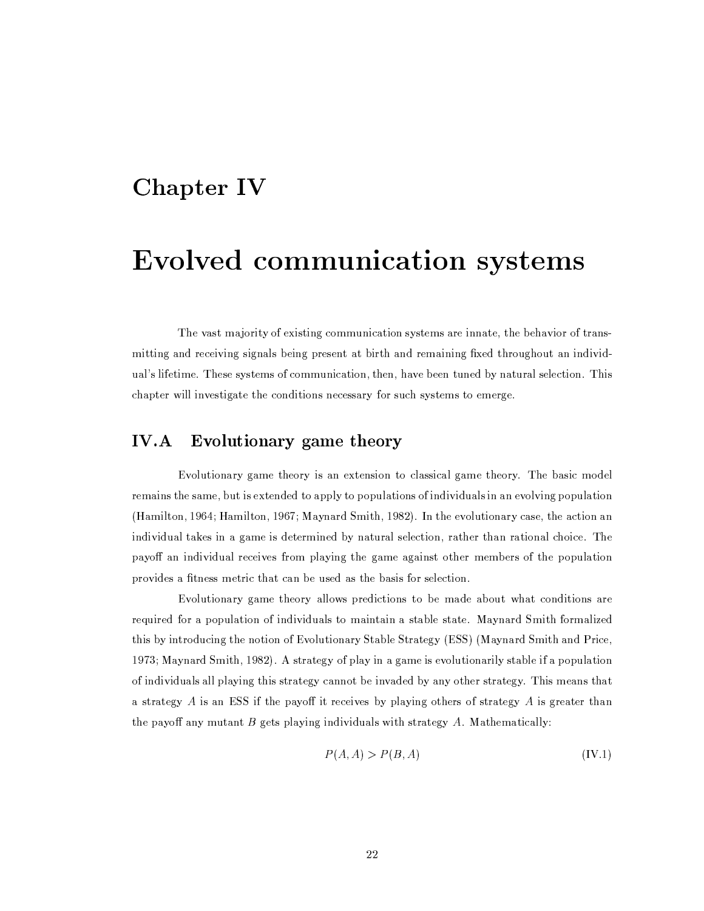# Chapter IV

# Evolved communication systems

The vast majority of existing communication systems are innate, the behavior of transmitting and receiving signals being present at birth and remaining fixed throughout an individual's lifetime. These systems of communication, then, have been tuned by natural selection. This chapter will investigate the conditions necessary for such systems to emerge.

## IV.A Evolutionary game theory

Evolutionary game theory is an extension to classical game theory. The basic model remains the same, but is extended to apply to populations of individuals in an evolving population (Hamilton, 1964; Hamilton, 1967; Maynard Smith, 1982). In the evolutionary case, the action an individual takes in a game is determined by natural selection, rather than rational choice. The payoff an individual receives from playing the game against other members of the population provides a fitness metric that can be used as the basis for selection.

Evolutionary game theory allows predictions to be made about what conditions are required for a population of individuals to maintain a stable state. Maynard Smith formalized this by introducing the notion of Evolutionary Stable Strategy (ESS) (Maynard Smith and Price, 1973; Maynard Smith, 1982). A strategy of play in a game is evolutionarily stable if a population of individuals all playing this strategy cannot be invaded by any other strategy. This means that a strategy $A$ is an ESS if the payoff it receives by playing others of strategy $A$ is greater than the payoff any mutant $B$ gets playing individuals with strategy $A$. Mathematically:

$$P(A, A) > P(B, A) \tag{IV.1}$$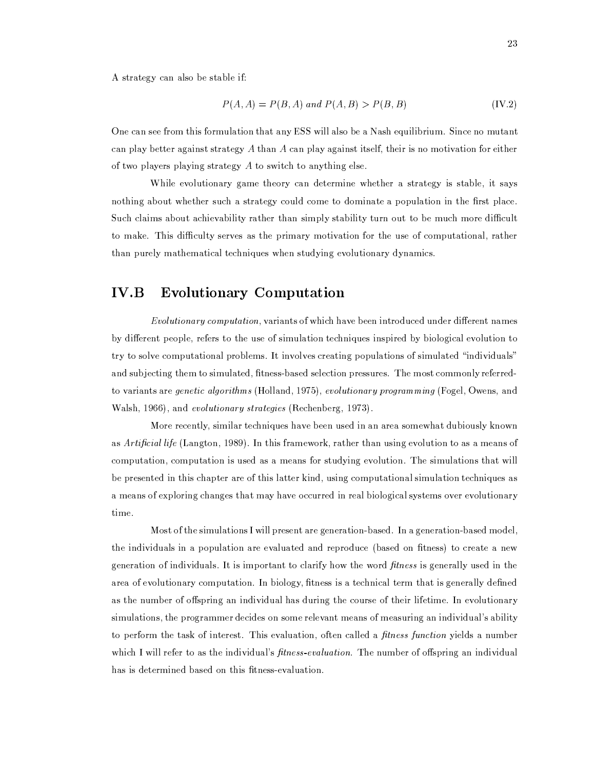A strategy can also be stable if:

$$P(A, A) = P(B, A) \text{ and } P(A, B) > P(B, B) \tag{IV.2}$$

One can see from this formulation that any ESS will also be a Nash equilibrium. Since no mutant can play better against strategy $A$ than $A$ can play against itself, their is no motivation for either of two players playing strategy $A$ to switch to anything else.

While evolutionary game theory can determine whether a strategy is stable, it says nothing about whether such a strategy could come to dominate a population in the first place. Such claims about achievability rather than simply stability turn out to be much more difficult to make. This difficulty serves as the primary motivation for the use of computational, rather than purely mathematical techniques when studying evolutionary dynamics.

## IV.B Evolutionary Computation

*Evolutionary computation*, variants of which have been introduced under different names by different people, refers to the use of simulation techniques inspired by biological evolution to try to solve computational problems. It involves creating populations of simulated "individuals" and subjecting them to simulated, fitness-based selection pressures. The most commonly referred-to variants are *genetic algorithms* (Holland, 1975), *evolutionary programming* (Fogel, Owens, and Walsh, 1966), and *evolutionary strategies* (Rechenberg, 1973).

More recently, similar techniques have been used in an area somewhat dubiously known as *Artificial life* (Langton, 1989). In this framework, rather than using evolution to as a means of computation, computation is used as a means for studying evolution. The simulations that will be presented in this chapter are of this latter kind, using computational simulation techniques as a means of exploring changes that may have occurred in real biological systems over evolutionary time.

Most of the simulations I will present are generation-based. In a generation-based model, the individuals in a population are evaluated and reproduce (based on fitness) to create a new generation of individuals. It is important to clarify how the word *fitness* is generally used in the area of evolutionary computation. In biology, fitness is a technical term that is generally defined as the number of offspring an individual has during the course of their lifetime. In evolutionary simulations, the programmer decides on some relevant means of measuring an individual's ability to perform the task of interest. This evaluation, often called a *fitness function* yields a number which I will refer to as the individual's *fitness-evaluation*. The number of offspring an individual has is determined based on this fitness-evaluation.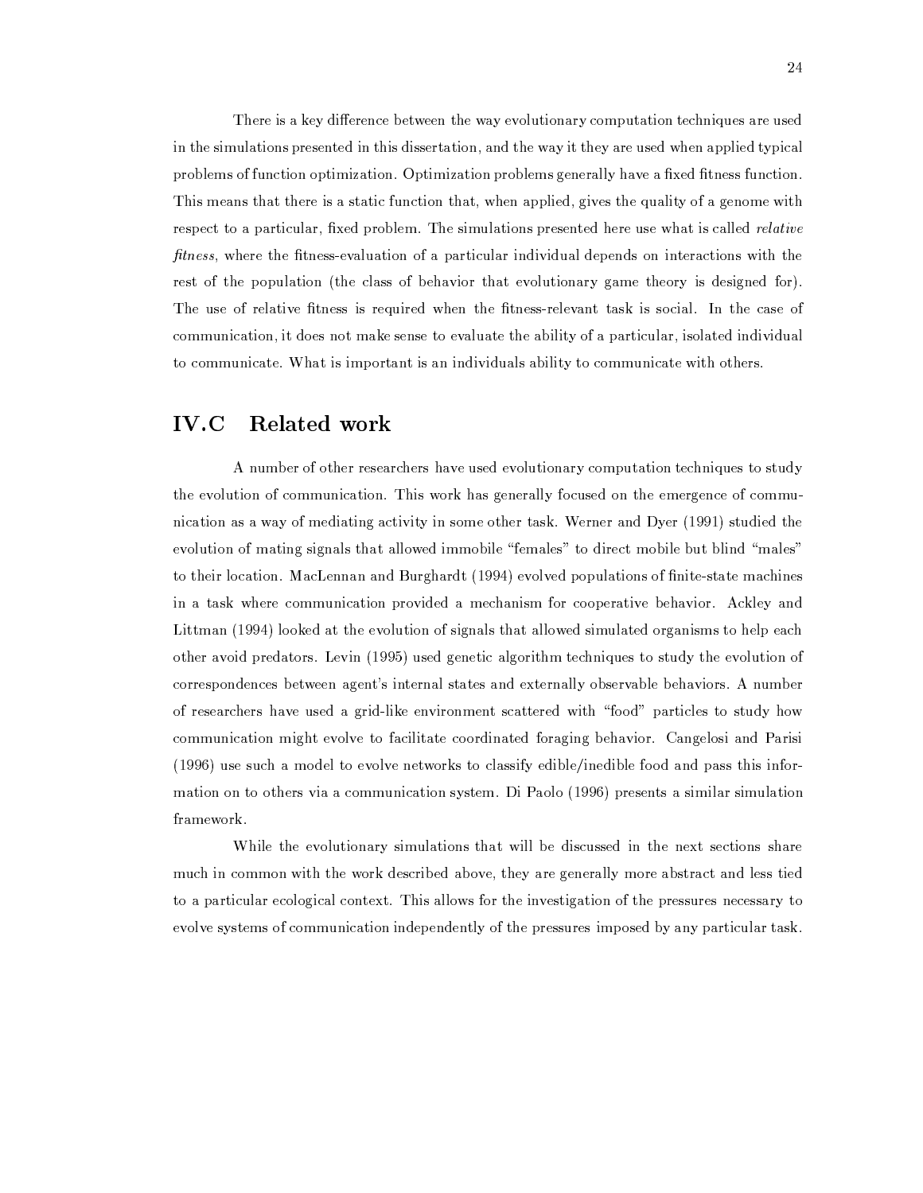There is a key difference between the way evolutionary computation techniques are used in the simulations presented in this dissertation, and the way it they are used when applied typical problems of function optimization. Optimization problems generally have a fixed fitness function. This means that there is a static function that, when applied, gives the quality of a genome with respect to a particular, fixed problem. The simulations presented here use what is called *relative fitness*, where the fitness-evaluation of a particular individual depends on interactions with the rest of the population (the class of behavior that evolutionary game theory is designed for). The use of relative fitness is required when the fitness-relevant task is social. In the case of communication, it does not make sense to evaluate the ability of a particular, isolated individual to communicate. What is important is an individuals ability to communicate with others.

## IV.C Related work

A number of other researchers have used evolutionary computation techniques to study the evolution of communication. This work has generally focused on the emergence of communication as a way of mediating activity in some other task. Werner and Dyer (1991) studied the evolution of mating signals that allowed immobile "females" to direct mobile but blind "males" to their location. MacLennan and Burghardt (1994) evolved populations of finite-state machines in a task where communication provided a mechanism for cooperative behavior. Ackley and Littman (1994) looked at the evolution of signals that allowed simulated organisms to help each other avoid predators. Levin (1995) used genetic algorithm techniques to study the evolution of correspondences between agent's internal states and externally observable behaviors. A number of researchers have used a grid-like environment scattered with "food" particles to study how communication might evolve to facilitate coordinated foraging behavior. Cangelosi and Parisi (1996) use such a model to evolve networks to classify edible/inedible food and pass this information on to others via a communication system. Di Paolo (1996) presents a similar simulation framework.

While the evolutionary simulations that will be discussed in the next sections share much in common with the work described above, they are generally more abstract and less tied to a particular ecological context. This allows for the investigation of the pressures necessary to evolve systems of communication independently of the pressures imposed by any particular task.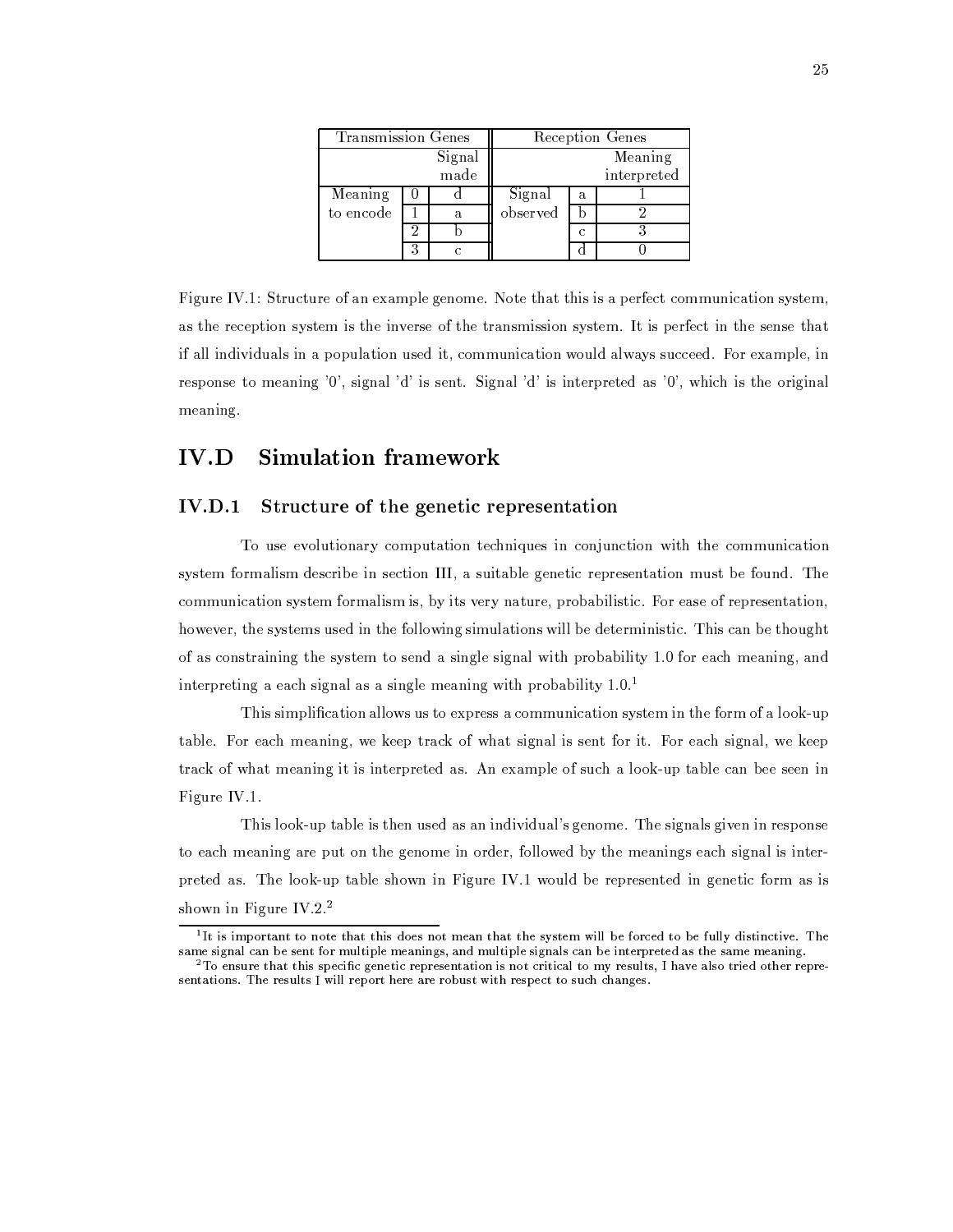| Transmission Genes | | | Reception Genes | | |
|---|---|---|---|---|---|
| | | Signal made | | | Meaning interpreted |
| Meaning to encode | 0 | d | Signal observed | a | 1 |
| | 1 | a | | b | 2 |
| | 2 | b | | c | 3 |
| | 3 | c | | d | 0 |

Figure IV.1: Structure of an example genome. Note that this is a perfect communication system, as the reception system is the inverse of the transmission system. It is perfect in the sense that if all individuals in a population used it, communication would always succeed. For example, in response to meaning '0', signal 'd' is sent. Signal 'd' is interpreted as '0', which is the original meaning.

## IV.D Simulation framework

### IV.D.1 Structure of the genetic representation

To use evolutionary computation techniques in conjunction with the communication system formalism describe in section III, a suitable genetic representation must be found. The communication system formalism is, by its very nature, probabilistic. For ease of representation, however, the systems used in the following simulations will be deterministic. This can be thought of as constraining the system to send a single signal with probability 1.0 for each meaning, and interpreting a each signal as a single meaning with probability 1.0.[1]

This simplification allows us to express a communication system in the form of a look-up table. For each meaning, we keep track of what signal is sent for it. For each signal, we keep track of what meaning it is interpreted as. An example of such a look-up table can bee seen in Figure IV.1.

This look-up table is then used as an individual's genome. The signals given in response to each meaning are put on the genome in order, followed by the meanings each signal is interpreted as. The look-up table shown in Figure IV.1 would be represented in genetic form as is shown in Figure IV.2.[2]

[1] It is important to note that this does not mean that the system will be forced to be fully distinctive. The same signal can be sent for multiple meanings, and multiple signals can be interpreted as the same meaning.

[2] To ensure that this specific genetic representation is not critical to my results, I have also tried other representations. The results I will report here are robust with respect to such changes.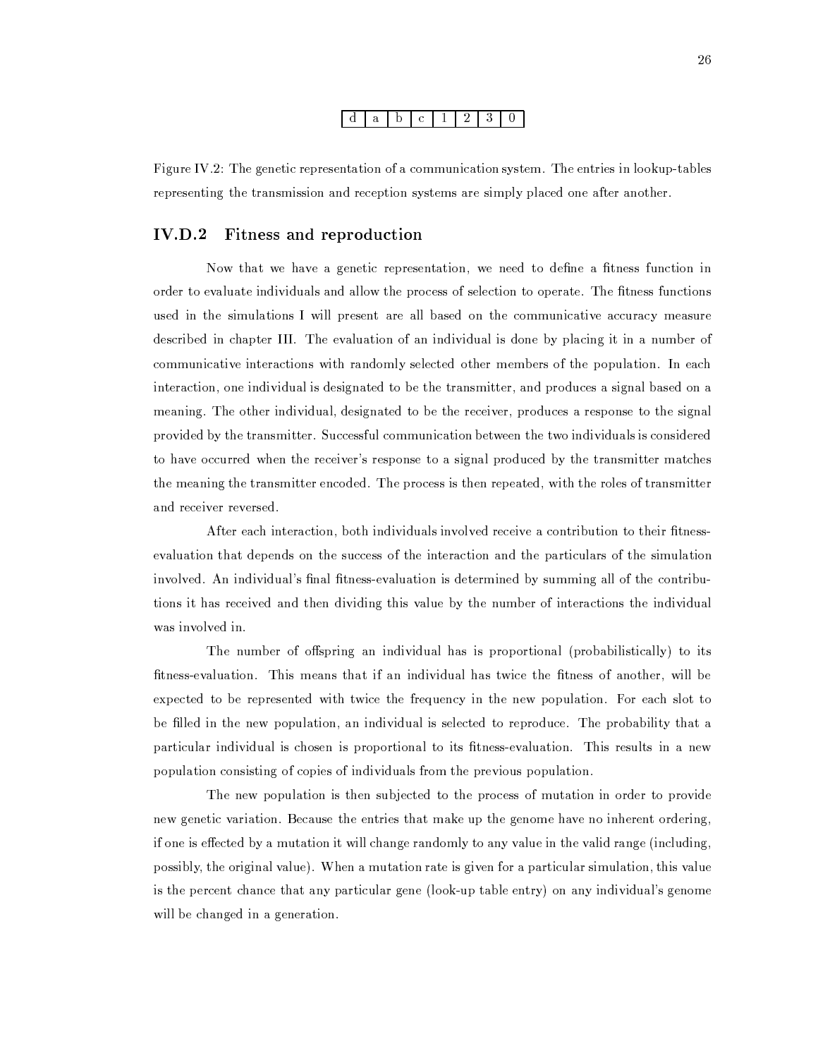| d | a | b | c | 1 | 2 | 3 | 0 |
|---|---|---|---|---|---|---|---|

Figure IV.2: The genetic representation of a communication system. The entries in lookup-tables representing the transmission and reception systems are simply placed one after another.

### IV.D.2 Fitness and reproduction

Now that we have a genetic representation, we need to define a fitness function in order to evaluate individuals and allow the process of selection to operate. The fitness functions used in the simulations I will present are all based on the communicative accuracy measure described in chapter III. The evaluation of an individual is done by placing it in a number of communicative interactions with randomly selected other members of the population. In each interaction, one individual is designated to be the transmitter, and produces a signal based on a meaning. The other individual, designated to be the receiver, produces a response to the signal provided by the transmitter. Successful communication between the two individuals is considered to have occurred when the receiver's response to a signal produced by the transmitter matches the meaning the transmitter encoded. The process is then repeated, with the roles of transmitter and receiver reversed.

After each interaction, both individuals involved receive a contribution to their fitness-evaluation that depends on the success of the interaction and the particulars of the simulation involved. An individual's final fitness-evaluation is determined by summing all of the contributions it has received and then dividing this value by the number of interactions the individual was involved in.

The number of offspring an individual has is proportional (probabilistically) to its fitness-evaluation. This means that if an individual has twice the fitness of another, will be expected to be represented with twice the frequency in the new population. For each slot to be filled in the new population, an individual is selected to reproduce. The probability that a particular individual is chosen is proportional to its fitness-evaluation. This results in a new population consisting of copies of individuals from the previous population.

The new population is then subjected to the process of mutation in order to provide new genetic variation. Because the entries that make up the genome have no inherent ordering, if one is effected by a mutation it will change randomly to any value in the valid range (including, possibly, the original value). When a mutation rate is given for a particular simulation, this value is the percent chance that any particular gene (look-up table entry) on any individual's genome will be changed in a generation.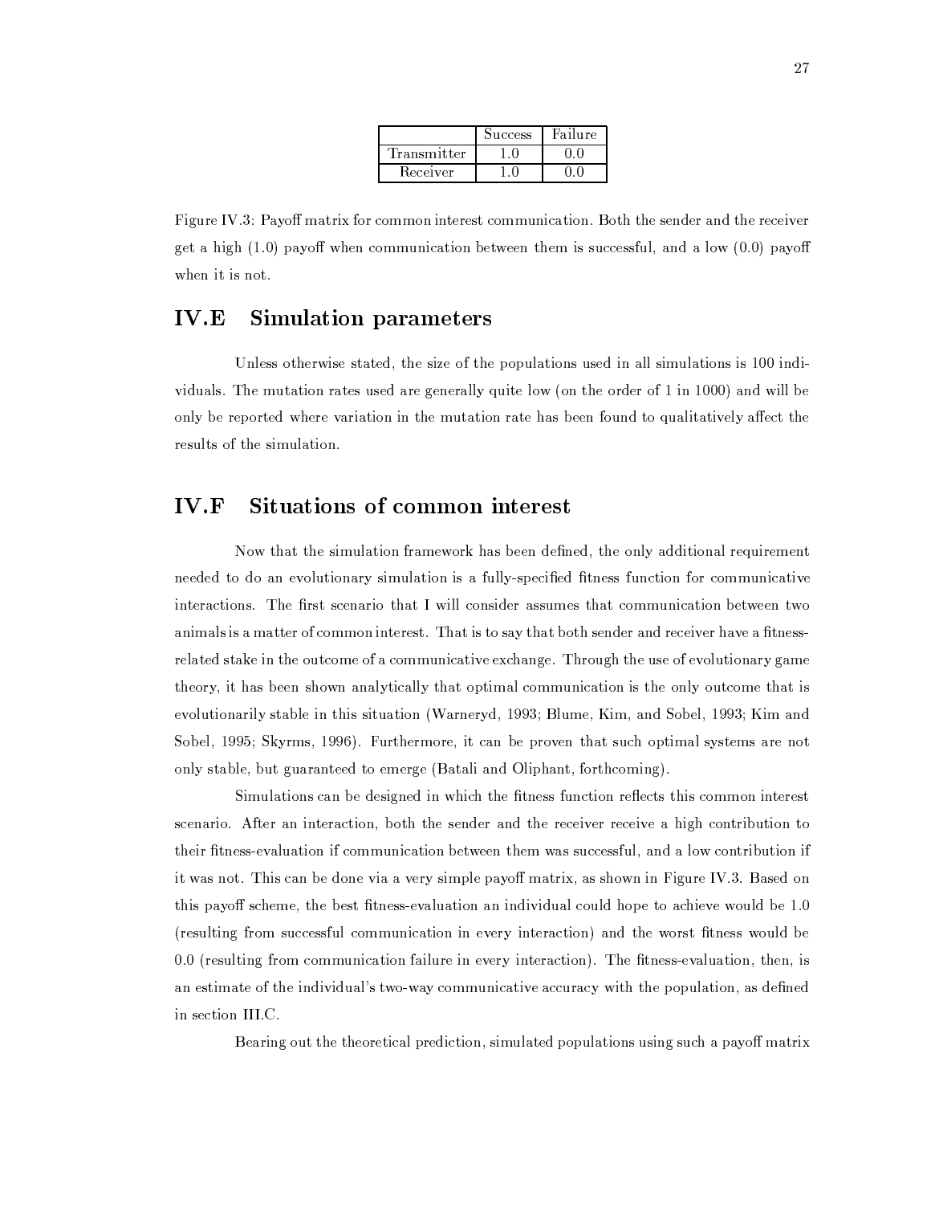| | Success | Failure |
|---|---|---|
| Transmitter | 1.0 | 0.0 |
| Receiver | 1.0 | 0.0 |

Figure IV.3: Payoff matrix for common interest communication. Both the sender and the receiver get a high (1.0) payoff when communication between them is successful, and a low (0.0) payoff when it is not.

## IV.E Simulation parameters

Unless otherwise stated, the size of the populations used in all simulations is 100 individuals. The mutation rates used are generally quite low (on the order of 1 in 1000) and will be only be reported where variation in the mutation rate has been found to qualitatively affect the results of the simulation.

## IV.F Situations of common interest

Now that the simulation framework has been defined, the only additional requirement needed to do an evolutionary simulation is a fully-specified fitness function for communicative interactions. The first scenario that I will consider assumes that communication between two animals is a matter of common interest. That is to say that both sender and receiver have a fitness-related stake in the outcome of a communicative exchange. Through the use of evolutionary game theory, it has been shown analytically that optimal communication is the only outcome that is evolutionarily stable in this situation (Warneryd, 1993; Blume, Kim, and Sobel, 1993; Kim and Sobel, 1995; Skyrms, 1996). Furthermore, it can be proven that such optimal systems are not only stable, but guaranteed to emerge (Batali and Oliphant, forthcoming).

Simulations can be designed in which the fitness function reflects this common interest scenario. After an interaction, both the sender and the receiver receive a high contribution to their fitness-evaluation if communication between them was successful, and a low contribution if it was not. This can be done via a very simple payoff matrix, as shown in Figure IV.3. Based on this payoff scheme, the best fitness-evaluation an individual could hope to achieve would be 1.0 (resulting from successful communication in every interaction) and the worst fitness would be 0.0 (resulting from communication failure in every interaction). The fitness-evaluation, then, is an estimate of the individual's two-way communicative accuracy with the population, as defined in section III.C.

Bearing out the theoretical prediction, simulated populations using such a payoff matrix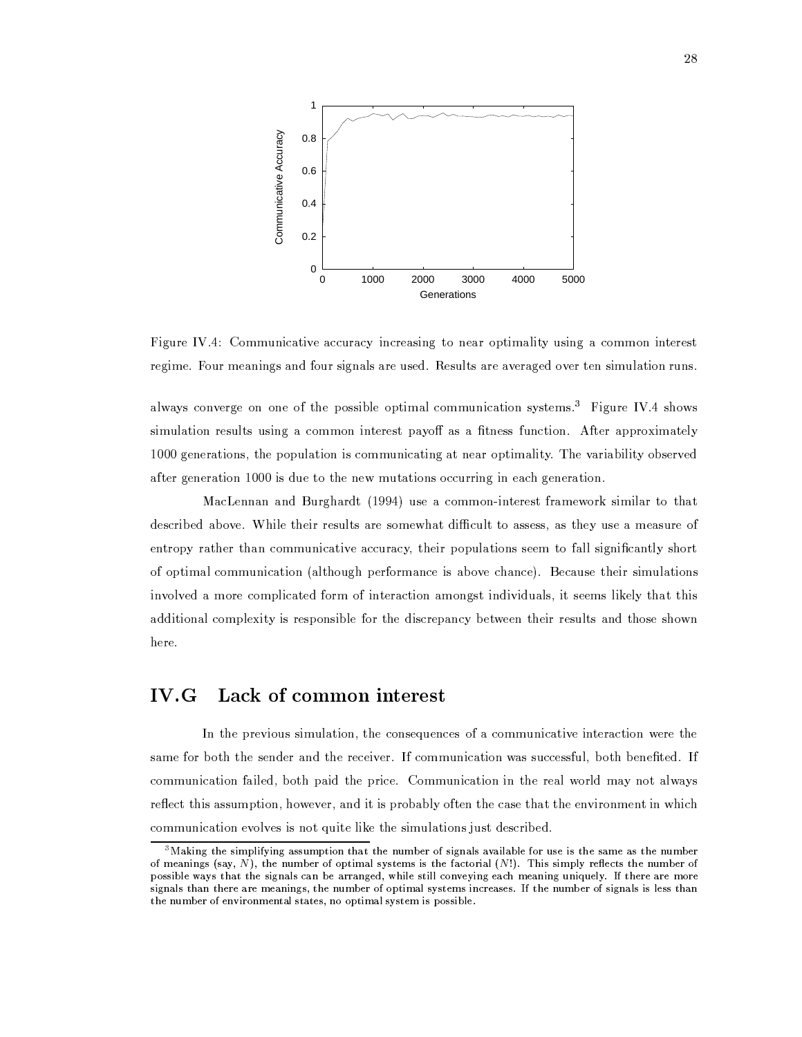Figure IV.4: Communicative accuracy increasing to near optimality using a common interest regime. Four meanings and four signals are used. Results are averaged over ten simulation runs.

always converge on one of the possible optimal communication systems.[3] Figure IV.4 shows simulation results using a common interest payoff as a fitness function. After approximately 1000 generations, the population is communicating at near optimality. The variability observed after generation 1000 is due to the new mutations occurring in each generation.

MacLennan and Burghardt (1994) use a common-interest framework similar to that described above. While their results are somewhat difficult to assess, as they use a measure of entropy rather than communicative accuracy, their populations seem to fall significantly short of optimal communication (although performance is above chance). Because their simulations involved a more complicated form of interaction amongst individuals, it seems likely that this additional complexity is responsible for the discrepancy between their results and those shown here.

## IV.G Lack of common interest

In the previous simulation, the consequences of a communicative interaction were the same for both the sender and the receiver. If communication was successful, both benefited. If communication failed, both paid the price. Communication in the real world may not always reflect this assumption, however, and it is probably often the case that the environment in which communication evolves is not quite like the simulations just described.

[3] Making the simplifying assumption that the number of signals available for use is the same as the number of meanings (say, $N$), the number of optimal systems is the factorial ($N!$). This simply reflects the number of possible ways that the signals can be arranged, while still conveying each meaning uniquely. If there are more signals than there are meanings, the number of optimal systems increases. If the number of signals is less than the number of environmental states, no optimal system is possible.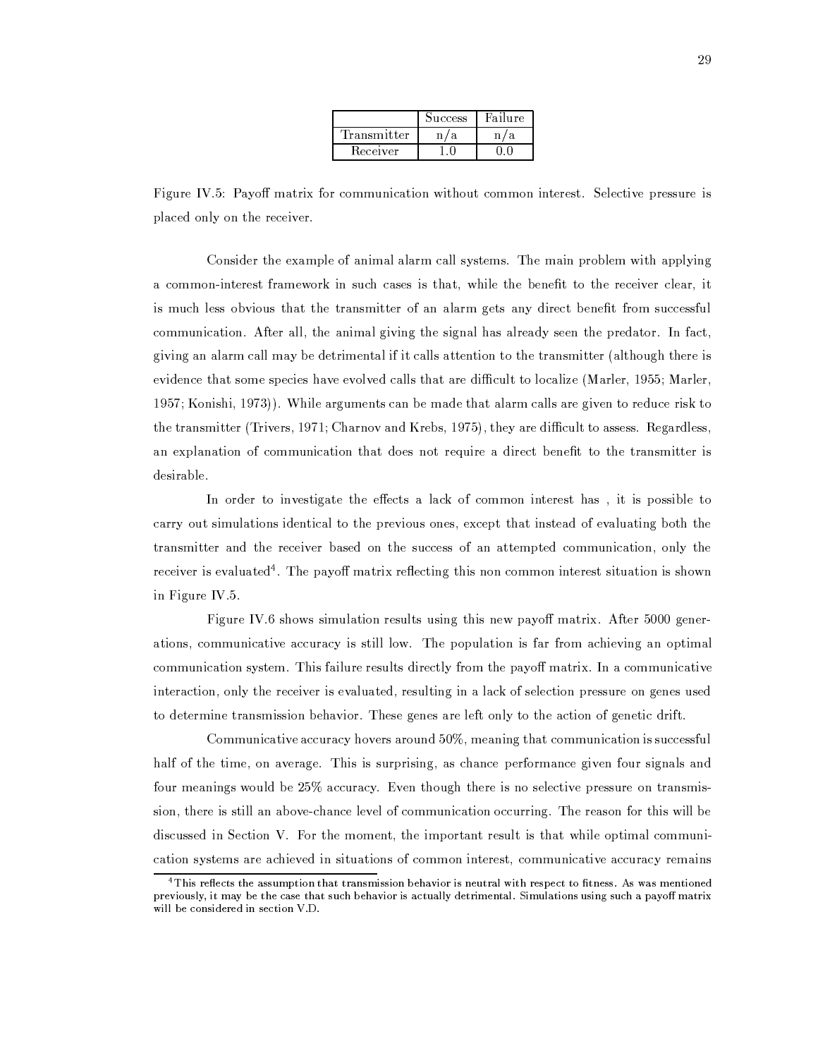| | Success | Failure |
|---|---|---|
| Transmitter | n/a | n/a |
| Receiver | 1.0 | 0.0 |

Figure IV.5: Payoff matrix for communication without common interest. Selective pressure is placed only on the receiver.

Consider the example of animal alarm call systems. The main problem with applying a common-interest framework in such cases is that, while the benefit to the receiver clear, it is much less obvious that the transmitter of an alarm gets any direct benefit from successful communication. After all, the animal giving the signal has already seen the predator. In fact, giving an alarm call may be detrimental if it calls attention to the transmitter (although there is evidence that some species have evolved calls that are difficult to localize (Marler, 1955; Marler, 1957; Konishi, 1973)). While arguments can be made that alarm calls are given to reduce risk to the transmitter (Trivers, 1971; Charnov and Krebs, 1975), they are difficult to assess. Regardless, an explanation of communication that does not require a direct benefit to the transmitter is desirable.

In order to investigate the effects a lack of common interest has , it is possible to carry out simulations identical to the previous ones, except that instead of evaluating both the transmitter and the receiver based on the success of an attempted communication, only the receiver is evaluated[4]. The payoff matrix reflecting this non common interest situation is shown in Figure IV.5.

Figure IV.6 shows simulation results using this new payoff matrix. After 5000 generations, communicative accuracy is still low. The population is far from achieving an optimal communication system. This failure results directly from the payoff matrix. In a communicative interaction, only the receiver is evaluated, resulting in a lack of selection pressure on genes used to determine transmission behavior. These genes are left only to the action of genetic drift.

Communicative accuracy hovers around 50%, meaning that communication is successful half of the time, on average. This is surprising, as chance performance given four signals and four meanings would be 25% accuracy. Even though there is no selective pressure on transmission, there is still an above-chance level of communication occurring. The reason for this will be discussed in Section V. For the moment, the important result is that while optimal communication systems are achieved in situations of common interest, communicative accuracy remains

[4] This reflects the assumption that transmission behavior is neutral with respect to fitness. As was mentioned previously, it may be the case that such behavior is actually detrimental. Simulations using such a payoff matrix will be considered in section V.D.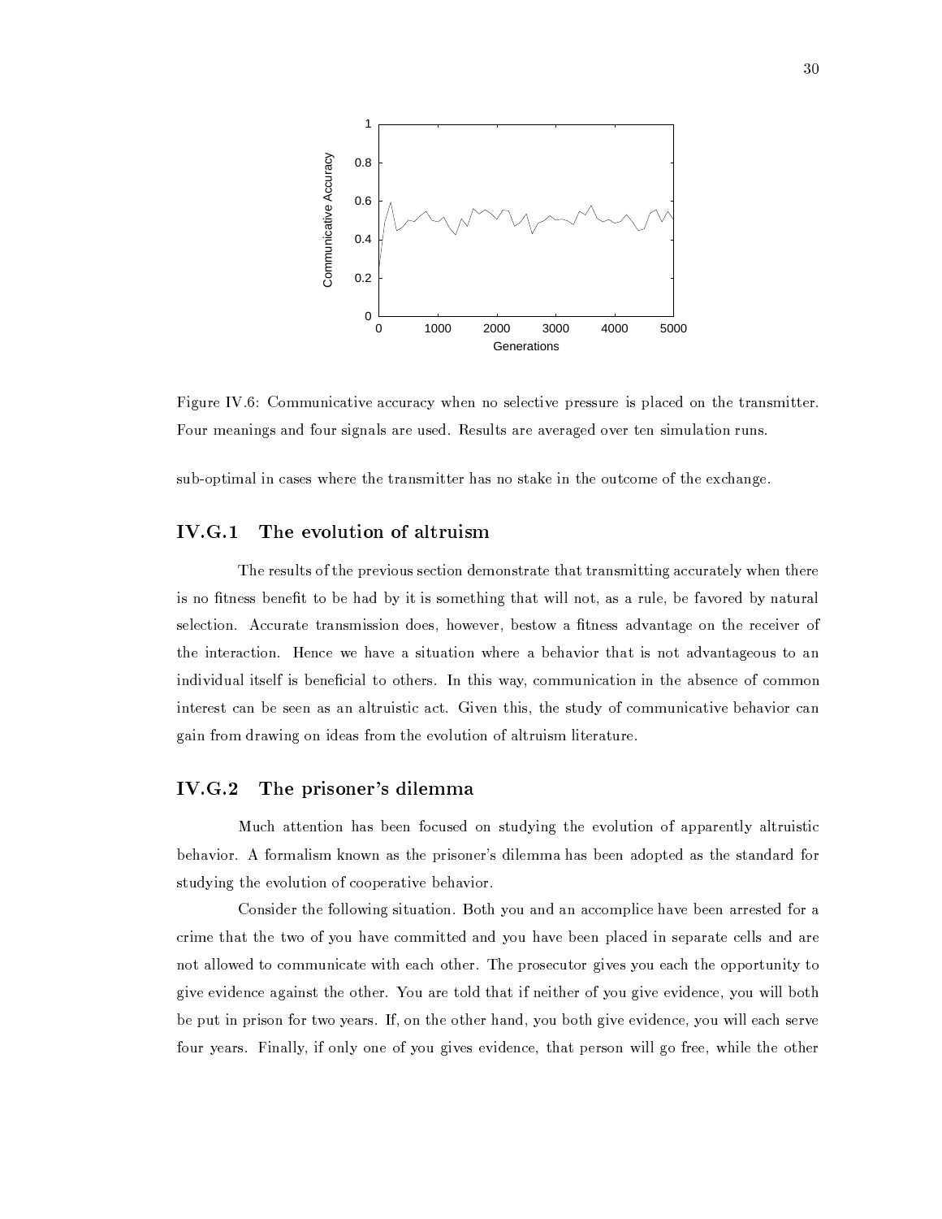Figure IV.6: Communicative accuracy when no selective pressure is placed on the transmitter. Four meanings and four signals are used. Results are averaged over ten simulation runs.

sub-optimal in cases where the transmitter has no stake in the outcome of the exchange.

### IV.G.1 The evolution of altruism

The results of the previous section demonstrate that transmitting accurately when there is no fitness benefit to be had by it is something that will not, as a rule, be favored by natural selection. Accurate transmission does, however, bestow a fitness advantage on the receiver of the interaction. Hence we have a situation where a behavior that is not advantageous to an individual itself is beneficial to others. In this way, communication in the absence of common interest can be seen as an altruistic act. Given this, the study of communicative behavior can gain from drawing on ideas from the evolution of altruism literature.

### IV.G.2 The prisoner's dilemma

Much attention has been focused on studying the evolution of apparently altruistic behavior. A formalism known as the prisoner's dilemma has been adopted as the standard for studying the evolution of cooperative behavior.

Consider the following situation. Both you and an accomplice have been arrested for a crime that the two of you have committed and you have been placed in separate cells and are not allowed to communicate with each other. The prosecutor gives you each the opportunity to give evidence against the other. You are told that if neither of you give evidence, you will both be put in prison for two years. If, on the other hand, you both give evidence, you will each serve four years. Finally, if only one of you gives evidence, that person will go free, while the other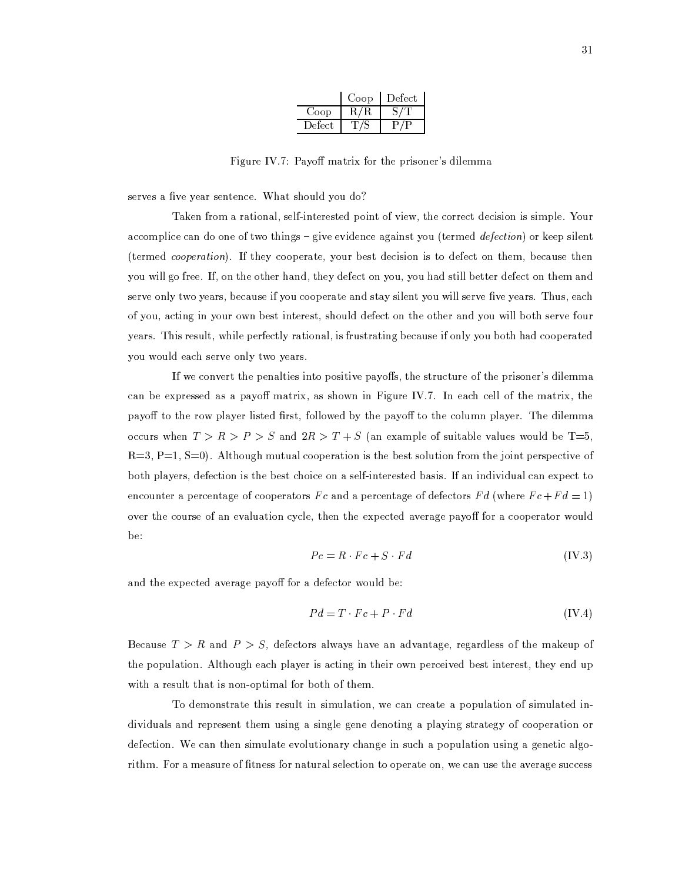| | Coop | Defect |
|---|---|---|
| Coop | R/R | S/T |
| Defect | T/S | P/P |

Figure IV.7: Payoff matrix for the prisoner's dilemma

serves a five year sentence. What should you do?

Taken from a rational, self-interested point of view, the correct decision is simple. Your accomplice can do one of two things – give evidence against you (termed *defection*) or keep silent (termed *cooperation*). If they cooperate, your best decision is to defect on them, because then you will go free. If, on the other hand, they defect on you, you had still better defect on them and serve only two years, because if you cooperate and stay silent you will serve five years. Thus, each of you, acting in your own best interest, should defect on the other and you will both serve four years. This result, while perfectly rational, is frustrating because if only you both had cooperated you would each serve only two years.

If we convert the penalties into positive payoffs, the structure of the prisoner's dilemma can be expressed as a payoff matrix, as shown in Figure IV.7. In each cell of the matrix, the payoff to the row player listed first, followed by the payoff to the column player. The dilemma occurs when $T > R > P > S$ and $2R > T + S$ (an example of suitable values would be T=5, R=3, P=1, S=0). Although mutual cooperation is the best solution from the joint perspective of both players, defection is the best choice on a self-interested basis. If an individual can expect to encounter a percentage of cooperators $Fc$ and a percentage of defectors $Fd$ (where $Fc + Fd = 1$) over the course of an evaluation cycle, then the expected average payoff for a cooperator would be:

$$Pc = R \cdot Fc + S \cdot Fd \tag{IV.3}$$

and the expected average payoff for a defector would be:

$$Pd = T \cdot Fc + P \cdot Fd \tag{IV.4}$$

Because $T > R$ and $P > S$, defectors always have an advantage, regardless of the makeup of the population. Although each player is acting in their own perceived best interest, they end up with a result that is non-optimal for both of them.

To demonstrate this result in simulation, we can create a population of simulated individuals and represent them using a single gene denoting a playing strategy of cooperation or defection. We can then simulate evolutionary change in such a population using a genetic algorithm. For a measure of fitness for natural selection to operate on, we can use the average success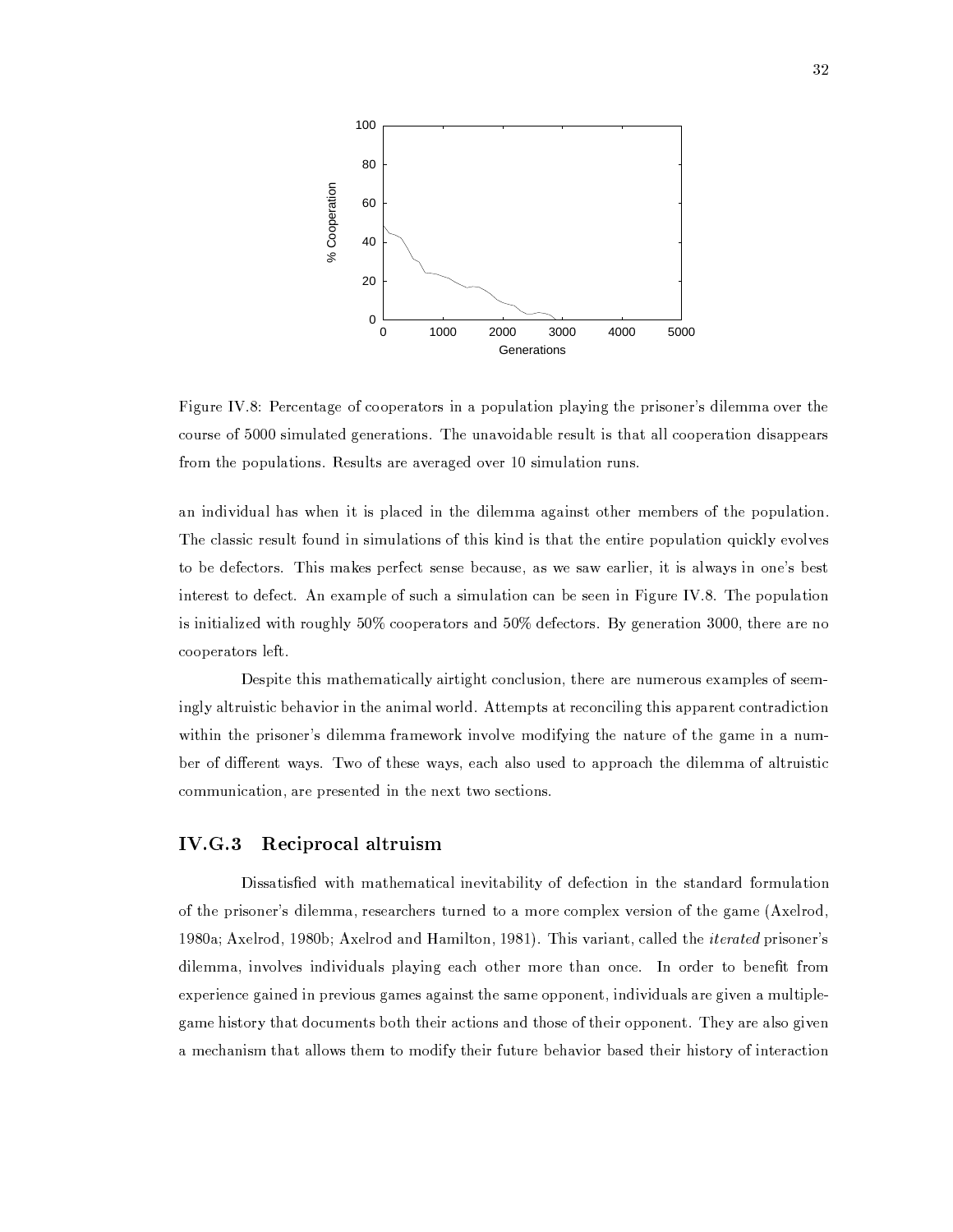Figure IV.8: Percentage of cooperators in a population playing the prisoner's dilemma over the course of 5000 simulated generations. The unavoidable result is that all cooperation disappears from the populations. Results are averaged over 10 simulation runs.

an individual has when it is placed in the dilemma against other members of the population. The classic result found in simulations of this kind is that the entire population quickly evolves to be defectors. This makes perfect sense because, as we saw earlier, it is always in one's best interest to defect. An example of such a simulation can be seen in Figure IV.8. The population is initialized with roughly 50% cooperators and 50% defectors. By generation 3000, there are no cooperators left.

Despite this mathematically airtight conclusion, there are numerous examples of seemingly altruistic behavior in the animal world. Attempts at reconciling this apparent contradiction within the prisoner's dilemma framework involve modifying the nature of the game in a number of different ways. Two of these ways, each also used to approach the dilemma of altruistic communication, are presented in the next two sections.

### IV.G.3 Reciprocal altruism

Dissatisfied with mathematical inevitability of defection in the standard formulation of the prisoner's dilemma, researchers turned to a more complex version of the game (Axelrod, 1980a; Axelrod, 1980b; Axelrod and Hamilton, 1981). This variant, called the *iterated* prisoner's dilemma, involves individuals playing each other more than once. In order to benefit from experience gained in previous games against the same opponent, individuals are given a multiple-game history that documents both their actions and those of their opponent. They are also given a mechanism that allows them to modify their future behavior based their history of interaction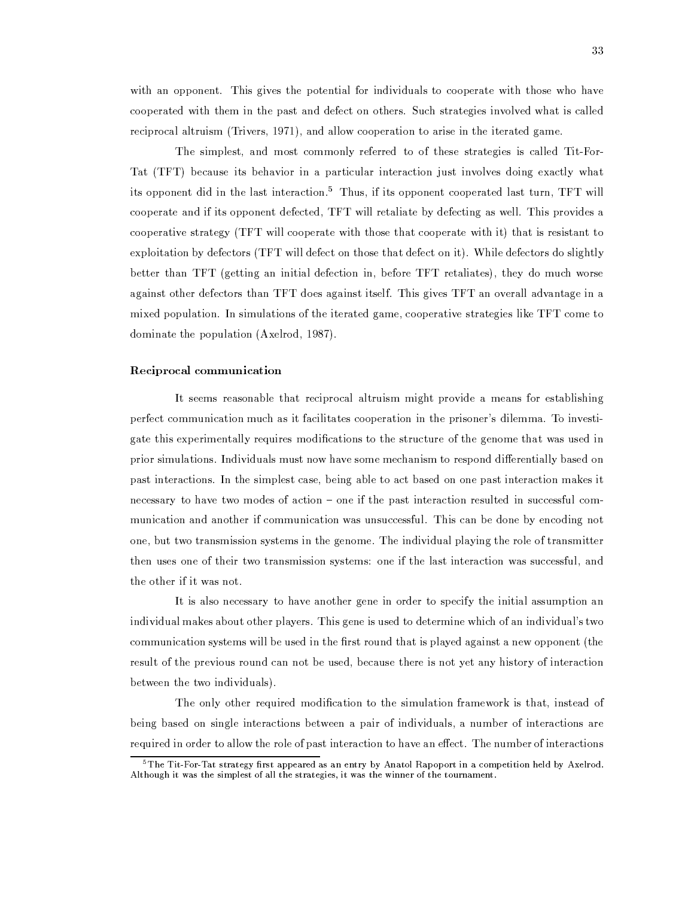with an opponent. This gives the potential for individuals to cooperate with those who have cooperated with them in the past and defect on others. Such strategies involved what is called reciprocal altruism (Trivers, 1971), and allow cooperation to arise in the iterated game.

The simplest, and most commonly referred to of these strategies is called Tit-For-Tat (TFT) because its behavior in a particular interaction just involves doing exactly what its opponent did in the last interaction.[5] Thus, if its opponent cooperated last turn, TFT will cooperate and if its opponent defected, TFT will retaliate by defecting as well. This provides a cooperative strategy (TFT will cooperate with those that cooperate with it) that is resistant to exploitation by defectors (TFT will defect on those that defect on it). While defectors do slightly better than TFT (getting an initial defection in, before TFT retaliates), they do much worse against other defectors than TFT does against itself. This gives TFT an overall advantage in a mixed population. In simulations of the iterated game, cooperative strategies like TFT come to dominate the population (Axelrod, 1987).

**Reciprocal communication**

It seems reasonable that reciprocal altruism might provide a means for establishing perfect communication much as it facilitates cooperation in the prisoner's dilemma. To investigate this experimentally requires modifications to the structure of the genome that was used in prior simulations. Individuals must now have some mechanism to respond differentially based on past interactions. In the simplest case, being able to act based on one past interaction makes it necessary to have two modes of action – one if the past interaction resulted in successful communication and another if communication was unsuccessful. This can be done by encoding not one, but two transmission systems in the genome. The individual playing the role of transmitter then uses one of their two transmission systems: one if the last interaction was successful, and the other if it was not.

It is also necessary to have another gene in order to specify the initial assumption an individual makes about other players. This gene is used to determine which of an individual's two communication systems will be used in the first round that is played against a new opponent (the result of the previous round can not be used, because there is not yet any history of interaction between the two individuals).

The only other required modification to the simulation framework is that, instead of being based on single interactions between a pair of individuals, a number of interactions are required in order to allow the role of past interaction to have an effect. The number of interactions

[5] The Tit-For-Tat strategy first appeared as an entry by Anatol Rapoport in a competition held by Axelrod. Although it was the simplest of all the strategies, it was the winner of the tournament.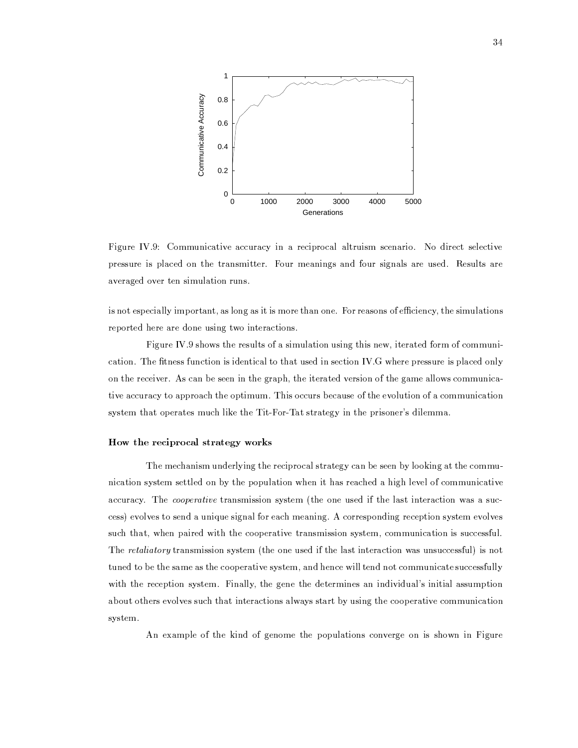Figure IV.9: Communicative accuracy in a reciprocal altruism scenario. No direct selective pressure is placed on the transmitter. Four meanings and four signals are used. Results are averaged over ten simulation runs.

is not especially important, as long as it is more than one. For reasons of efficiency, the simulations reported here are done using two interactions.

Figure IV.9 shows the results of a simulation using this new, iterated form of communication. The fitness function is identical to that used in section IV.G where pressure is placed only on the receiver. As can be seen in the graph, the iterated version of the game allows communicative accuracy to approach the optimum. This occurs because of the evolution of a communication system that operates much like the Tit-For-Tat strategy in the prisoner's dilemma.

#### How the reciprocal strategy works

The mechanism underlying the reciprocal strategy can be seen by looking at the communication system settled on by the population when it has reached a high level of communicative accuracy. The *cooperative* transmission system (the one used if the last interaction was a success) evolves to send a unique signal for each meaning. A corresponding reception system evolves such that, when paired with the cooperative transmission system, communication is successful. The *retaliatory* transmission system (the one used if the last interaction was unsuccessful) is not tuned to be the same as the cooperative system, and hence will tend not communicate successfully with the reception system. Finally, the gene the determines an individual's initial assumption about others evolves such that interactions always start by using the cooperative communication system.

An example of the kind of genome the populations converge on is shown in Figure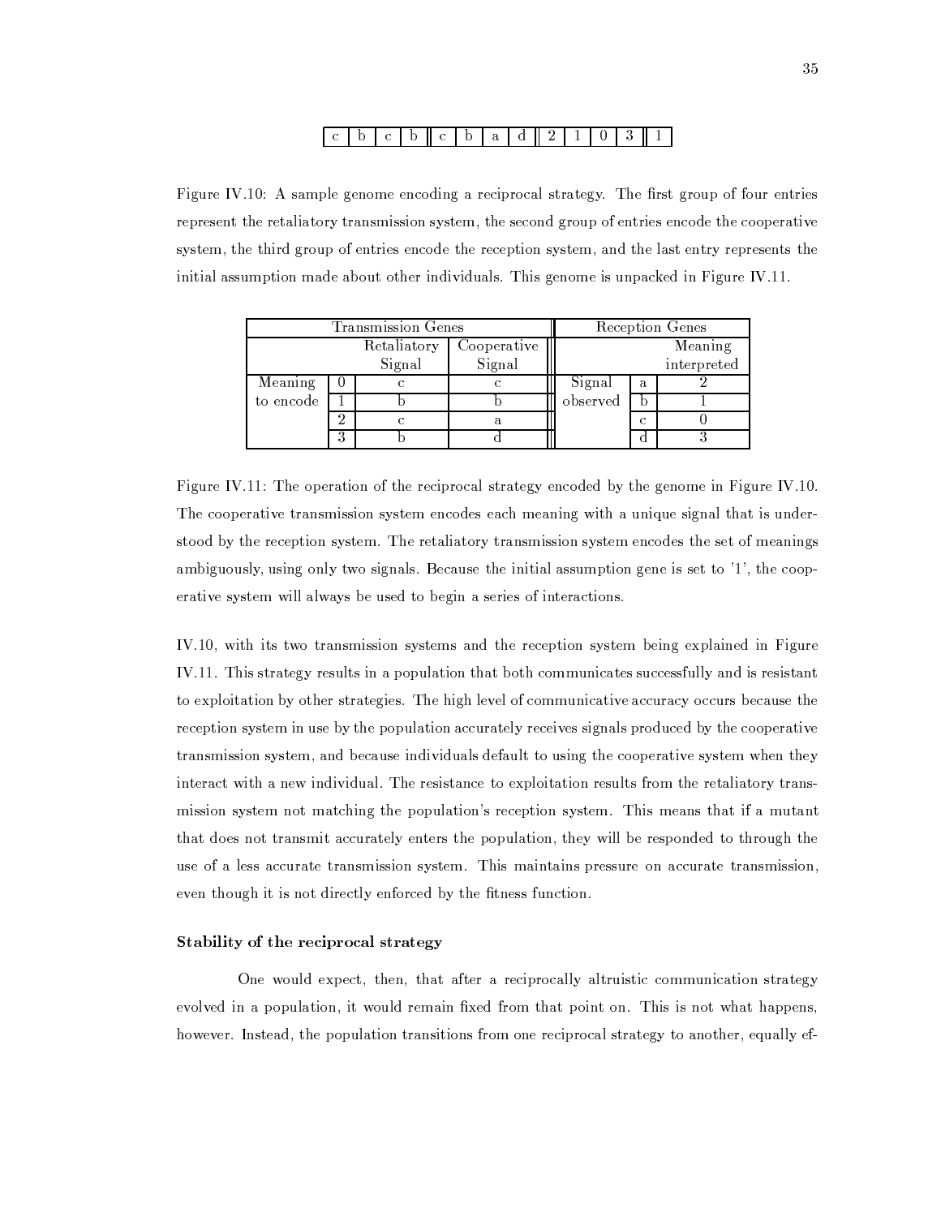| c | b | c | b | c | b | a | d | 2 | 1 | 0 | 3 | 1 |
|---|---|---|---|---|---|---|---|---|---|---|---|---|

Figure IV.10: A sample genome encoding a reciprocal strategy. The first group of four entries represent the retaliatory transmission system, the second group of entries encode the cooperative system, the third group of entries encode the reception system, and the last entry represents the initial assumption made about other individuals. This genome is unpacked in Figure IV.11.

| Transmission Genes | | | | Reception Genes | | |
|---|---|---|---|---|---|---|
| | | Retaliatory Signal | Cooperative Signal | | | Meaning interpreted |
| Meaning to encode | 0 | c | c | Signal observed | a | 2 |
| | 1 | b | b | | b | 1 |
| | 2 | c | a | | c | 0 |
| | 3 | b | d | | d | 3 |

Figure IV.11: The operation of the reciprocal strategy encoded by the genome in Figure IV.10. The cooperative transmission system encodes each meaning with a unique signal that is understood by the reception system. The retaliatory transmission system encodes the set of meanings ambiguously, using only two signals. Because the initial assumption gene is set to '1', the cooperative system will always be used to begin a series of interactions.

IV.10, with its two transmission systems and the reception system being explained in Figure IV.11. This strategy results in a population that both communicates successfully and is resistant to exploitation by other strategies. The high level of communicative accuracy occurs because the reception system in use by the population accurately receives signals produced by the cooperative transmission system, and because individuals default to using the cooperative system when they interact with a new individual. The resistance to exploitation results from the retaliatory transmission system not matching the population's reception system. This means that if a mutant that does not transmit accurately enters the population, they will be responded to through the use of a less accurate transmission system. This maintains pressure on accurate transmission, even though it is not directly enforced by the fitness function.

**Stability of the reciprocal strategy**

One would expect, then, that after a reciprocally altruistic communication strategy evolved in a population, it would remain fixed from that point on. This is not what happens, however. Instead, the population transitions from one reciprocal strategy to another, equally ef-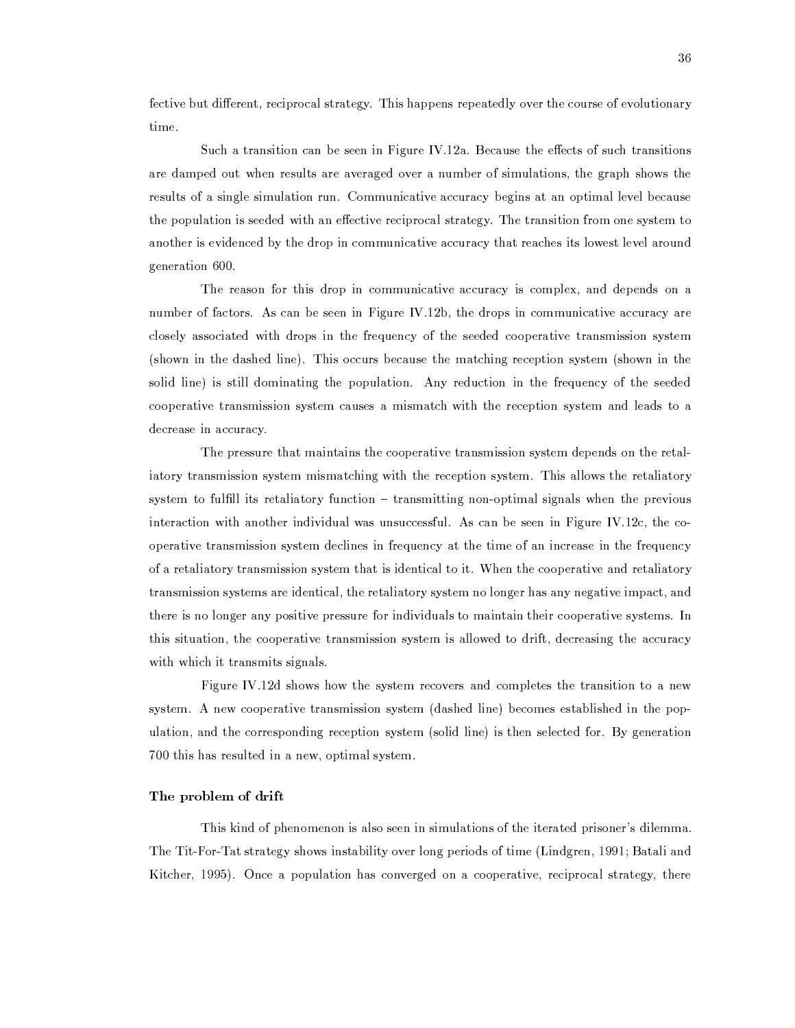fective but different, reciprocal strategy. This happens repeatedly over the course of evolutionary time.

Such a transition can be seen in Figure IV.12a. Because the effects of such transitions are damped out when results are averaged over a number of simulations, the graph shows the results of a single simulation run. Communicative accuracy begins at an optimal level because the population is seeded with an effective reciprocal strategy. The transition from one system to another is evidenced by the drop in communicative accuracy that reaches its lowest level around generation 600.

The reason for this drop in communicative accuracy is complex, and depends on a number of factors. As can be seen in Figure IV.12b, the drops in communicative accuracy are closely associated with drops in the frequency of the seeded cooperative transmission system (shown in the dashed line). This occurs because the matching reception system (shown in the solid line) is still dominating the population. Any reduction in the frequency of the seeded cooperative transmission system causes a mismatch with the reception system and leads to a decrease in accuracy.

The pressure that maintains the cooperative transmission system depends on the retaliatory transmission system mismatching with the reception system. This allows the retaliatory system to fulfill its retaliatory function – transmitting non-optimal signals when the previous interaction with another individual was unsuccessful. As can be seen in Figure IV.12c, the cooperative transmission system declines in frequency at the time of an increase in the frequency of a retaliatory transmission system that is identical to it. When the cooperative and retaliatory transmission systems are identical, the retaliatory system no longer has any negative impact, and there is no longer any positive pressure for individuals to maintain their cooperative systems. In this situation, the cooperative transmission system is allowed to drift, decreasing the accuracy with which it transmits signals.

Figure IV.12d shows how the system recovers and completes the transition to a new system. A new cooperative transmission system (dashed line) becomes established in the population, and the corresponding reception system (solid line) is then selected for. By generation 700 this has resulted in a new, optimal system.

### The problem of drift

This kind of phenomenon is also seen in simulations of the iterated prisoner's dilemma. The Tit-For-Tat strategy shows instability over long periods of time (Lindgren, 1991; Batali and Kitcher, 1995). Once a population has converged on a cooperative, reciprocal strategy, there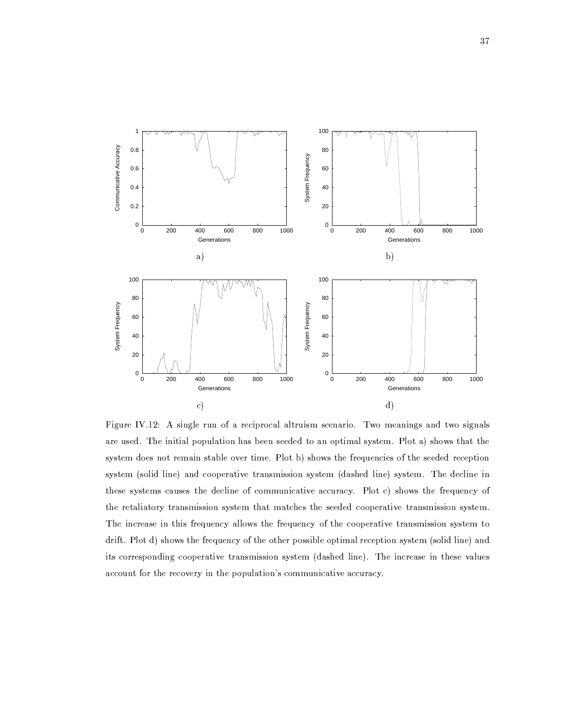Figure IV.12: A single run of a reciprocal altruism scenario. Two meanings and two signals are used. The initial population has been seeded to an optimal system. Plot a) shows that the system does not remain stable over time. Plot b) shows the frequencies of the seeded reception system (solid line) and cooperative transmission system (dashed line) system. The decline in these systems causes the decline of communicative accuracy. Plot c) shows the frequency of the retaliatory transmission system that matches the seeded cooperative transmission system. The increase in this frequency allows the frequency of the cooperative transmission system to drift. Plot d) shows the frequency of the other possible optimal reception system (solid line) and its corresponding cooperative transmission system (dashed line). The increase in these values account for the recovery in the population's communicative accuracy.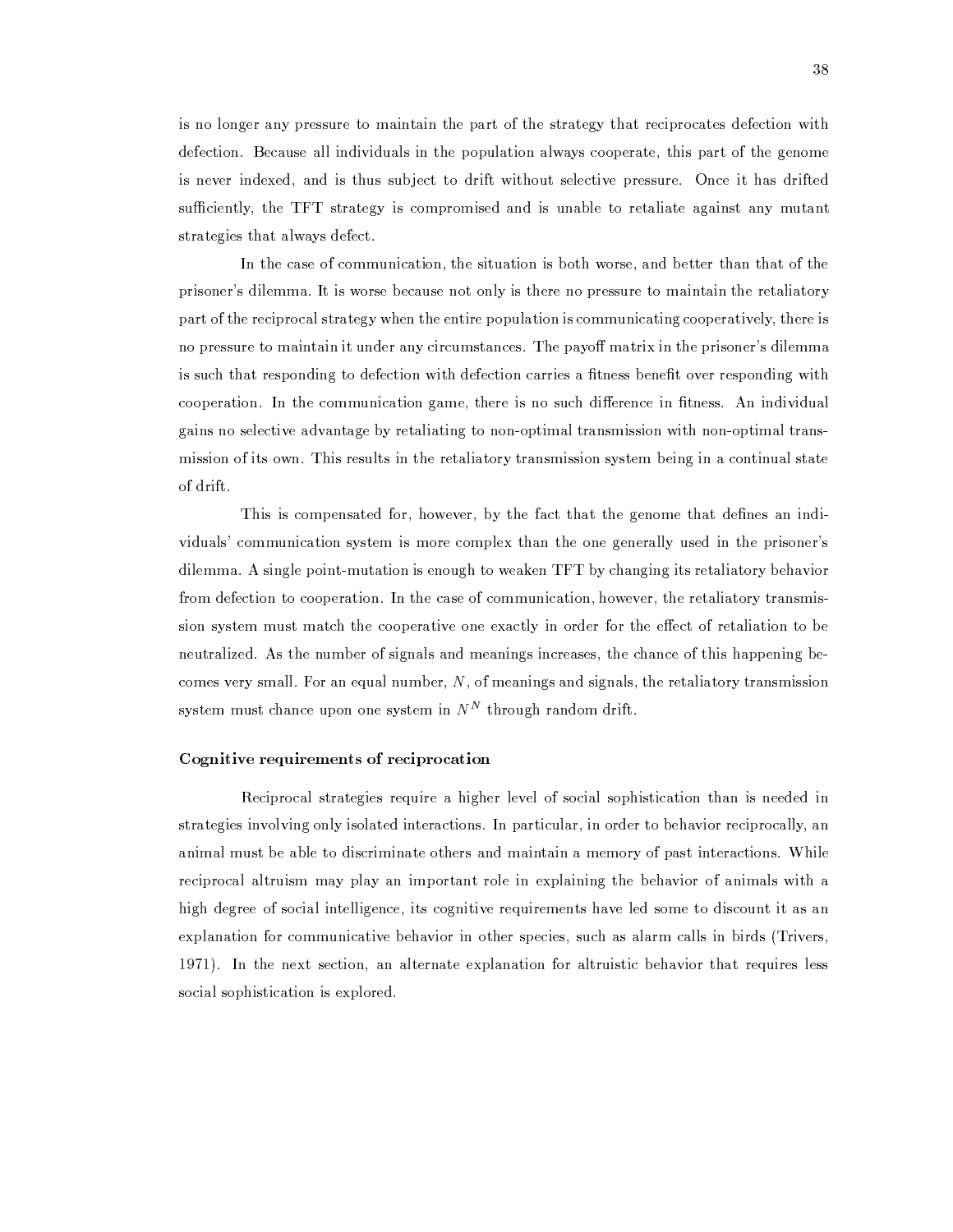is no longer any pressure to maintain the part of the strategy that reciprocates defection with defection. Because all individuals in the population always cooperate, this part of the genome is never indexed, and is thus subject to drift without selective pressure. Once it has drifted sufficiently, the TFT strategy is compromised and is unable to retaliate against any mutant strategies that always defect.

In the case of communication, the situation is both worse, and better than that of the prisoner's dilemma. It is worse because not only is there no pressure to maintain the retaliatory part of the reciprocal strategy when the entire population is communicating cooperatively, there is no pressure to maintain it under any circumstances. The payoff matrix in the prisoner's dilemma is such that responding to defection with defection carries a fitness benefit over responding with cooperation. In the communication game, there is no such difference in fitness. An individual gains no selective advantage by retaliating to non-optimal transmission with non-optimal transmission of its own. This results in the retaliatory transmission system being in a continual state of drift.

This is compensated for, however, by the fact that the genome that defines an individuals' communication system is more complex than the one generally used in the prisoner's dilemma. A single point-mutation is enough to weaken TFT by changing its retaliatory behavior from defection to cooperation. In the case of communication, however, the retaliatory transmission system must match the cooperative one exactly in order for the effect of retaliation to be neutralized. As the number of signals and meanings increases, the chance of this happening becomes very small. For an equal number, $N$, of meanings and signals, the retaliatory transmission system must chance upon one system in $N^N$ through random drift.

### Cognitive requirements of reciprocation

Reciprocal strategies require a higher level of social sophistication than is needed in strategies involving only isolated interactions. In particular, in order to behavior reciprocally, an animal must be able to discriminate others and maintain a memory of past interactions. While reciprocal altruism may play an important role in explaining the behavior of animals with a high degree of social intelligence, its cognitive requirements have led some to discount it as an explanation for communicative behavior in other species, such as alarm calls in birds (Trivers, 1971). In the next section, an alternate explanation for altruistic behavior that requires less social sophistication is explored.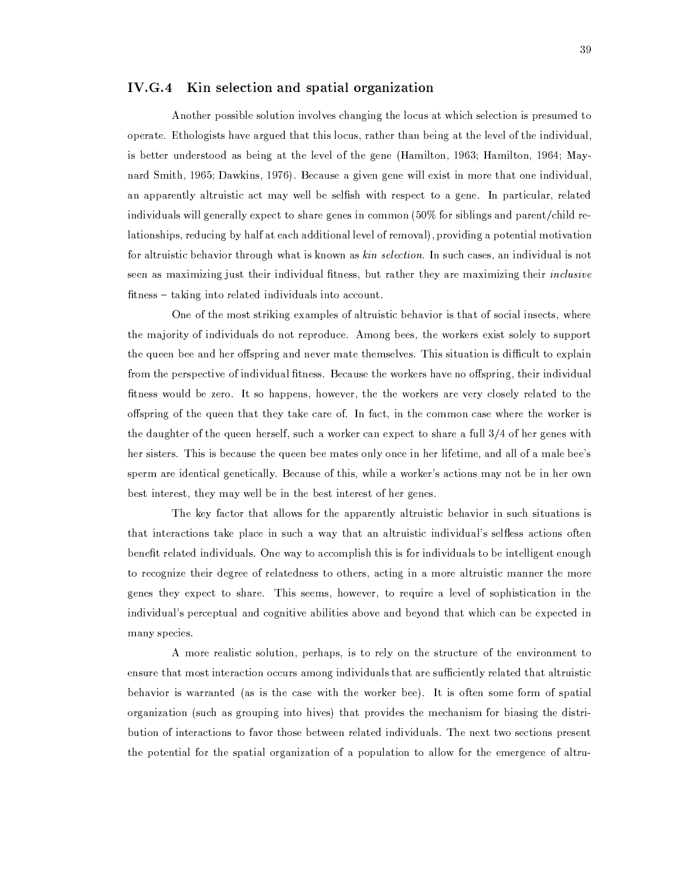### IV.G.4 Kin selection and spatial organization

Another possible solution involves changing the locus at which selection is presumed to operate. Ethologists have argued that this locus, rather than being at the level of the individual, is better understood as being at the level of the gene (Hamilton, 1963; Hamilton, 1964; Maynard Smith, 1965; Dawkins, 1976). Because a given gene will exist in more that one individual, an apparently altruistic act may well be selfish with respect to a gene. In particular, related individuals will generally expect to share genes in common (50% for siblings and parent/child relationships, reducing by half at each additional level of removal), providing a potential motivation for altruistic behavior through what is known as *kin selection*. In such cases, an individual is not seen as maximizing just their individual fitness, but rather they are maximizing their *inclusive* fitness – taking into related individuals into account.

One of the most striking examples of altruistic behavior is that of social insects, where the majority of individuals do not reproduce. Among bees, the workers exist solely to support the queen bee and her offspring and never mate themselves. This situation is difficult to explain from the perspective of individual fitness. Because the workers have no offspring, their individual fitness would be zero. It so happens, however, the the workers are very closely related to the offspring of the queen that they take care of. In fact, in the common case where the worker is the daughter of the queen herself, such a worker can expect to share a full 3/4 of her genes with her sisters. This is because the queen bee mates only once in her lifetime, and all of a male bee's sperm are identical genetically. Because of this, while a worker's actions may not be in her own best interest, they may well be in the best interest of her genes.

The key factor that allows for the apparently altruistic behavior in such situations is that interactions take place in such a way that an altruistic individual's selfless actions often benefit related individuals. One way to accomplish this is for individuals to be intelligent enough to recognize their degree of relatedness to others, acting in a more altruistic manner the more genes they expect to share. This seems, however, to require a level of sophistication in the individual's perceptual and cognitive abilities above and beyond that which can be expected in many species.

A more realistic solution, perhaps, is to rely on the structure of the environment to ensure that most interaction occurs among individuals that are sufficiently related that altruistic behavior is warranted (as is the case with the worker bee). It is often some form of spatial organization (such as grouping into hives) that provides the mechanism for biasing the distribution of interactions to favor those between related individuals. The next two sections present the potential for the spatial organization of a population to allow for the emergence of altru-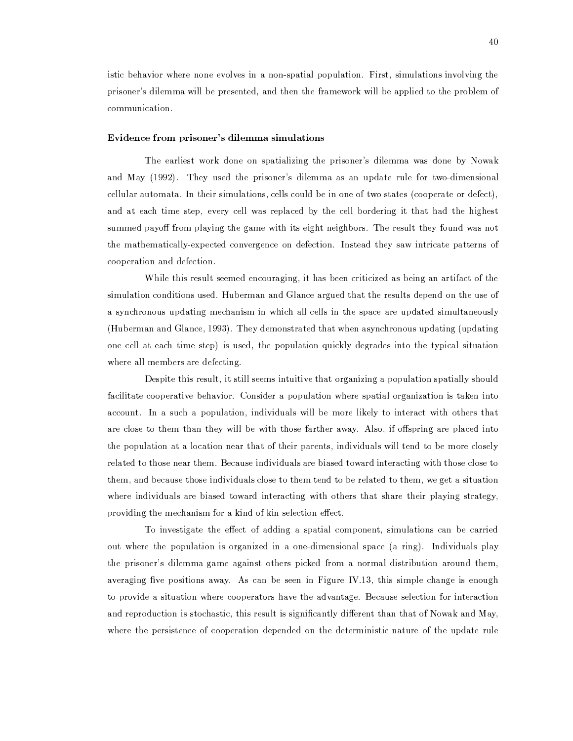istic behavior where none evolves in a non-spatial population. First, simulations involving the prisoner's dilemma will be presented, and then the framework will be applied to the problem of communication.

**Evidence from prisoner's dilemma simulations**

The earliest work done on spatializing the prisoner's dilemma was done by Nowak and May (1992). They used the prisoner's dilemma as an update rule for two-dimensional cellular automata. In their simulations, cells could be in one of two states (cooperate or defect), and at each time step, every cell was replaced by the cell bordering it that had the highest summed payoff from playing the game with its eight neighbors. The result they found was not the mathematically-expected convergence on defection. Instead they saw intricate patterns of cooperation and defection.

While this result seemed encouraging, it has been criticized as being an artifact of the simulation conditions used. Huberman and Glance argued that the results depend on the use of a synchronous updating mechanism in which all cells in the space are updated simultaneously (Huberman and Glance, 1993). They demonstrated that when asynchronous updating (updating one cell at each time step) is used, the population quickly degrades into the typical situation where all members are defecting.

Despite this result, it still seems intuitive that organizing a population spatially should facilitate cooperative behavior. Consider a population where spatial organization is taken into account. In a such a population, individuals will be more likely to interact with others that are close to them than they will be with those farther away. Also, if offspring are placed into the population at a location near that of their parents, individuals will tend to be more closely related to those near them. Because individuals are biased toward interacting with those close to them, and because those individuals close to them tend to be related to them, we get a situation where individuals are biased toward interacting with others that share their playing strategy, providing the mechanism for a kind of kin selection effect.

To investigate the effect of adding a spatial component, simulations can be carried out where the population is organized in a one-dimensional space (a ring). Individuals play the prisoner's dilemma game against others picked from a normal distribution around them, averaging five positions away. As can be seen in Figure IV.13, this simple change is enough to provide a situation where cooperators have the advantage. Because selection for interaction and reproduction is stochastic, this result is significantly different than that of Nowak and May, where the persistence of cooperation depended on the deterministic nature of the update rule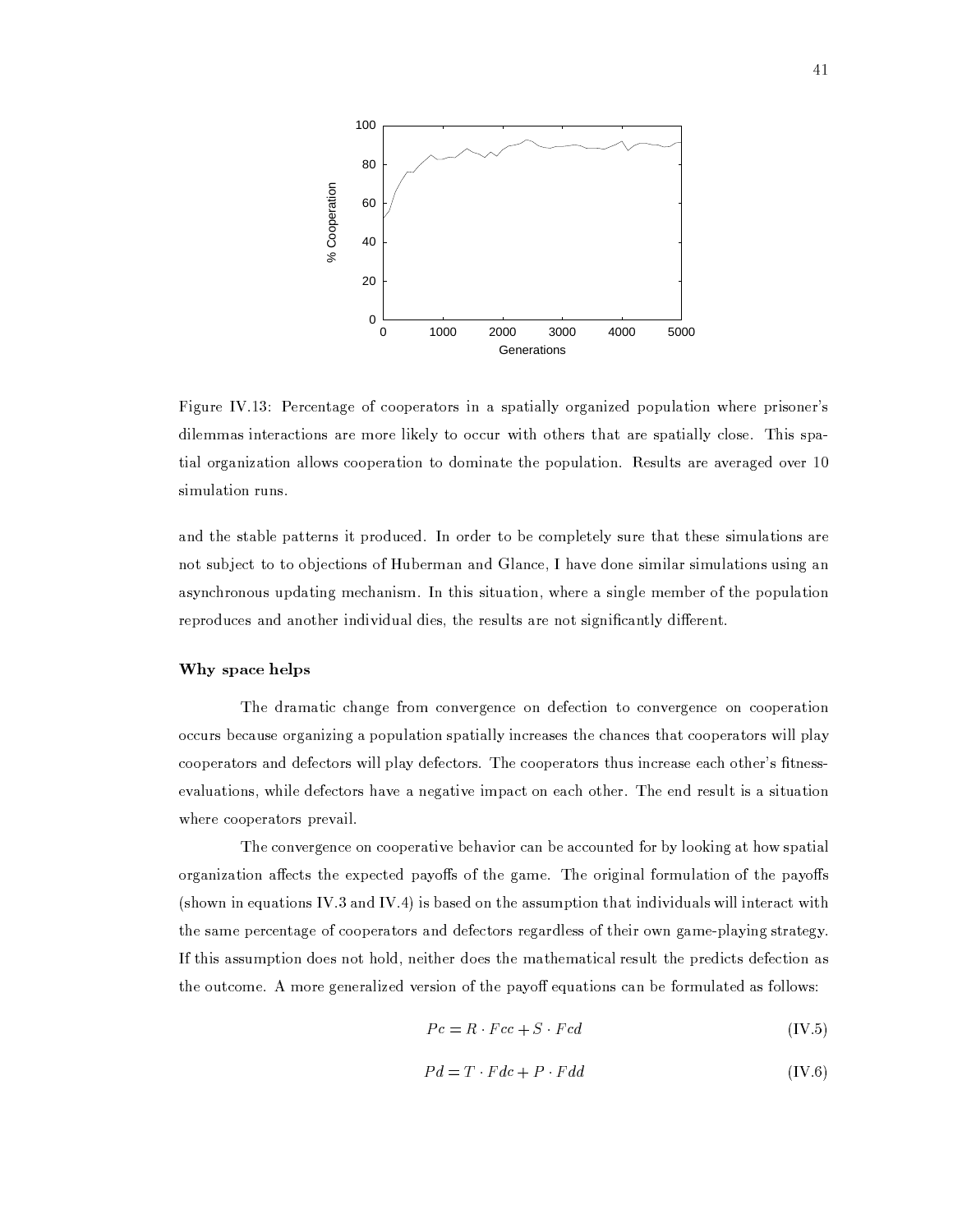Figure IV.13: Percentage of cooperators in a spatially organized population where prisoner's dilemmas interactions are more likely to occur with others that are spatially close. This spatial organization allows cooperation to dominate the population. Results are averaged over 10 simulation runs.

and the stable patterns it produced. In order to be completely sure that these simulations are not subject to to objections of Huberman and Glance, I have done similar simulations using an asynchronous updating mechanism. In this situation, where a single member of the population reproduces and another individual dies, the results are not significantly different.

### Why space helps

The dramatic change from convergence on defection to convergence on cooperation occurs because organizing a population spatially increases the chances that cooperators will play cooperators and defectors will play defectors. The cooperators thus increase each other's fitness-evaluations, while defectors have a negative impact on each other. The end result is a situation where cooperators prevail.

The convergence on cooperative behavior can be accounted for by looking at how spatial organization affects the expected payoffs of the game. The original formulation of the payoffs (shown in equations IV.3 and IV.4) is based on the assumption that individuals will interact with the same percentage of cooperators and defectors regardless of their own game-playing strategy. If this assumption does not hold, neither does the mathematical result the predicts defection as the outcome. A more generalized version of the payoff equations can be formulated as follows:

$$Pc = R \cdot Fcc + S \cdot Fcd \tag{IV.5}$$

$$Pd = T \cdot Fdc + P \cdot Fdd \tag{IV.6}$$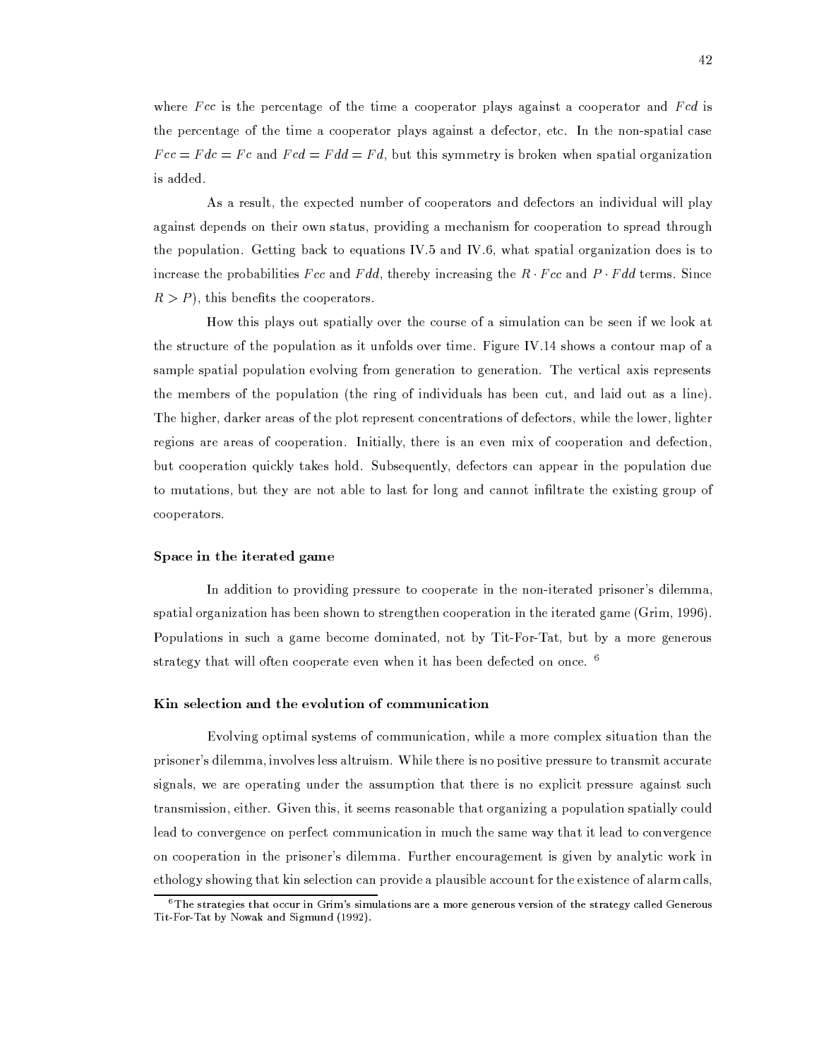where $Fcc$ is the percentage of the time a cooperator plays against a cooperator and $Fcd$ is the percentage of the time a cooperator plays against a defector, etc. In the non-spatial case $Fcc = Fdc = Fc$ and $Fcd = Fdd = Fd$, but this symmetry is broken when spatial organization is added.

As a result, the expected number of cooperators and defectors an individual will play against depends on their own status, providing a mechanism for cooperation to spread through the population. Getting back to equations IV.5 and IV.6, what spatial organization does is to increase the probabilities $Fcc$ and $Fdd$, thereby increasing the $R \cdot Fcc$ and $P \cdot Fdd$ terms. Since $R > P$), this benefits the cooperators.

How this plays out spatially over the course of a simulation can be seen if we look at the structure of the population as it unfolds over time. Figure IV.14 shows a contour map of a sample spatial population evolving from generation to generation. The vertical axis represents the members of the population (the ring of individuals has been cut, and laid out as a line). The higher, darker areas of the plot represent concentrations of defectors, while the lower, lighter regions are areas of cooperation. Initially, there is an even mix of cooperation and defection, but cooperation quickly takes hold. Subsequently, defectors can appear in the population due to mutations, but they are not able to last for long and cannot infiltrate the existing group of cooperators.

### Space in the iterated game

In addition to providing pressure to cooperate in the non-iterated prisoner's dilemma, spatial organization has been shown to strengthen cooperation in the iterated game (Grim, 1996). Populations in such a game become dominated, not by Tit-For-Tat, but by a more generous strategy that will often cooperate even when it has been defected on once. [6]

### Kin selection and the evolution of communication

Evolving optimal systems of communication, while a more complex situation than the prisoner's dilemma, involves less altruism. While there is no positive pressure to transmit accurate signals, we are operating under the assumption that there is no explicit pressure against such transmission, either. Given this, it seems reasonable that organizing a population spatially could lead to convergence on perfect communication in much the same way that it lead to convergence on cooperation in the prisoner's dilemma. Further encouragement is given by analytic work in ethology showing that kin selection can provide a plausible account for the existence of alarm calls,

[6] The strategies that occur in Grim's simulations are a more generous version of the strategy called Generous Tit-For-Tat by Nowak and Sigmund (1992).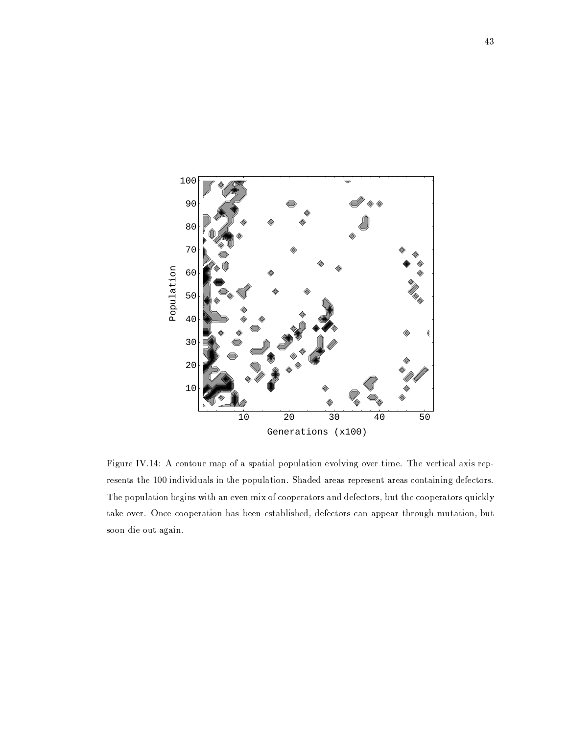Figure IV.14: A contour map of a spatial population evolving over time. The vertical axis represents the 100 individuals in the population. Shaded areas represent areas containing defectors. The population begins with an even mix of cooperators and defectors, but the cooperators quickly take over. Once cooperation has been established, defectors can appear through mutation, but soon die out again.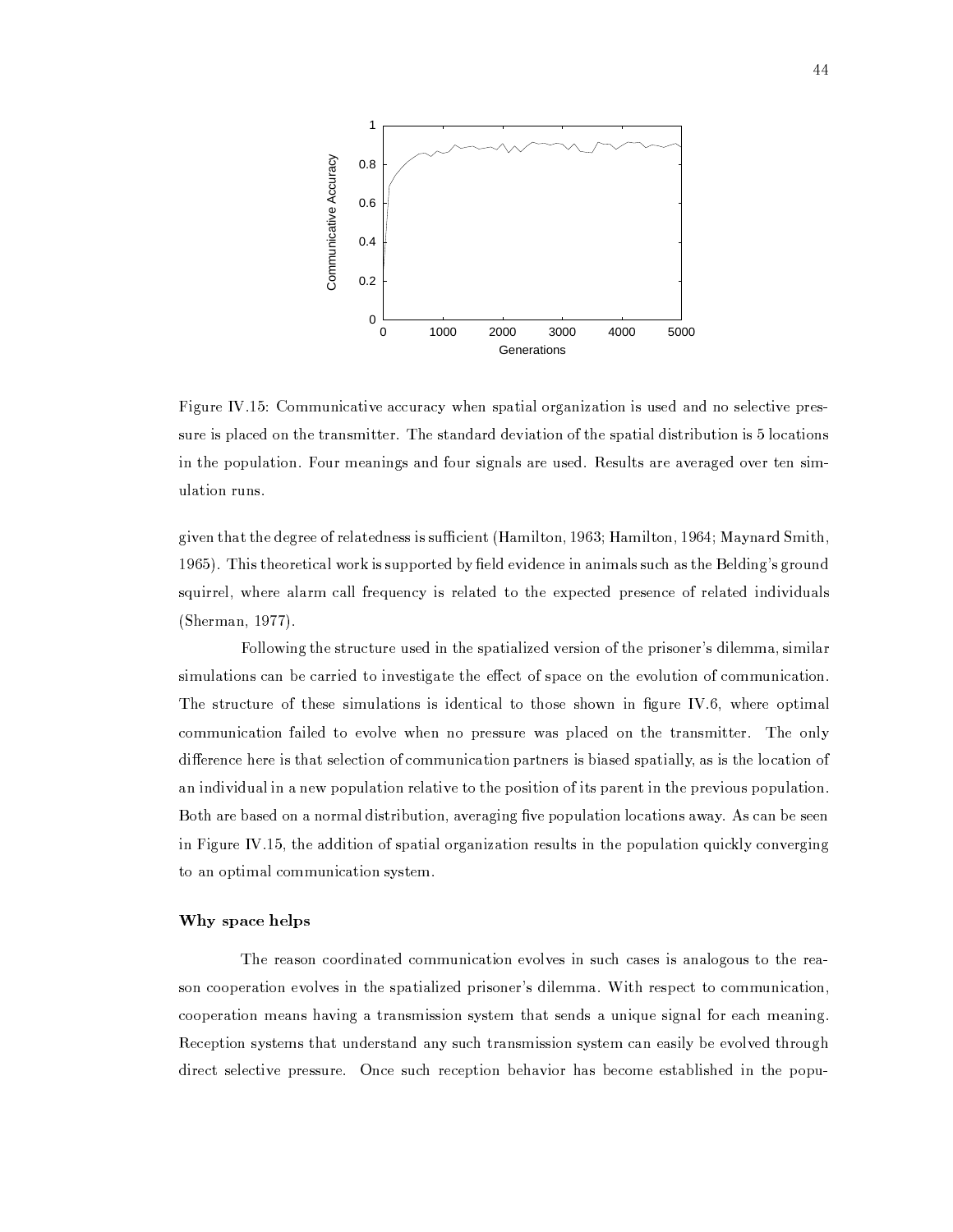Figure IV.15: Communicative accuracy when spatial organization is used and no selective pressure is placed on the transmitter. The standard deviation of the spatial distribution is 5 locations in the population. Four meanings and four signals are used. Results are averaged over ten simulation runs.

given that the degree of relatedness is sufficient (Hamilton, 1963; Hamilton, 1964; Maynard Smith, 1965). This theoretical work is supported by field evidence in animals such as the Belding's ground squirrel, where alarm call frequency is related to the expected presence of related individuals (Sherman, 1977).

Following the structure used in the spatialized version of the prisoner's dilemma, similar simulations can be carried to investigate the effect of space on the evolution of communication. The structure of these simulations is identical to those shown in figure IV.6, where optimal communication failed to evolve when no pressure was placed on the transmitter. The only difference here is that selection of communication partners is biased spatially, as is the location of an individual in a new population relative to the position of its parent in the previous population. Both are based on a normal distribution, averaging five population locations away. As can be seen in Figure IV.15, the addition of spatial organization results in the population quickly converging to an optimal communication system.

### Why space helps

The reason coordinated communication evolves in such cases is analogous to the reason cooperation evolves in the spatialized prisoner's dilemma. With respect to communication, cooperation means having a transmission system that sends a unique signal for each meaning. Reception systems that understand any such transmission system can easily be evolved through direct selective pressure. Once such reception behavior has become established in the popu-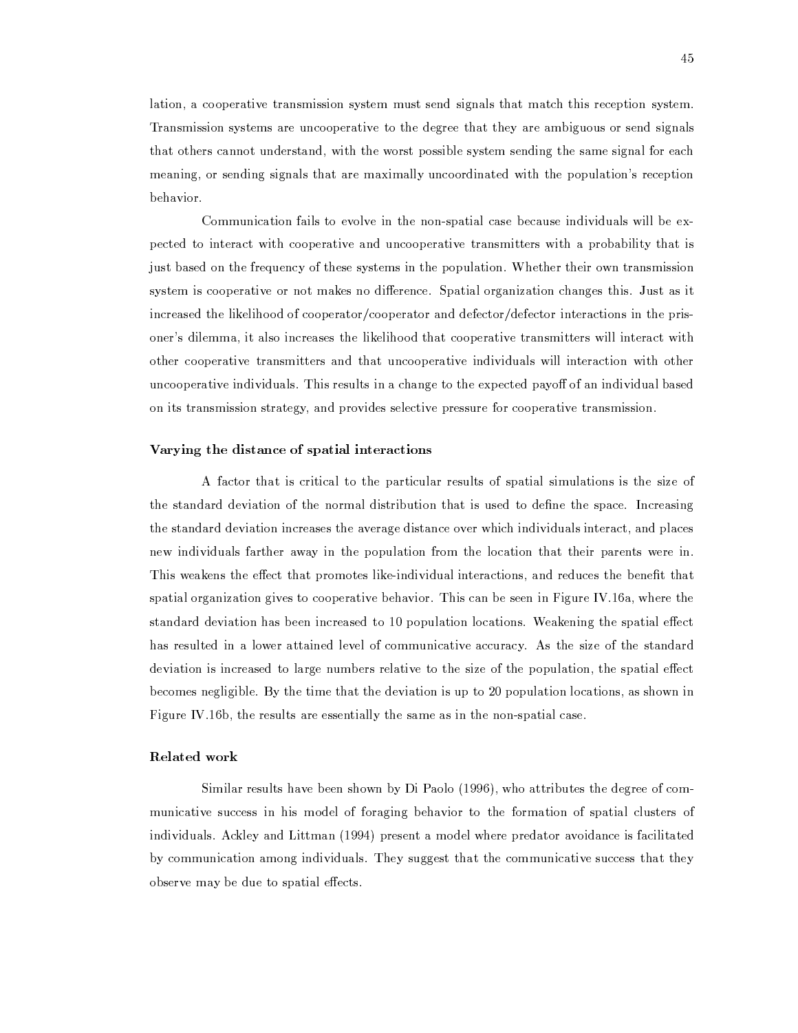lation, a cooperative transmission system must send signals that match this reception system. Transmission systems are uncooperative to the degree that they are ambiguous or send signals that others cannot understand, with the worst possible system sending the same signal for each meaning, or sending signals that are maximally uncoordinated with the population's reception behavior.

Communication fails to evolve in the non-spatial case because individuals will be expected to interact with cooperative and uncooperative transmitters with a probability that is just based on the frequency of these systems in the population. Whether their own transmission system is cooperative or not makes no difference. Spatial organization changes this. Just as it increased the likelihood of cooperator/cooperator and defector/defector interactions in the prisoner's dilemma, it also increases the likelihood that cooperative transmitters will interact with other cooperative transmitters and that uncooperative individuals will interaction with other uncooperative individuals. This results in a change to the expected payoff of an individual based on its transmission strategy, and provides selective pressure for cooperative transmission.

### Varying the distance of spatial interactions

A factor that is critical to the particular results of spatial simulations is the size of the standard deviation of the normal distribution that is used to define the space. Increasing the standard deviation increases the average distance over which individuals interact, and places new individuals farther away in the population from the location that their parents were in. This weakens the effect that promotes like-individual interactions, and reduces the benefit that spatial organization gives to cooperative behavior. This can be seen in Figure IV.16a, where the standard deviation has been increased to 10 population locations. Weakening the spatial effect has resulted in a lower attained level of communicative accuracy. As the size of the standard deviation is increased to large numbers relative to the size of the population, the spatial effect becomes negligible. By the time that the deviation is up to 20 population locations, as shown in Figure IV.16b, the results are essentially the same as in the non-spatial case.

### Related work

Similar results have been shown by Di Paolo (1996), who attributes the degree of communicative success in his model of foraging behavior to the formation of spatial clusters of individuals. Ackley and Littman (1994) present a model where predator avoidance is facilitated by communication among individuals. They suggest that the communicative success that they observe may be due to spatial effects.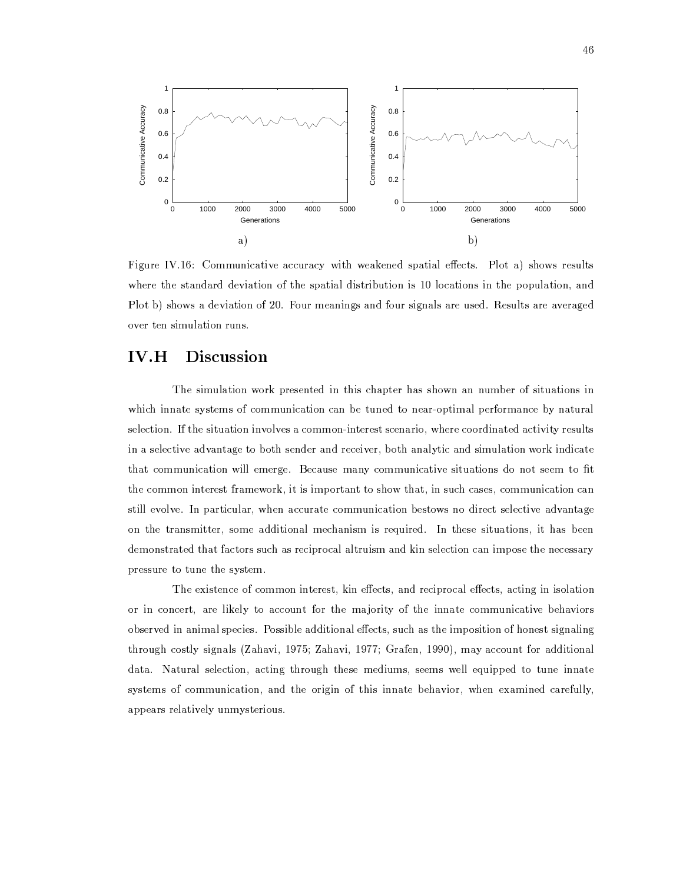Figure IV.16: Communicative accuracy with weakened spatial effects. Plot a) shows results where the standard deviation of the spatial distribution is 10 locations in the population, and Plot b) shows a deviation of 20. Four meanings and four signals are used. Results are averaged over ten simulation runs.

## IV.H Discussion

The simulation work presented in this chapter has shown an number of situations in which innate systems of communication can be tuned to near-optimal performance by natural selection. If the situation involves a common-interest scenario, where coordinated activity results in a selective advantage to both sender and receiver, both analytic and simulation work indicate that communication will emerge. Because many communicative situations do not seem to fit the common interest framework, it is important to show that, in such cases, communication can still evolve. In particular, when accurate communication bestows no direct selective advantage on the transmitter, some additional mechanism is required. In these situations, it has been demonstrated that factors such as reciprocal altruism and kin selection can impose the necessary pressure to tune the system.

The existence of common interest, kin effects, and reciprocal effects, acting in isolation or in concert, are likely to account for the majority of the innate communicative behaviors observed in animal species. Possible additional effects, such as the imposition of honest signaling through costly signals (Zahavi, 1975; Zahavi, 1977; Grafen, 1990), may account for additional data. Natural selection, acting through these mediums, seems well equipped to tune innate systems of communication, and the origin of this innate behavior, when examined carefully, appears relatively unmysterious.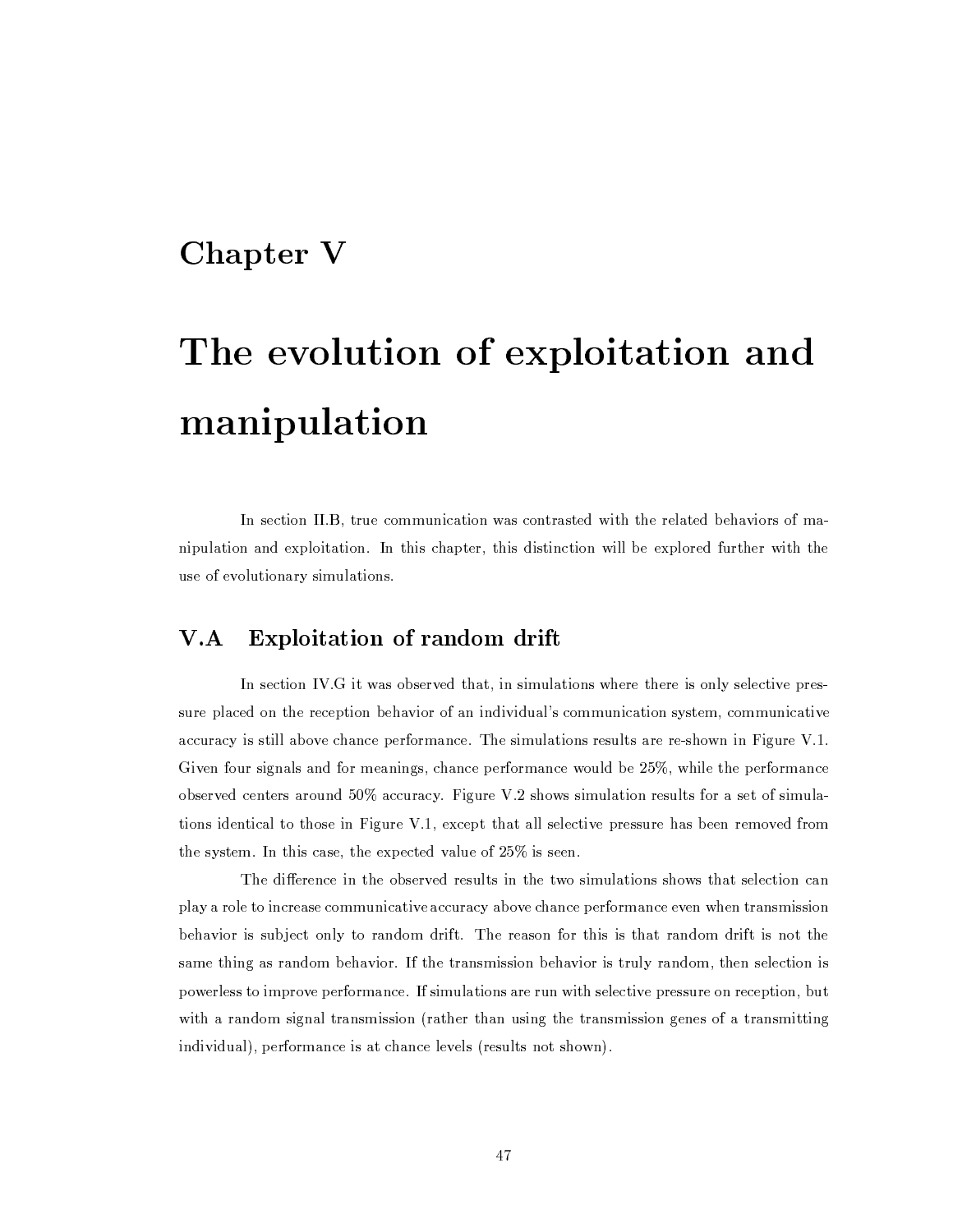# Chapter V

# The evolution of exploitation and manipulation

In section II.B, true communication was contrasted with the related behaviors of manipulation and exploitation. In this chapter, this distinction will be explored further with the use of evolutionary simulations.

## V.A Exploitation of random drift

In section IV.G it was observed that, in simulations where there is only selective pressure placed on the reception behavior of an individual's communication system, communicative accuracy is still above chance performance. The simulations results are re-shown in Figure V.1. Given four signals and for meanings, chance performance would be 25%, while the performance observed centers around 50% accuracy. Figure V.2 shows simulation results for a set of simulations identical to those in Figure V.1, except that all selective pressure has been removed from the system. In this case, the expected value of 25% is seen.

The difference in the observed results in the two simulations shows that selection can play a role to increase communicative accuracy above chance performance even when transmission behavior is subject only to random drift. The reason for this is that random drift is not the same thing as random behavior. If the transmission behavior is truly random, then selection is powerless to improve performance. If simulations are run with selective pressure on reception, but with a random signal transmission (rather than using the transmission genes of a transmitting individual), performance is at chance levels (results not shown).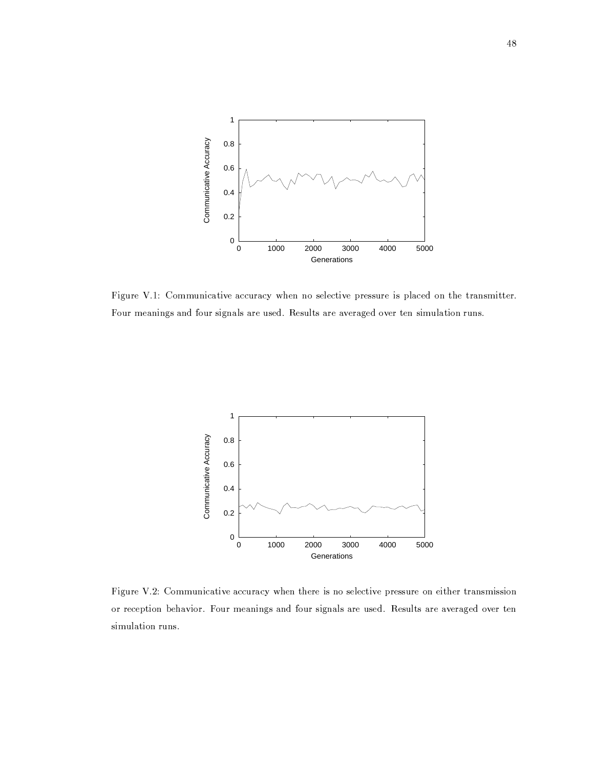Figure V.1: Communicative accuracy when no selective pressure is placed on the transmitter. Four meanings and four signals are used. Results are averaged over ten simulation runs.

Figure V.2: Communicative accuracy when there is no selective pressure on either transmission or reception behavior. Four meanings and four signals are used. Results are averaged over ten simulation runs.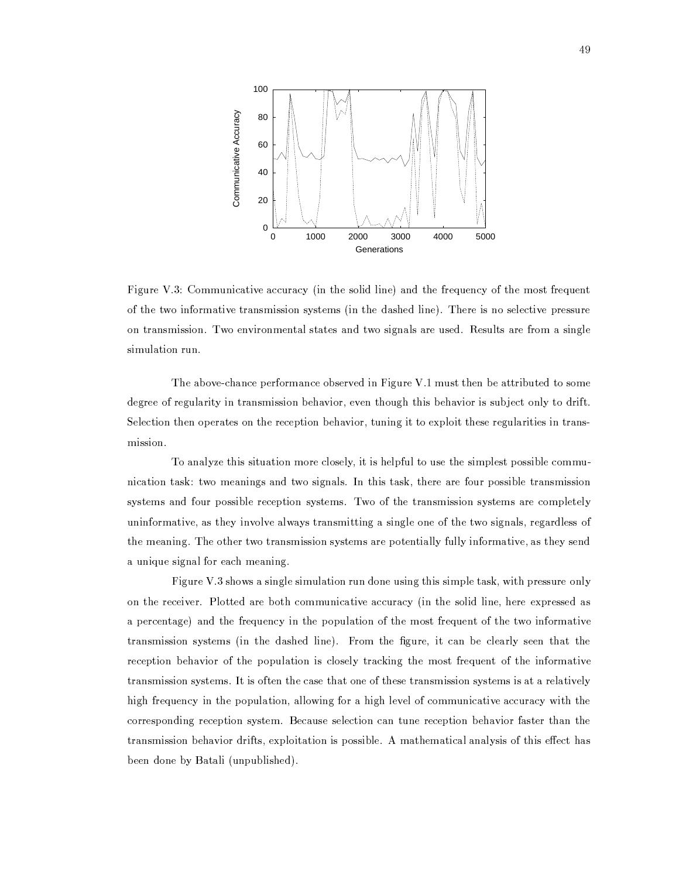Figure V.3: Communicative accuracy (in the solid line) and the frequency of the most frequent of the two informative transmission systems (in the dashed line). There is no selective pressure on transmission. Two environmental states and two signals are used. Results are from a single simulation run.

The above-chance performance observed in Figure V.1 must then be attributed to some degree of regularity in transmission behavior, even though this behavior is subject only to drift. Selection then operates on the reception behavior, tuning it to exploit these regularities in transmission.

To analyze this situation more closely, it is helpful to use the simplest possible communication task: two meanings and two signals. In this task, there are four possible transmission systems and four possible reception systems. Two of the transmission systems are completely uninformative, as they involve always transmitting a single one of the two signals, regardless of the meaning. The other two transmission systems are potentially fully informative, as they send a unique signal for each meaning.

Figure V.3 shows a single simulation run done using this simple task, with pressure only on the receiver. Plotted are both communicative accuracy (in the solid line, here expressed as a percentage) and the frequency in the population of the most frequent of the two informative transmission systems (in the dashed line). From the figure, it can be clearly seen that the reception behavior of the population is closely tracking the most frequent of the informative transmission systems. It is often the case that one of these transmission systems is at a relatively high frequency in the population, allowing for a high level of communicative accuracy with the corresponding reception system. Because selection can tune reception behavior faster than the transmission behavior drifts, exploitation is possible. A mathematical analysis of this effect has been done by Batali (unpublished).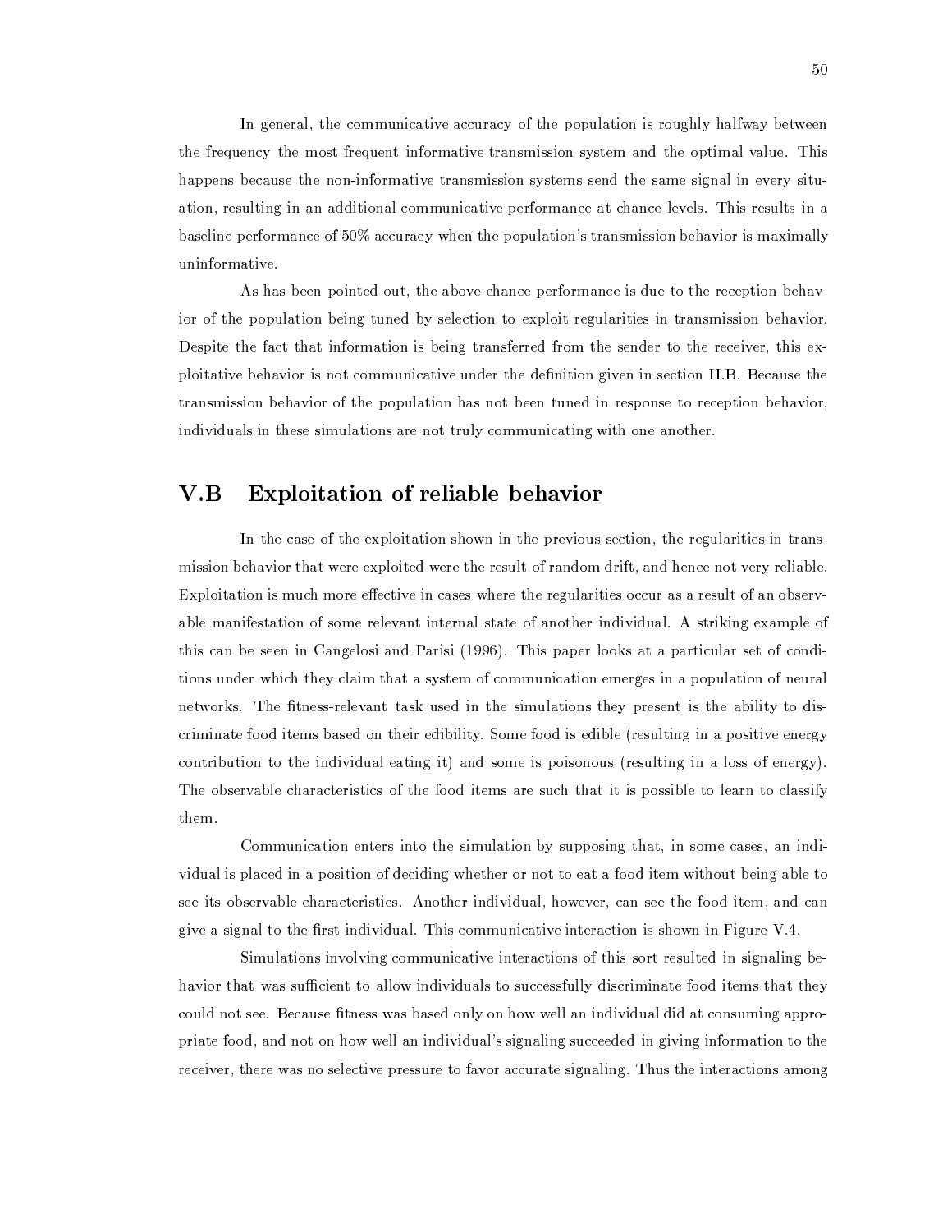In general, the communicative accuracy of the population is roughly halfway between the frequency the most frequent informative transmission system and the optimal value. This happens because the non-informative transmission systems send the same signal in every situation, resulting in an additional communicative performance at chance levels. This results in a baseline performance of 50% accuracy when the population's transmission behavior is maximally uninformative.

As has been pointed out, the above-chance performance is due to the reception behavior of the population being tuned by selection to exploit regularities in transmission behavior. Despite the fact that information is being transferred from the sender to the receiver, this exploitative behavior is not communicative under the definition given in section II.B. Because the transmission behavior of the population has not been tuned in response to reception behavior, individuals in these simulations are not truly communicating with one another.

## V.B Exploitation of reliable behavior

In the case of the exploitation shown in the previous section, the regularities in transmission behavior that were exploited were the result of random drift, and hence not very reliable. Exploitation is much more effective in cases where the regularities occur as a result of an observable manifestation of some relevant internal state of another individual. A striking example of this can be seen in Cangelosi and Parisi (1996). This paper looks at a particular set of conditions under which they claim that a system of communication emerges in a population of neural networks. The fitness-relevant task used in the simulations they present is the ability to discriminate food items based on their edibility. Some food is edible (resulting in a positive energy contribution to the individual eating it) and some is poisonous (resulting in a loss of energy). The observable characteristics of the food items are such that it is possible to learn to classify them.

Communication enters into the simulation by supposing that, in some cases, an individual is placed in a position of deciding whether or not to eat a food item without being able to see its observable characteristics. Another individual, however, can see the food item, and can give a signal to the first individual. This communicative interaction is shown in Figure V.4.

Simulations involving communicative interactions of this sort resulted in signaling behavior that was sufficient to allow individuals to successfully discriminate food items that they could not see. Because fitness was based only on how well an individual did at consuming appropriate food, and not on how well an individual's signaling succeeded in giving information to the receiver, there was no selective pressure to favor accurate signaling. Thus the interactions among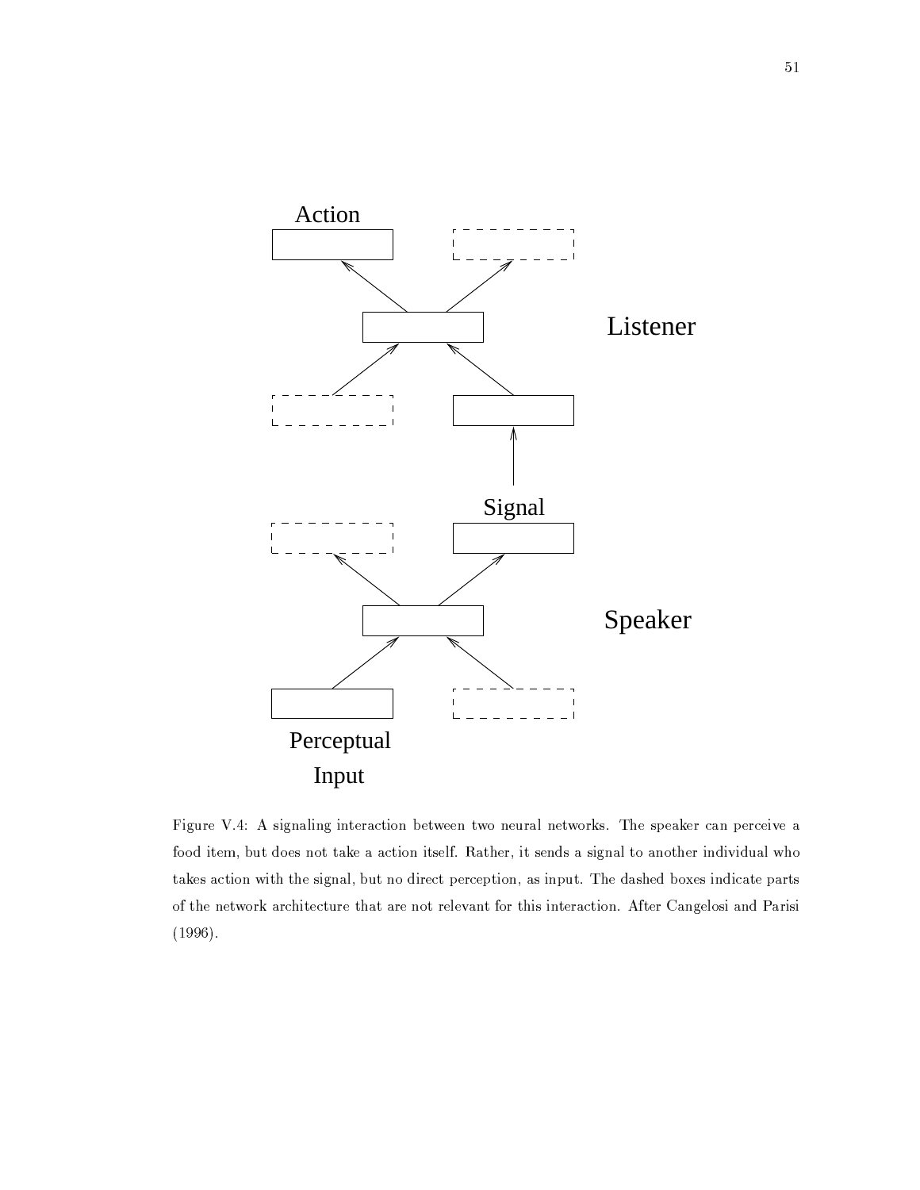Figure V.4: A signaling interaction between two neural networks. The speaker can perceive a food item, but does not take a action itself. Rather, it sends a signal to another individual who takes action with the signal, but no direct perception, as input. The dashed boxes indicate parts of the network architecture that are not relevant for this interaction. After Cangelosi and Parisi (1996).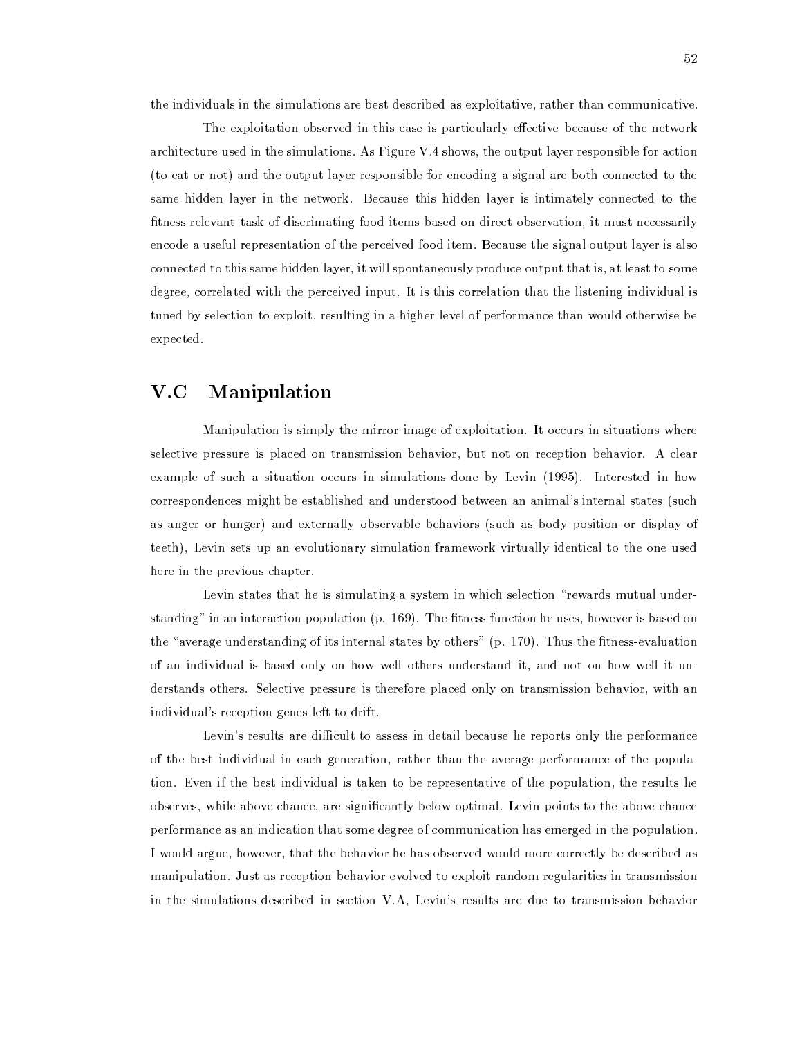the individuals in the simulations are best described as exploitative, rather than communicative.

The exploitation observed in this case is particularly effective because of the network architecture used in the simulations. As Figure V.4 shows, the output layer responsible for action (to eat or not) and the output layer responsible for encoding a signal are both connected to the same hidden layer in the network. Because this hidden layer is intimately connected to the fitness-relevant task of discrimating food items based on direct observation, it must necessarily encode a useful representation of the perceived food item. Because the signal output layer is also connected to this same hidden layer, it will spontaneously produce output that is, at least to some degree, correlated with the perceived input. It is this correlation that the listening individual is tuned by selection to exploit, resulting in a higher level of performance than would otherwise be expected.

## V.C Manipulation

Manipulation is simply the mirror-image of exploitation. It occurs in situations where selective pressure is placed on transmission behavior, but not on reception behavior. A clear example of such a situation occurs in simulations done by Levin (1995). Interested in how correspondences might be established and understood between an animal's internal states (such as anger or hunger) and externally observable behaviors (such as body position or display of teeth), Levin sets up an evolutionary simulation framework virtually identical to the one used here in the previous chapter.

Levin states that he is simulating a system in which selection "rewards mutual understanding" in an interaction population (p. 169). The fitness function he uses, however is based on the "average understanding of its internal states by others" (p. 170). Thus the fitness-evaluation of an individual is based only on how well others understand it, and not on how well it understands others. Selective pressure is therefore placed only on transmission behavior, with an individual's reception genes left to drift.

Levin's results are difficult to assess in detail because he reports only the performance of the best individual in each generation, rather than the average performance of the population. Even if the best individual is taken to be representative of the population, the results he observes, while above chance, are significantly below optimal. Levin points to the above-chance performance as an indication that some degree of communication has emerged in the population. I would argue, however, that the behavior he has observed would more correctly be described as manipulation. Just as reception behavior evolved to exploit random regularities in transmission in the simulations described in section V.A, Levin's results are due to transmission behavior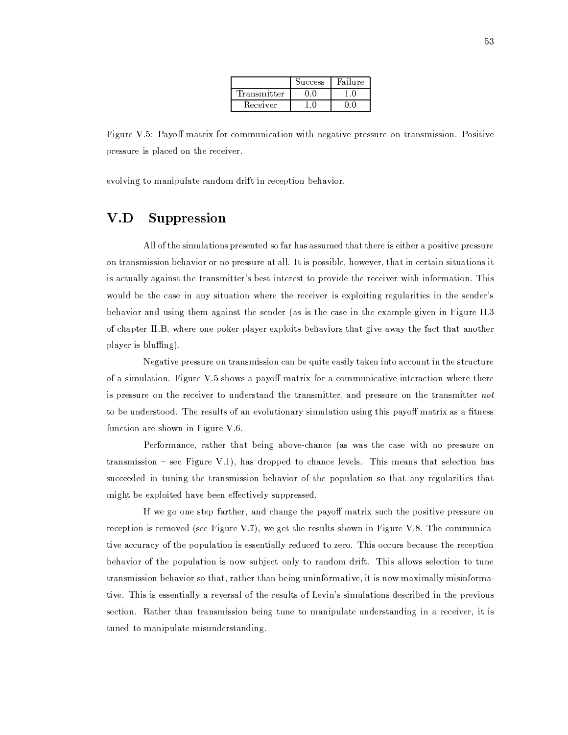| | Success | Failure |
|---|---|---|
| Transmitter | 0.0 | 1.0 |
| Receiver | 1.0 | 0.0 |

Figure V.5: Payoff matrix for communication with negative pressure on transmission. Positive pressure is placed on the receiver.

evolving to manipulate random drift in reception behavior.

## V.D Suppression

All of the simulations presented so far has assumed that there is either a positive pressure on transmission behavior or no pressure at all. It is possible, however, that in certain situations it is actually against the transmitter's best interest to provide the receiver with information. This would be the case in any situation where the receiver is exploiting regularities in the sender's behavior and using them against the sender (as is the case in the example given in Figure II.3 of chapter II.B, where one poker player exploits behaviors that give away the fact that another player is bluffing).

Negative pressure on transmission can be quite easily taken into account in the structure of a simulation. Figure V.5 shows a payoff matrix for a communicative interaction where there is pressure on the receiver to understand the transmitter, and pressure on the transmitter *not* to be understood. The results of an evolutionary simulation using this payoff matrix as a fitness function are shown in Figure V.6.

Performance, rather that being above-chance (as was the case with no pressure on transmission – see Figure V.1), has dropped to chance levels. This means that selection has succeeded in tuning the transmission behavior of the population so that any regularities that might be exploited have been effectively suppressed.

If we go one step farther, and change the payoff matrix such the positive pressure on reception is removed (see Figure V.7), we get the results shown in Figure V.8. The communicative accuracy of the population is essentially reduced to zero. This occurs because the reception behavior of the population is now subject only to random drift. This allows selection to tune transmission behavior so that, rather than being uninformative, it is now maximally misinformative. This is essentially a reversal of the results of Levin's simulations described in the previous section. Rather than transmission being tune to manipulate understanding in a receiver, it is tuned to manipulate misunderstanding.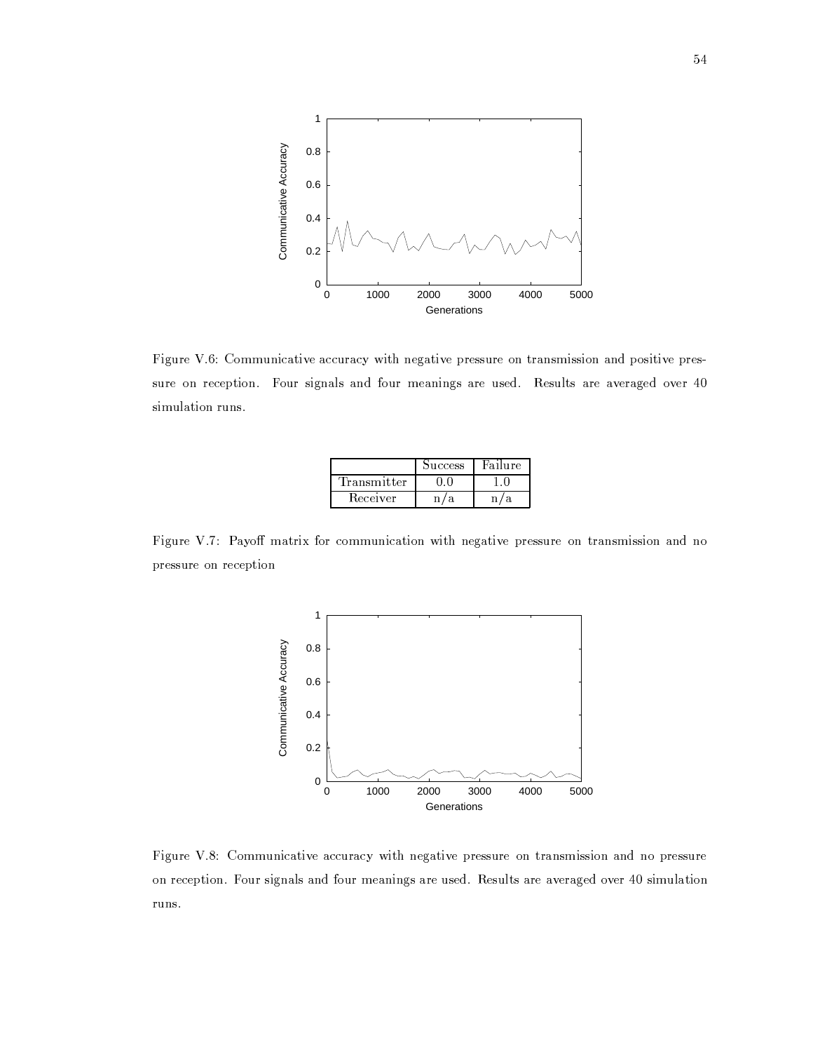Figure V.6: Communicative accuracy with negative pressure on transmission and positive pressure on reception. Four signals and four meanings are used. Results are averaged over 40 simulation runs.

| | Success | Failure |
|---|---|---|
| Transmitter | 0.0 | 1.0 |
| Receiver | n/a | n/a |

Figure V.7: Payoff matrix for communication with negative pressure on transmission and no pressure on reception

Figure V.8: Communicative accuracy with negative pressure on transmission and no pressure on reception. Four signals and four meanings are used. Results are averaged over 40 simulation runs.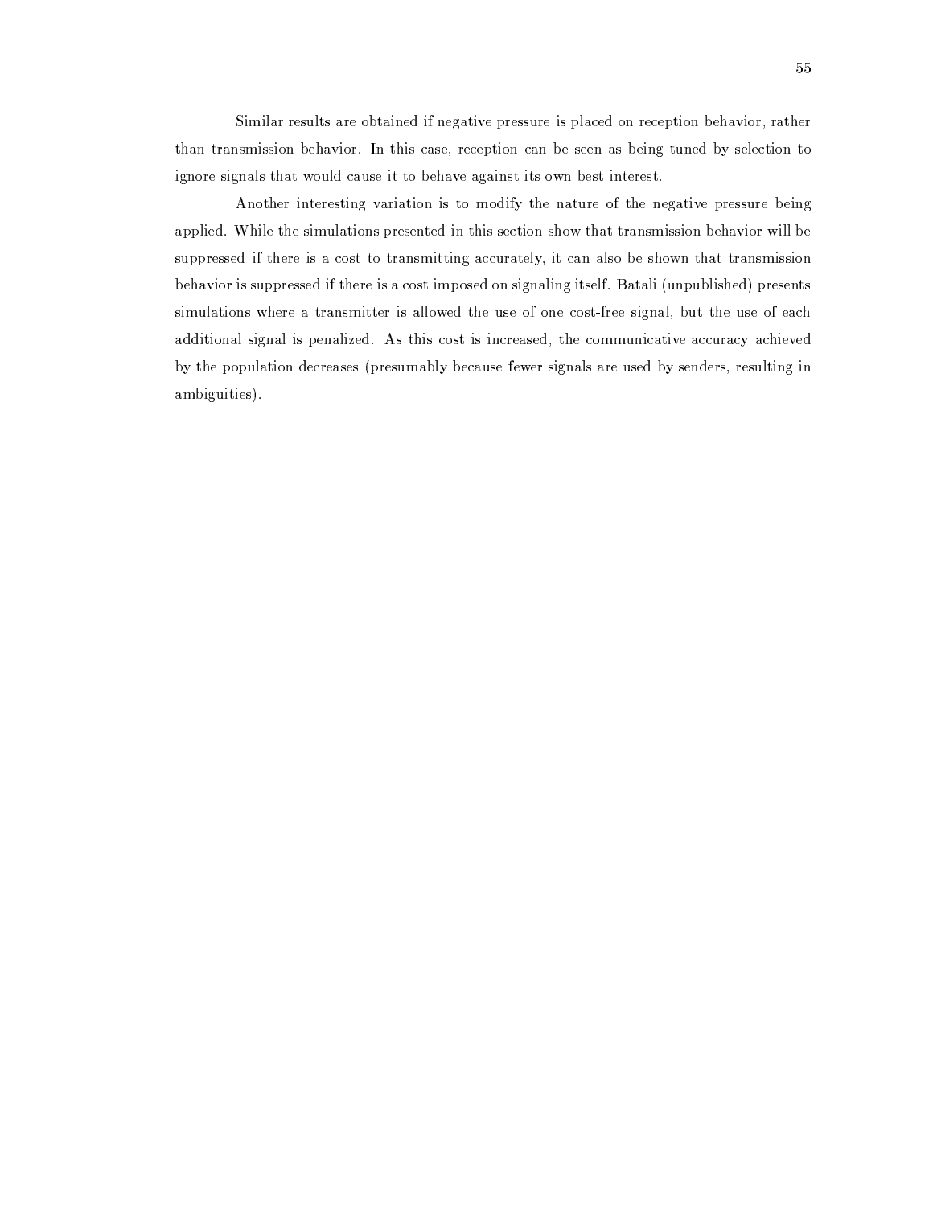Similar results are obtained if negative pressure is placed on reception behavior, rather than transmission behavior. In this case, reception can be seen as being tuned by selection to ignore signals that would cause it to behave against its own best interest.

Another interesting variation is to modify the nature of the negative pressure being applied. While the simulations presented in this section show that transmission behavior will be suppressed if there is a cost to transmitting accurately, it can also be shown that transmission behavior is suppressed if there is a cost imposed on signaling itself. Batali (unpublished) presents simulations where a transmitter is allowed the use of one cost-free signal, but the use of each additional signal is penalized. As this cost is increased, the communicative accuracy achieved by the population decreases (presumably because fewer signals are used by senders, resulting in ambiguities).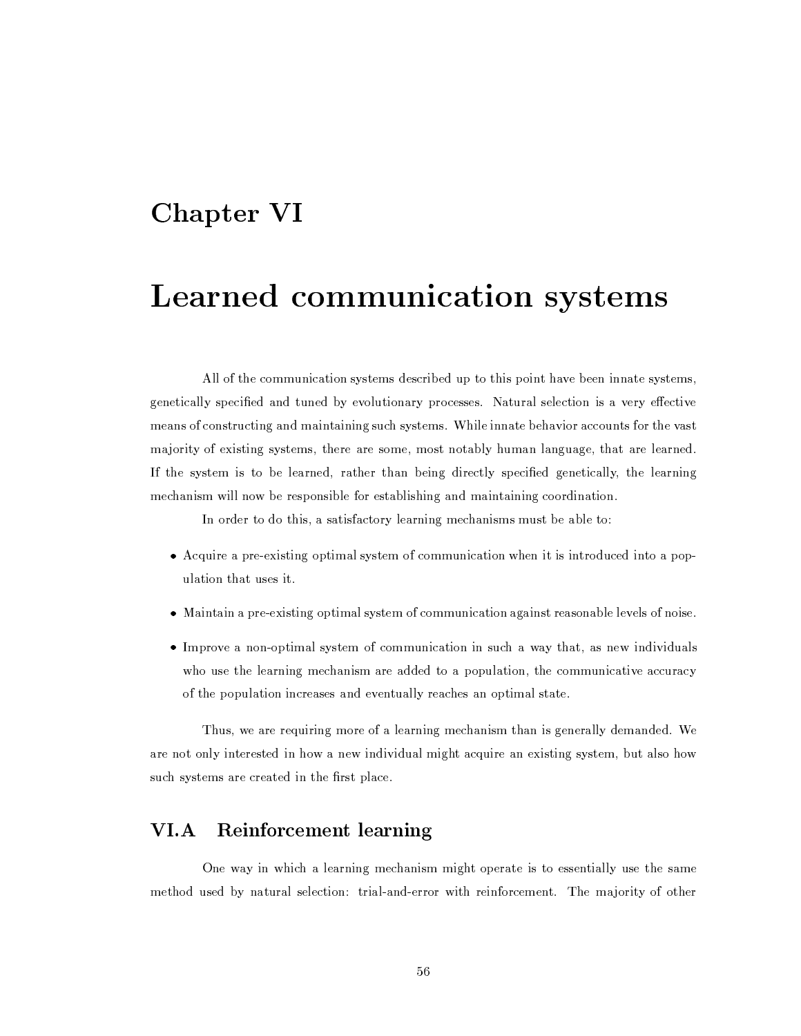# Chapter VI

# Learned communication systems

All of the communication systems described up to this point have been innate systems, genetically specified and tuned by evolutionary processes. Natural selection is a very effective means of constructing and maintaining such systems. While innate behavior accounts for the vast majority of existing systems, there are some, most notably human language, that are learned. If the system is to be learned, rather than being directly specified genetically, the learning mechanism will now be responsible for establishing and maintaining coordination.

In order to do this, a satisfactory learning mechanisms must be able to:

- Acquire a pre-existing optimal system of communication when it is introduced into a population that uses it.
- Maintain a pre-existing optimal system of communication against reasonable levels of noise.
- Improve a non-optimal system of communication in such a way that, as new individuals who use the learning mechanism are added to a population, the communicative accuracy of the population increases and eventually reaches an optimal state.

Thus, we are requiring more of a learning mechanism than is generally demanded. We are not only interested in how a new individual might acquire an existing system, but also how such systems are created in the first place.

## VI.A Reinforcement learning

One way in which a learning mechanism might operate is to essentially use the same method used by natural selection: trial-and-error with reinforcement. The majority of other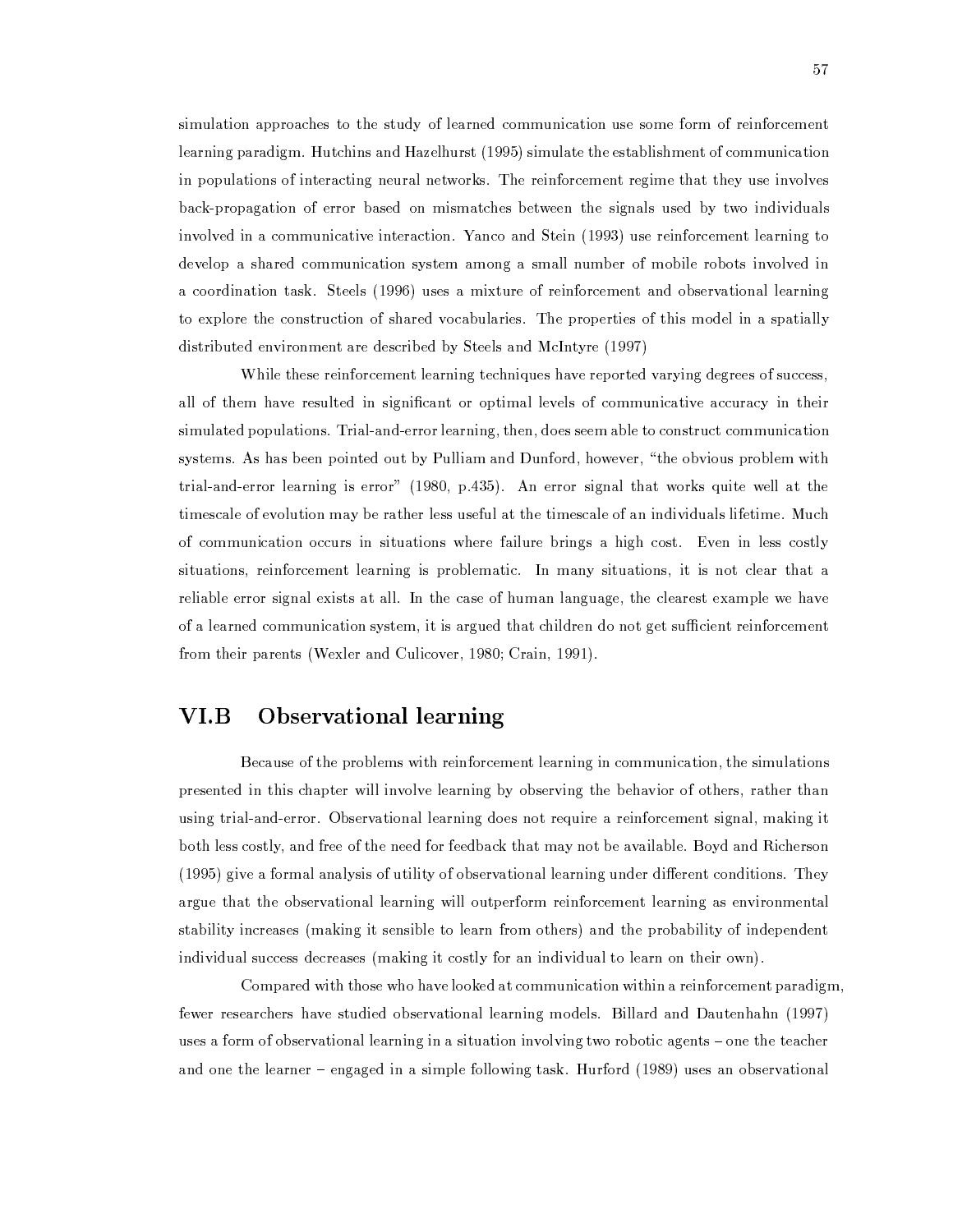simulation approaches to the study of learned communication use some form of reinforcement learning paradigm. Hutchins and Hazelhurst (1995) simulate the establishment of communication in populations of interacting neural networks. The reinforcement regime that they use involves back-propagation of error based on mismatches between the signals used by two individuals involved in a communicative interaction. Yanco and Stein (1993) use reinforcement learning to develop a shared communication system among a small number of mobile robots involved in a coordination task. Steels (1996) uses a mixture of reinforcement and observational learning to explore the construction of shared vocabularies. The properties of this model in a spatially distributed environment are described by Steels and McIntyre (1997)

While these reinforcement learning techniques have reported varying degrees of success, all of them have resulted in significant or optimal levels of communicative accuracy in their simulated populations. Trial-and-error learning, then, does seem able to construct communication systems. As has been pointed out by Pulliam and Dunford, however, "the obvious problem with trial-and-error learning is error" (1980, p.435). An error signal that works quite well at the timescale of evolution may be rather less useful at the timescale of an individuals lifetime. Much of communication occurs in situations where failure brings a high cost. Even in less costly situations, reinforcement learning is problematic. In many situations, it is not clear that a reliable error signal exists at all. In the case of human language, the clearest example we have of a learned communication system, it is argued that children do not get sufficient reinforcement from their parents (Wexler and Culicover, 1980; Crain, 1991).

## VI.B Observational learning

Because of the problems with reinforcement learning in communication, the simulations presented in this chapter will involve learning by observing the behavior of others, rather than using trial-and-error. Observational learning does not require a reinforcement signal, making it both less costly, and free of the need for feedback that may not be available. Boyd and Richerson (1995) give a formal analysis of utility of observational learning under different conditions. They argue that the observational learning will outperform reinforcement learning as environmental stability increases (making it sensible to learn from others) and the probability of independent individual success decreases (making it costly for an individual to learn on their own).

Compared with those who have looked at communication within a reinforcement paradigm, fewer researchers have studied observational learning models. Billard and Dautenhahn (1997) uses a form of observational learning in a situation involving two robotic agents – one the teacher and one the learner – engaged in a simple following task. Hurford (1989) uses an observational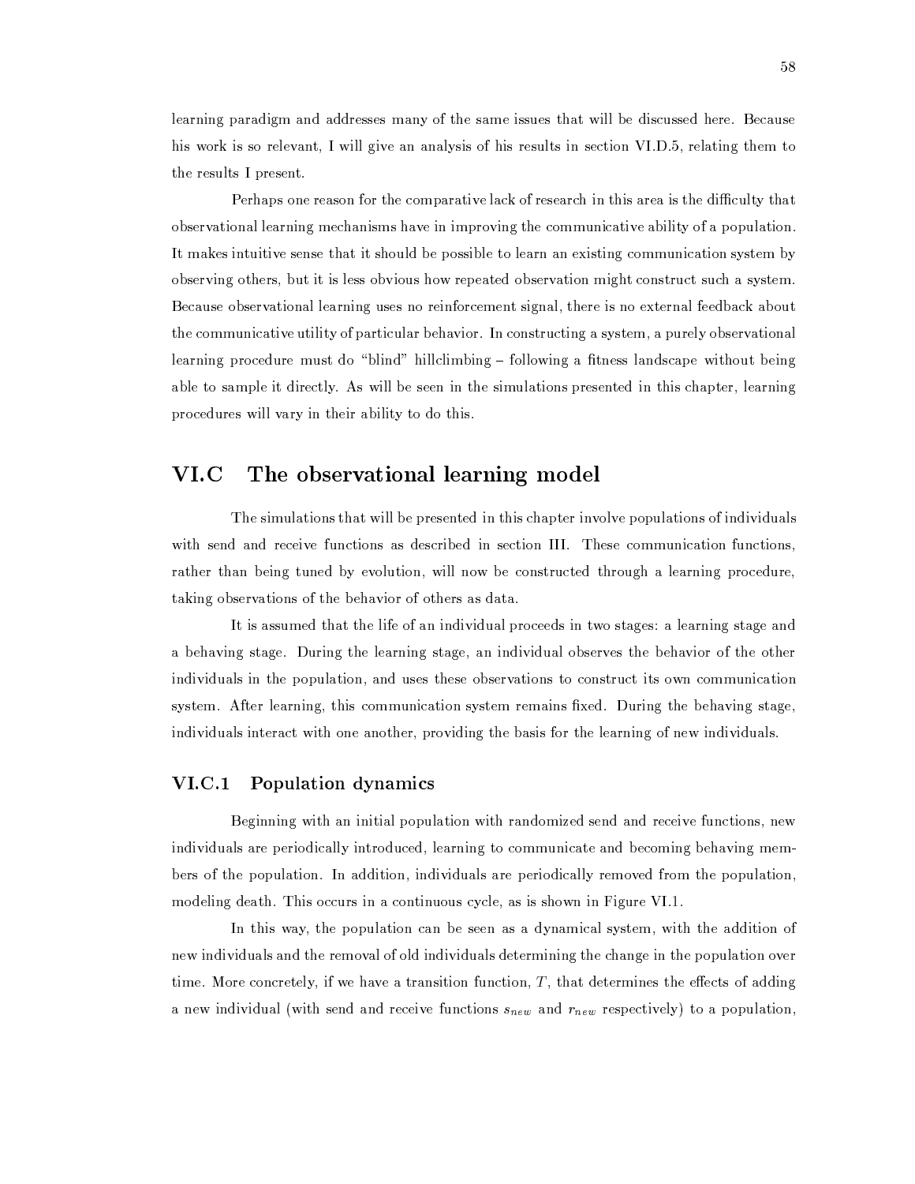learning paradigm and addresses many of the same issues that will be discussed here. Because his work is so relevant, I will give an analysis of his results in section VI.D.5, relating them to the results I present.

Perhaps one reason for the comparative lack of research in this area is the difficulty that observational learning mechanisms have in improving the communicative ability of a population. It makes intuitive sense that it should be possible to learn an existing communication system by observing others, but it is less obvious how repeated observation might construct such a system. Because observational learning uses no reinforcement signal, there is no external feedback about the communicative utility of particular behavior. In constructing a system, a purely observational learning procedure must do "blind" hillclimbing – following a fitness landscape without being able to sample it directly. As will be seen in the simulations presented in this chapter, learning procedures will vary in their ability to do this.

## VI.C The observational learning model

The simulations that will be presented in this chapter involve populations of individuals with send and receive functions as described in section III. These communication functions, rather than being tuned by evolution, will now be constructed through a learning procedure, taking observations of the behavior of others as data.

It is assumed that the life of an individual proceeds in two stages: a learning stage and a behaving stage. During the learning stage, an individual observes the behavior of the other individuals in the population, and uses these observations to construct its own communication system. After learning, this communication system remains fixed. During the behaving stage, individuals interact with one another, providing the basis for the learning of new individuals.

### VI.C.1 Population dynamics

Beginning with an initial population with randomized send and receive functions, new individuals are periodically introduced, learning to communicate and becoming behaving members of the population. In addition, individuals are periodically removed from the population, modeling death. This occurs in a continuous cycle, as is shown in Figure VI.1.

In this way, the population can be seen as a dynamical system, with the addition of new individuals and the removal of old individuals determining the change in the population over time. More concretely, if we have a transition function, $T$, that determines the effects of adding a new individual (with send and receive functions $s_{new}$ and $r_{new}$ respectively) to a population,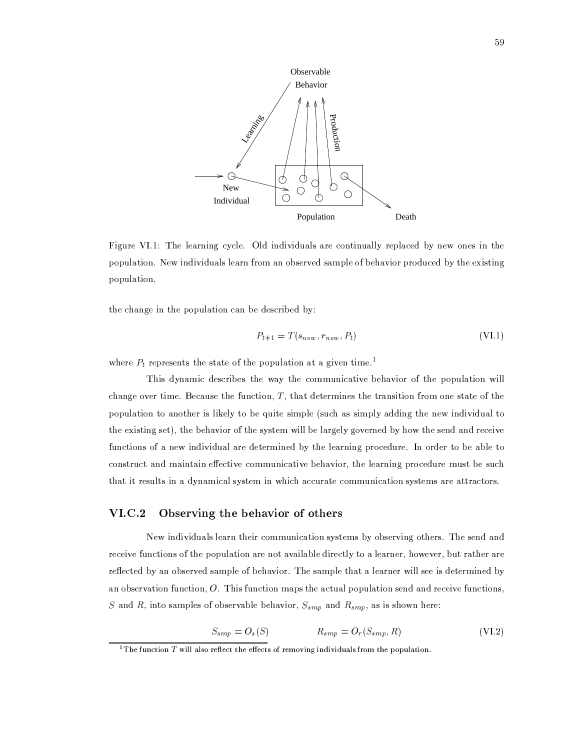Figure VI.1: The learning cycle. Old individuals are continually replaced by new ones in the population. New individuals learn from an observed sample of behavior produced by the existing population.

the change in the population can be described by:

$$P_{t+1} = T(s_{new}, r_{new}, P_t) \tag{VI.1}$$

where $P_t$ represents the state of the population at a given time.[1]

This dynamic describes the way the communicative behavior of the population will change over time. Because the function, $T$, that determines the transition from one state of the population to another is likely to be quite simple (such as simply adding the new individual to the existing set), the behavior of the system will be largely governed by how the send and receive functions of a new individual are determined by the learning procedure. In order to be able to construct and maintain effective communicative behavior, the learning procedure must be such that it results in a dynamical system in which accurate communication systems are attractors.

### VI.C.2 Observing the behavior of others

New individuals learn their communication systems by observing others. The send and receive functions of the population are not available directly to a learner, however, but rather are reflected by an observed sample of behavior. The sample that a learner will see is determined by an observation function, $O$. This function maps the actual population send and receive functions, $S$ and $R$, into samples of observable behavior, $S_{smp}$ and $R_{smp}$, as is shown here:

$$S_{smp} = O_s(S) \qquad\qquad R_{smp} = O_r(S_{smp}, R) \tag{VI.2}$$

[1] The function $T$ will also reflect the effects of removing individuals from the population.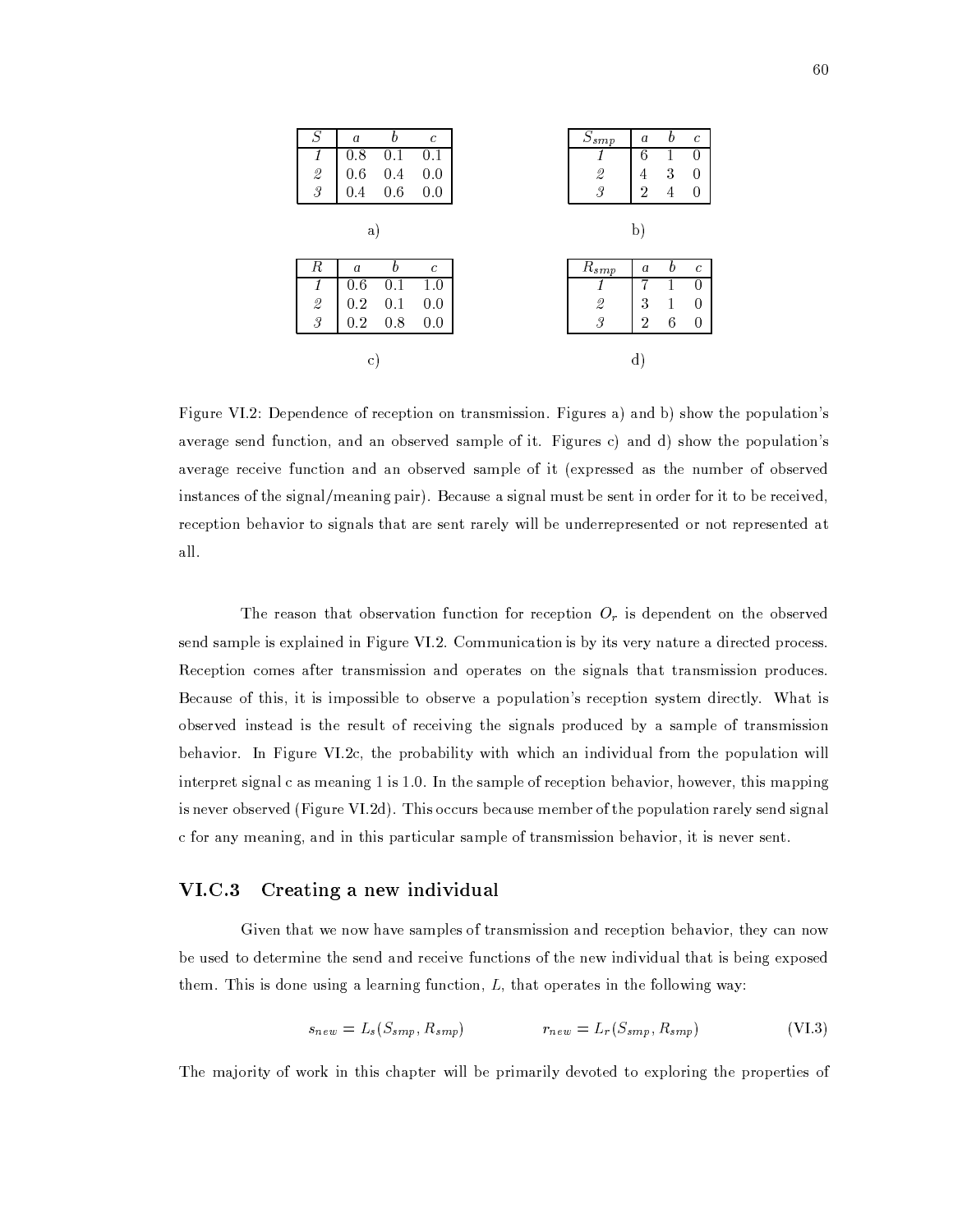| $S$ | $a$ | $b$ | $c$ |
|---|---|---|---|
| *1* | 0.8 | 0.1 | 0.1 |
| *2* | 0.6 | 0.4 | 0.0 |
| *3* | 0.4 | 0.6 | 0.0 |

a)

| $S_{smp}$ | $a$ | $b$ | $c$ |
|---|---|---|---|
| *1* | 6 | 1 | 0 |
| *2* | 4 | 3 | 0 |
| *3* | 2 | 4 | 0 |

b)

| $R$ | $a$ | $b$ | $c$ |
|---|---|---|---|
| *1* | 0.6 | 0.1 | 1.0 |
| *2* | 0.2 | 0.1 | 0.0 |
| *3* | 0.2 | 0.8 | 0.0 |

c)

| $R_{smp}$ | $a$ | $b$ | $c$ |
|---|---|---|---|
| *1* | 7 | 1 | 0 |
| *2* | 3 | 1 | 0 |
| *3* | 2 | 6 | 0 |

d)

Figure VI.2: Dependence of reception on transmission. Figures a) and b) show the population's average send function, and an observed sample of it. Figures c) and d) show the population's average receive function and an observed sample of it (expressed as the number of observed instances of the signal/meaning pair). Because a signal must be sent in order for it to be received, reception behavior to signals that are sent rarely will be underrepresented or not represented at all.

The reason that observation function for reception $O_r$ is dependent on the observed send sample is explained in Figure VI.2. Communication is by its very nature a directed process. Reception comes after transmission and operates on the signals that transmission produces. Because of this, it is impossible to observe a population's reception system directly. What is observed instead is the result of receiving the signals produced by a sample of transmission behavior. In Figure VI.2c, the probability with which an individual from the population will interpret signal c as meaning 1 is 1.0. In the sample of reception behavior, however, this mapping is never observed (Figure VI.2d). This occurs because member of the population rarely send signal c for any meaning, and in this particular sample of transmission behavior, it is never sent.

### VI.C.3 Creating a new individual

Given that we now have samples of transmission and reception behavior, they can now be used to determine the send and receive functions of the new individual that is being exposed them. This is done using a learning function, $L$, that operates in the following way:

$$s_{new} = L_s(S_{smp}, R_{smp}) \qquad\qquad r_{new} = L_r(S_{smp}, R_{smp}) \tag{VI.3}$$

The majority of work in this chapter will be primarily devoted to exploring the properties of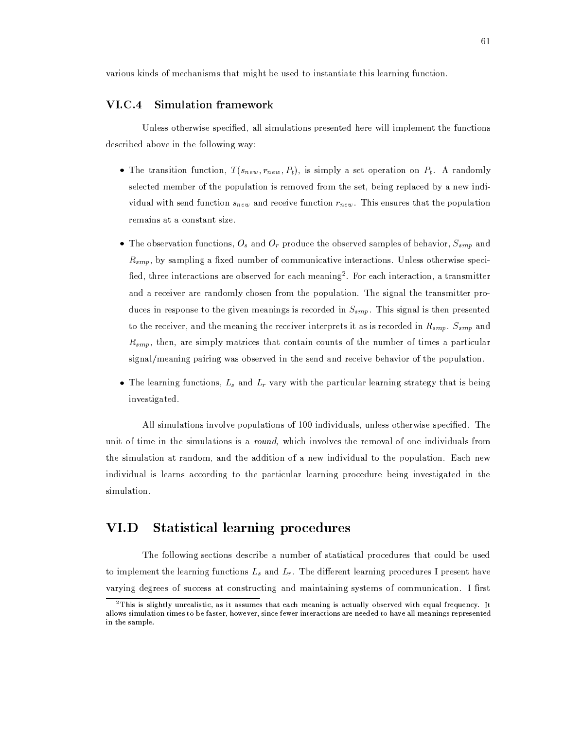various kinds of mechanisms that might be used to instantiate this learning function.

### VI.C.4 Simulation framework

Unless otherwise specified, all simulations presented here will implement the functions described above in the following way:

- The transition function, $T(s_{new}, r_{new}, P_t)$, is simply a set operation on $P_t$. A randomly selected member of the population is removed from the set, being replaced by a new individual with send function $s_{new}$ and receive function $r_{new}$. This ensures that the population remains at a constant size.

- The observation functions, $O_s$ and $O_r$ produce the observed samples of behavior, $S_{smp}$ and $R_{smp}$, by sampling a fixed number of communicative interactions. Unless otherwise specified, three interactions are observed for each meaning[2]. For each interaction, a transmitter and a receiver are randomly chosen from the population. The signal the transmitter produces in response to the given meanings is recorded in $S_{smp}$. This signal is then presented to the receiver, and the meaning the receiver interprets it as is recorded in $R_{smp}$. $S_{smp}$ and $R_{smp}$, then, are simply matrices that contain counts of the number of times a particular signal/meaning pairing was observed in the send and receive behavior of the population.

- The learning functions, $L_s$ and $L_r$ vary with the particular learning strategy that is being investigated.

All simulations involve populations of 100 individuals, unless otherwise specified. The unit of time in the simulations is a *round*, which involves the removal of one individuals from the simulation at random, and the addition of a new individual to the population. Each new individual is learns according to the particular learning procedure being investigated in the simulation.

## VI.D Statistical learning procedures

The following sections describe a number of statistical procedures that could be used to implement the learning functions $L_s$ and $L_r$. The different learning procedures I present have varying degrees of success at constructing and maintaining systems of communication. I first

[2] This is slightly unrealistic, as it assumes that each meaning is actually observed with equal frequency. It allows simulation times to be faster, however, since fewer interactions are needed to have all meanings represented in the sample.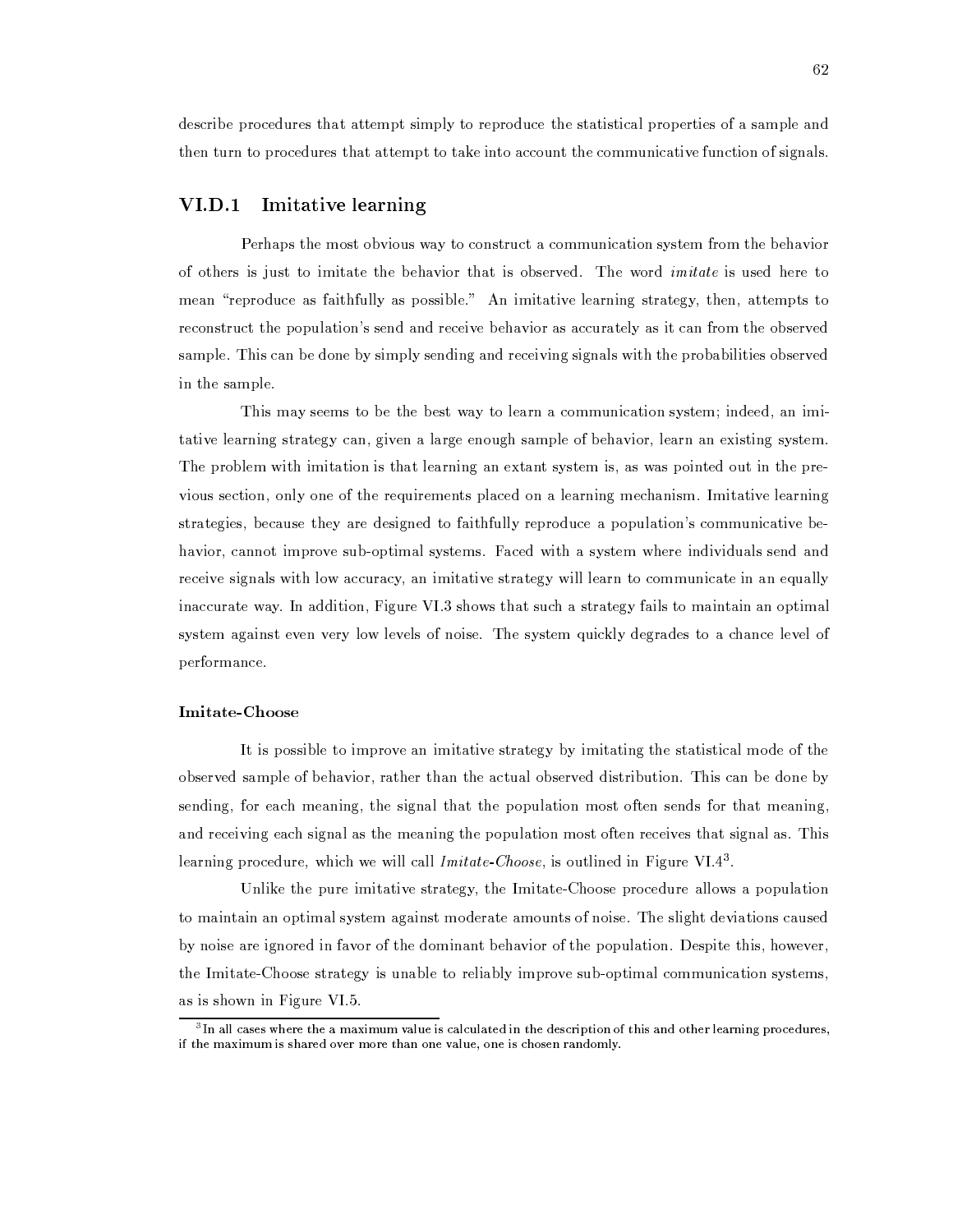describe procedures that attempt simply to reproduce the statistical properties of a sample and then turn to procedures that attempt to take into account the communicative function of signals.

### VI.D.1 Imitative learning

Perhaps the most obvious way to construct a communication system from the behavior of others is just to imitate the behavior that is observed. The word *imitate* is used here to mean "reproduce as faithfully as possible." An imitative learning strategy, then, attempts to reconstruct the population's send and receive behavior as accurately as it can from the observed sample. This can be done by simply sending and receiving signals with the probabilities observed in the sample.

This may seems to be the best way to learn a communication system; indeed, an imitative learning strategy can, given a large enough sample of behavior, learn an existing system. The problem with imitation is that learning an extant system is, as was pointed out in the previous section, only one of the requirements placed on a learning mechanism. Imitative learning strategies, because they are designed to faithfully reproduce a population's communicative behavior, cannot improve sub-optimal systems. Faced with a system where individuals send and receive signals with low accuracy, an imitative strategy will learn to communicate in an equally inaccurate way. In addition, Figure VI.3 shows that such a strategy fails to maintain an optimal system against even very low levels of noise. The system quickly degrades to a chance level of performance.

#### Imitate-Choose

It is possible to improve an imitative strategy by imitating the statistical mode of the observed sample of behavior, rather than the actual observed distribution. This can be done by sending, for each meaning, the signal that the population most often sends for that meaning, and receiving each signal as the meaning the population most often receives that signal as. This learning procedure, which we will call *Imitate-Choose*, is outlined in Figure VI.4[3].

Unlike the pure imitative strategy, the Imitate-Choose procedure allows a population to maintain an optimal system against moderate amounts of noise. The slight deviations caused by noise are ignored in favor of the dominant behavior of the population. Despite this, however, the Imitate-Choose strategy is unable to reliably improve sub-optimal communication systems, as is shown in Figure VI.5.

[3] In all cases where the a maximum value is calculated in the description of this and other learning procedures, if the maximum is shared over more than one value, one is chosen randomly.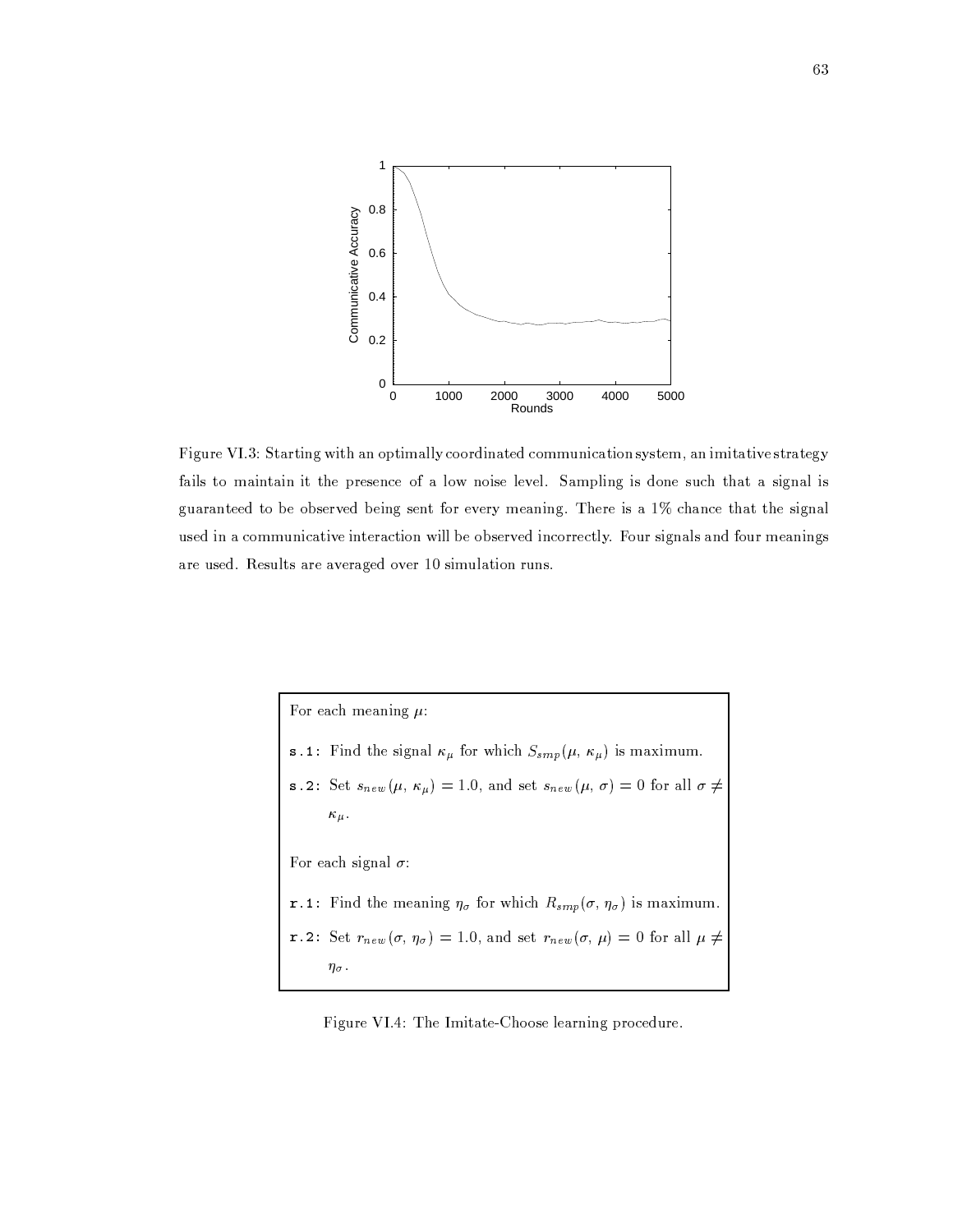Figure VI.3: Starting with an optimally coordinated communication system, an imitative strategy fails to maintain it the presence of a low noise level. Sampling is done such that a signal is guaranteed to be observed being sent for every meaning. There is a 1% chance that the signal used in a communicative interaction will be observed incorrectly. Four signals and four meanings are used. Results are averaged over 10 simulation runs.

For each meaning $\mu$:

`s.1:` Find the signal $\kappa_\mu$ for which $S_{smp}(\mu, \kappa_\mu)$ is maximum.

`s.2:` Set $s_{new}(\mu, \kappa_\mu) = 1.0$, and set $s_{new}(\mu, \sigma) = 0$ for all $\sigma \neq \kappa_\mu$.

For each signal $\sigma$:

`r.1:` Find the meaning $\eta_\sigma$ for which $R_{smp}(\sigma, \eta_\sigma)$ is maximum.

`r.2:` Set $r_{new}(\sigma, \eta_\sigma) = 1.0$, and set $r_{new}(\sigma, \mu) = 0$ for all $\mu \neq \eta_\sigma$.

Figure VI.4: The Imitate-Choose learning procedure.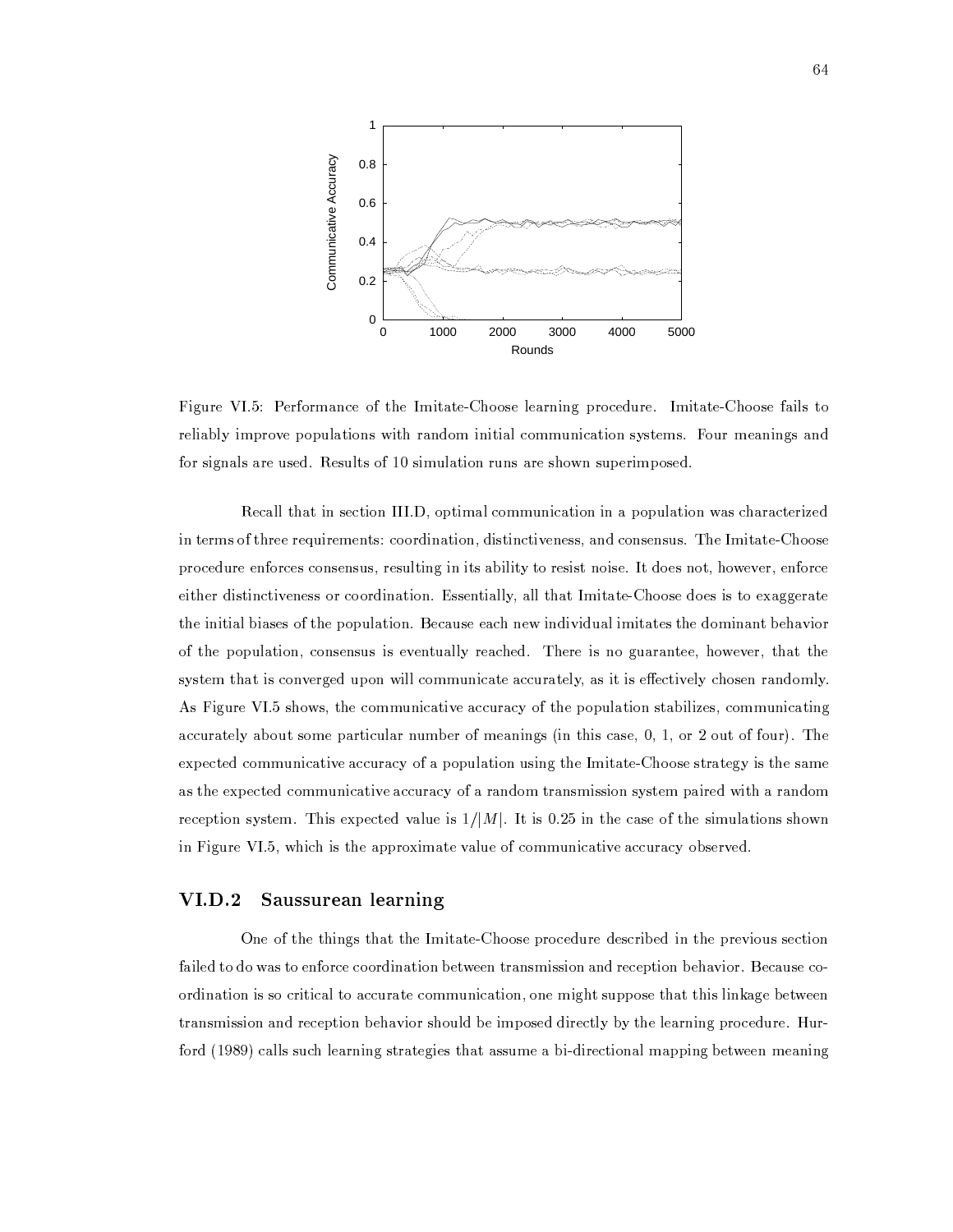Figure VI.5: Performance of the Imitate-Choose learning procedure. Imitate-Choose fails to reliably improve populations with random initial communication systems. Four meanings and for signals are used. Results of 10 simulation runs are shown superimposed.

Recall that in section III.D, optimal communication in a population was characterized in terms of three requirements: coordination, distinctiveness, and consensus. The Imitate-Choose procedure enforces consensus, resulting in its ability to resist noise. It does not, however, enforce either distinctiveness or coordination. Essentially, all that Imitate-Choose does is to exaggerate the initial biases of the population. Because each new individual imitates the dominant behavior of the population, consensus is eventually reached. There is no guarantee, however, that the system that is converged upon will communicate accurately, as it is effectively chosen randomly. As Figure VI.5 shows, the communicative accuracy of the population stabilizes, communicating accurately about some particular number of meanings (in this case, 0, 1, or 2 out of four). The expected communicative accuracy of a population using the Imitate-Choose strategy is the same as the expected communicative accuracy of a random transmission system paired with a random reception system. This expected value is $1/|M|$. It is 0.25 in the case of the simulations shown in Figure VI.5, which is the approximate value of communicative accuracy observed.

### VI.D.2 Saussurean learning

One of the things that the Imitate-Choose procedure described in the previous section failed to do was to enforce coordination between transmission and reception behavior. Because coordination is so critical to accurate communication, one might suppose that this linkage between transmission and reception behavior should be imposed directly by the learning procedure. Hurford (1989) calls such learning strategies that assume a bi-directional mapping between meaning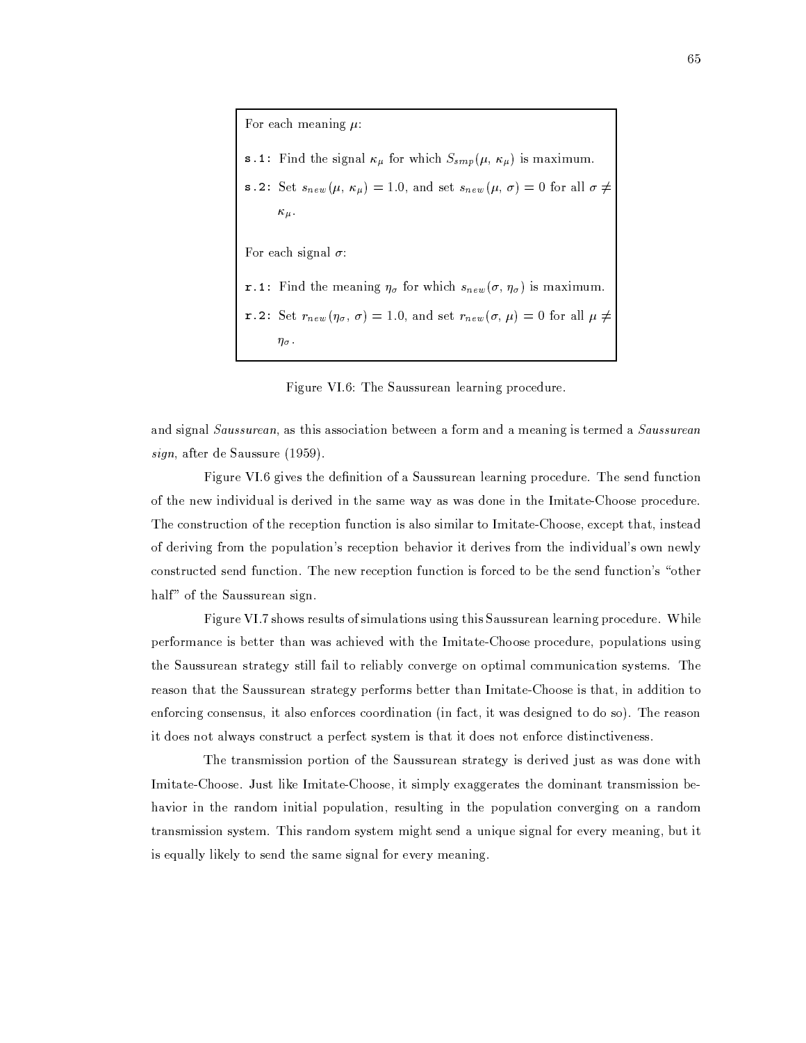For each meaning $\mu$:

`s.1`: Find the signal $\kappa_\mu$ for which $S_{smp}(\mu, \kappa_\mu)$ is maximum.

`s.2`: Set $s_{new}(\mu, \kappa_\mu) = 1.0$, and set $s_{new}(\mu, \sigma) = 0$ for all $\sigma \neq \kappa_\mu$.

For each signal $\sigma$:

`r.1`: Find the meaning $\eta_\sigma$ for which $s_{new}(\sigma, \eta_\sigma)$ is maximum.

`r.2`: Set $r_{new}(\eta_\sigma, \sigma) = 1.0$, and set $r_{new}(\sigma, \mu) = 0$ for all $\mu \neq \eta_\sigma$.

Figure VI.6: The Saussurean learning procedure.

and signal *Saussurean*, as this association between a form and a meaning is termed a *Saussurean sign*, after de Saussure (1959).

Figure VI.6 gives the definition of a Saussurean learning procedure. The send function of the new individual is derived in the same way as was done in the Imitate-Choose procedure. The construction of the reception function is also similar to Imitate-Choose, except that, instead of deriving from the population's reception behavior it derives from the individual's own newly constructed send function. The new reception function is forced to be the send function's "other half" of the Saussurean sign.

Figure VI.7 shows results of simulations using this Saussurean learning procedure. While performance is better than was achieved with the Imitate-Choose procedure, populations using the Saussurean strategy still fail to reliably converge on optimal communication systems. The reason that the Saussurean strategy performs better than Imitate-Choose is that, in addition to enforcing consensus, it also enforces coordination (in fact, it was designed to do so). The reason it does not always construct a perfect system is that it does not enforce distinctiveness.

The transmission portion of the Saussurean strategy is derived just as was done with Imitate-Choose. Just like Imitate-Choose, it simply exaggerates the dominant transmission behavior in the random initial population, resulting in the population converging on a random transmission system. This random system might send a unique signal for every meaning, but it is equally likely to send the same signal for every meaning.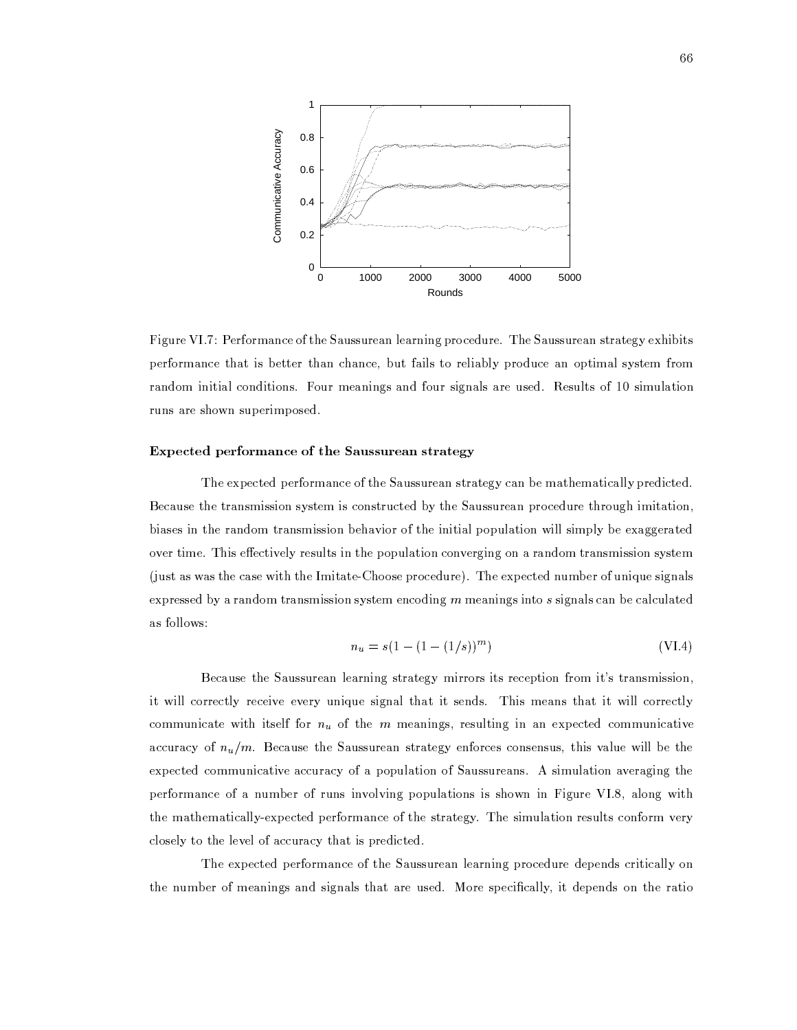Figure VI.7: Performance of the Saussurean learning procedure. The Saussurean strategy exhibits performance that is better than chance, but fails to reliably produce an optimal system from random initial conditions. Four meanings and four signals are used. Results of 10 simulation runs are shown superimposed.

**Expected performance of the Saussurean strategy**

The expected performance of the Saussurean strategy can be mathematically predicted. Because the transmission system is constructed by the Saussurean procedure through imitation, biases in the random transmission behavior of the initial population will simply be exaggerated over time. This effectively results in the population converging on a random transmission system (just as was the case with the Imitate-Choose procedure). The expected number of unique signals expressed by a random transmission system encoding $m$ meanings into $s$ signals can be calculated as follows:

$$n_u = s(1 - (1 - (1/s))^m) \tag{VI.4}$$

Because the Saussurean learning strategy mirrors its reception from it's transmission, it will correctly receive every unique signal that it sends. This means that it will correctly communicate with itself for $n_u$ of the $m$ meanings, resulting in an expected communicative accuracy of $n_u/m$. Because the Saussurean strategy enforces consensus, this value will be the expected communicative accuracy of a population of Saussureans. A simulation averaging the performance of a number of runs involving populations is shown in Figure VI.8, along with the mathematically-expected performance of the strategy. The simulation results conform very closely to the level of accuracy that is predicted.

The expected performance of the Saussurean learning procedure depends critically on the number of meanings and signals that are used. More specifically, it depends on the ratio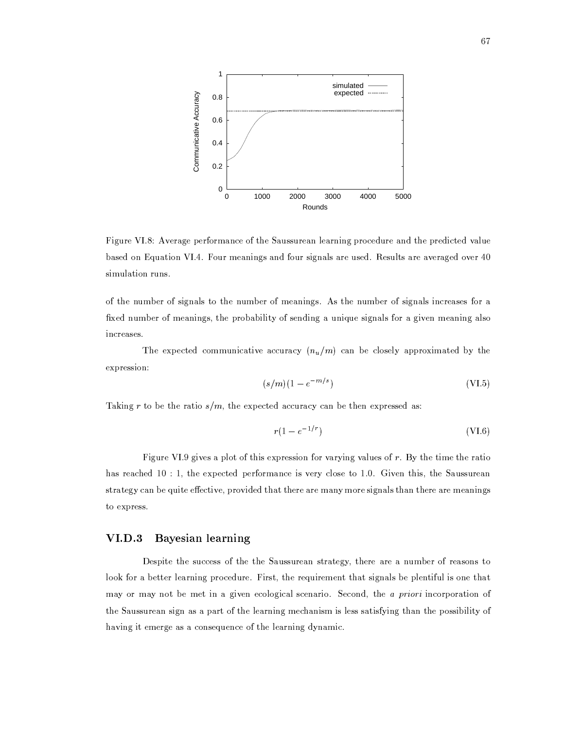Figure VI.8: Average performance of the Saussurean learning procedure and the predicted value based on Equation VI.4. Four meanings and four signals are used. Results are averaged over 40 simulation runs.

of the number of signals to the number of meanings. As the number of signals increases for a fixed number of meanings, the probability of sending a unique signals for a given meaning also increases.

The expected communicative accuracy $(n_u/m)$ can be closely approximated by the expression:

$$(s/m)(1 - e^{-m/s}) \tag{VI.5}$$

Taking $r$ to be the ratio $s/m$, the expected accuracy can be then expressed as:

$$r(1 - e^{-1/r}) \tag{VI.6}$$

Figure VI.9 gives a plot of this expression for varying values of $r$. By the time the ratio has reached $10:1$, the expected performance is very close to 1.0. Given this, the Saussurean strategy can be quite effective, provided that there are many more signals than there are meanings to express.

### VI.D.3 Bayesian learning

Despite the success of the the Saussurean strategy, there are a number of reasons to look for a better learning procedure. First, the requirement that signals be plentiful is one that may or may not be met in a given ecological scenario. Second, the *a priori* incorporation of the Saussurean sign as a part of the learning mechanism is less satisfying than the possibility of having it emerge as a consequence of the learning dynamic.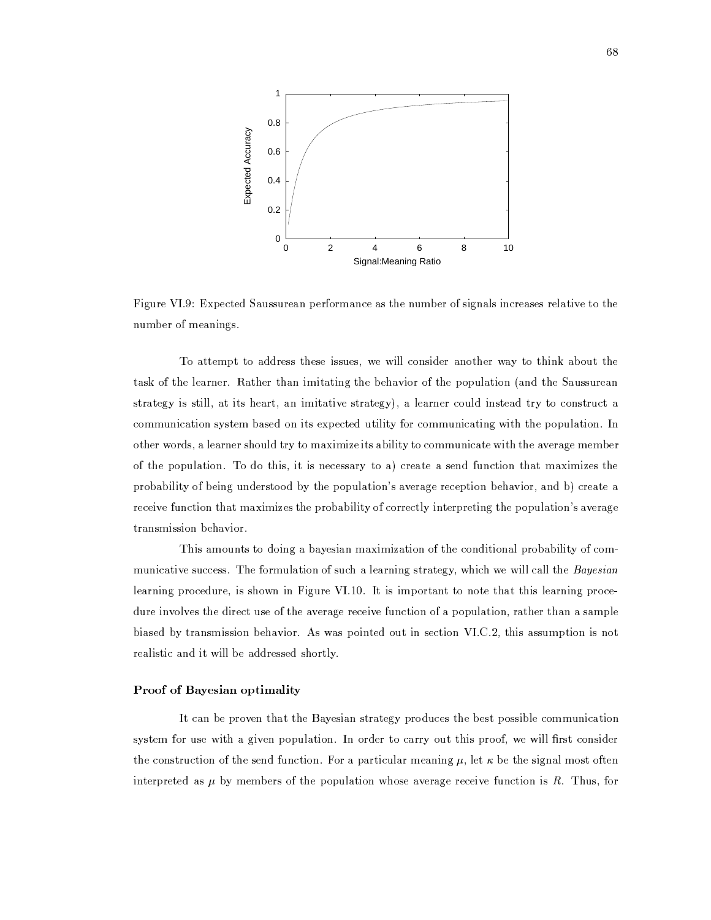Figure VI.9: Expected Saussurean performance as the number of signals increases relative to the number of meanings.

To attempt to address these issues, we will consider another way to think about the task of the learner. Rather than imitating the behavior of the population (and the Saussurean strategy is still, at its heart, an imitative strategy), a learner could instead try to construct a communication system based on its expected utility for communicating with the population. In other words, a learner should try to maximize its ability to communicate with the average member of the population. To do this, it is necessary to a) create a send function that maximizes the probability of being understood by the population's average reception behavior, and b) create a receive function that maximizes the probability of correctly interpreting the population's average transmission behavior.

This amounts to doing a bayesian maximization of the conditional probability of communicative success. The formulation of such a learning strategy, which we will call the *Bayesian* learning procedure, is shown in Figure VI.10. It is important to note that this learning procedure involves the direct use of the average receive function of a population, rather than a sample biased by transmission behavior. As was pointed out in section VI.C.2, this assumption is not realistic and it will be addressed shortly.

**Proof of Bayesian optimality**

It can be proven that the Bayesian strategy produces the best possible communication system for use with a given population. In order to carry out this proof, we will first consider the construction of the send function. For a particular meaning $\mu$, let $\kappa$ be the signal most often interpreted as $\mu$ by members of the population whose average receive function is $R$. Thus, for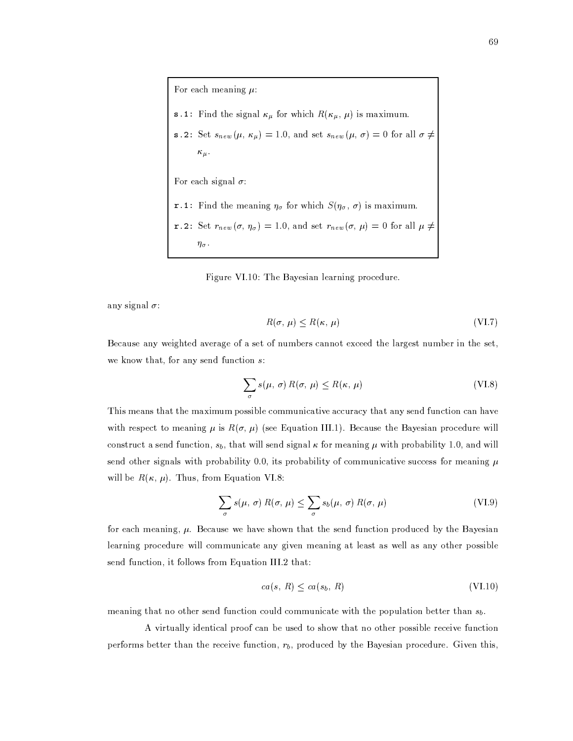For each meaning $\mu$:

`s.1`: Find the signal $\kappa_\mu$ for which $R(\kappa_\mu, \mu)$ is maximum.

`s.2`: Set $s_{new}(\mu, \kappa_\mu) = 1.0$, and set $s_{new}(\mu, \sigma) = 0$ for all $\sigma \neq \kappa_\mu$.

For each signal $\sigma$:

`r.1`: Find the meaning $\eta_\sigma$ for which $S(\eta_\sigma, \sigma)$ is maximum.

`r.2`: Set $r_{new}(\sigma, \eta_\sigma) = 1.0$, and set $r_{new}(\sigma, \mu) = 0$ for all $\mu \neq \eta_\sigma$.

Figure VI.10: The Bayesian learning procedure.

any signal $\sigma$:

$$R(\sigma, \mu) \leq R(\kappa, \mu) \tag{VI.7}$$

Because any weighted average of a set of numbers cannot exceed the largest number in the set, we know that, for any send function $s$:

$$\sum_\sigma s(\mu, \sigma)\, R(\sigma, \mu) \leq R(\kappa, \mu) \tag{VI.8}$$

This means that the maximum possible communicative accuracy that any send function can have with respect to meaning $\mu$ is $R(\sigma, \mu)$ (see Equation III.1). Because the Bayesian procedure will construct a send function, $s_b$, that will send signal $\kappa$ for meaning $\mu$ with probability 1.0, and will send other signals with probability 0.0, its probability of communicative success for meaning $\mu$ will be $R(\kappa, \mu)$. Thus, from Equation VI.8:

$$\sum_\sigma s(\mu, \sigma)\, R(\sigma, \mu) \leq \sum_\sigma s_b(\mu, \sigma)\, R(\sigma, \mu) \tag{VI.9}$$

for each meaning, $\mu$. Because we have shown that the send function produced by the Bayesian learning procedure will communicate any given meaning at least as well as any other possible send function, it follows from Equation III.2 that:

$$ca(s, R) \leq ca(s_b, R) \tag{VI.10}$$

meaning that no other send function could communicate with the population better than $s_b$.

A virtually identical proof can be used to show that no other possible receive function performs better than the receive function, $r_b$, produced by the Bayesian procedure. Given this,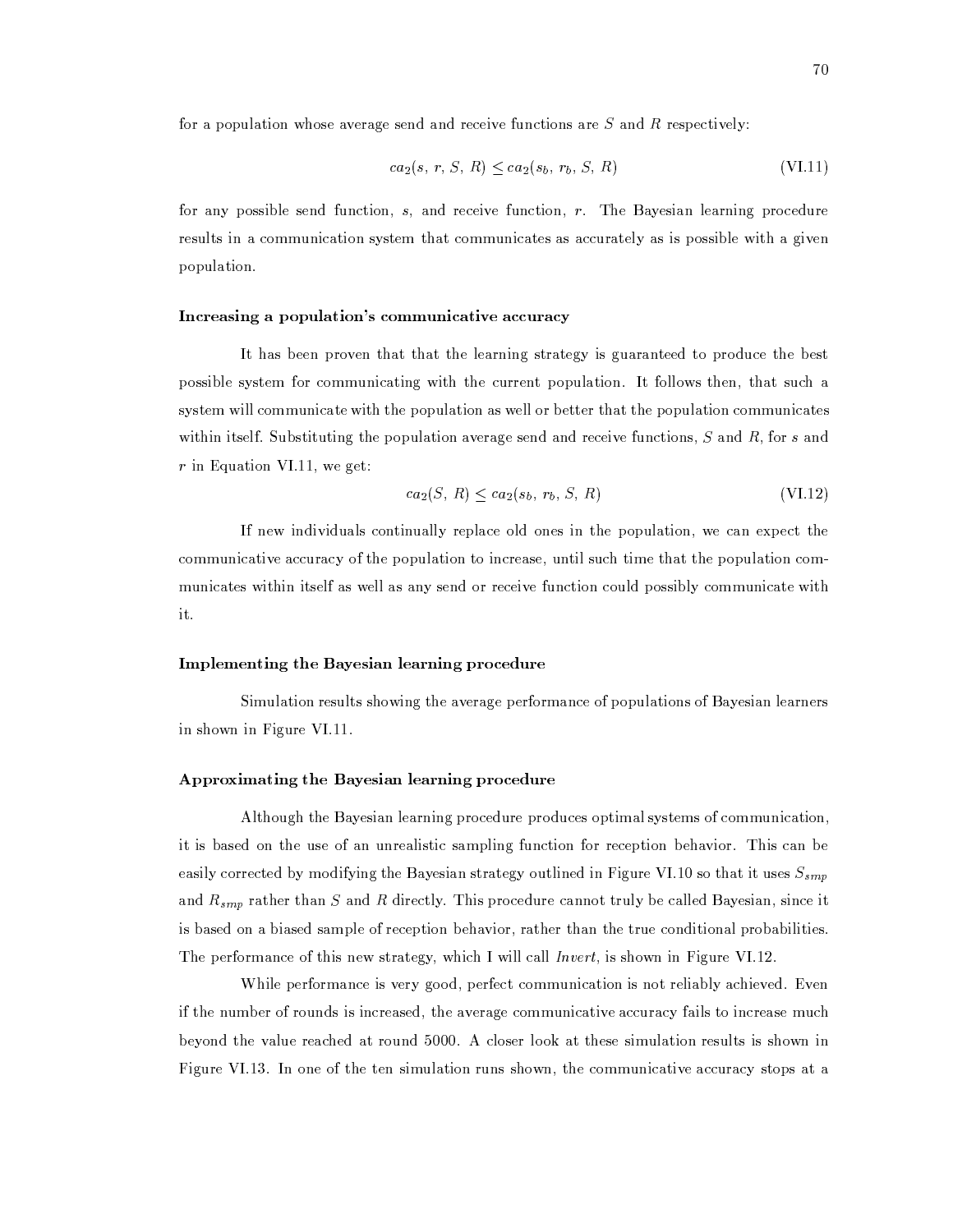for a population whose average send and receive functions are $S$ and $R$ respectively:

$$ca_2(s, r, S, R) \leq ca_2(s_b, r_b, S, R) \tag{VI.11}$$

for any possible send function, $s$, and receive function, $r$. The Bayesian learning procedure results in a communication system that communicates as accurately as is possible with a given population.

#### Increasing a population's communicative accuracy

It has been proven that that the learning strategy is guaranteed to produce the best possible system for communicating with the current population. It follows then, that such a system will communicate with the population as well or better that the population communicates within itself. Substituting the population average send and receive functions, $S$ and $R$, for $s$ and $r$ in Equation VI.11, we get:

$$ca_2(S, R) \leq ca_2(s_b, r_b, S, R) \tag{VI.12}$$

If new individuals continually replace old ones in the population, we can expect the communicative accuracy of the population to increase, until such time that the population communicates within itself as well as any send or receive function could possibly communicate with it.

#### Implementing the Bayesian learning procedure

Simulation results showing the average performance of populations of Bayesian learners in shown in Figure VI.11.

#### Approximating the Bayesian learning procedure

Although the Bayesian learning procedure produces optimal systems of communication, it is based on the use of an unrealistic sampling function for reception behavior. This can be easily corrected by modifying the Bayesian strategy outlined in Figure VI.10 so that it uses $S_{smp}$ and $R_{smp}$ rather than $S$ and $R$ directly. This procedure cannot truly be called Bayesian, since it is based on a biased sample of reception behavior, rather than the true conditional probabilities. The performance of this new strategy, which I will call *Invert*, is shown in Figure VI.12.

While performance is very good, perfect communication is not reliably achieved. Even if the number of rounds is increased, the average communicative accuracy fails to increase much beyond the value reached at round 5000. A closer look at these simulation results is shown in Figure VI.13. In one of the ten simulation runs shown, the communicative accuracy stops at a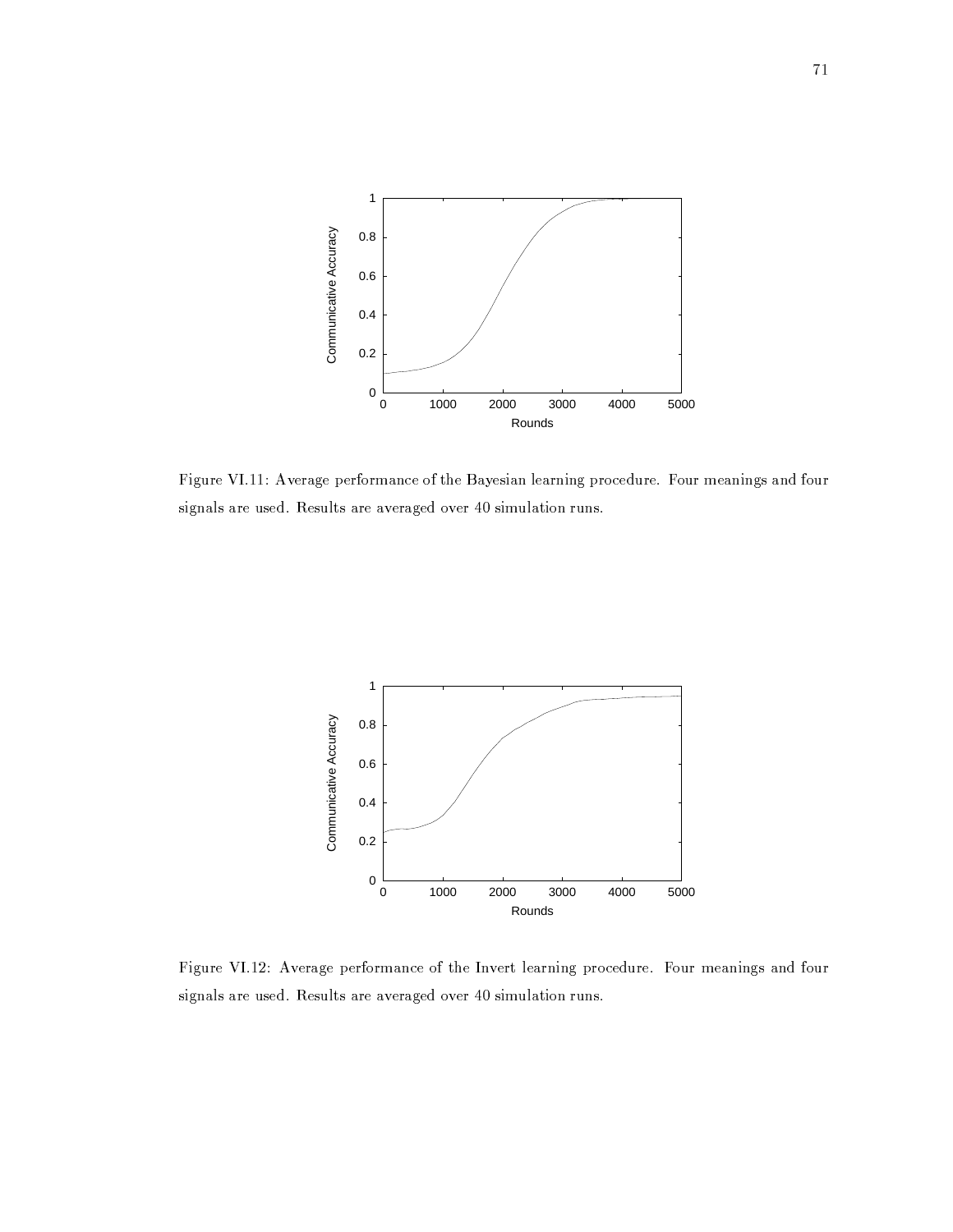Figure VI.11: Average performance of the Bayesian learning procedure. Four meanings and four signals are used. Results are averaged over 40 simulation runs.

Figure VI.12: Average performance of the Invert learning procedure. Four meanings and four signals are used. Results are averaged over 40 simulation runs.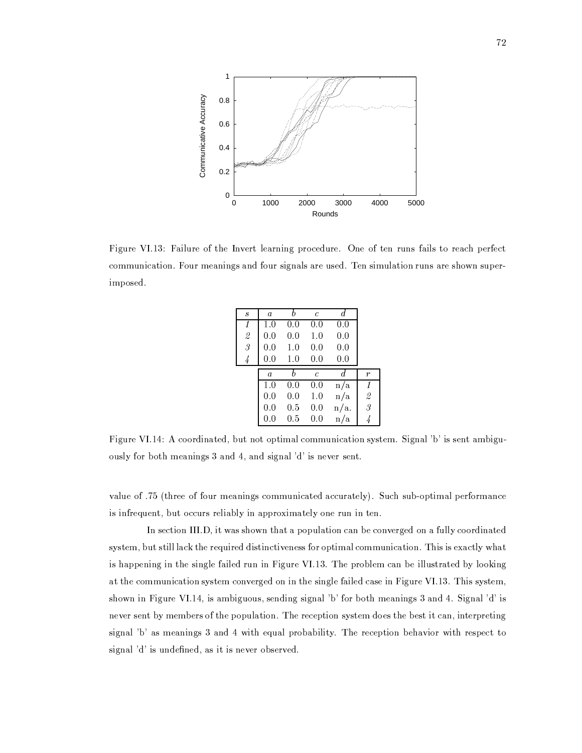Figure VI.13: Failure of the Invert learning procedure. One of ten runs fails to reach perfect communication. Four meanings and four signals are used. Ten simulation runs are shown superimposed.

| *s* | *a* | *b* | *c* | *d* |
|---|---|---|---|---|
| *1* | 1.0 | 0.0 | 0.0 | 0.0 |
| *2* | 0.0 | 0.0 | 1.0 | 0.0 |
| *3* | 0.0 | 1.0 | 0.0 | 0.0 |
| *4* | 0.0 | 1.0 | 0.0 | 0.0 |

| *a* | *b* | *c* | *d* | *r* |
|---|---|---|---|---|
| 1.0 | 0.0 | 0.0 | n/a | *1* |
| 0.0 | 0.0 | 1.0 | n/a | *2* |
| 0.0 | 0.5 | 0.0 | n/a. | *3* |
| 0.0 | 0.5 | 0.0 | n/a | *4* |

Figure VI.14: A coordinated, but not optimal communication system. Signal 'b' is sent ambiguously for both meanings 3 and 4, and signal 'd' is never sent.

value of .75 (three of four meanings communicated accurately). Such sub-optimal performance is infrequent, but occurs reliably in approximately one run in ten.

In section III.D, it was shown that a population can be converged on a fully coordinated system, but still lack the required distinctiveness for optimal communication. This is exactly what is happening in the single failed run in Figure VI.13. The problem can be illustrated by looking at the communication system converged on in the single failed case in Figure VI.13. This system, shown in Figure VI.14, is ambiguous, sending signal 'b' for both meanings 3 and 4. Signal 'd' is never sent by members of the population. The reception system does the best it can, interpreting signal 'b' as meanings 3 and 4 with equal probability. The reception behavior with respect to signal 'd' is undefined, as it is never observed.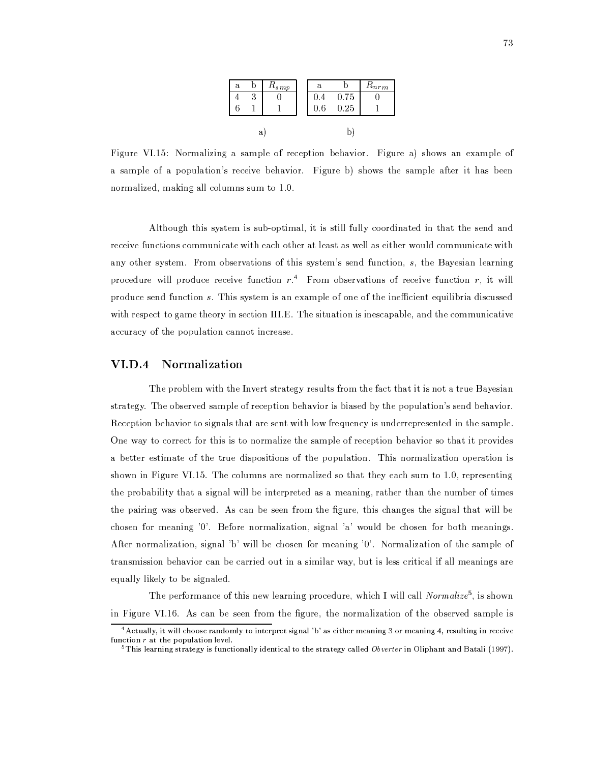| a | b | $R_{smp}$ |
|---|---|---|
| 4 | 3 | 0 |
| 6 | 1 | 1 |

a)

| a | b | $R_{nrm}$ |
|---|---|---|
| 0.4 | 0.75 | 0 |
| 0.6 | 0.25 | 1 |

b)

Figure VI.15: Normalizing a sample of reception behavior. Figure a) shows an example of a sample of a population's receive behavior. Figure b) shows the sample after it has been normalized, making all columns sum to 1.0.

Although this system is sub-optimal, it is still fully coordinated in that the send and receive functions communicate with each other at least as well as either would communicate with any other system. From observations of this system's send function, $s$, the Bayesian learning procedure will produce receive function $r$.[4] From observations of receive function $r$, it will produce send function $s$. This system is an example of one of the inefficient equilibria discussed with respect to game theory in section III.E. The situation is inescapable, and the communicative accuracy of the population cannot increase.

### VI.D.4 Normalization

The problem with the Invert strategy results from the fact that it is not a true Bayesian strategy. The observed sample of reception behavior is biased by the population's send behavior. Reception behavior to signals that are sent with low frequency is underrepresented in the sample. One way to correct for this is to normalize the sample of reception behavior so that it provides a better estimate of the true dispositions of the population. This normalization operation is shown in Figure VI.15. The columns are normalized so that they each sum to 1.0, representing the probability that a signal will be interpreted as a meaning, rather than the number of times the pairing was observed. As can be seen from the figure, this changes the signal that will be chosen for meaning '0'. Before normalization, signal 'a' would be chosen for both meanings. After normalization, signal 'b' will be chosen for meaning '0'. Normalization of the sample of transmission behavior can be carried out in a similar way, but is less critical if all meanings are equally likely to be signaled.

The performance of this new learning procedure, which I will call *Normalize*[5], is shown in Figure VI.16. As can be seen from the figure, the normalization of the observed sample is

---

[4] Actually, it will choose randomly to interpret signal 'b' as either meaning 3 or meaning 4, resulting in receive function $r$ at the population level.

[5] This learning strategy is functionally identical to the strategy called *Obverter* in Oliphant and Batali (1997).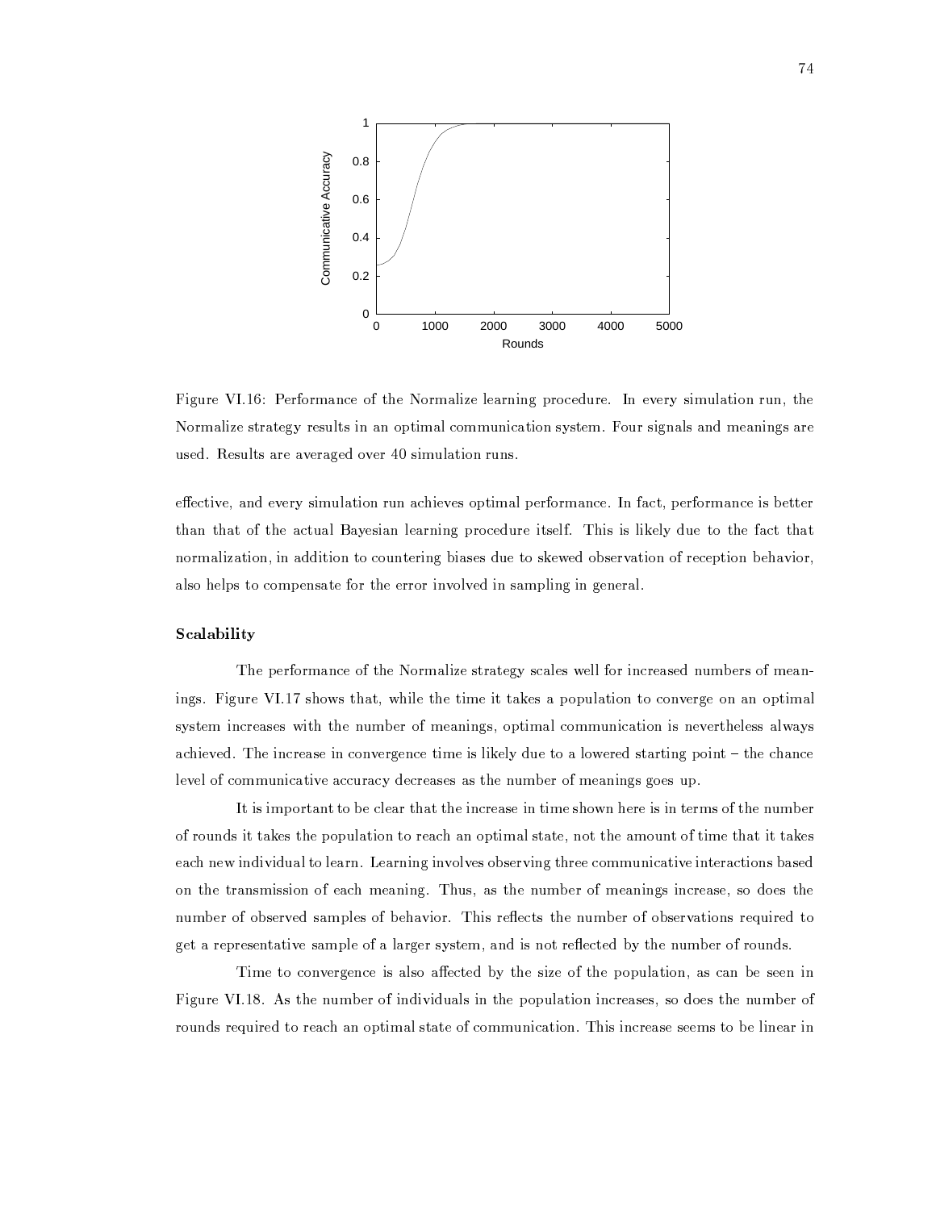Figure VI.16: Performance of the Normalize learning procedure. In every simulation run, the Normalize strategy results in an optimal communication system. Four signals and meanings are used. Results are averaged over 40 simulation runs.

effective, and every simulation run achieves optimal performance. In fact, performance is better than that of the actual Bayesian learning procedure itself. This is likely due to the fact that normalization, in addition to countering biases due to skewed observation of reception behavior, also helps to compensate for the error involved in sampling in general.

**Scalability**

The performance of the Normalize strategy scales well for increased numbers of meanings. Figure VI.17 shows that, while the time it takes a population to converge on an optimal system increases with the number of meanings, optimal communication is nevertheless always achieved. The increase in convergence time is likely due to a lowered starting point – the chance level of communicative accuracy decreases as the number of meanings goes up.

It is important to be clear that the increase in time shown here is in terms of the number of rounds it takes the population to reach an optimal state, not the amount of time that it takes each new individual to learn. Learning involves observing three communicative interactions based on the transmission of each meaning. Thus, as the number of meanings increase, so does the number of observed samples of behavior. This reflects the number of observations required to get a representative sample of a larger system, and is not reflected by the number of rounds.

Time to convergence is also affected by the size of the population, as can be seen in Figure VI.18. As the number of individuals in the population increases, so does the number of rounds required to reach an optimal state of communication. This increase seems to be linear in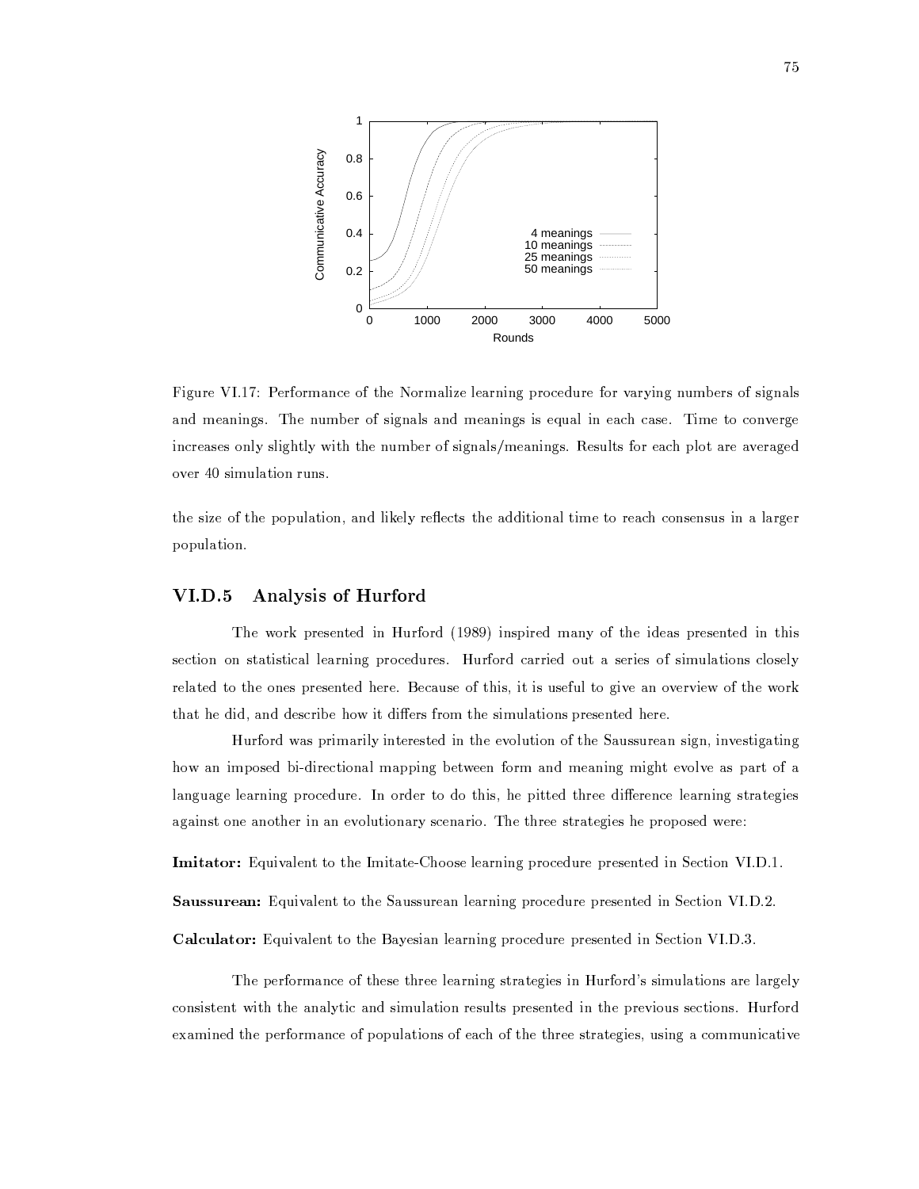Figure VI.17: Performance of the Normalize learning procedure for varying numbers of signals and meanings. The number of signals and meanings is equal in each case. Time to converge increases only slightly with the number of signals/meanings. Results for each plot are averaged over 40 simulation runs.

the size of the population, and likely reflects the additional time to reach consensus in a larger population.

### VI.D.5 Analysis of Hurford

The work presented in Hurford (1989) inspired many of the ideas presented in this section on statistical learning procedures. Hurford carried out a series of simulations closely related to the ones presented here. Because of this, it is useful to give an overview of the work that he did, and describe how it differs from the simulations presented here.

Hurford was primarily interested in the evolution of the Saussurean sign, investigating how an imposed bi-directional mapping between form and meaning might evolve as part of a language learning procedure. In order to do this, he pitted three difference learning strategies against one another in an evolutionary scenario. The three strategies he proposed were:

**Imitator:** Equivalent to the Imitate-Choose learning procedure presented in Section VI.D.1.

**Saussurean:** Equivalent to the Saussurean learning procedure presented in Section VI.D.2.

**Calculator:** Equivalent to the Bayesian learning procedure presented in Section VI.D.3.

The performance of these three learning strategies in Hurford's simulations are largely consistent with the analytic and simulation results presented in the previous sections. Hurford examined the performance of populations of each of the three strategies, using a communicative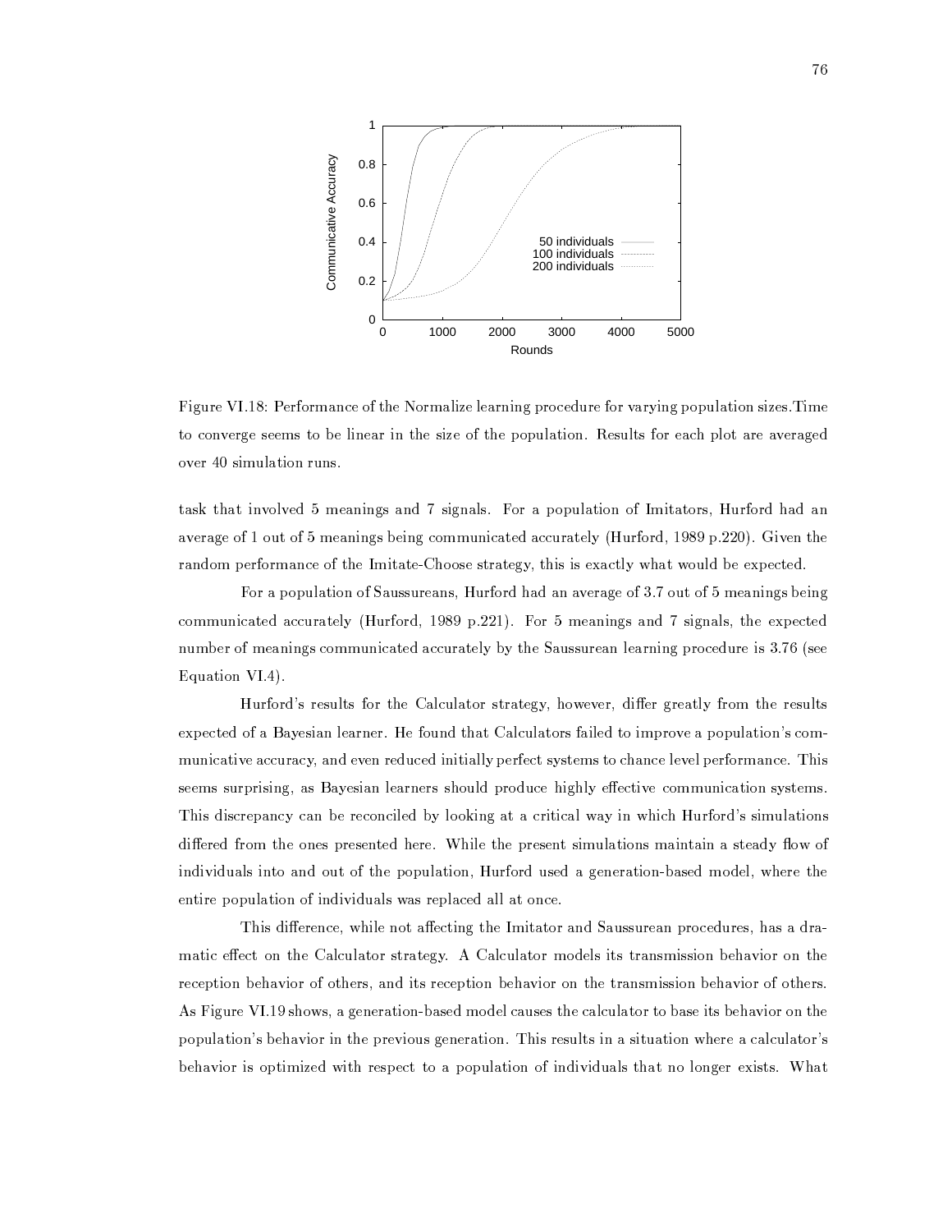Figure VI.18: Performance of the Normalize learning procedure for varying population sizes.Time to converge seems to be linear in the size of the population. Results for each plot are averaged over 40 simulation runs.

task that involved 5 meanings and 7 signals. For a population of Imitators, Hurford had an average of 1 out of 5 meanings being communicated accurately (Hurford, 1989 p.220). Given the random performance of the Imitate-Choose strategy, this is exactly what would be expected.

For a population of Saussureans, Hurford had an average of 3.7 out of 5 meanings being communicated accurately (Hurford, 1989 p.221). For 5 meanings and 7 signals, the expected number of meanings communicated accurately by the Saussurean learning procedure is 3.76 (see Equation VI.4).

Hurford's results for the Calculator strategy, however, differ greatly from the results expected of a Bayesian learner. He found that Calculators failed to improve a population's communicative accuracy, and even reduced initially perfect systems to chance level performance. This seems surprising, as Bayesian learners should produce highly effective communication systems. This discrepancy can be reconciled by looking at a critical way in which Hurford's simulations differed from the ones presented here. While the present simulations maintain a steady flow of individuals into and out of the population, Hurford used a generation-based model, where the entire population of individuals was replaced all at once.

This difference, while not affecting the Imitator and Saussurean procedures, has a dramatic effect on the Calculator strategy. A Calculator models its transmission behavior on the reception behavior of others, and its reception behavior on the transmission behavior of others. As Figure VI.19 shows, a generation-based model causes the calculator to base its behavior on the population's behavior in the previous generation. This results in a situation where a calculator's behavior is optimized with respect to a population of individuals that no longer exists. What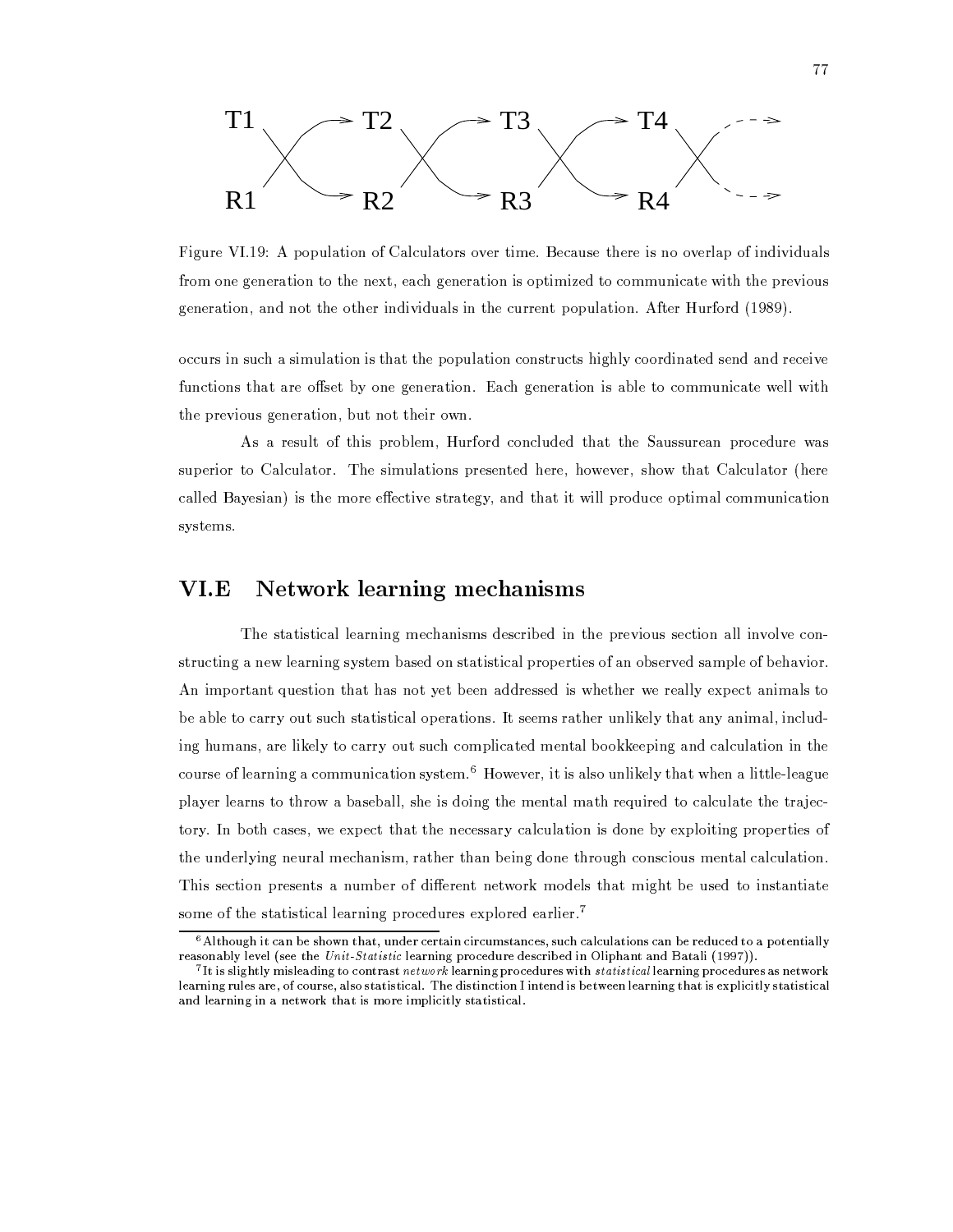Figure VI.19: A population of Calculators over time. Because there is no overlap of individuals from one generation to the next, each generation is optimized to communicate with the previous generation, and not the other individuals in the current population. After Hurford (1989).

occurs in such a simulation is that the population constructs highly coordinated send and receive functions that are offset by one generation. Each generation is able to communicate well with the previous generation, but not their own.

As a result of this problem, Hurford concluded that the Saussurean procedure was superior to Calculator. The simulations presented here, however, show that Calculator (here called Bayesian) is the more effective strategy, and that it will produce optimal communication systems.

## VI.E Network learning mechanisms

The statistical learning mechanisms described in the previous section all involve constructing a new learning system based on statistical properties of an observed sample of behavior. An important question that has not yet been addressed is whether we really expect animals to be able to carry out such statistical operations. It seems rather unlikely that any animal, including humans, are likely to carry out such complicated mental bookkeeping and calculation in the course of learning a communication system.[6] However, it is also unlikely that when a little-league player learns to throw a baseball, she is doing the mental math required to calculate the trajectory. In both cases, we expect that the necessary calculation is done by exploiting properties of the underlying neural mechanism, rather than being done through conscious mental calculation. This section presents a number of different network models that might be used to instantiate some of the statistical learning procedures explored earlier.[7]

---

[6] Although it can be shown that, under certain circumstances, such calculations can be reduced to a potentially reasonably level (see the *Unit-Statistic* learning procedure described in Oliphant and Batali (1997)).

[7] It is slightly misleading to contrast *network* learning procedures with *statistical* learning procedures as network learning rules are, of course, also statistical. The distinction I intend is between learning that is explicitly statistical and learning in a network that is more implicitly statistical.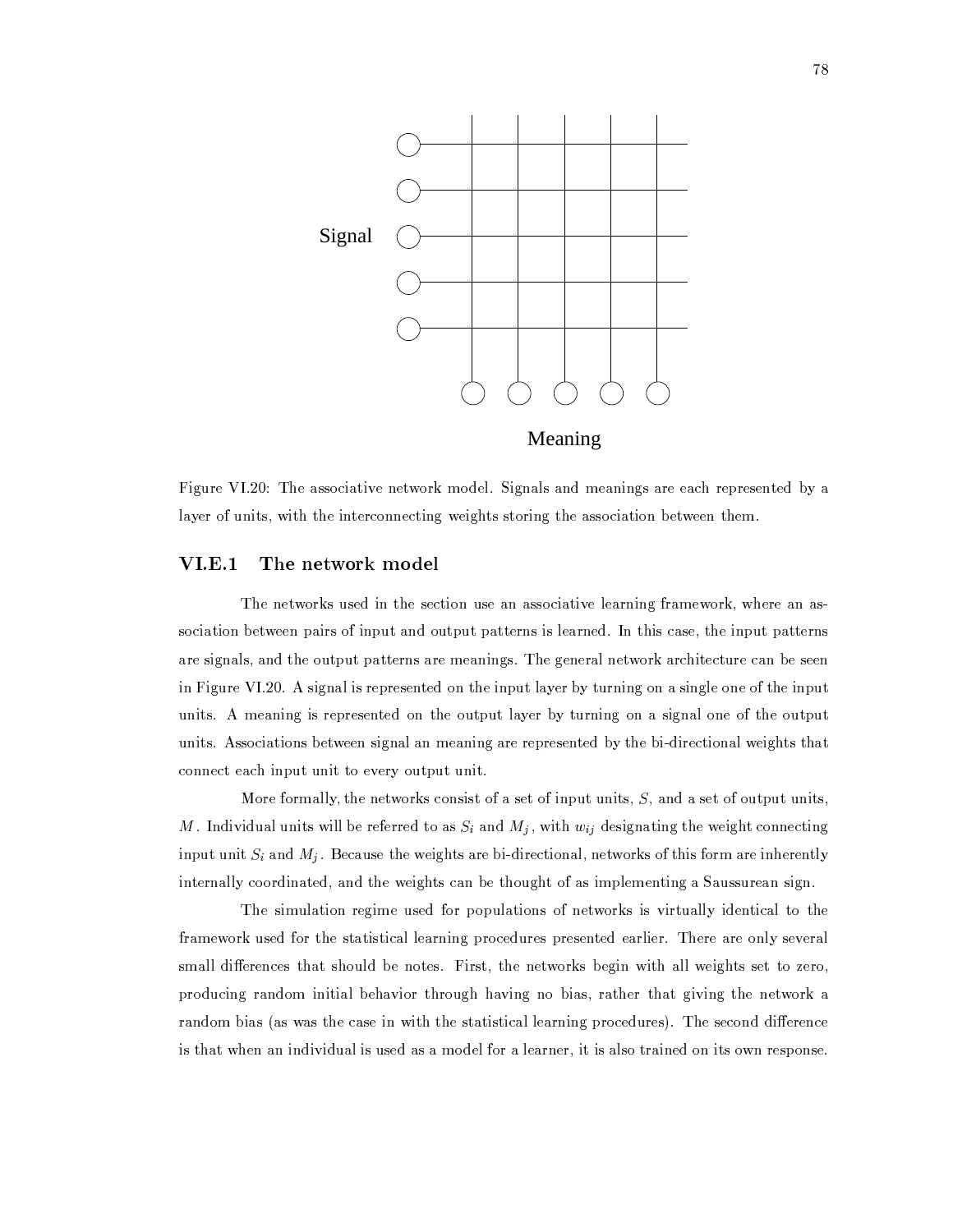Signal

Meaning

Figure VI.20: The associative network model. Signals and meanings are each represented by a layer of units, with the interconnecting weights storing the association between them.

### VI.E.1 The network model

The networks used in the section use an associative learning framework, where an association between pairs of input and output patterns is learned. In this case, the input patterns are signals, and the output patterns are meanings. The general network architecture can be seen in Figure VI.20. A signal is represented on the input layer by turning on a single one of the input units. A meaning is represented on the output layer by turning on a signal one of the output units. Associations between signal an meaning are represented by the bi-directional weights that connect each input unit to every output unit.

More formally, the networks consist of a set of input units, $S$, and a set of output units, $M$. Individual units will be referred to as $S_i$ and $M_j$, with $w_{ij}$ designating the weight connecting input unit $S_i$ and $M_j$. Because the weights are bi-directional, networks of this form are inherently internally coordinated, and the weights can be thought of as implementing a Saussurean sign.

The simulation regime used for populations of networks is virtually identical to the framework used for the statistical learning procedures presented earlier. There are only several small differences that should be notes. First, the networks begin with all weights set to zero, producing random initial behavior through having no bias, rather that giving the network a random bias (as was the case in with the statistical learning procedures). The second difference is that when an individual is used as a model for a learner, it is also trained on its own response.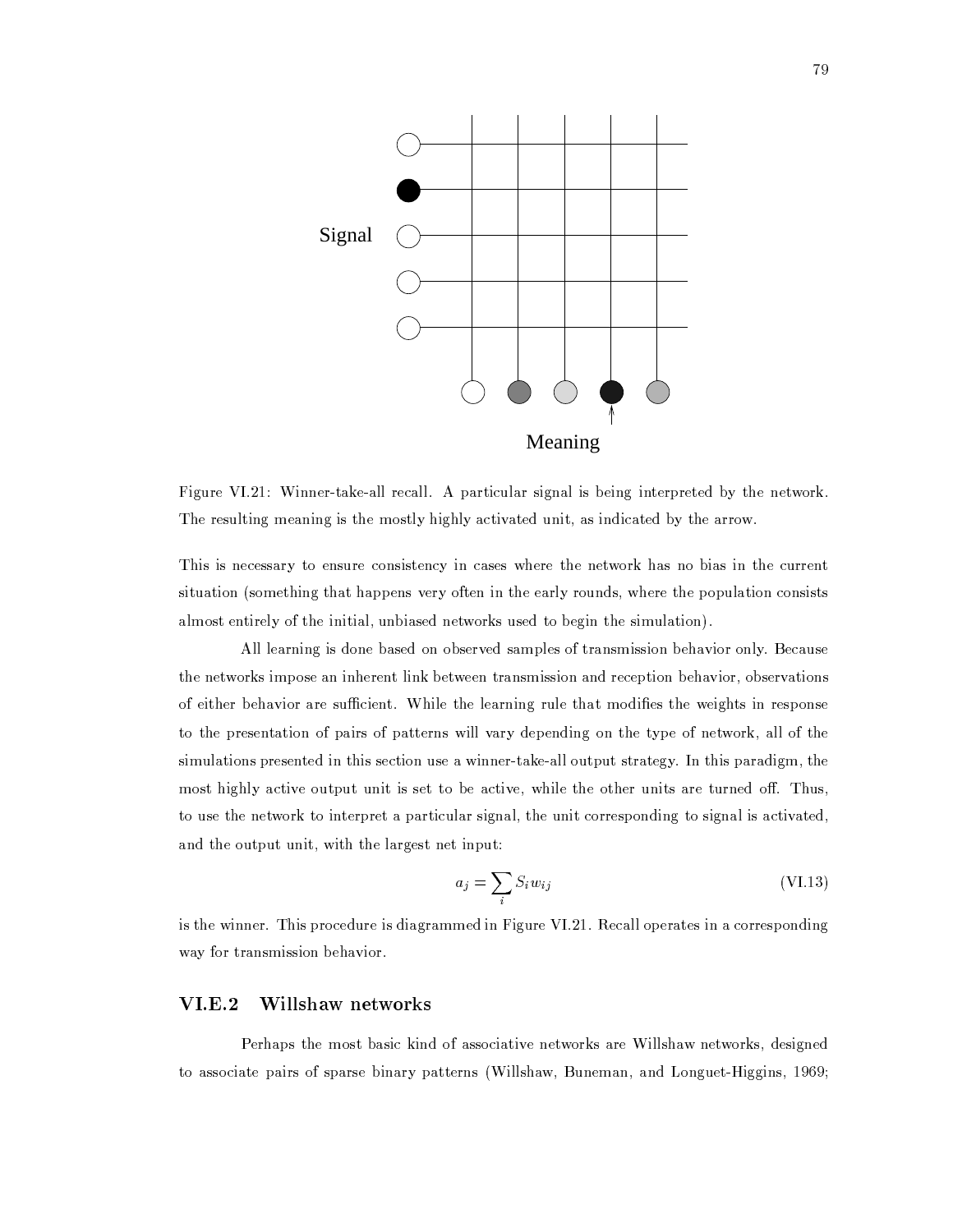Figure VI.21: Winner-take-all recall. A particular signal is being interpreted by the network. The resulting meaning is the mostly highly activated unit, as indicated by the arrow.

This is necessary to ensure consistency in cases where the network has no bias in the current situation (something that happens very often in the early rounds, where the population consists almost entirely of the initial, unbiased networks used to begin the simulation).

All learning is done based on observed samples of transmission behavior only. Because the networks impose an inherent link between transmission and reception behavior, observations of either behavior are sufficient. While the learning rule that modifies the weights in response to the presentation of pairs of patterns will vary depending on the type of network, all of the simulations presented in this section use a winner-take-all output strategy. In this paradigm, the most highly active output unit is set to be active, while the other units are turned off. Thus, to use the network to interpret a particular signal, the unit corresponding to signal is activated, and the output unit, with the largest net input:

$$a_j = \sum_i S_i w_{ij} \tag{VI.13}$$

is the winner. This procedure is diagrammed in Figure VI.21. Recall operates in a corresponding way for transmission behavior.

### VI.E.2 Willshaw networks

Perhaps the most basic kind of associative networks are Willshaw networks, designed to associate pairs of sparse binary patterns (Willshaw, Buneman, and Longuet-Higgins, 1969;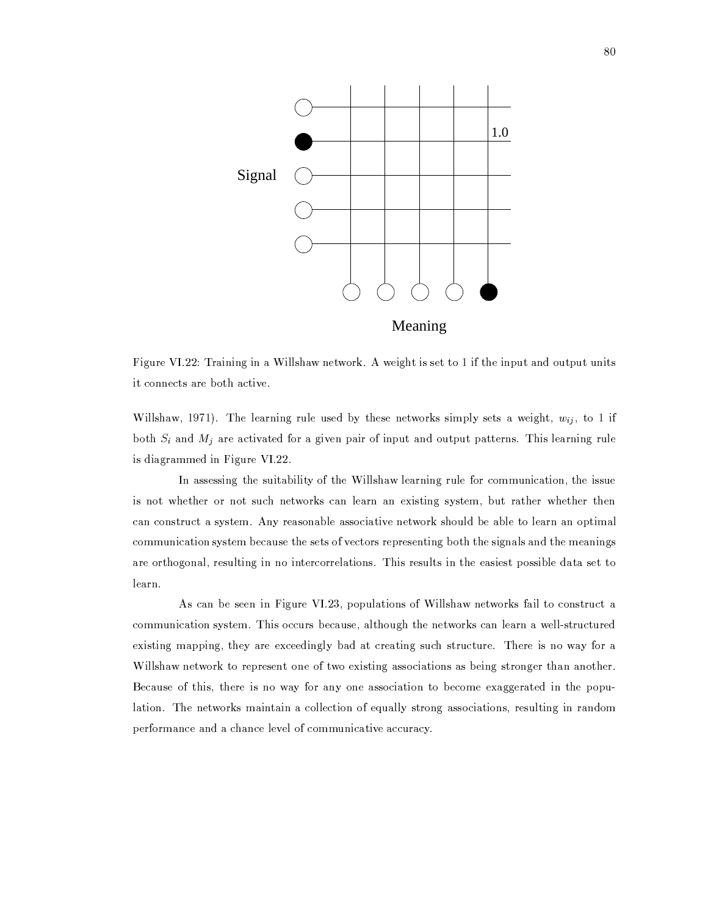Figure VI.22: Training in a Willshaw network. A weight is set to 1 if the input and output units it connects are both active.

Willshaw, 1971). The learning rule used by these networks simply sets a weight, $w_{ij}$, to 1 if both $S_i$ and $M_j$ are activated for a given pair of input and output patterns. This learning rule is diagrammed in Figure VI.22.

In assessing the suitability of the Willshaw learning rule for communication, the issue is not whether or not such networks can learn an existing system, but rather whether then can construct a system. Any reasonable associative network should be able to learn an optimal communication system because the sets of vectors representing both the signals and the meanings are orthogonal, resulting in no intercorrelations. This results in the easiest possible data set to learn.

As can be seen in Figure VI.23, populations of Willshaw networks fail to construct a communication system. This occurs because, although the networks can learn a well-structured existing mapping, they are exceedingly bad at creating such structure. There is no way for a Willshaw network to represent one of two existing associations as being stronger than another. Because of this, there is no way for any one association to become exaggerated in the population. The networks maintain a collection of equally strong associations, resulting in random performance and a chance level of communicative accuracy.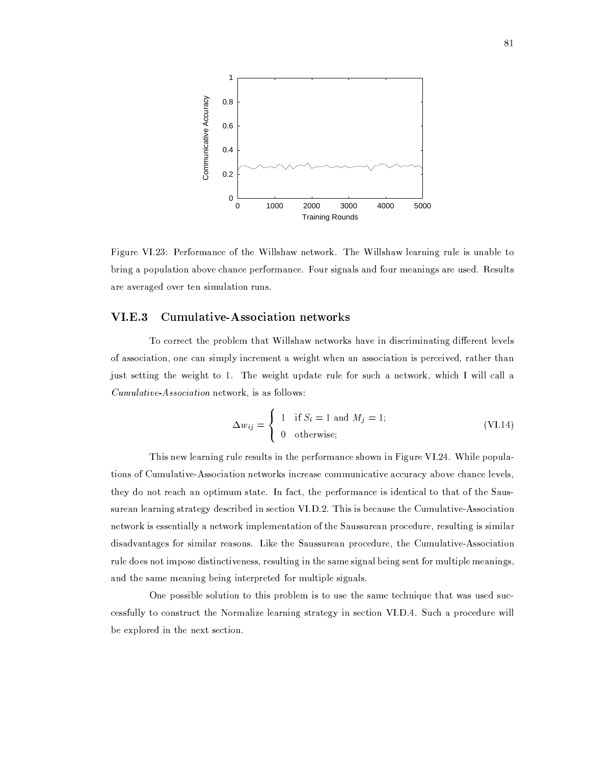Figure VI.23: Performance of the Willshaw network. The Willshaw learning rule is unable to bring a population above chance performance. Four signals and four meanings are used. Results are averaged over ten simulation runs.

### VI.E.3 Cumulative-Association networks

To correct the problem that Willshaw networks have in discriminating different levels of association, one can simply increment a weight when an association is perceived, rather than just setting the weight to 1. The weight update rule for such a network, which I will call a *Cumulative-Association* network, is as follows:

$$\Delta w_{ij} = \begin{cases} 1 & \text{if } S_i = 1 \text{ and } M_j = 1; \\ 0 & \text{otherwise;} \end{cases} \tag{VI.14}$$

This new learning rule results in the performance shown in Figure VI.24. While populations of Cumulative-Association networks increase communicative accuracy above chance levels, they do not reach an optimum state. In fact, the performance is identical to that of the Saussurean learning strategy described in section VI.D.2. This is because the Cumulative-Association network is essentially a network implementation of the Saussurean procedure, resulting is similar disadvantages for similar reasons. Like the Saussurean procedure, the Cumulative-Association rule does not impose distinctiveness, resulting in the same signal being sent for multiple meanings, and the same meaning being interpreted for multiple signals.

One possible solution to this problem is to use the same technique that was used successfully to construct the Normalize learning strategy in section VI.D.4. Such a procedure will be explored in the next section.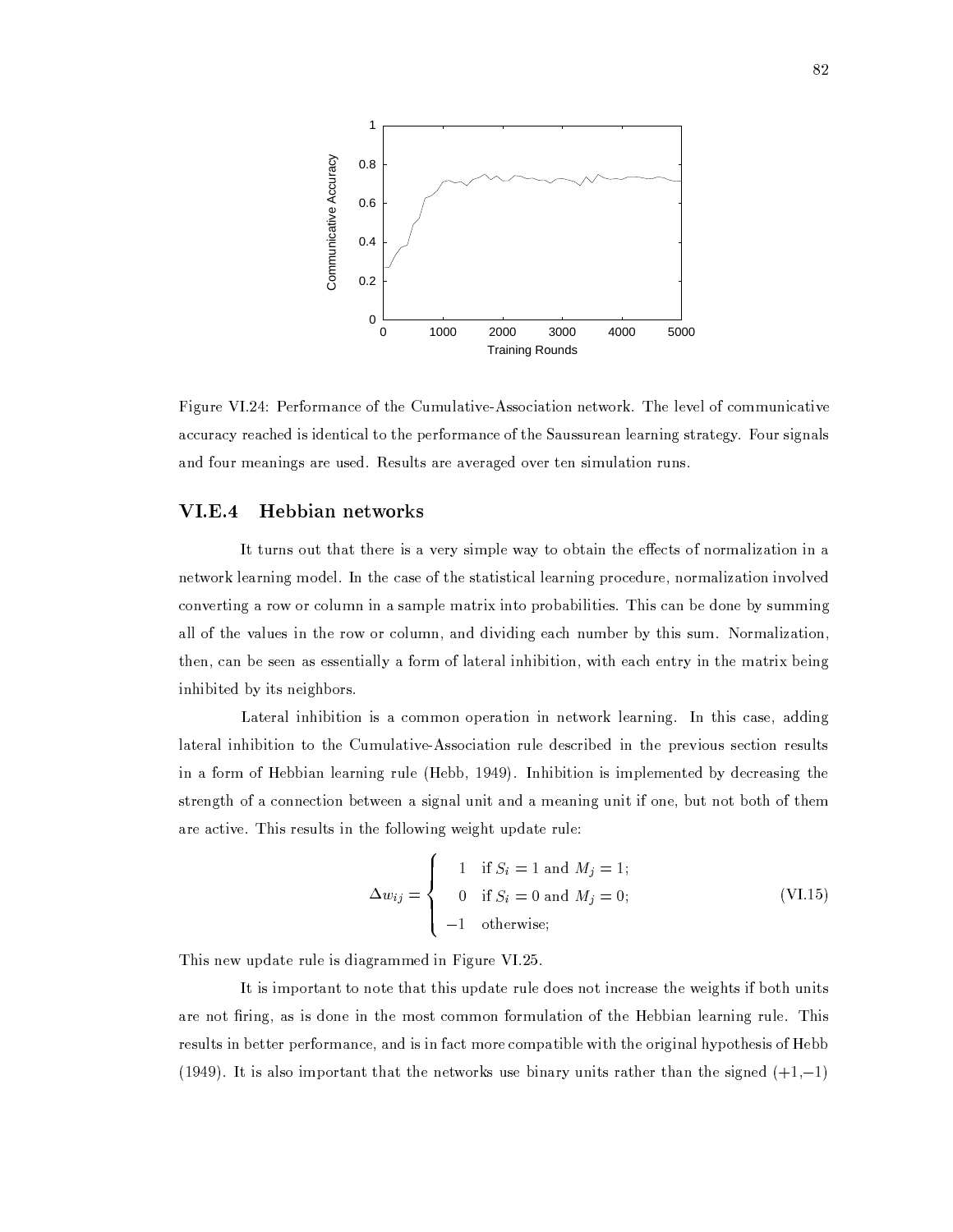Figure VI.24: Performance of the Cumulative-Association network. The level of communicative accuracy reached is identical to the performance of the Saussurean learning strategy. Four signals and four meanings are used. Results are averaged over ten simulation runs.

### VI.E.4 Hebbian networks

It turns out that there is a very simple way to obtain the effects of normalization in a network learning model. In the case of the statistical learning procedure, normalization involved converting a row or column in a sample matrix into probabilities. This can be done by summing all of the values in the row or column, and dividing each number by this sum. Normalization, then, can be seen as essentially a form of lateral inhibition, with each entry in the matrix being inhibited by its neighbors.

Lateral inhibition is a common operation in network learning. In this case, adding lateral inhibition to the Cumulative-Association rule described in the previous section results in a form of Hebbian learning rule (Hebb, 1949). Inhibition is implemented by decreasing the strength of a connection between a signal unit and a meaning unit if one, but not both of them are active. This results in the following weight update rule:

$$\Delta w_{ij} = \begin{cases} 1 & \text{if } S_i = 1 \text{ and } M_j = 1; \\ 0 & \text{if } S_i = 0 \text{ and } M_j = 0; \\ -1 & \text{otherwise;} \end{cases} \tag{VI.15}$$

This new update rule is diagrammed in Figure VI.25.

It is important to note that this update rule does not increase the weights if both units are not firing, as is done in the most common formulation of the Hebbian learning rule. This results in better performance, and is in fact more compatible with the original hypothesis of Hebb (1949). It is also important that the networks use binary units rather than the signed (+1,−1)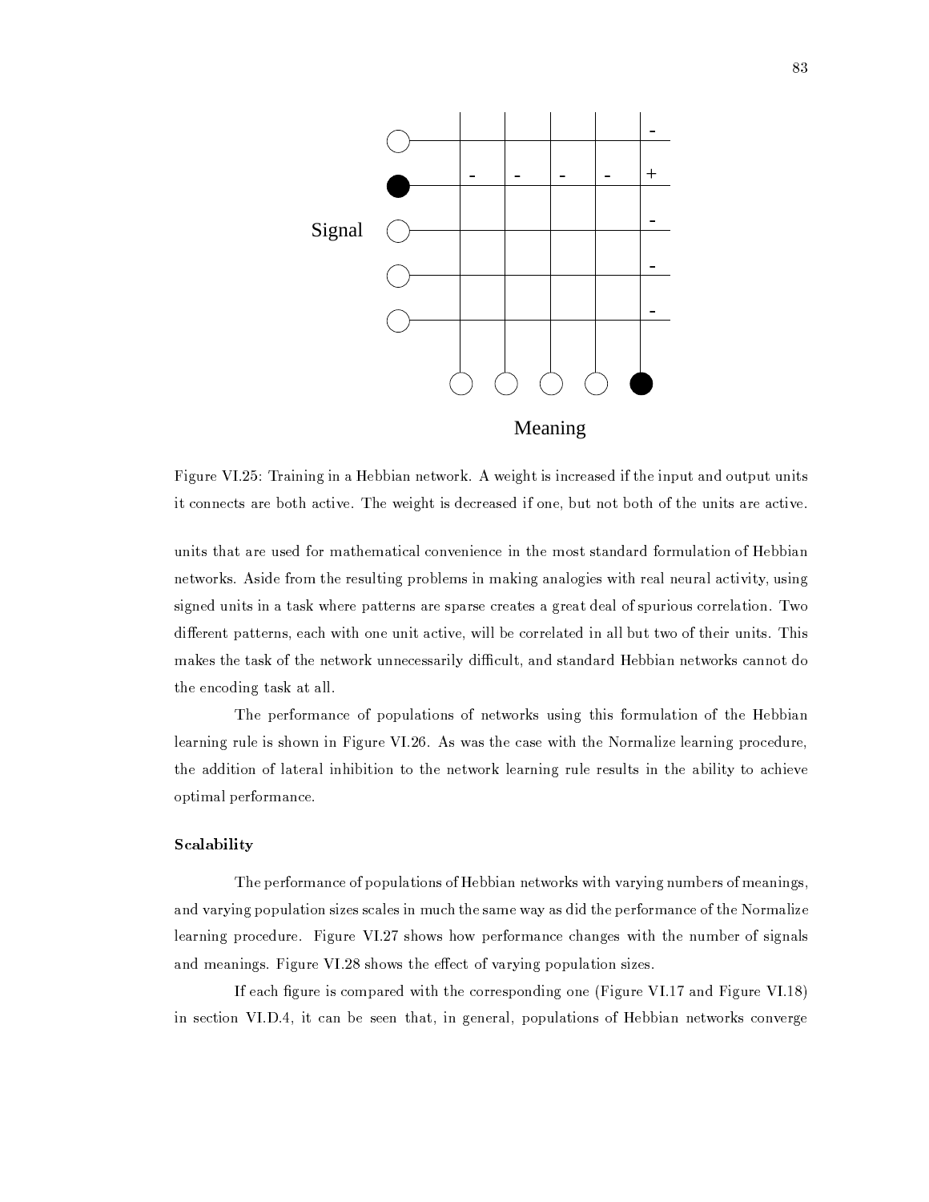Figure VI.25: Training in a Hebbian network. A weight is increased if the input and output units it connects are both active. The weight is decreased if one, but not both of the units are active.

units that are used for mathematical convenience in the most standard formulation of Hebbian networks. Aside from the resulting problems in making analogies with real neural activity, using signed units in a task where patterns are sparse creates a great deal of spurious correlation. Two different patterns, each with one unit active, will be correlated in all but two of their units. This makes the task of the network unnecessarily difficult, and standard Hebbian networks cannot do the encoding task at all.

The performance of populations of networks using this formulation of the Hebbian learning rule is shown in Figure VI.26. As was the case with the Normalize learning procedure, the addition of lateral inhibition to the network learning rule results in the ability to achieve optimal performance.

**Scalability**

The performance of populations of Hebbian networks with varying numbers of meanings, and varying population sizes scales in much the same way as did the performance of the Normalize learning procedure. Figure VI.27 shows how performance changes with the number of signals and meanings. Figure VI.28 shows the effect of varying population sizes.

If each figure is compared with the corresponding one (Figure VI.17 and Figure VI.18) in section VI.D.4, it can be seen that, in general, populations of Hebbian networks converge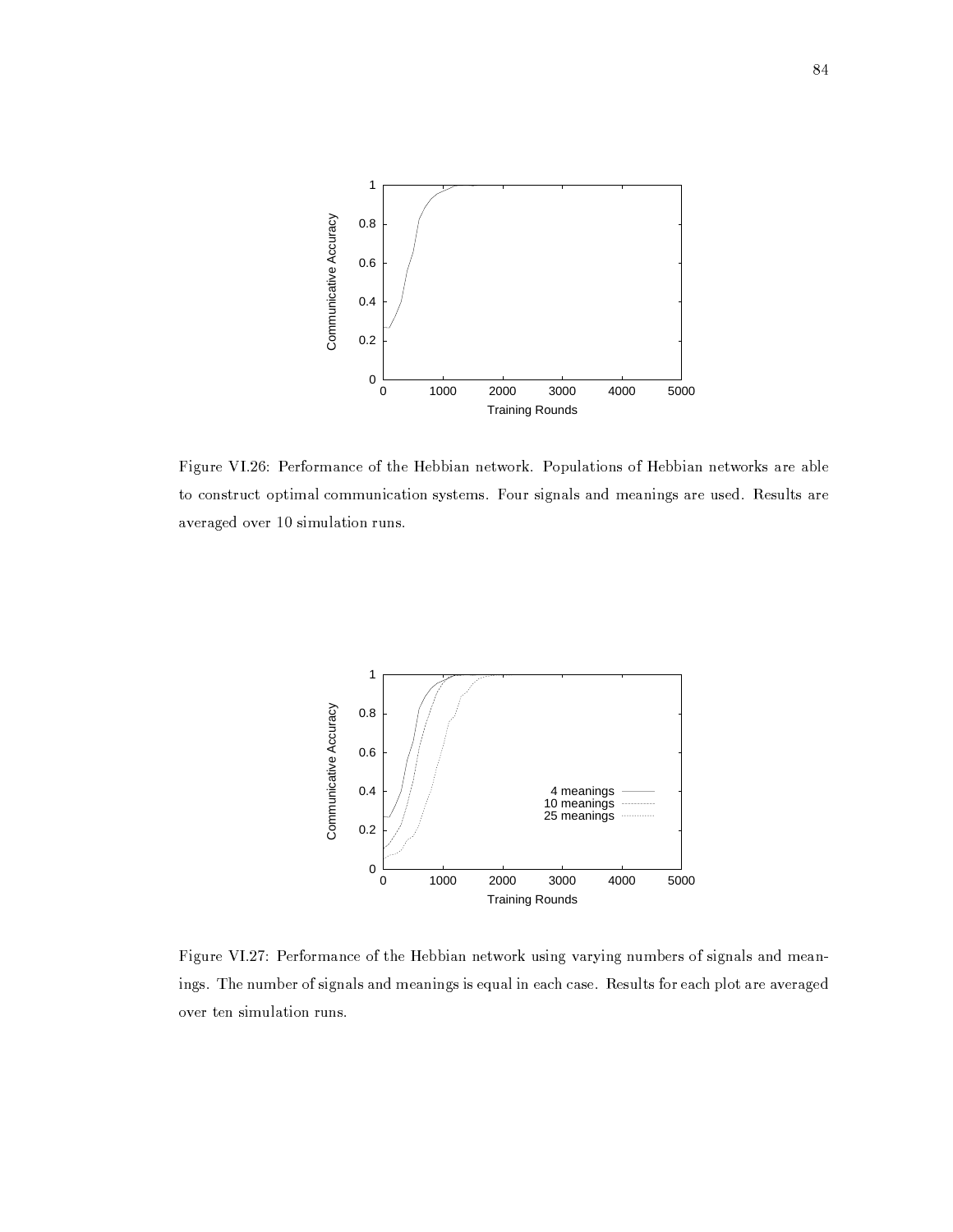Figure VI.26: Performance of the Hebbian network. Populations of Hebbian networks are able to construct optimal communication systems. Four signals and meanings are used. Results are averaged over 10 simulation runs.

Figure VI.27: Performance of the Hebbian network using varying numbers of signals and meanings. The number of signals and meanings is equal in each case. Results for each plot are averaged over ten simulation runs.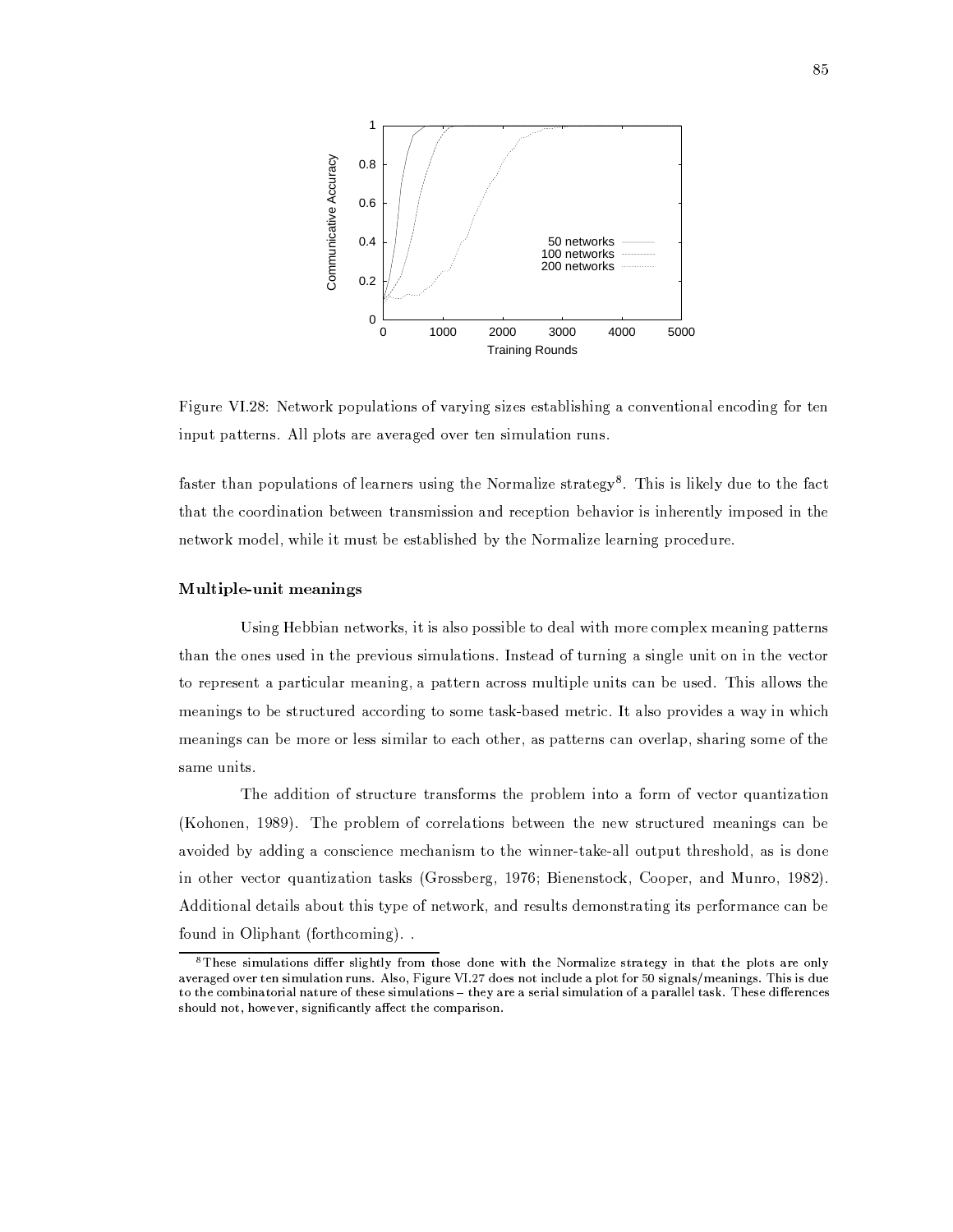Figure VI.28: Network populations of varying sizes establishing a conventional encoding for ten input patterns. All plots are averaged over ten simulation runs.

faster than populations of learners using the Normalize strategy[8]. This is likely due to the fact that the coordination between transmission and reception behavior is inherently imposed in the network model, while it must be established by the Normalize learning procedure.

**Multiple-unit meanings**

Using Hebbian networks, it is also possible to deal with more complex meaning patterns than the ones used in the previous simulations. Instead of turning a single unit on in the vector to represent a particular meaning, a pattern across multiple units can be used. This allows the meanings to be structured according to some task-based metric. It also provides a way in which meanings can be more or less similar to each other, as patterns can overlap, sharing some of the same units.

The addition of structure transforms the problem into a form of vector quantization (Kohonen, 1989). The problem of correlations between the new structured meanings can be avoided by adding a conscience mechanism to the winner-take-all output threshold, as is done in other vector quantization tasks (Grossberg, 1976; Bienenstock, Cooper, and Munro, 1982). Additional details about this type of network, and results demonstrating its performance can be found in Oliphant (forthcoming). .

[8] These simulations differ slightly from those done with the Normalize strategy in that the plots are only averaged over ten simulation runs. Also, Figure VI.27 does not include a plot for 50 signals/meanings. This is due to the combinatorial nature of these simulations – they are a serial simulation of a parallel task. These differences should not, however, significantly affect the comparison.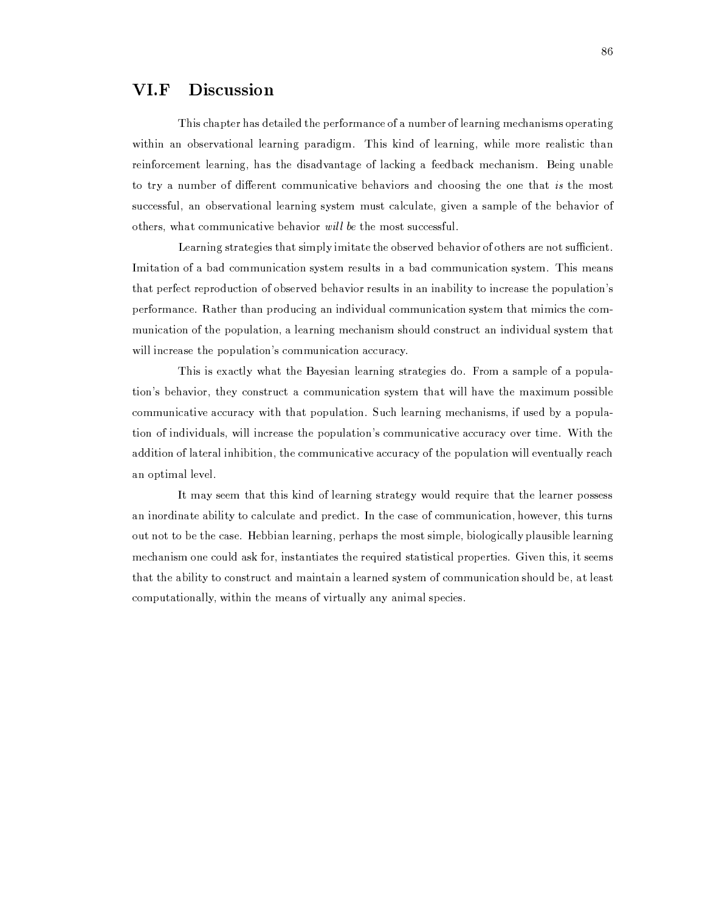## VI.F Discussion

This chapter has detailed the performance of a number of learning mechanisms operating within an observational learning paradigm. This kind of learning, while more realistic than reinforcement learning, has the disadvantage of lacking a feedback mechanism. Being unable to try a number of different communicative behaviors and choosing the one that *is* the most successful, an observational learning system must calculate, given a sample of the behavior of others, what communicative behavior *will be* the most successful.

Learning strategies that simply imitate the observed behavior of others are not sufficient. Imitation of a bad communication system results in a bad communication system. This means that perfect reproduction of observed behavior results in an inability to increase the population's performance. Rather than producing an individual communication system that mimics the communication of the population, a learning mechanism should construct an individual system that will increase the population's communication accuracy.

This is exactly what the Bayesian learning strategies do. From a sample of a population's behavior, they construct a communication system that will have the maximum possible communicative accuracy with that population. Such learning mechanisms, if used by a population of individuals, will increase the population's communicative accuracy over time. With the addition of lateral inhibition, the communicative accuracy of the population will eventually reach an optimal level.

It may seem that this kind of learning strategy would require that the learner possess an inordinate ability to calculate and predict. In the case of communication, however, this turns out not to be the case. Hebbian learning, perhaps the most simple, biologically plausible learning mechanism one could ask for, instantiates the required statistical properties. Given this, it seems that the ability to construct and maintain a learned system of communication should be, at least computationally, within the means of virtually any animal species.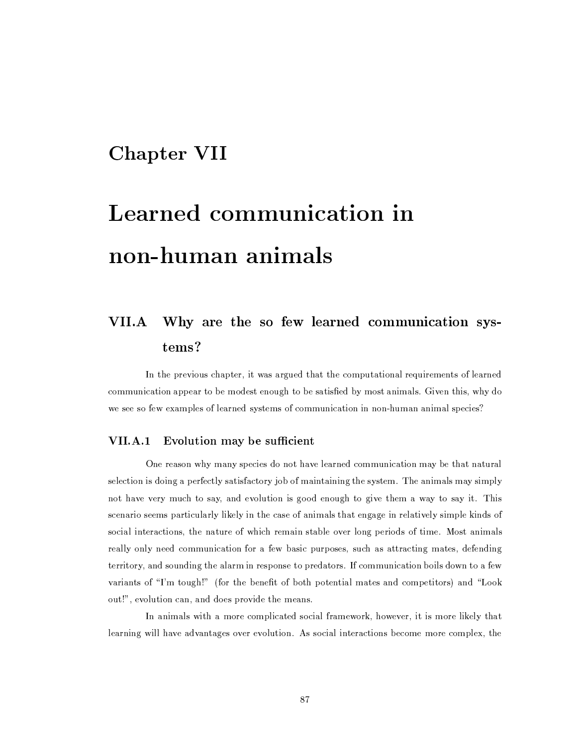# Chapter VII

# Learned communication in non-human animals

## VII.A Why are the so few learned communication systems?

In the previous chapter, it was argued that the computational requirements of learned communication appear to be modest enough to be satisfied by most animals. Given this, why do we see so few examples of learned systems of communication in non-human animal species?

### VII.A.1 Evolution may be sufficient

One reason why many species do not have learned communication may be that natural selection is doing a perfectly satisfactory job of maintaining the system. The animals may simply not have very much to say, and evolution is good enough to give them a way to say it. This scenario seems particularly likely in the case of animals that engage in relatively simple kinds of social interactions, the nature of which remain stable over long periods of time. Most animals really only need communication for a few basic purposes, such as attracting mates, defending territory, and sounding the alarm in response to predators. If communication boils down to a few variants of "I'm tough!" (for the benefit of both potential mates and competitors) and "Look out!", evolution can, and does provide the means.

In animals with a more complicated social framework, however, it is more likely that learning will have advantages over evolution. As social interactions become more complex, the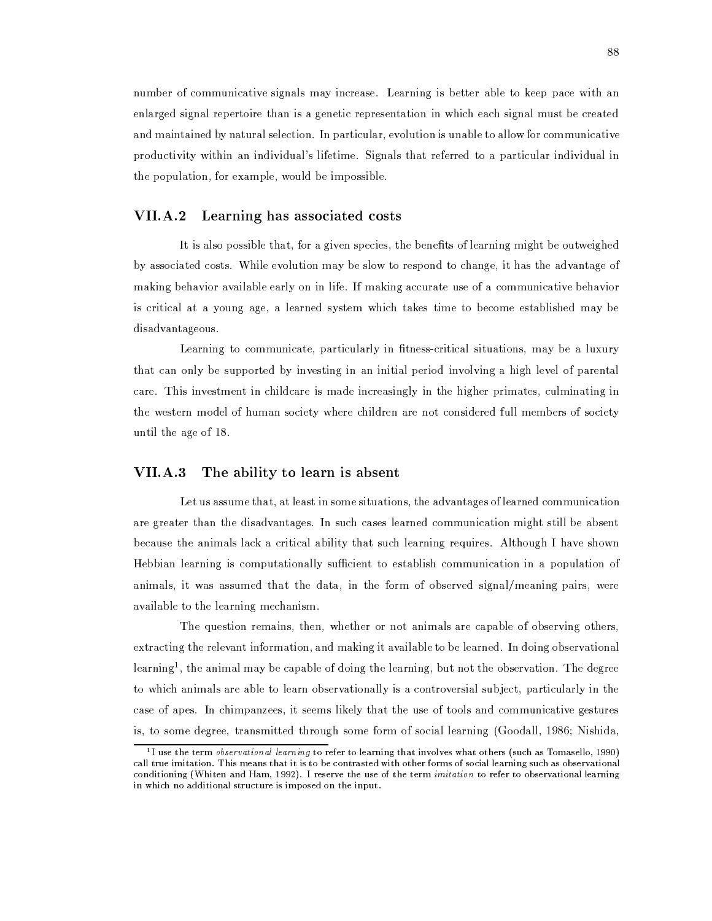number of communicative signals may increase. Learning is better able to keep pace with an enlarged signal repertoire than is a genetic representation in which each signal must be created and maintained by natural selection. In particular, evolution is unable to allow for communicative productivity within an individual's lifetime. Signals that referred to a particular individual in the population, for example, would be impossible.

### VII.A.2 Learning has associated costs

It is also possible that, for a given species, the benefits of learning might be outweighed by associated costs. While evolution may be slow to respond to change, it has the advantage of making behavior available early on in life. If making accurate use of a communicative behavior is critical at a young age, a learned system which takes time to become established may be disadvantageous.

Learning to communicate, particularly in fitness-critical situations, may be a luxury that can only be supported by investing in an initial period involving a high level of parental care. This investment in childcare is made increasingly in the higher primates, culminating in the western model of human society where children are not considered full members of society until the age of 18.

### VII.A.3 The ability to learn is absent

Let us assume that, at least in some situations, the advantages of learned communication are greater than the disadvantages. In such cases learned communication might still be absent because the animals lack a critical ability that such learning requires. Although I have shown Hebbian learning is computationally sufficient to establish communication in a population of animals, it was assumed that the data, in the form of observed signal/meaning pairs, were available to the learning mechanism.

The question remains, then, whether or not animals are capable of observing others, extracting the relevant information, and making it available to be learned. In doing observational learning[1], the animal may be capable of doing the learning, but not the observation. The degree to which animals are able to learn observationally is a controversial subject, particularly in the case of apes. In chimpanzees, it seems likely that the use of tools and communicative gestures is, to some degree, transmitted through some form of social learning (Goodall, 1986; Nishida,

[1] I use the term *observational learning* to refer to learning that involves what others (such as Tomasello, 1990) call true imitation. This means that it is to be contrasted with other forms of social learning such as observational conditioning (Whiten and Ham, 1992). I reserve the use of the term *imitation* to refer to observational learning in which no additional structure is imposed on the input.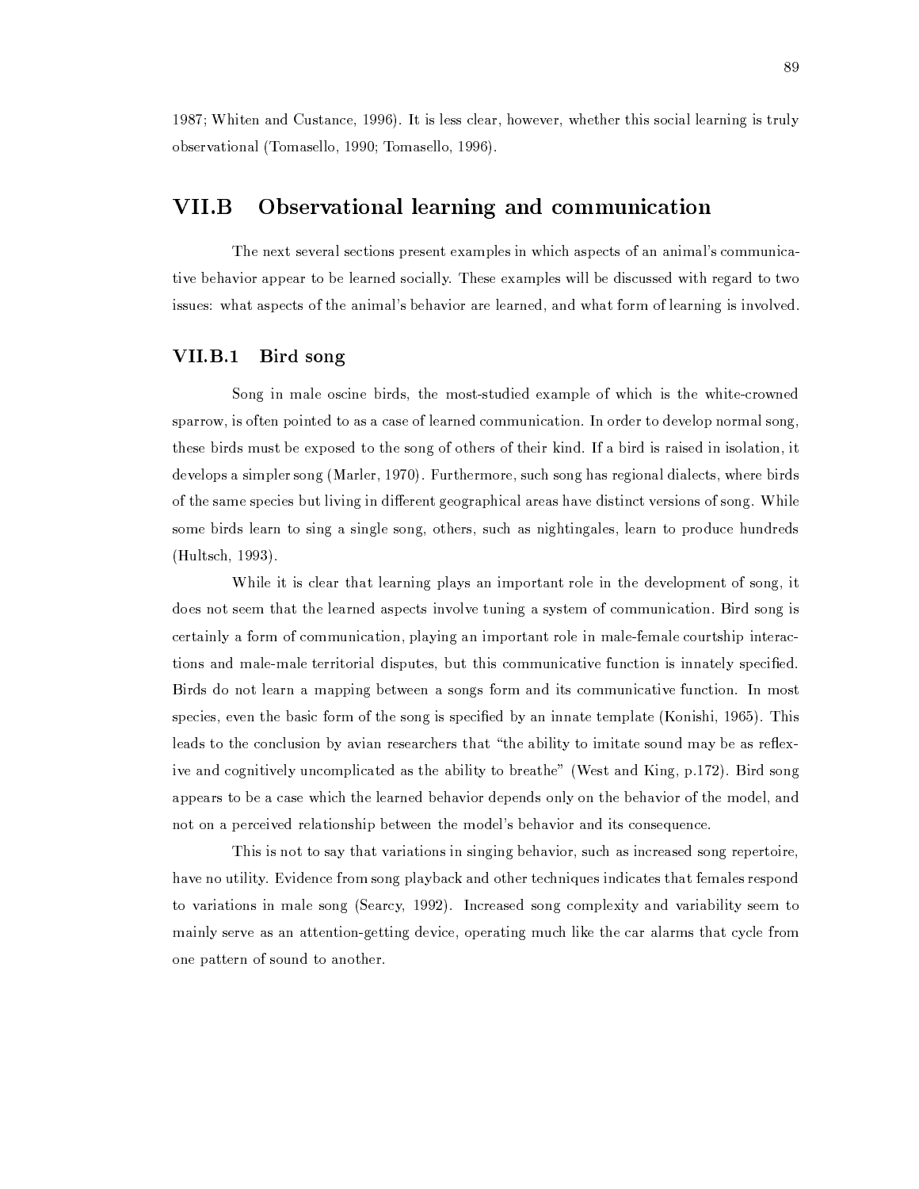1987; Whiten and Custance, 1996). It is less clear, however, whether this social learning is truly observational (Tomasello, 1990; Tomasello, 1996).

## VII.B Observational learning and communication

The next several sections present examples in which aspects of an animal's communicative behavior appear to be learned socially. These examples will be discussed with regard to two issues: what aspects of the animal's behavior are learned, and what form of learning is involved.

### VII.B.1 Bird song

Song in male oscine birds, the most-studied example of which is the white-crowned sparrow, is often pointed to as a case of learned communication. In order to develop normal song, these birds must be exposed to the song of others of their kind. If a bird is raised in isolation, it develops a simpler song (Marler, 1970). Furthermore, such song has regional dialects, where birds of the same species but living in different geographical areas have distinct versions of song. While some birds learn to sing a single song, others, such as nightingales, learn to produce hundreds (Hultsch, 1993).

While it is clear that learning plays an important role in the development of song, it does not seem that the learned aspects involve tuning a system of communication. Bird song is certainly a form of communication, playing an important role in male-female courtship interactions and male-male territorial disputes, but this communicative function is innately specified. Birds do not learn a mapping between a songs form and its communicative function. In most species, even the basic form of the song is specified by an innate template (Konishi, 1965). This leads to the conclusion by avian researchers that "the ability to imitate sound may be as reflexive and cognitively uncomplicated as the ability to breathe" (West and King, p.172). Bird song appears to be a case which the learned behavior depends only on the behavior of the model, and not on a perceived relationship between the model's behavior and its consequence.

This is not to say that variations in singing behavior, such as increased song repertoire, have no utility. Evidence from song playback and other techniques indicates that females respond to variations in male song (Searcy, 1992). Increased song complexity and variability seem to mainly serve as an attention-getting device, operating much like the car alarms that cycle from one pattern of sound to another.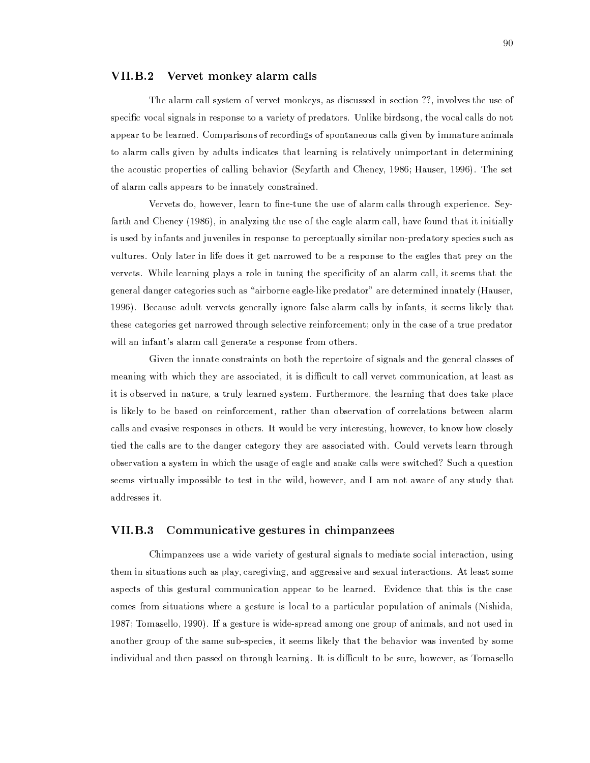### VII.B.2 Vervet monkey alarm calls

The alarm call system of vervet monkeys, as discussed in section ??, involves the use of specific vocal signals in response to a variety of predators. Unlike birdsong, the vocal calls do not appear to be learned. Comparisons of recordings of spontaneous calls given by immature animals to alarm calls given by adults indicates that learning is relatively unimportant in determining the acoustic properties of calling behavior (Seyfarth and Cheney, 1986; Hauser, 1996). The set of alarm calls appears to be innately constrained.

Vervets do, however, learn to fine-tune the use of alarm calls through experience. Seyfarth and Cheney (1986), in analyzing the use of the eagle alarm call, have found that it initially is used by infants and juveniles in response to perceptually similar non-predatory species such as vultures. Only later in life does it get narrowed to be a response to the eagles that prey on the vervets. While learning plays a role in tuning the specificity of an alarm call, it seems that the general danger categories such as "airborne eagle-like predator" are determined innately (Hauser, 1996). Because adult vervets generally ignore false-alarm calls by infants, it seems likely that these categories get narrowed through selective reinforcement; only in the case of a true predator will an infant's alarm call generate a response from others.

Given the innate constraints on both the repertoire of signals and the general classes of meaning with which they are associated, it is difficult to call vervet communication, at least as it is observed in nature, a truly learned system. Furthermore, the learning that does take place is likely to be based on reinforcement, rather than observation of correlations between alarm calls and evasive responses in others. It would be very interesting, however, to know how closely tied the calls are to the danger category they are associated with. Could vervets learn through observation a system in which the usage of eagle and snake calls were switched? Such a question seems virtually impossible to test in the wild, however, and I am not aware of any study that addresses it.

### VII.B.3 Communicative gestures in chimpanzees

Chimpanzees use a wide variety of gestural signals to mediate social interaction, using them in situations such as play, caregiving, and aggressive and sexual interactions. At least some aspects of this gestural communication appear to be learned. Evidence that this is the case comes from situations where a gesture is local to a particular population of animals (Nishida, 1987; Tomasello, 1990). If a gesture is wide-spread among one group of animals, and not used in another group of the same sub-species, it seems likely that the behavior was invented by some individual and then passed on through learning. It is difficult to be sure, however, as Tomasello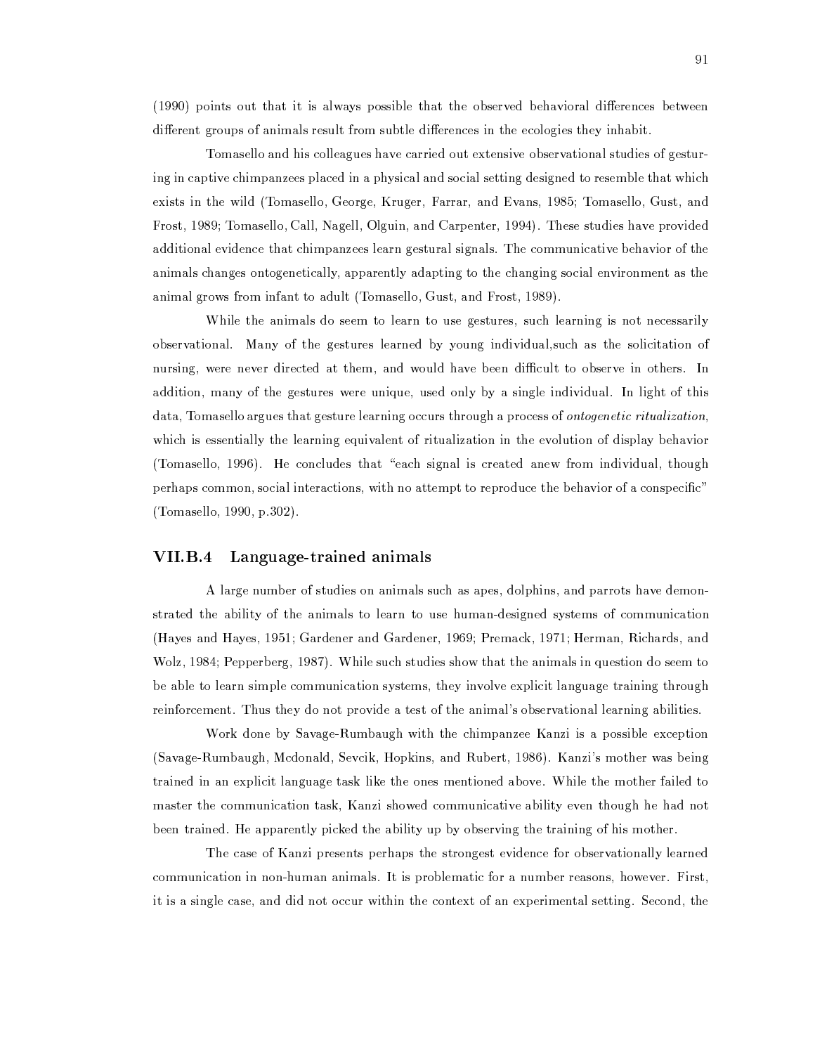(1990) points out that it is always possible that the observed behavioral differences between different groups of animals result from subtle differences in the ecologies they inhabit.

Tomasello and his colleagues have carried out extensive observational studies of gesturing in captive chimpanzees placed in a physical and social setting designed to resemble that which exists in the wild (Tomasello, George, Kruger, Farrar, and Evans, 1985; Tomasello, Gust, and Frost, 1989; Tomasello, Call, Nagell, Olguin, and Carpenter, 1994). These studies have provided additional evidence that chimpanzees learn gestural signals. The communicative behavior of the animals changes ontogenetically, apparently adapting to the changing social environment as the animal grows from infant to adult (Tomasello, Gust, and Frost, 1989).

While the animals do seem to learn to use gestures, such learning is not necessarily observational. Many of the gestures learned by young individual,such as the solicitation of nursing, were never directed at them, and would have been difficult to observe in others. In addition, many of the gestures were unique, used only by a single individual. In light of this data, Tomasello argues that gesture learning occurs through a process of *ontogenetic ritualization*, which is essentially the learning equivalent of ritualization in the evolution of display behavior (Tomasello, 1996). He concludes that "each signal is created anew from individual, though perhaps common, social interactions, with no attempt to reproduce the behavior of a conspecific" (Tomasello, 1990, p.302).

### VII.B.4 Language-trained animals

A large number of studies on animals such as apes, dolphins, and parrots have demonstrated the ability of the animals to learn to use human-designed systems of communication (Hayes and Hayes, 1951; Gardener and Gardener, 1969; Premack, 1971; Herman, Richards, and Wolz, 1984; Pepperberg, 1987). While such studies show that the animals in question do seem to be able to learn simple communication systems, they involve explicit language training through reinforcement. Thus they do not provide a test of the animal's observational learning abilities.

Work done by Savage-Rumbaugh with the chimpanzee Kanzi is a possible exception (Savage-Rumbaugh, Mcdonald, Sevcik, Hopkins, and Rubert, 1986). Kanzi's mother was being trained in an explicit language task like the ones mentioned above. While the mother failed to master the communication task, Kanzi showed communicative ability even though he had not been trained. He apparently picked the ability up by observing the training of his mother.

The case of Kanzi presents perhaps the strongest evidence for observationally learned communication in non-human animals. It is problematic for a number reasons, however. First, it is a single case, and did not occur within the context of an experimental setting. Second, the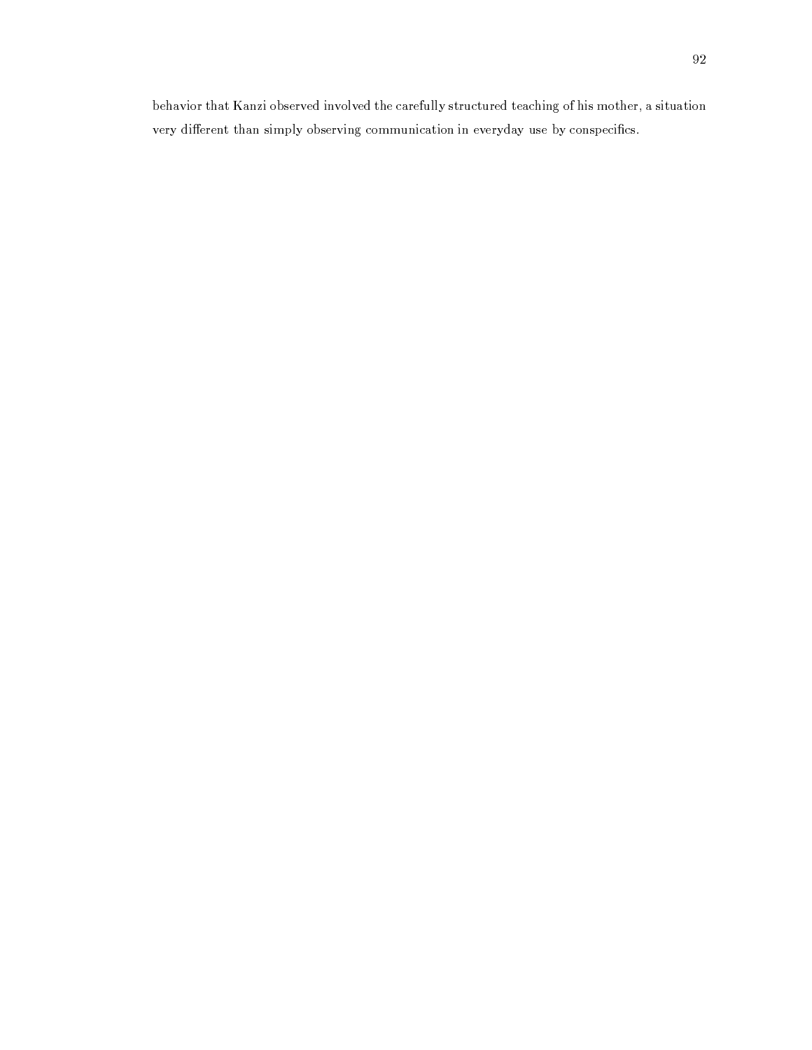behavior that Kanzi observed involved the carefully structured teaching of his mother, a situation very different than simply observing communication in everyday use by conspecifics.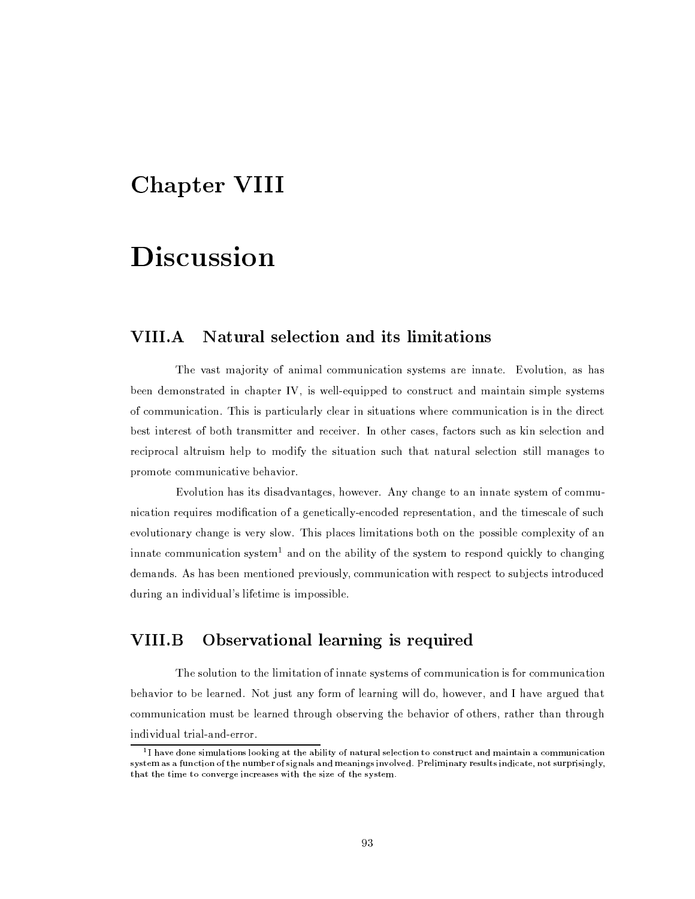# Chapter VIII

# Discussion

## VIII.A Natural selection and its limitations

The vast majority of animal communication systems are innate. Evolution, as has been demonstrated in chapter IV, is well-equipped to construct and maintain simple systems of communication. This is particularly clear in situations where communication is in the direct best interest of both transmitter and receiver. In other cases, factors such as kin selection and reciprocal altruism help to modify the situation such that natural selection still manages to promote communicative behavior.

Evolution has its disadvantages, however. Any change to an innate system of communication requires modification of a genetically-encoded representation, and the timescale of such evolutionary change is very slow. This places limitations both on the possible complexity of an innate communication system[1] and on the ability of the system to respond quickly to changing demands. As has been mentioned previously, communication with respect to subjects introduced during an individual's lifetime is impossible.

## VIII.B Observational learning is required

The solution to the limitation of innate systems of communication is for communication behavior to be learned. Not just any form of learning will do, however, and I have argued that communication must be learned through observing the behavior of others, rather than through individual trial-and-error.

[1] I have done simulations looking at the ability of natural selection to construct and maintain a communication system as a function of the number of signals and meanings involved. Preliminary results indicate, not surprisingly, that the time to converge increases with the size of the system.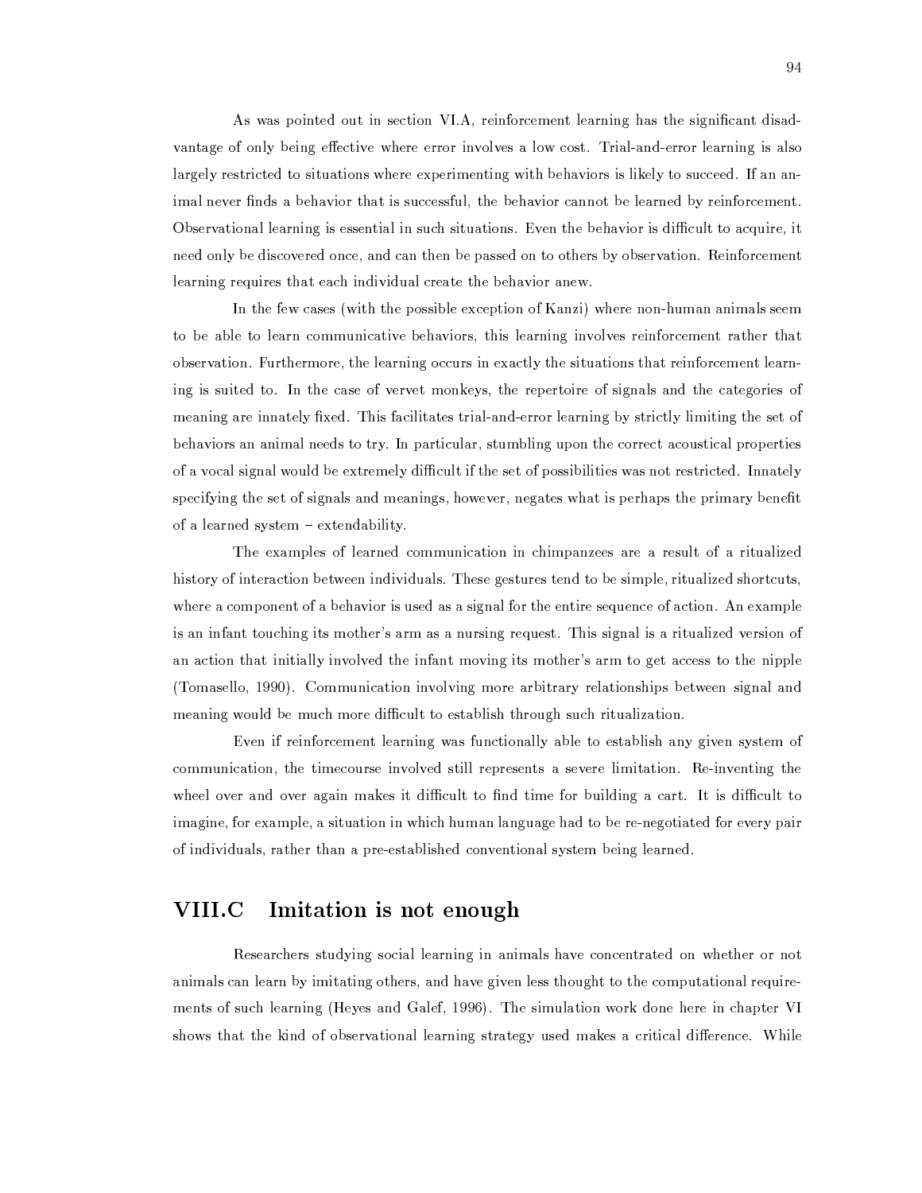As was pointed out in section VI.A, reinforcement learning has the significant disadvantage of only being effective where error involves a low cost. Trial-and-error learning is also largely restricted to situations where experimenting with behaviors is likely to succeed. If an animal never finds a behavior that is successful, the behavior cannot be learned by reinforcement. Observational learning is essential in such situations. Even the behavior is difficult to acquire, it need only be discovered once, and can then be passed on to others by observation. Reinforcement learning requires that each individual create the behavior anew.

In the few cases (with the possible exception of Kanzi) where non-human animals seem to be able to learn communicative behaviors, this learning involves reinforcement rather that observation. Furthermore, the learning occurs in exactly the situations that reinforcement learning is suited to. In the case of vervet monkeys, the repertoire of signals and the categories of meaning are innately fixed. This facilitates trial-and-error learning by strictly limiting the set of behaviors an animal needs to try. In particular, stumbling upon the correct acoustical properties of a vocal signal would be extremely difficult if the set of possibilities was not restricted. Innately specifying the set of signals and meanings, however, negates what is perhaps the primary benefit of a learned system – extendability.

The examples of learned communication in chimpanzees are a result of a ritualized history of interaction between individuals. These gestures tend to be simple, ritualized shortcuts, where a component of a behavior is used as a signal for the entire sequence of action. An example is an infant touching its mother's arm as a nursing request. This signal is a ritualized version of an action that initially involved the infant moving its mother's arm to get access to the nipple (Tomasello, 1990). Communication involving more arbitrary relationships between signal and meaning would be much more difficult to establish through such ritualization.

Even if reinforcement learning was functionally able to establish any given system of communication, the timecourse involved still represents a severe limitation. Re-inventing the wheel over and over again makes it difficult to find time for building a cart. It is difficult to imagine, for example, a situation in which human language had to be re-negotiated for every pair of individuals, rather than a pre-established conventional system being learned.

## VIII.C Imitation is not enough

Researchers studying social learning in animals have concentrated on whether or not animals can learn by imitating others, and have given less thought to the computational requirements of such learning (Heyes and Galef, 1996). The simulation work done here in chapter VI shows that the kind of observational learning strategy used makes a critical difference. While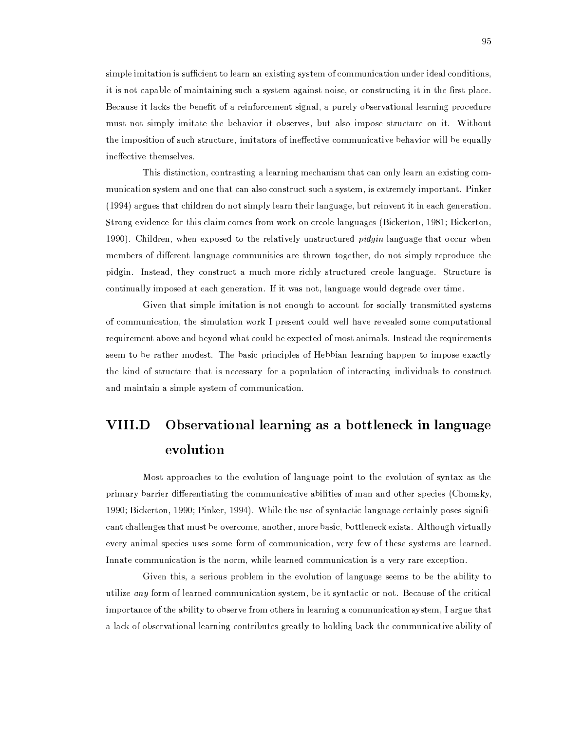simple imitation is sufficient to learn an existing system of communication under ideal conditions, it is not capable of maintaining such a system against noise, or constructing it in the first place. Because it lacks the benefit of a reinforcement signal, a purely observational learning procedure must not simply imitate the behavior it observes, but also impose structure on it. Without the imposition of such structure, imitators of ineffective communicative behavior will be equally ineffective themselves.

This distinction, contrasting a learning mechanism that can only learn an existing communication system and one that can also construct such a system, is extremely important. Pinker (1994) argues that children do not simply learn their language, but reinvent it in each generation. Strong evidence for this claim comes from work on creole languages (Bickerton, 1981; Bickerton, 1990). Children, when exposed to the relatively unstructured *pidgin* language that occur when members of different language communities are thrown together, do not simply reproduce the pidgin. Instead, they construct a much more richly structured creole language. Structure is continually imposed at each generation. If it was not, language would degrade over time.

Given that simple imitation is not enough to account for socially transmitted systems of communication, the simulation work I present could well have revealed some computational requirement above and beyond what could be expected of most animals. Instead the requirements seem to be rather modest. The basic principles of Hebbian learning happen to impose exactly the kind of structure that is necessary for a population of interacting individuals to construct and maintain a simple system of communication.

## VIII.D Observational learning as a bottleneck in language evolution

Most approaches to the evolution of language point to the evolution of syntax as the primary barrier differentiating the communicative abilities of man and other species (Chomsky, 1990; Bickerton, 1990; Pinker, 1994). While the use of syntactic language certainly poses significant challenges that must be overcome, another, more basic, bottleneck exists. Although virtually every animal species uses some form of communication, very few of these systems are learned. Innate communication is the norm, while learned communication is a very rare exception.

Given this, a serious problem in the evolution of language seems to be the ability to utilize *any* form of learned communication system, be it syntactic or not. Because of the critical importance of the ability to observe from others in learning a communication system, I argue that a lack of observational learning contributes greatly to holding back the communicative ability of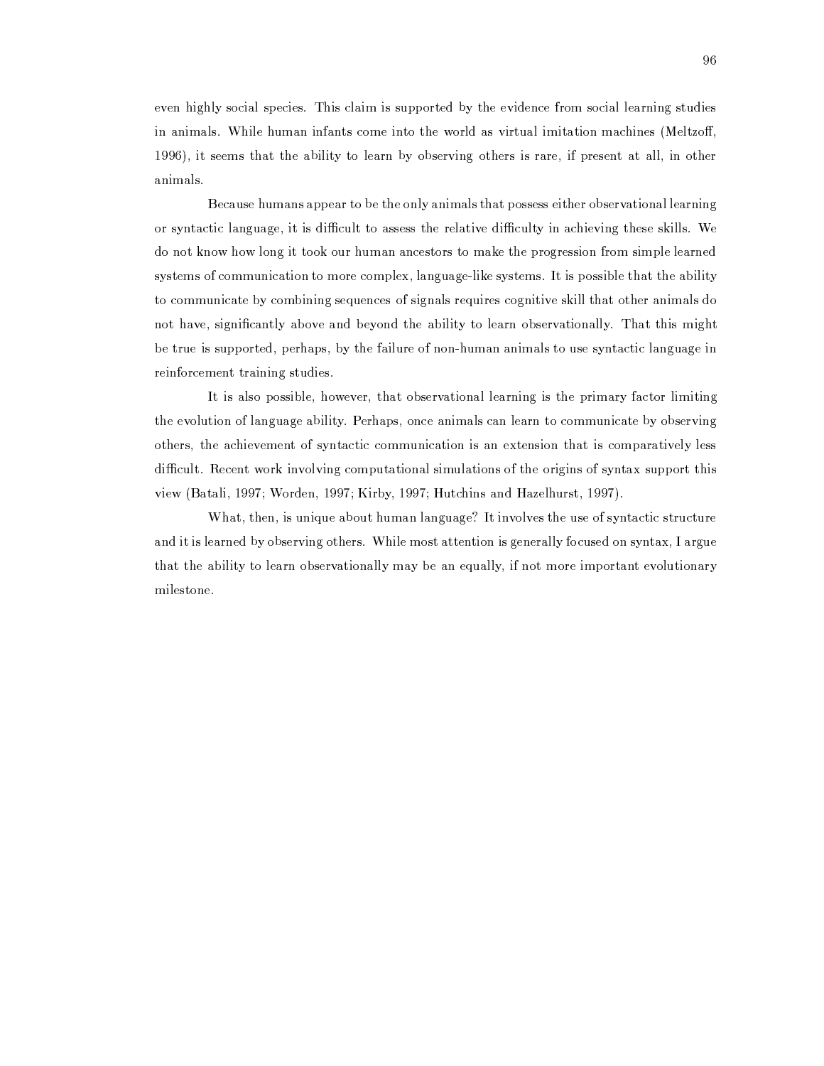even highly social species. This claim is supported by the evidence from social learning studies in animals. While human infants come into the world as virtual imitation machines (Meltzoff, 1996), it seems that the ability to learn by observing others is rare, if present at all, in other animals.

Because humans appear to be the only animals that possess either observational learning or syntactic language, it is difficult to assess the relative difficulty in achieving these skills. We do not know how long it took our human ancestors to make the progression from simple learned systems of communication to more complex, language-like systems. It is possible that the ability to communicate by combining sequences of signals requires cognitive skill that other animals do not have, significantly above and beyond the ability to learn observationally. That this might be true is supported, perhaps, by the failure of non-human animals to use syntactic language in reinforcement training studies.

It is also possible, however, that observational learning is the primary factor limiting the evolution of language ability. Perhaps, once animals can learn to communicate by observing others, the achievement of syntactic communication is an extension that is comparatively less difficult. Recent work involving computational simulations of the origins of syntax support this view (Batali, 1997; Worden, 1997; Kirby, 1997; Hutchins and Hazelhurst, 1997).

What, then, is unique about human language? It involves the use of syntactic structure and it is learned by observing others. While most attention is generally focused on syntax, I argue that the ability to learn observationally may be an equally, if not more important evolutionary milestone.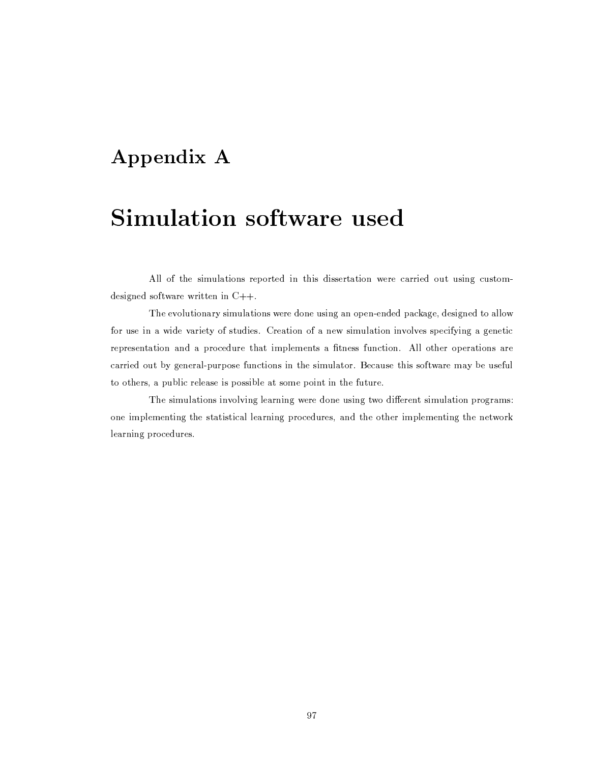# Appendix A

# Simulation software used

All of the simulations reported in this dissertation were carried out using custom-designed software written in C++.

The evolutionary simulations were done using an open-ended package, designed to allow for use in a wide variety of studies. Creation of a new simulation involves specifying a genetic representation and a procedure that implements a fitness function. All other operations are carried out by general-purpose functions in the simulator. Because this software may be useful to others, a public release is possible at some point in the future.

The simulations involving learning were done using two different simulation programs: one implementing the statistical learning procedures, and the other implementing the network learning procedures.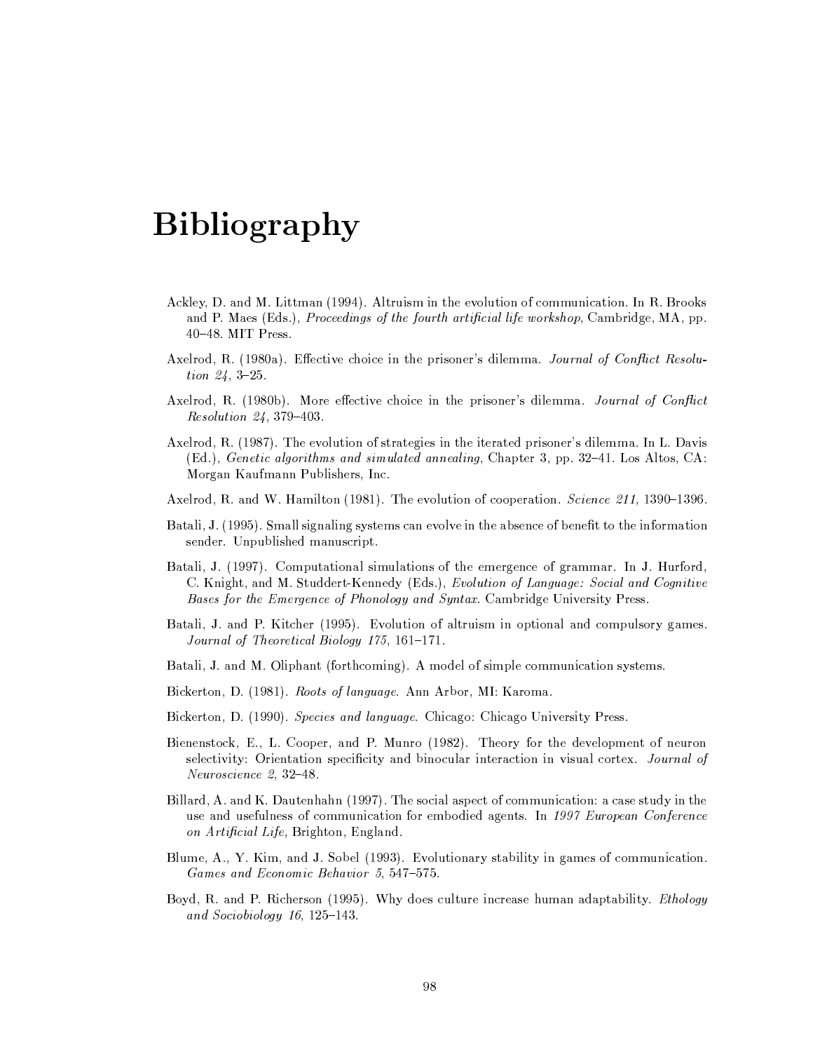# Bibliography

Ackley, D. and M. Littman (1994). Altruism in the evolution of communication. In R. Brooks and P. Maes (Eds.), *Proceedings of the fourth artificial life workshop*, Cambridge, MA, pp. 40–48. MIT Press.

Axelrod, R. (1980a). Effective choice in the prisoner's dilemma. *Journal of Conflict Resolution 24*, 3–25.

Axelrod, R. (1980b). More effective choice in the prisoner's dilemma. *Journal of Conflict Resolution 24*, 379–403.

Axelrod, R. (1987). The evolution of strategies in the iterated prisoner's dilemma. In L. Davis (Ed.), *Genetic algorithms and simulated annealing*, Chapter 3, pp. 32–41. Los Altos, CA: Morgan Kaufmann Publishers, Inc.

Axelrod, R. and W. Hamilton (1981). The evolution of cooperation. *Science 211*, 1390–1396.

Batali, J. (1995). Small signaling systems can evolve in the absence of benefit to the information sender. Unpublished manuscript.

Batali, J. (1997). Computational simulations of the emergence of grammar. In J. Hurford, C. Knight, and M. Studdert-Kennedy (Eds.), *Evolution of Language: Social and Cognitive Bases for the Emergence of Phonology and Syntax*. Cambridge University Press.

Batali, J. and P. Kitcher (1995). Evolution of altruism in optional and compulsory games. *Journal of Theoretical Biology 175*, 161–171.

Batali, J. and M. Oliphant (forthcoming). A model of simple communication systems.

Bickerton, D. (1981). *Roots of language*. Ann Arbor, MI: Karoma.

Bickerton, D. (1990). *Species and language*. Chicago: Chicago University Press.

Bienenstock, E., L. Cooper, and P. Munro (1982). Theory for the development of neuron selectivity: Orientation specificity and binocular interaction in visual cortex. *Journal of Neuroscience 2*, 32–48.

Billard, A. and K. Dautenhahn (1997). The social aspect of communication: a case study in the use and usefulness of communication for embodied agents. In *1997 European Conference on Artificial Life*, Brighton, England.

Blume, A., Y. Kim, and J. Sobel (1993). Evolutionary stability in games of communication. *Games and Economic Behavior 5*, 547–575.

Boyd, R. and P. Richerson (1995). Why does culture increase human adaptability. *Ethology and Sociobiology 16*, 125–143.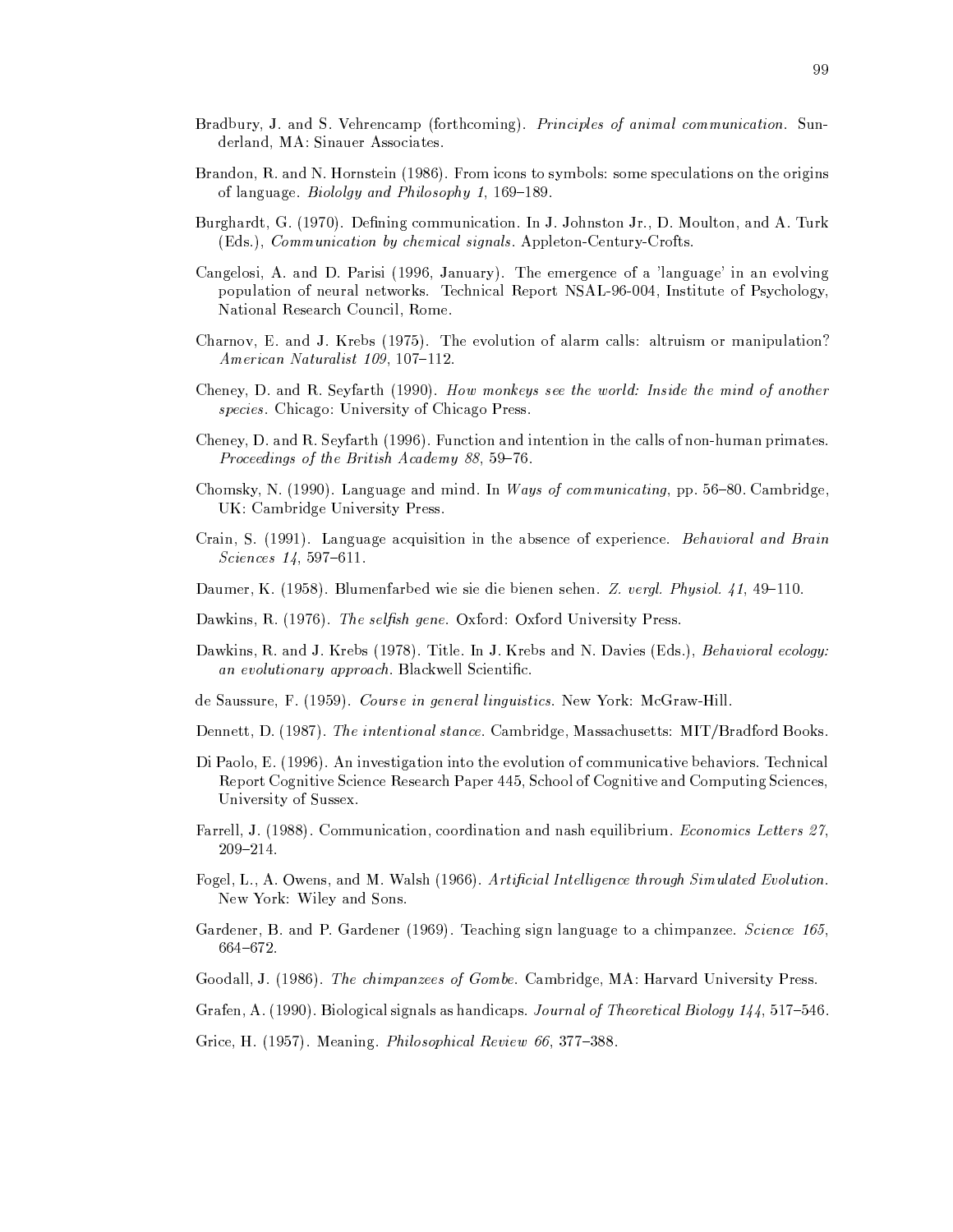Bradbury, J. and S. Vehrencamp (forthcoming). *Principles of animal communication*. Sunderland, MA: Sinauer Associates.

Brandon, R. and N. Hornstein (1986). From icons to symbols: some speculations on the origins of language. *Biololgy and Philosophy 1*, 169–189.

Burghardt, G. (1970). Defining communication. In J. Johnston Jr., D. Moulton, and A. Turk (Eds.), *Communication by chemical signals*. Appleton-Century-Crofts.

Cangelosi, A. and D. Parisi (1996, January). The emergence of a 'language' in an evolving population of neural networks. Technical Report NSAL-96-004, Institute of Psychology, National Research Council, Rome.

Charnov, E. and J. Krebs (1975). The evolution of alarm calls: altruism or manipulation? *American Naturalist 109*, 107–112.

Cheney, D. and R. Seyfarth (1990). *How monkeys see the world: Inside the mind of another species*. Chicago: University of Chicago Press.

Cheney, D. and R. Seyfarth (1996). Function and intention in the calls of non-human primates. *Proceedings of the British Academy 88*, 59–76.

Chomsky, N. (1990). Language and mind. In *Ways of communicating*, pp. 56–80. Cambridge, UK: Cambridge University Press.

Crain, S. (1991). Language acquisition in the absence of experience. *Behavioral and Brain Sciences 14*, 597–611.

Daumer, K. (1958). Blumenfarbed wie sie die bienen sehen. *Z. vergl. Physiol. 41*, 49–110.

Dawkins, R. (1976). *The selfish gene*. Oxford: Oxford University Press.

Dawkins, R. and J. Krebs (1978). Title. In J. Krebs and N. Davies (Eds.), *Behavioral ecology: an evolutionary approach*. Blackwell Scientific.

de Saussure, F. (1959). *Course in general linguistics*. New York: McGraw-Hill.

Dennett, D. (1987). *The intentional stance*. Cambridge, Massachusetts: MIT/Bradford Books.

Di Paolo, E. (1996). An investigation into the evolution of communicative behaviors. Technical Report Cognitive Science Research Paper 445, School of Cognitive and Computing Sciences, University of Sussex.

Farrell, J. (1988). Communication, coordination and nash equilibrium. *Economics Letters 27*, 209–214.

Fogel, L., A. Owens, and M. Walsh (1966). *Artificial Intelligence through Simulated Evolution*. New York: Wiley and Sons.

Gardener, B. and P. Gardener (1969). Teaching sign language to a chimpanzee. *Science 165*, 664–672.

Goodall, J. (1986). *The chimpanzees of Gombe*. Cambridge, MA: Harvard University Press.

Grafen, A. (1990). Biological signals as handicaps. *Journal of Theoretical Biology 144*, 517–546.

Grice, H. (1957). Meaning. *Philosophical Review 66*, 377–388.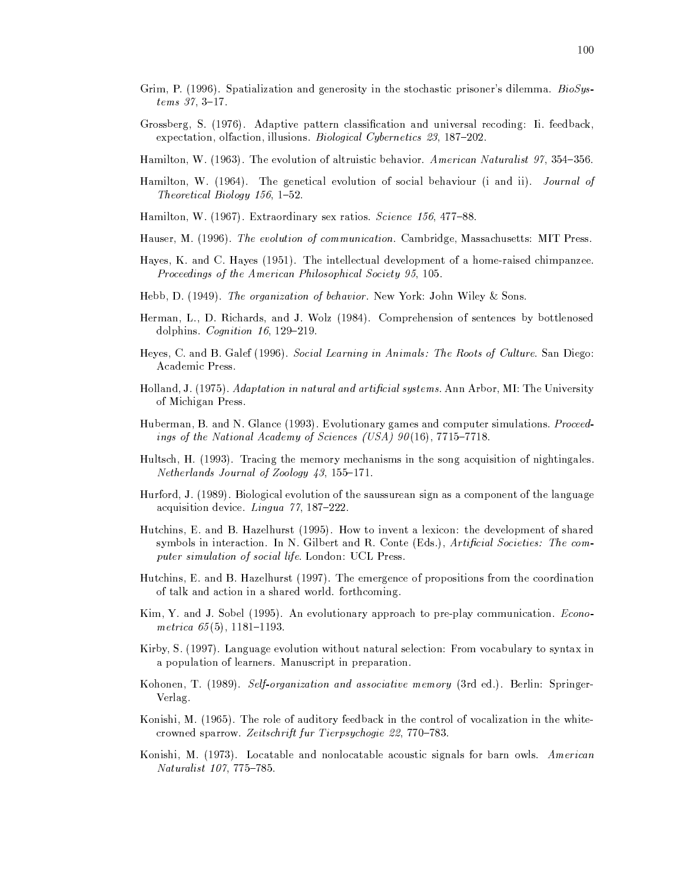Grim, P. (1996). Spatialization and generosity in the stochastic prisoner's dilemma. *BioSystems 37*, 3–17.

Grossberg, S. (1976). Adaptive pattern classification and universal recoding: Ii. feedback, expectation, olfaction, illusions. *Biological Cybernetics 23*, 187–202.

Hamilton, W. (1963). The evolution of altruistic behavior. *American Naturalist 97*, 354–356.

Hamilton, W. (1964). The genetical evolution of social behaviour (i and ii). *Journal of Theoretical Biology 156*, 1–52.

Hamilton, W. (1967). Extraordinary sex ratios. *Science 156*, 477–88.

Hauser, M. (1996). *The evolution of communication*. Cambridge, Massachusetts: MIT Press.

Hayes, K. and C. Hayes (1951). The intellectual development of a home-raised chimpanzee. *Proceedings of the American Philosophical Society 95*, 105.

Hebb, D. (1949). *The organization of behavior*. New York: John Wiley & Sons.

Herman, L., D. Richards, and J. Wolz (1984). Comprehension of sentences by bottlenosed dolphins. *Cognition 16*, 129–219.

Heyes, C. and B. Galef (1996). *Social Learning in Animals: The Roots of Culture*. San Diego: Academic Press.

Holland, J. (1975). *Adaptation in natural and artificial systems*. Ann Arbor, MI: The University of Michigan Press.

Huberman, B. and N. Glance (1993). Evolutionary games and computer simulations. *Proceedings of the National Academy of Sciences (USA) 90*(16), 7715–7718.

Hultsch, H. (1993). Tracing the memory mechanisms in the song acquisition of nightingales. *Netherlands Journal of Zoology 43*, 155–171.

Hurford, J. (1989). Biological evolution of the saussurean sign as a component of the language acquisition device. *Lingua 77*, 187–222.

Hutchins, E. and B. Hazelhurst (1995). How to invent a lexicon: the development of shared symbols in interaction. In N. Gilbert and R. Conte (Eds.), *Artificial Societies: The computer simulation of social life*. London: UCL Press.

Hutchins, E. and B. Hazelhurst (1997). The emergence of propositions from the coordination of talk and action in a shared world. forthcoming.

Kim, Y. and J. Sobel (1995). An evolutionary approach to pre-play communication. *Econometrica 65*(5), 1181–1193.

Kirby, S. (1997). Language evolution without natural selection: From vocabulary to syntax in a population of learners. Manuscript in preparation.

Kohonen, T. (1989). *Self-organization and associative memory* (3rd ed.). Berlin: Springer-Verlag.

Konishi, M. (1965). The role of auditory feedback in the control of vocalization in the white-crowned sparrow. *Zeitschrift fur Tierpsychogie 22*, 770–783.

Konishi, M. (1973). Locatable and nonlocatable acoustic signals for barn owls. *American Naturalist 107*, 775–785.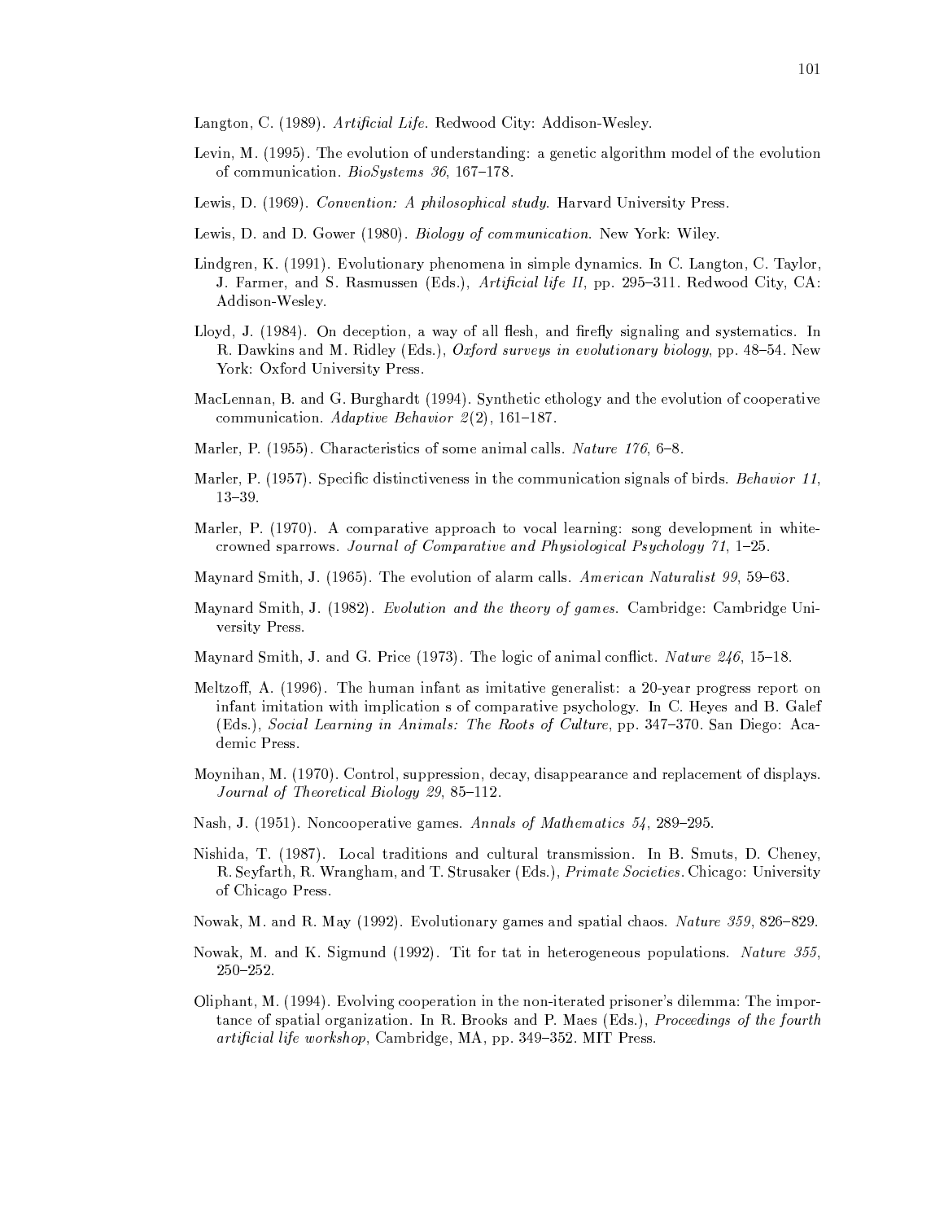Langton, C. (1989). *Artificial Life*. Redwood City: Addison-Wesley.

Levin, M. (1995). The evolution of understanding: a genetic algorithm model of the evolution of communication. *BioSystems 36*, 167–178.

Lewis, D. (1969). *Convention: A philosophical study*. Harvard University Press.

Lewis, D. and D. Gower (1980). *Biology of communication*. New York: Wiley.

Lindgren, K. (1991). Evolutionary phenomena in simple dynamics. In C. Langton, C. Taylor, J. Farmer, and S. Rasmussen (Eds.), *Artificial life II*, pp. 295–311. Redwood City, CA: Addison-Wesley.

Lloyd, J. (1984). On deception, a way of all flesh, and firefly signaling and systematics. In R. Dawkins and M. Ridley (Eds.), *Oxford surveys in evolutionary biology*, pp. 48–54. New York: Oxford University Press.

MacLennan, B. and G. Burghardt (1994). Synthetic ethology and the evolution of cooperative communication. *Adaptive Behavior 2*(2), 161–187.

Marler, P. (1955). Characteristics of some animal calls. *Nature 176*, 6–8.

Marler, P. (1957). Specific distinctiveness in the communication signals of birds. *Behavior 11*, 13–39.

Marler, P. (1970). A comparative approach to vocal learning: song development in white-crowned sparrows. *Journal of Comparative and Physiological Psychology 71*, 1–25.

Maynard Smith, J. (1965). The evolution of alarm calls. *American Naturalist 99*, 59–63.

Maynard Smith, J. (1982). *Evolution and the theory of games*. Cambridge: Cambridge University Press.

Maynard Smith, J. and G. Price (1973). The logic of animal conflict. *Nature 246*, 15–18.

Meltzoff, A. (1996). The human infant as imitative generalist: a 20-year progress report on infant imitation with implication s of comparative psychology. In C. Heyes and B. Galef (Eds.), *Social Learning in Animals: The Roots of Culture*, pp. 347–370. San Diego: Academic Press.

Moynihan, M. (1970). Control, suppression, decay, disappearance and replacement of displays. *Journal of Theoretical Biology 29*, 85–112.

Nash, J. (1951). Noncooperative games. *Annals of Mathematics 54*, 289–295.

Nishida, T. (1987). Local traditions and cultural transmission. In B. Smuts, D. Cheney, R. Seyfarth, R. Wrangham, and T. Strusaker (Eds.), *Primate Societies*. Chicago: University of Chicago Press.

Nowak, M. and R. May (1992). Evolutionary games and spatial chaos. *Nature 359*, 826–829.

Nowak, M. and K. Sigmund (1992). Tit for tat in heterogeneous populations. *Nature 355*, 250–252.

Oliphant, M. (1994). Evolving cooperation in the non-iterated prisoner's dilemma: The importance of spatial organization. In R. Brooks and P. Maes (Eds.), *Proceedings of the fourth artificial life workshop*, Cambridge, MA, pp. 349–352. MIT Press.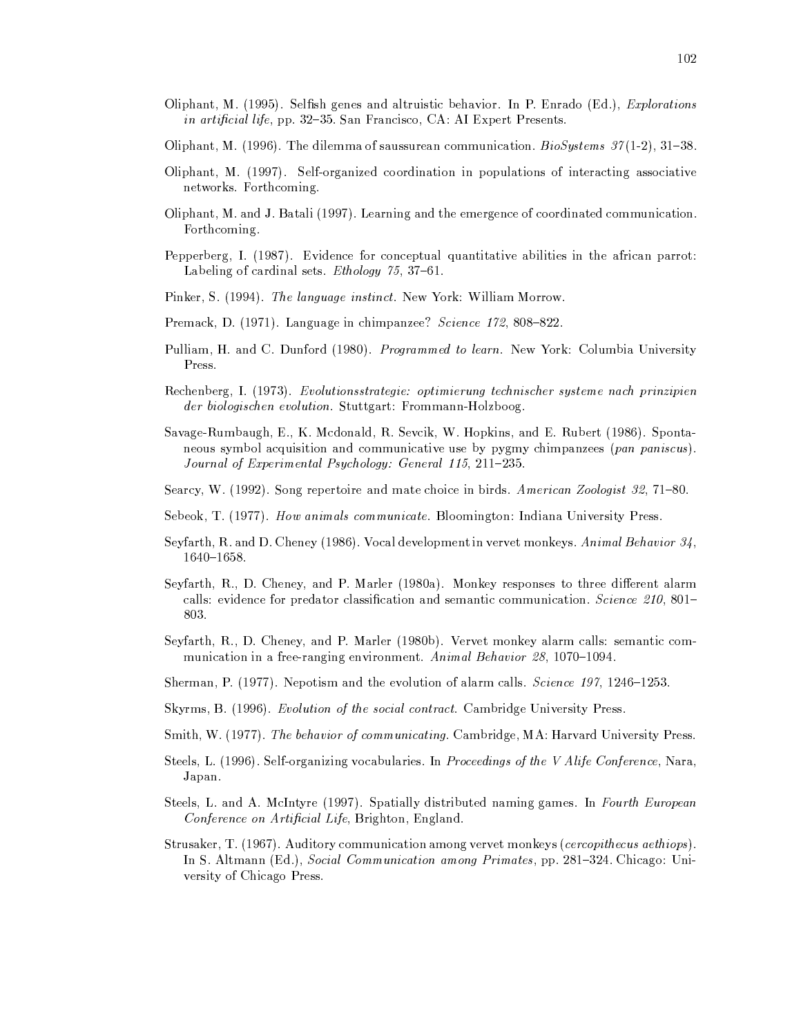Oliphant, M. (1995). Selfish genes and altruistic behavior. In P. Enrado (Ed.), *Explorations in artificial life*, pp. 32–35. San Francisco, CA: AI Expert Presents.

Oliphant, M. (1996). The dilemma of saussurean communication. *BioSystems 37*(1-2), 31–38.

Oliphant, M. (1997). Self-organized coordination in populations of interacting associative networks. Forthcoming.

Oliphant, M. and J. Batali (1997). Learning and the emergence of coordinated communication. Forthcoming.

Pepperberg, I. (1987). Evidence for conceptual quantitative abilities in the african parrot: Labeling of cardinal sets. *Ethology 75*, 37–61.

Pinker, S. (1994). *The language instinct.* New York: William Morrow.

Premack, D. (1971). Language in chimpanzee? *Science 172*, 808–822.

Pulliam, H. and C. Dunford (1980). *Programmed to learn.* New York: Columbia University Press.

Rechenberg, I. (1973). *Evolutionsstrategie: optimierung technischer systeme nach prinzipien der biologischen evolution.* Stuttgart: Frommann-Holzboog.

Savage-Rumbaugh, E., K. Mcdonald, R. Sevcik, W. Hopkins, and E. Rubert (1986). Spontaneous symbol acquisition and communicative use by pygmy chimpanzees (*pan paniscus*). *Journal of Experimental Psychology: General 115*, 211–235.

Searcy, W. (1992). Song repertoire and mate choice in birds. *American Zoologist 32*, 71–80.

Sebeok, T. (1977). *How animals communicate.* Bloomington: Indiana University Press.

Seyfarth, R. and D. Cheney (1986). Vocal development in vervet monkeys. *Animal Behavior 34*, 1640–1658.

Seyfarth, R., D. Cheney, and P. Marler (1980a). Monkey responses to three different alarm calls: evidence for predator classification and semantic communication. *Science 210*, 801–803.

Seyfarth, R., D. Cheney, and P. Marler (1980b). Vervet monkey alarm calls: semantic communication in a free-ranging environment. *Animal Behavior 28*, 1070–1094.

Sherman, P. (1977). Nepotism and the evolution of alarm calls. *Science 197*, 1246–1253.

Skyrms, B. (1996). *Evolution of the social contract.* Cambridge University Press.

Smith, W. (1977). *The behavior of communicating.* Cambridge, MA: Harvard University Press.

Steels, L. (1996). Self-organizing vocabularies. In *Proceedings of the V Alife Conference*, Nara, Japan.

Steels, L. and A. McIntyre (1997). Spatially distributed naming games. In *Fourth European Conference on Artificial Life*, Brighton, England.

Strusaker, T. (1967). Auditory communication among vervet monkeys (*cercopithecus aethiops*). In S. Altmann (Ed.), *Social Communication among Primates*, pp. 281–324. Chicago: University of Chicago Press.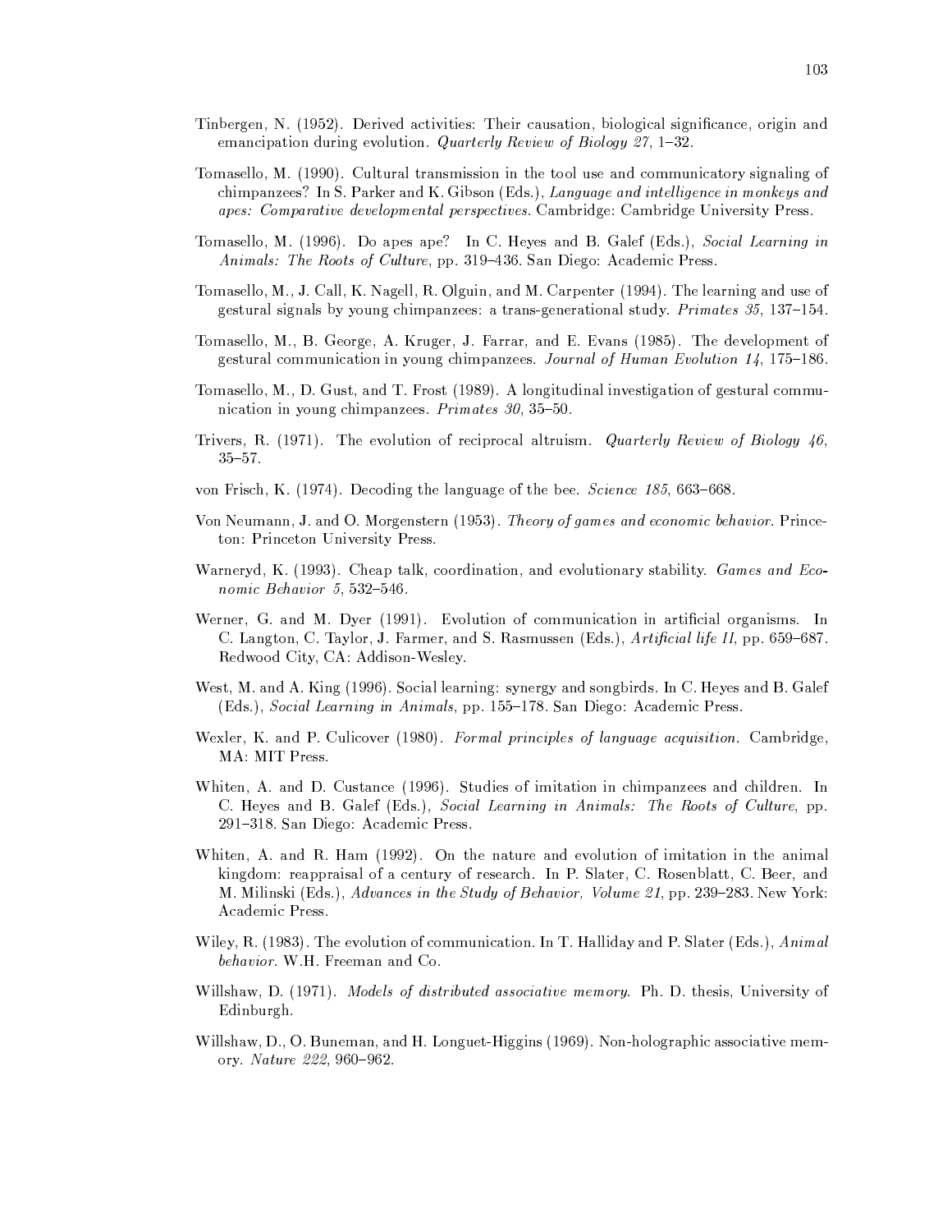Tinbergen, N. (1952). Derived activities: Their causation, biological significance, origin and emancipation during evolution. *Quarterly Review of Biology 27*, 1–32.

Tomasello, M. (1990). Cultural transmission in the tool use and communicatory signaling of chimpanzees? In S. Parker and K. Gibson (Eds.), *Language and intelligence in monkeys and apes: Comparative developmental perspectives.* Cambridge: Cambridge University Press.

Tomasello, M. (1996). Do apes ape? In C. Heyes and B. Galef (Eds.), *Social Learning in Animals: The Roots of Culture*, pp. 319–436. San Diego: Academic Press.

Tomasello, M., J. Call, K. Nagell, R. Olguin, and M. Carpenter (1994). The learning and use of gestural signals by young chimpanzees: a trans-generational study. *Primates 35*, 137–154.

Tomasello, M., B. George, A. Kruger, J. Farrar, and E. Evans (1985). The development of gestural communication in young chimpanzees. *Journal of Human Evolution 14*, 175–186.

Tomasello, M., D. Gust, and T. Frost (1989). A longitudinal investigation of gestural communication in young chimpanzees. *Primates 30*, 35–50.

Trivers, R. (1971). The evolution of reciprocal altruism. *Quarterly Review of Biology 46*, 35–57.

von Frisch, K. (1974). Decoding the language of the bee. *Science 185*, 663–668.

Von Neumann, J. and O. Morgenstern (1953). *Theory of games and economic behavior.* Princeton: Princeton University Press.

Warneryd, K. (1993). Cheap talk, coordination, and evolutionary stability. *Games and Economic Behavior 5*, 532–546.

Werner, G. and M. Dyer (1991). Evolution of communication in artificial organisms. In C. Langton, C. Taylor, J. Farmer, and S. Rasmussen (Eds.), *Artificial life II*, pp. 659–687. Redwood City, CA: Addison-Wesley.

West, M. and A. King (1996). Social learning: synergy and songbirds. In C. Heyes and B. Galef (Eds.), *Social Learning in Animals*, pp. 155–178. San Diego: Academic Press.

Wexler, K. and P. Culicover (1980). *Formal principles of language acquisition.* Cambridge, MA: MIT Press.

Whiten, A. and D. Custance (1996). Studies of imitation in chimpanzees and children. In C. Heyes and B. Galef (Eds.), *Social Learning in Animals: The Roots of Culture*, pp. 291–318. San Diego: Academic Press.

Whiten, A. and R. Ham (1992). On the nature and evolution of imitation in the animal kingdom: reappraisal of a century of research. In P. Slater, C. Rosenblatt, C. Beer, and M. Milinski (Eds.), *Advances in the Study of Behavior, Volume 21*, pp. 239–283. New York: Academic Press.

Wiley, R. (1983). The evolution of communication. In T. Halliday and P. Slater (Eds.), *Animal behavior.* W.H. Freeman and Co.

Willshaw, D. (1971). *Models of distributed associative memory.* Ph. D. thesis, University of Edinburgh.

Willshaw, D., O. Buneman, and H. Longuet-Higgins (1969). Non-holographic associative memory. *Nature 222*, 960–962.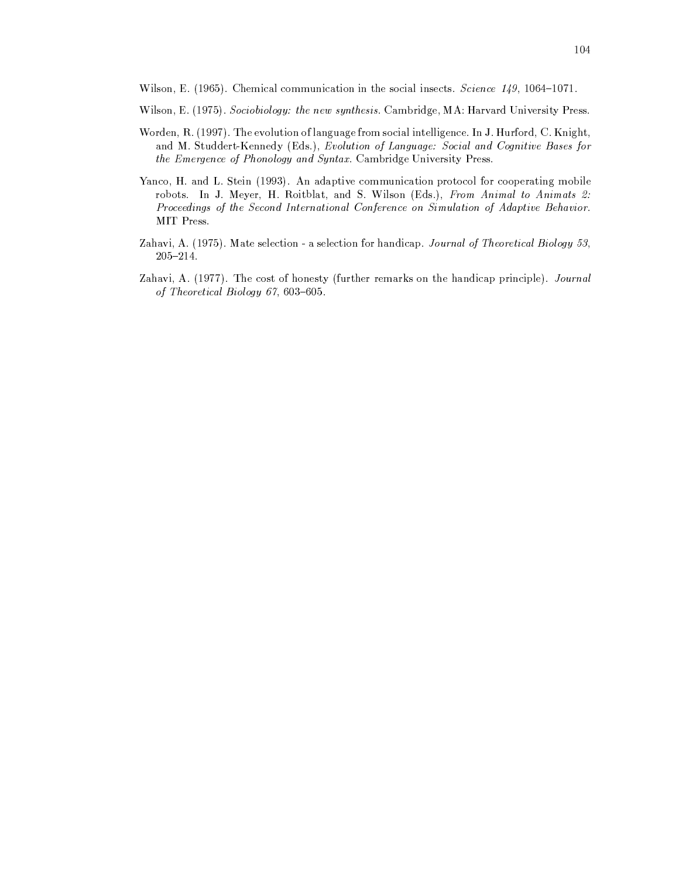Wilson, E. (1965). Chemical communication in the social insects. *Science 149*, 1064–1071.

Wilson, E. (1975). *Sociobiology: the new synthesis*. Cambridge, MA: Harvard University Press.

Worden, R. (1997). The evolution of language from social intelligence. In J. Hurford, C. Knight, and M. Studdert-Kennedy (Eds.), *Evolution of Language: Social and Cognitive Bases for the Emergence of Phonology and Syntax*. Cambridge University Press.

Yanco, H. and L. Stein (1993). An adaptive communication protocol for cooperating mobile robots. In J. Meyer, H. Roitblat, and S. Wilson (Eds.), *From Animal to Animats 2: Proceedings of the Second International Conference on Simulation of Adaptive Behavior*. MIT Press.

Zahavi, A. (1975). Mate selection - a selection for handicap. *Journal of Theoretical Biology 53*, 205–214.

Zahavi, A. (1977). The cost of honesty (further remarks on the handicap principle). *Journal of Theoretical Biology 67*, 603–605.